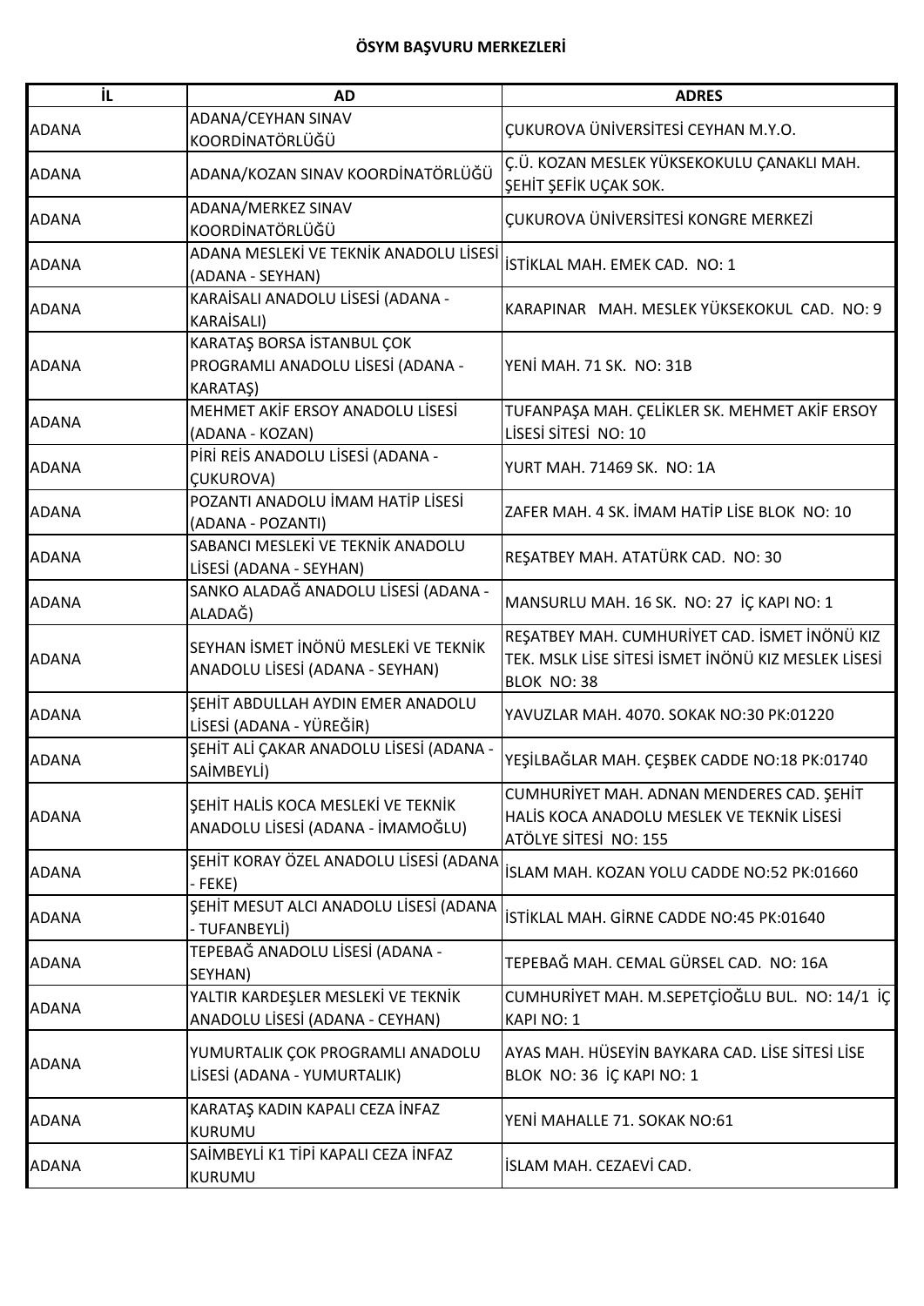# ÖSYM BAŞVURU MERKEZLERİ

| İL | AD | ADRES |
|---|---|---|
| ADANA | ADANA/CEYHAN SINAV KOORDİNATÖRLÜĞÜ | ÇUKUROVA ÜNİVERSİTESİ CEYHAN M.Y.O. |
| ADANA | ADANA/KOZAN SINAV KOORDİNATÖRLÜĞÜ | Ç.Ü. KOZAN MESLEK YÜKSEKOKULU ÇANAKLI MAH. ŞEHİT ŞEFİK UÇAK SOK. |
| ADANA | ADANA/MERKEZ SINAV KOORDİNATÖRLÜĞÜ | ÇUKUROVA ÜNİVERSİTESİ KONGRE MERKEZİ |
| ADANA | ADANA MESLEKİ VE TEKNİK ANADOLU LİSESİ (ADANA - SEYHAN) | İSTİKLAL MAH. EMEK CAD. NO: 1 |
| ADANA | KARAİSALI ANADOLU LİSESİ (ADANA - KARAİSALI) | KARAPINAR MAH. MESLEK YÜKSEKOKUL CAD. NO: 9 |
| ADANA | KARATAŞ BORSA İSTANBUL ÇOK PROGRAMLI ANADOLU LİSESİ (ADANA - KARATAŞ) | YENİ MAH. 71 SK. NO: 31B |
| ADANA | MEHMET AKİF ERSOY ANADOLU LİSESİ (ADANA - KOZAN) | TUFANPAŞA MAH. ÇELİKLER SK. MEHMET AKİF ERSOY LİSESİ SİTESİ NO: 10 |
| ADANA | PİRİ REİS ANADOLU LİSESİ (ADANA - ÇUKUROVA) | YURT MAH. 71469 SK. NO: 1A |
| ADANA | POZANTI ANADOLU İMAM HATİP LİSESİ (ADANA - POZANTI) | ZAFER MAH. 4 SK. İMAM HATİP LİSE BLOK NO: 10 |
| ADANA | SABANCI MESLEKİ VE TEKNİK ANADOLU LİSESİ (ADANA - SEYHAN) | REŞATBEY MAH. ATATÜRK CAD. NO: 30 |
| ADANA | SANKO ALADAĞ ANADOLU LİSESİ (ADANA - ALADAĞ) | MANSURLU MAH. 16 SK. NO: 27 İÇ KAPI NO: 1 |
| ADANA | SEYHAN İSMET İNÖNÜ MESLEKİ VE TEKNİK ANADOLU LİSESİ (ADANA - SEYHAN) | REŞATBEY MAH. CUMHURİYET CAD. İSMET İNÖNÜ KIZ TEK. MSLK LİSE SİTESİ İSMET İNÖNÜ KIZ MESLEK LİSESİ BLOK NO: 38 |
| ADANA | ŞEHİT ABDULLAH AYDIN EMER ANADOLU LİSESİ (ADANA - YÜREĞİR) | YAVUZLAR MAH. 4070. SOKAK NO:30 PK:01220 |
| ADANA | ŞEHİT ALİ ÇAKAR ANADOLU LİSESİ (ADANA - SAİMBEYLİ) | YEŞİLBAĞLAR MAH. ÇEŞBEK CADDE NO:18 PK:01740 |
| ADANA | ŞEHİT HALİS KOCA MESLEKİ VE TEKNİK ANADOLU LİSESİ (ADANA - İMAMOĞLU) | CUMHURİYET MAH. ADNAN MENDERES CAD. ŞEHİT HALİS KOCA ANADOLU MESLEK VE TEKNİK LİSESİ ATÖLYE SİTESİ NO: 155 |
| ADANA | ŞEHİT KORAY ÖZEL ANADOLU LİSESİ (ADANA - FEKE) | İSLAM MAH. KOZAN YOLU CADDE NO:52 PK:01660 |
| ADANA | ŞEHİT MESUT ALCI ANADOLU LİSESİ (ADANA - TUFANBEYLİ) | İSTİKLAL MAH. GİRNE CADDE NO:45 PK:01640 |
| ADANA | TEPEBAĞ ANADOLU LİSESİ (ADANA - SEYHAN) | TEPEBAĞ MAH. CEMAL GÜRSEL CAD. NO: 16A |
| ADANA | YALTIR KARDEŞLER MESLEKİ VE TEKNİK ANADOLU LİSESİ (ADANA - CEYHAN) | CUMHURİYET MAH. M.SEPETÇİOĞLU BUL. NO: 14/1 İÇ KAPI NO: 1 |
| ADANA | YUMURTALIK ÇOK PROGRAMLI ANADOLU LİSESİ (ADANA - YUMURTALIK) | AYAS MAH. HÜSEYİN BAYKARA CAD. LİSE SİTESİ LİSE BLOK NO: 36 İÇ KAPI NO: 1 |
| ADANA | KARATAŞ KADIN KAPALI CEZA İNFAZ KURUMU | YENİ MAHALLE 71. SOKAK NO:61 |
| ADANA | SAİMBEYLİ K1 TİPİ KAPALI CEZA İNFAZ KURUMU | İSLAM MAH. CEZAEVİ CAD. |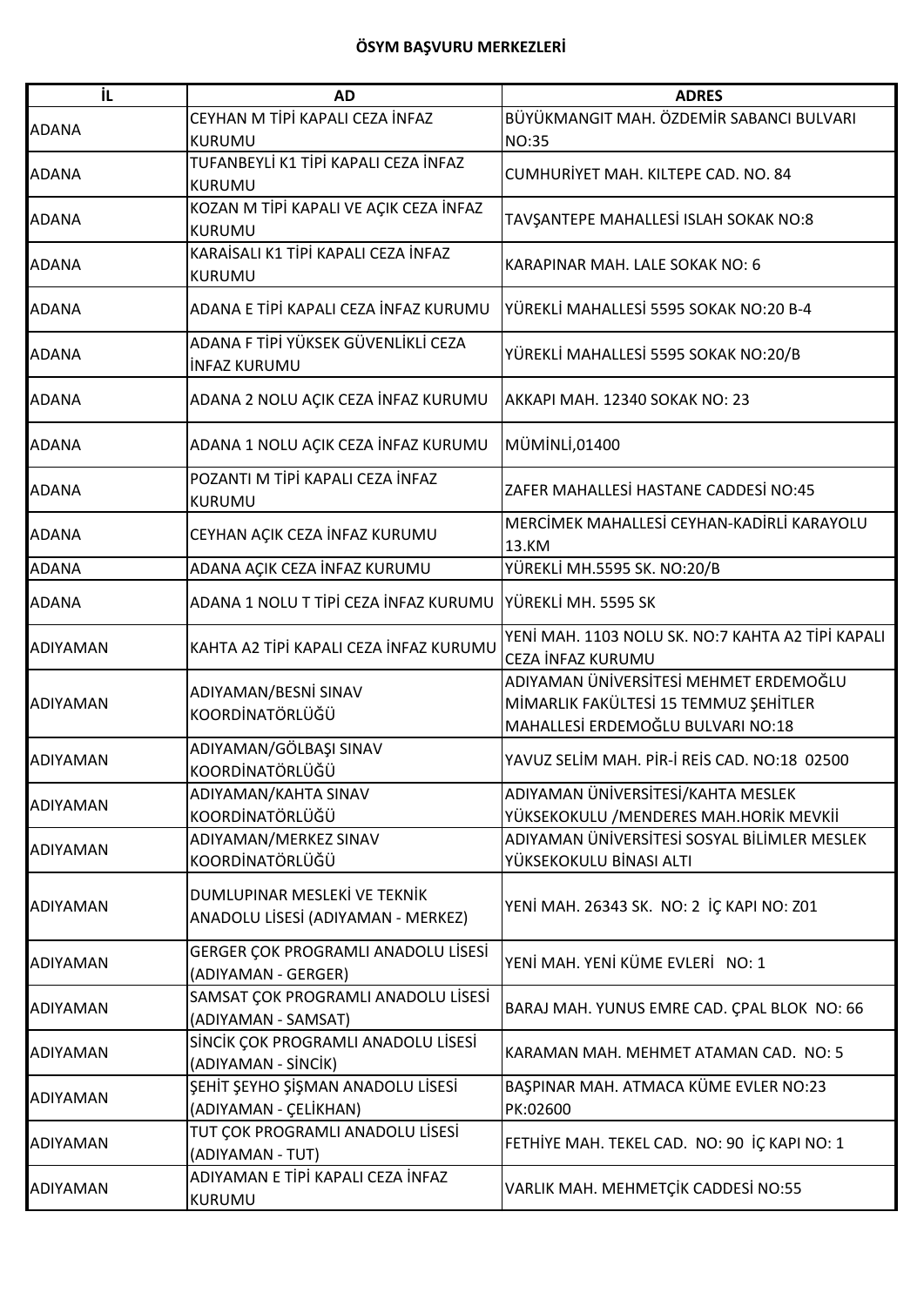**ÖSYM BAŞVURU MERKEZLERİ**

| İL | AD | ADRES |
|---|---|---|
| ADANA | CEYHAN M TİPİ KAPALI CEZA İNFAZ KURUMU | BÜYÜKMANGIT MAH. ÖZDEMİR SABANCI BULVARI NO:35 |
| ADANA | TUFANBEYLİ K1 TİPİ KAPALI CEZA İNFAZ KURUMU | CUMHURİYET MAH. KILTEPE CAD. NO. 84 |
| ADANA | KOZAN M TİPİ KAPALI VE AÇIK CEZA İNFAZ KURUMU | TAVŞANTEPE MAHALLESİ ISLAH SOKAK NO:8 |
| ADANA | KARAİSALI K1 TİPİ KAPALI CEZA İNFAZ KURUMU | KARAPINAR MAH. LALE SOKAK NO: 6 |
| ADANA | ADANA E TİPİ KAPALI CEZA İNFAZ KURUMU | YÜREKLİ MAHALLESİ 5595 SOKAK NO:20 B-4 |
| ADANA | ADANA F TİPİ YÜKSEK GÜVENLİKLİ CEZA İNFAZ KURUMU | YÜREKLİ MAHALLESİ 5595 SOKAK NO:20/B |
| ADANA | ADANA 2 NOLU AÇIK CEZA İNFAZ KURUMU | AKKAPI MAH. 12340 SOKAK NO: 23 |
| ADANA | ADANA 1 NOLU AÇIK CEZA İNFAZ KURUMU | MÜMİNLİ,01400 |
| ADANA | POZANTI M TİPİ KAPALI CEZA İNFAZ KURUMU | ZAFER MAHALLESİ HASTANE CADDESİ NO:45 |
| ADANA | CEYHAN AÇIK CEZA İNFAZ KURUMU | MERCİMEK MAHALLESİ CEYHAN-KADİRLİ KARAYOLU 13.KM |
| ADANA | ADANA AÇIK CEZA İNFAZ KURUMU | YÜREKLİ MH.5595 SK. NO:20/B |
| ADANA | ADANA 1 NOLU T TİPİ CEZA İNFAZ KURUMU | YÜREKLİ MH. 5595 SK |
| ADIYAMAN | KAHTA A2 TİPİ KAPALI CEZA İNFAZ KURUMU | YENİ MAH. 1103 NOLU SK. NO:7 KAHTA A2 TİPİ KAPALI CEZA İNFAZ KURUMU |
| ADIYAMAN | ADIYAMAN/BESNİ SINAV KOORDİNATÖRLÜĞÜ | ADIYAMAN ÜNİVERSİTESİ MEHMET ERDEMOĞLU MİMARLIK FAKÜLTESİ 15 TEMMUZ ŞEHİTLER MAHALLESİ ERDEMOĞLU BULVARI NO:18 |
| ADIYAMAN | ADIYAMAN/GÖLBAŞI SINAV KOORDİNATÖRLÜĞÜ | YAVUZ SELİM MAH. PİR-İ REİS CAD. NO:18 02500 |
| ADIYAMAN | ADIYAMAN/KAHTA SINAV KOORDİNATÖRLÜĞÜ | ADIYAMAN ÜNİVERSİTESİ/KAHTA MESLEK YÜKSEKOKULU /MENDERES MAH.HORİK MEVKİİ |
| ADIYAMAN | ADIYAMAN/MERKEZ SINAV KOORDİNATÖRLÜĞÜ | ADIYAMAN ÜNİVERSİTESİ SOSYAL BİLİMLER MESLEK YÜKSEKOKULU BİNASI ALTI |
| ADIYAMAN | DUMLUPINAR MESLEKİ VE TEKNİK ANADOLU LİSESİ (ADIYAMAN - MERKEZ) | YENİ MAH. 26343 SK. NO: 2 İÇ KAPI NO: Z01 |
| ADIYAMAN | GERGER ÇOK PROGRAMLI ANADOLU LİSESİ (ADIYAMAN - GERGER) | YENİ MAH. YENİ KÜME EVLERİ NO: 1 |
| ADIYAMAN | SAMSAT ÇOK PROGRAMLI ANADOLU LİSESİ (ADIYAMAN - SAMSAT) | BARAJ MAH. YUNUS EMRE CAD. ÇPAL BLOK NO: 66 |
| ADIYAMAN | SİNCİK ÇOK PROGRAMLI ANADOLU LİSESİ (ADIYAMAN - SİNCİK) | KARAMAN MAH. MEHMET ATAMAN CAD. NO: 5 |
| ADIYAMAN | ŞEHİT ŞEYHO ŞİŞMAN ANADOLU LİSESİ (ADIYAMAN - ÇELİKHAN) | BAŞPINAR MAH. ATMACA KÜME EVLER NO:23 PK:02600 |
| ADIYAMAN | TUT ÇOK PROGRAMLI ANADOLU LİSESİ (ADIYAMAN - TUT) | FETHİYE MAH. TEKEL CAD. NO: 90 İÇ KAPI NO: 1 |
| ADIYAMAN | ADIYAMAN E TİPİ KAPALI CEZA İNFAZ KURUMU | VARLIK MAH. MEHMETÇİK CADDESİ NO:55 |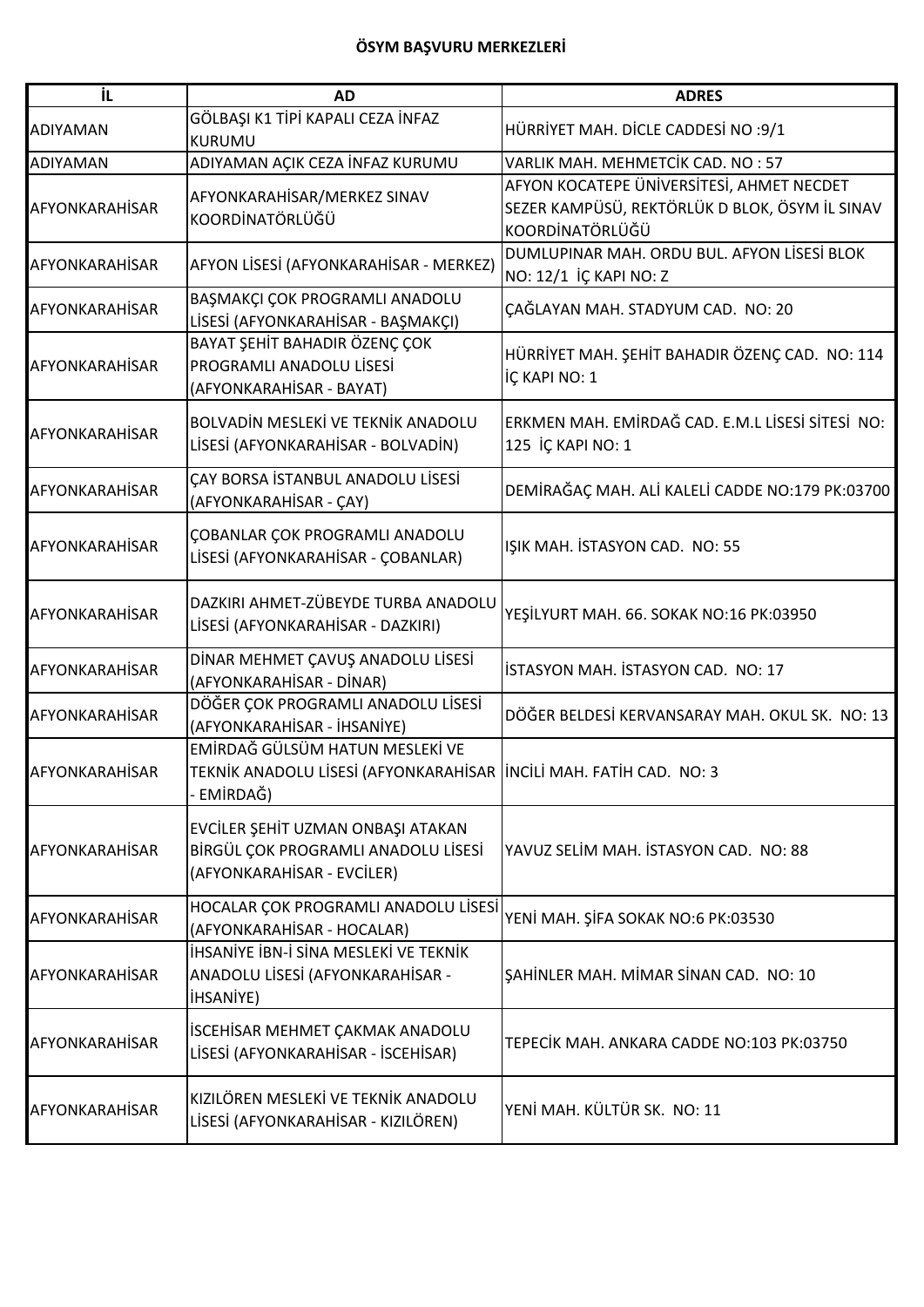**ÖSYM BAŞVURU MERKEZLERİ**

| İL | AD | ADRES |
|---|---|---|
| ADIYAMAN | GÖLBAŞI K1 TİPİ KAPALI CEZA İNFAZ KURUMU | HÜRRİYET MAH. DİCLE CADDESİ NO :9/1 |
| ADIYAMAN | ADIYAMAN AÇIK CEZA İNFAZ KURUMU | VARLIK MAH. MEHMETCİK CAD. NO : 57 |
| AFYONKARAHİSAR | AFYONKARAHİSAR/MERKEZ SINAV KOORDİNATÖRLÜĞÜ | AFYON KOCATEPE ÜNİVERSİTESİ, AHMET NECDET SEZER KAMPÜSÜ, REKTÖRLÜK D BLOK, ÖSYM İL SINAV KOORDİNATÖRLÜĞÜ |
| AFYONKARAHİSAR | AFYON LİSESİ (AFYONKARAHİSAR - MERKEZ) | DUMLUPINAR MAH. ORDU BUL. AFYON LİSESİ BLOK NO: 12/1 İÇ KAPI NO: Z |
| AFYONKARAHİSAR | BAŞMAKÇI ÇOK PROGRAMLI ANADOLU LİSESİ (AFYONKARAHİSAR - BAŞMAKÇI) | ÇAĞLAYAN MAH. STADYUM CAD. NO: 20 |
| AFYONKARAHİSAR | BAYAT ŞEHİT BAHADIR ÖZENÇ ÇOK PROGRAMLI ANADOLU LİSESİ (AFYONKARAHİSAR - BAYAT) | HÜRRİYET MAH. ŞEHİT BAHADIR ÖZENÇ CAD. NO: 114 İÇ KAPI NO: 1 |
| AFYONKARAHİSAR | BOLVADİN MESLEKİ VE TEKNİK ANADOLU LİSESİ (AFYONKARAHİSAR - BOLVADİN) | ERKMEN MAH. EMİRDAĞ CAD. E.M.L LİSESİ SİTESİ NO: 125 İÇ KAPI NO: 1 |
| AFYONKARAHİSAR | ÇAY BORSA İSTANBUL ANADOLU LİSESİ (AFYONKARAHİSAR - ÇAY) | DEMİRAĞAÇ MAH. ALİ KALELİ CADDE NO:179 PK:03700 |
| AFYONKARAHİSAR | ÇOBANLAR ÇOK PROGRAMLI ANADOLU LİSESİ (AFYONKARAHİSAR - ÇOBANLAR) | IŞIK MAH. İSTASYON CAD. NO: 55 |
| AFYONKARAHİSAR | DAZKIRI AHMET-ZÜBEYDE TURBA ANADOLU LİSESİ (AFYONKARAHİSAR - DAZKIRI) | YEŞİLYURT MAH. 66. SOKAK NO:16 PK:03950 |
| AFYONKARAHİSAR | DİNAR MEHMET ÇAVUŞ ANADOLU LİSESİ (AFYONKARAHİSAR - DİNAR) | İSTASYON MAH. İSTASYON CAD. NO: 17 |
| AFYONKARAHİSAR | DÖĞER ÇOK PROGRAMLI ANADOLU LİSESİ (AFYONKARAHİSAR - İHSANİYE) | DÖĞER BELDESİ KERVANSARAY MAH. OKUL SK. NO: 13 |
| AFYONKARAHİSAR | EMİRDAĞ GÜLSÜM HATUN MESLEKİ VE TEKNİK ANADOLU LİSESİ (AFYONKARAHİSAR - EMİRDAĞ) | İNCİLİ MAH. FATİH CAD. NO: 3 |
| AFYONKARAHİSAR | EVCİLER ŞEHİT UZMAN ONBAŞI ATAKAN BİRGÜL ÇOK PROGRAMLI ANADOLU LİSESİ (AFYONKARAHİSAR - EVCİLER) | YAVUZ SELİM MAH. İSTASYON CAD. NO: 88 |
| AFYONKARAHİSAR | HOCALAR ÇOK PROGRAMLI ANADOLU LİSESİ (AFYONKARAHİSAR - HOCALAR) | YENİ MAH. ŞİFA SOKAK NO:6 PK:03530 |
| AFYONKARAHİSAR | İHSANİYE İBN-İ SİNA MESLEKİ VE TEKNİK ANADOLU LİSESİ (AFYONKARAHİSAR - İHSANİYE) | ŞAHİNLER MAH. MİMAR SİNAN CAD. NO: 10 |
| AFYONKARAHİSAR | İSCEHİSAR MEHMET ÇAKMAK ANADOLU LİSESİ (AFYONKARAHİSAR - İSCEHİSAR) | TEPECİK MAH. ANKARA CADDE NO:103 PK:03750 |
| AFYONKARAHİSAR | KIZILÖREN MESLEKİ VE TEKNİK ANADOLU LİSESİ (AFYONKARAHİSAR - KIZILÖREN) | YENİ MAH. KÜLTÜR SK. NO: 11 |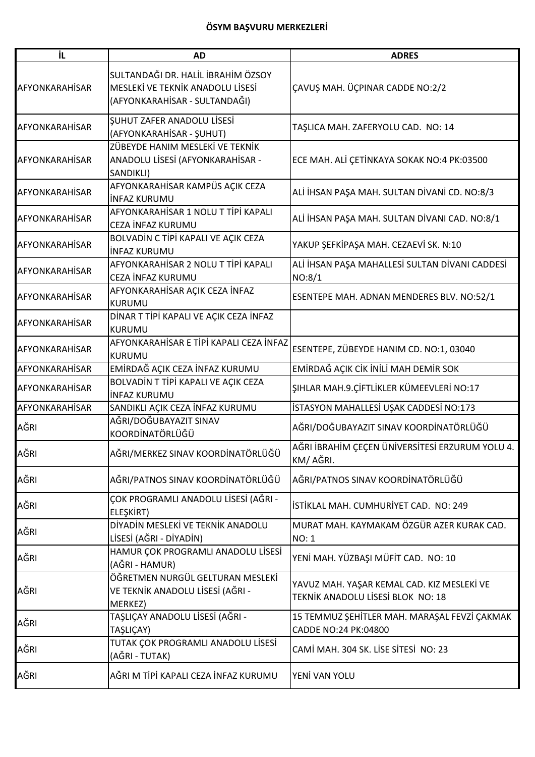**ÖSYM BAŞVURU MERKEZLERİ**

| İL | AD | ADRES |
|---|---|---|
| AFYONKARAHİSAR | SULTANDAĞI DR. HALİL İBRAHİM ÖZSOY MESLEKİ VE TEKNİK ANADOLU LİSESİ (AFYONKARAHİSAR - SULTANDAĞI) | ÇAVUŞ MAH. ÜÇPINAR CADDE NO:2/2 |
| AFYONKARAHİSAR | ŞUHUT ZAFER ANADOLU LİSESİ (AFYONKARAHİSAR - ŞUHUT) | TAŞLICA MAH. ZAFERYOLU CAD.  NO: 14 |
| AFYONKARAHİSAR | ZÜBEYDE HANIM MESLEKİ VE TEKNİK ANADOLU LİSESİ (AFYONKARAHİSAR - SANDIKLI) | ECE MAH. ALİ ÇETİNKAYA SOKAK NO:4 PK:03500 |
| AFYONKARAHİSAR | AFYONKARAHİSAR KAMPÜS AÇIK CEZA İNFAZ KURUMU | ALİ İHSAN PAŞA MAH. SULTAN DİVANİ CD. NO:8/3 |
| AFYONKARAHİSAR | AFYONKARAHİSAR 1 NOLU T TİPİ KAPALI CEZA İNFAZ KURUMU | ALİ İHSAN PAŞA MAH. SULTAN DİVANI CAD. NO:8/1 |
| AFYONKARAHİSAR | BOLVADİN C TİPİ KAPALI VE AÇIK CEZA İNFAZ KURUMU | YAKUP ŞEFKİPAŞA MAH. CEZAEVİ SK. N:10 |
| AFYONKARAHİSAR | AFYONKARAHİSAR 2 NOLU T TİPİ KAPALI CEZA İNFAZ KURUMU | ALİ İHSAN PAŞA MAHALLESİ SULTAN DİVANI CADDESİ NO:8/1 |
| AFYONKARAHİSAR | AFYONKARAHİSAR AÇIK CEZA İNFAZ KURUMU | ESENTEPE MAH. ADNAN MENDERES BLV. NO:52/1 |
| AFYONKARAHİSAR | DİNAR T TİPİ KAPALI VE AÇIK CEZA İNFAZ KURUMU | |
| AFYONKARAHİSAR | AFYONKARAHİSAR E TİPİ KAPALI CEZA İNFAZ KURUMU | ESENTEPE, ZÜBEYDE HANIM CD. NO:1, 03040 |
| AFYONKARAHİSAR | EMİRDAĞ AÇIK CEZA İNFAZ KURUMU | EMİRDAĞ AÇIK CİK İNİLİ MAH DEMİR SOK |
| AFYONKARAHİSAR | BOLVADİN T TİPİ KAPALI VE AÇIK CEZA İNFAZ KURUMU | ŞIHLAR MAH.9.ÇİFTLİKLER KÜMEEVLERİ NO:17 |
| AFYONKARAHİSAR | SANDIKLI AÇIK CEZA İNFAZ KURUMU | İSTASYON MAHALLESİ UŞAK CADDESİ NO:173 |
| AĞRI | AĞRI/DOĞUBAYAZIT SINAV KOORDİNATÖRLÜĞÜ | AĞRI/DOĞUBAYAZIT SINAV KOORDİNATÖRLÜĞÜ |
| AĞRI | AĞRI/MERKEZ SINAV KOORDİNATÖRLÜĞÜ | AĞRI İBRAHİM ÇEÇEN ÜNİVERSİTESİ ERZURUM YOLU 4. KM/ AĞRI. |
| AĞRI | AĞRI/PATNOS SINAV KOORDİNATÖRLÜĞÜ | AĞRI/PATNOS SINAV KOORDİNATÖRLÜĞÜ |
| AĞRI | ÇOK PROGRAMLI ANADOLU LİSESİ (AĞRI - ELEŞKİRT) | İSTİKLAL MAH. CUMHURİYET CAD.  NO: 249 |
| AĞRI | DİYADİN MESLEKİ VE TEKNİK ANADOLU LİSESİ (AĞRI - DİYADİN) | MURAT MAH. KAYMAKAM ÖZGÜR AZER KURAK CAD. NO: 1 |
| AĞRI | HAMUR ÇOK PROGRAMLI ANADOLU LİSESİ (AĞRI - HAMUR) | YENİ MAH. YÜZBAŞI MÜFİT CAD.  NO: 10 |
| AĞRI | ÖĞRETMEN NURGÜL GELTURAN MESLEKİ VE TEKNİK ANADOLU LİSESİ (AĞRI - MERKEZ) | YAVUZ MAH. YAŞAR KEMAL CAD. KIZ MESLEKİ VE TEKNİK ANADOLU LİSESİ BLOK  NO: 18 |
| AĞRI | TAŞLIÇAY ANADOLU LİSESİ (AĞRI - TAŞLIÇAY) | 15 TEMMUZ ŞEHİTLER MAH. MARAŞAL FEVZİ ÇAKMAK CADDE NO:24 PK:04800 |
| AĞRI | TUTAK ÇOK PROGRAMLI ANADOLU LİSESİ (AĞRI - TUTAK) | CAMİ MAH. 304 SK. LİSE SİTESİ  NO: 23 |
| AĞRI | AĞRI M TİPİ KAPALI CEZA İNFAZ KURUMU | YENİ VAN YOLU |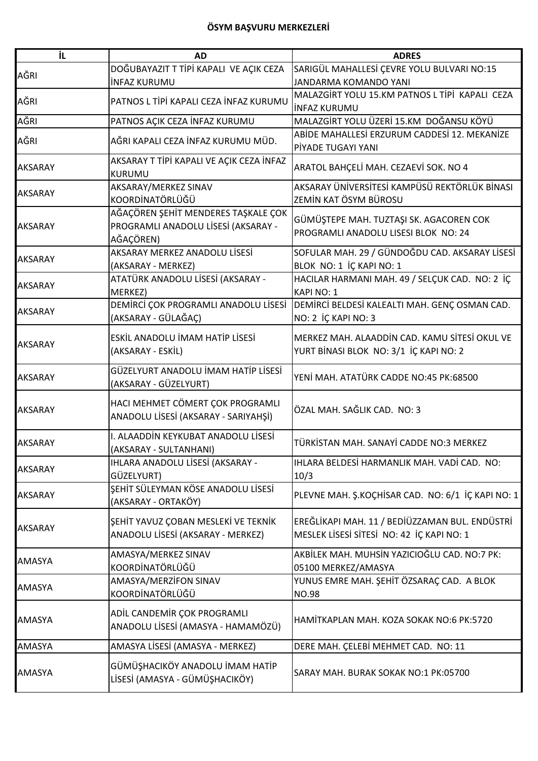**ÖSYM BAŞVURU MERKEZLERİ**

| İL | AD | ADRES |
|---|---|---|
| AĞRI | DOĞUBAYAZIT T TİPİ KAPALI VE AÇIK CEZA İNFAZ KURUMU | SARIGÜL MAHALLESİ ÇEVRE YOLU BULVARI NO:15 JANDARMA KOMANDO YANI |
| AĞRI | PATNOS L TİPİ KAPALI CEZA İNFAZ KURUMU | MALAZGİRT YOLU 15.KM PATNOS L TİPİ KAPALI CEZA İNFAZ KURUMU |
| AĞRI | PATNOS AÇIK CEZA İNFAZ KURUMU | MALAZGİRT YOLU ÜZERİ 15.KM DOĞANSU KÖYÜ |
| AĞRI | AĞRI KAPALI CEZA İNFAZ KURUMU MÜD. | ABİDE MAHALLESİ ERZURUM CADDESİ 12. MEKANİZE PİYADE TUGAYI YANI |
| AKSARAY | AKSARAY T TİPİ KAPALI VE AÇIK CEZA İNFAZ KURUMU | ARATOL BAHÇELİ MAH. CEZAEVİ SOK. NO 4 |
| AKSARAY | AKSARAY/MERKEZ SINAV KOORDİNATÖRLÜĞÜ | AKSARAY ÜNİVERSİTESİ KAMPÜSÜ REKTÖRLÜK BİNASI ZEMİN KAT ÖSYM BÜROSU |
| AKSARAY | AĞAÇÖREN ŞEHİT MENDERES TAŞKALE ÇOK PROGRAMLI ANADOLU LİSESİ (AKSARAY - AĞAÇÖREN) | GÜMÜŞTEPE MAH. TUZTAŞI SK. AGACOREN COK PROGRAMLI ANADOLU LISESI BLOK NO: 24 |
| AKSARAY | AKSARAY MERKEZ ANADOLU LİSESİ (AKSARAY - MERKEZ) | SOFULAR MAH. 29 / GÜNDOĞDU CAD. AKSARAY LİSESİ BLOK NO: 1 İÇ KAPI NO: 1 |
| AKSARAY | ATATÜRK ANADOLU LİSESİ (AKSARAY - MERKEZ) | HACILAR HARMANI MAH. 49 / SELÇUK CAD. NO: 2 İÇ KAPI NO: 1 |
| AKSARAY | DEMİRCİ ÇOK PROGRAMLI ANADOLU LİSESİ (AKSARAY - GÜLAĞAÇ) | DEMİRCİ BELDESİ KALEALTI MAH. GENÇ OSMAN CAD. NO: 2 İÇ KAPI NO: 3 |
| AKSARAY | ESKİL ANADOLU İMAM HATİP LİSESİ (AKSARAY - ESKİL) | MERKEZ MAH. ALAADDİN CAD. KAMU SİTESİ OKUL VE YURT BİNASI BLOK NO: 3/1 İÇ KAPI NO: 2 |
| AKSARAY | GÜZELYURT ANADOLU İMAM HATİP LİSESİ (AKSARAY - GÜZELYURT) | YENİ MAH. ATATÜRK CADDE NO:45 PK:68500 |
| AKSARAY | HACI MEHMET CÖMERT ÇOK PROGRAMLI ANADOLU LİSESİ (AKSARAY - SARIYAHŞİ) | ÖZAL MAH. SAĞLIK CAD. NO: 3 |
| AKSARAY | I. ALAADDİN KEYKUBAT ANADOLU LİSESİ (AKSARAY - SULTANHANI) | TÜRKİSTAN MAH. SANAYİ CADDE NO:3 MERKEZ |
| AKSARAY | IHLARA ANADOLU LİSESİ (AKSARAY - GÜZELYURT) | IHLARA BELDESİ HARMANLIK MAH. VADİ CAD. NO: 10/3 |
| AKSARAY | ŞEHİT SÜLEYMAN KÖSE ANADOLU LİSESİ (AKSARAY - ORTAKÖY) | PLEVNE MAH. Ş.KOÇHİSAR CAD. NO: 6/1 İÇ KAPI NO: 1 |
| AKSARAY | ŞEHİT YAVUZ ÇOBAN MESLEKİ VE TEKNİK ANADOLU LİSESİ (AKSARAY - MERKEZ) | EREĞLİKAPI MAH. 11 / BEDİÜZZAMAN BUL. ENDÜSTRİ MESLEK LİSESİ SİTESİ NO: 42 İÇ KAPI NO: 1 |
| AMASYA | AMASYA/MERKEZ SINAV KOORDİNATÖRLÜĞÜ | AKBİLEK MAH. MUHSİN YAZICIOĞLU CAD. NO:7 PK: 05100 MERKEZ/AMASYA |
| AMASYA | AMASYA/MERZİFON SINAV KOORDİNATÖRLÜĞÜ | YUNUS EMRE MAH. ŞEHİT ÖZSARAÇ CAD. A BLOK NO.98 |
| AMASYA | ADİL CANDEMİR ÇOK PROGRAMLI ANADOLU LİSESİ (AMASYA - HAMAMÖZÜ) | HAMİTKAPLAN MAH. KOZA SOKAK NO:6 PK:5720 |
| AMASYA | AMASYA LİSESİ (AMASYA - MERKEZ) | DERE MAH. ÇELEBİ MEHMET CAD. NO: 11 |
| AMASYA | GÜMÜŞHACIKÖY ANADOLU İMAM HATİP LİSESİ (AMASYA - GÜMÜŞHACIKÖY) | SARAY MAH. BURAK SOKAK NO:1 PK:05700 |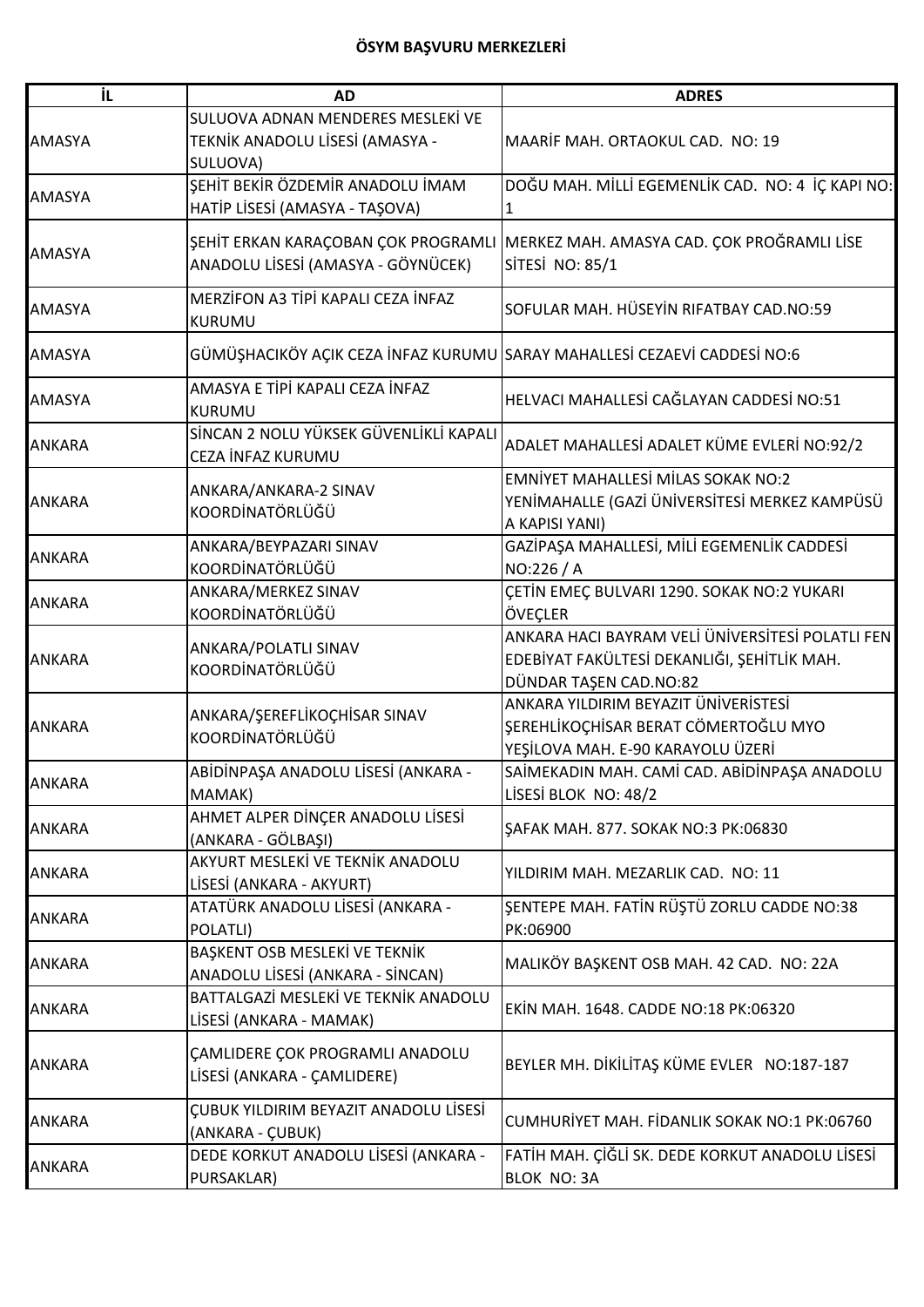**ÖSYM BAŞVURU MERKEZLERİ**

| İL | AD | ADRES |
|---|---|---|
| AMASYA | SULUOVA ADNAN MENDERES MESLEKİ VE TEKNİK ANADOLU LİSESİ (AMASYA - SULUOVA) | MAARİF MAH. ORTAOKUL CAD. NO: 19 |
| AMASYA | ŞEHİT BEKİR ÖZDEMİR ANADOLU İMAM HATİP LİSESİ (AMASYA - TAŞOVA) | DOĞU MAH. MİLLİ EGEMENLİK CAD. NO: 4 İÇ KAPI NO: 1 |
| AMASYA | ŞEHİT ERKAN KARAÇOBAN ÇOK PROGRAMLI ANADOLU LİSESİ (AMASYA - GÖYNÜCEK) | MERKEZ MAH. AMASYA CAD. ÇOK PROĞRAMLI LİSE SİTESİ NO: 85/1 |
| AMASYA | MERZİFON A3 TİPİ KAPALI CEZA İNFAZ KURUMU | SOFULAR MAH. HÜSEYİN RIFATBAY CAD.NO:59 |
| AMASYA | GÜMÜŞHACIKÖY AÇIK CEZA İNFAZ KURUMU | SARAY MAHALLESİ CEZAEVİ CADDESİ NO:6 |
| AMASYA | AMASYA E TİPİ KAPALI CEZA İNFAZ KURUMU | HELVACI MAHALLESİ CAĞLAYAN CADDESİ NO:51 |
| ANKARA | SİNCAN 2 NOLU YÜKSEK GÜVENLİKLİ KAPALI CEZA İNFAZ KURUMU | ADALET MAHALLESİ ADALET KÜME EVLERİ NO:92/2 |
| ANKARA | ANKARA/ANKARA-2 SINAV KOORDİNATÖRLÜĞÜ | EMNİYET MAHALLESİ MİLAS SOKAK NO:2 YENİMAHALLE (GAZİ ÜNİVERSİTESİ MERKEZ KAMPÜSÜ A KAPISI YANI) |
| ANKARA | ANKARA/BEYPAZARI SINAV KOORDİNATÖRLÜĞÜ | GAZİPAŞA MAHALLESİ, MİLİ EGEMENLİK CADDESİ NO:226 / A |
| ANKARA | ANKARA/MERKEZ SINAV KOORDİNATÖRLÜĞÜ | ÇETİN EMEÇ BULVARI 1290. SOKAK NO:2 YUKARI ÖVEÇLER |
| ANKARA | ANKARA/POLATLI SINAV KOORDİNATÖRLÜĞÜ | ANKARA HACI BAYRAM VELİ ÜNİVERSİTESİ POLATLI FEN EDEBİYAT FAKÜLTESİ DEKANLIĞI, ŞEHİTLİK MAH. DÜNDAR TAŞEN CAD.NO:82 |
| ANKARA | ANKARA/ŞEREFLİKOÇHİSAR SINAV KOORDİNATÖRLÜĞÜ | ANKARA YILDIRIM BEYAZIT ÜNİVERİSTESİ ŞEREHLİKOÇHİSAR BERAT CÖMERTOĞLU MYO YEŞİLOVA MAH. E-90 KARAYOLU ÜZERİ |
| ANKARA | ABİDİNPAŞA ANADOLU LİSESİ (ANKARA - MAMAK) | SAİMEKADIN MAH. CAMİ CAD. ABİDİNPAŞA ANADOLU LİSESİ BLOK NO: 48/2 |
| ANKARA | AHMET ALPER DİNÇER ANADOLU LİSESİ (ANKARA - GÖLBAŞI) | ŞAFAK MAH. 877. SOKAK NO:3 PK:06830 |
| ANKARA | AKYURT MESLEKİ VE TEKNİK ANADOLU LİSESİ (ANKARA - AKYURT) | YILDIRIM MAH. MEZARLIK CAD. NO: 11 |
| ANKARA | ATATÜRK ANADOLU LİSESİ (ANKARA - POLATLI) | ŞENTEPE MAH. FATİN RÜŞTÜ ZORLU CADDE NO:38 PK:06900 |
| ANKARA | BAŞKENT OSB MESLEKİ VE TEKNİK ANADOLU LİSESİ (ANKARA - SİNCAN) | MALIKÖY BAŞKENT OSB MAH. 42 CAD. NO: 22A |
| ANKARA | BATTALGAZİ MESLEKİ VE TEKNİK ANADOLU LİSESİ (ANKARA - MAMAK) | EKİN MAH. 1648. CADDE NO:18 PK:06320 |
| ANKARA | ÇAMLIDERE ÇOK PROGRAMLI ANADOLU LİSESİ (ANKARA - ÇAMLIDERE) | BEYLER MH. DİKİLİTAŞ KÜME EVLER NO:187-187 |
| ANKARA | ÇUBUK YILDIRIM BEYAZIT ANADOLU LİSESİ (ANKARA - ÇUBUK) | CUMHURİYET MAH. FİDANLIK SOKAK NO:1 PK:06760 |
| ANKARA | DEDE KORKUT ANADOLU LİSESİ (ANKARA - PURSAKLAR) | FATİH MAH. ÇİĞLİ SK. DEDE KORKUT ANADOLU LİSESİ BLOK NO: 3A |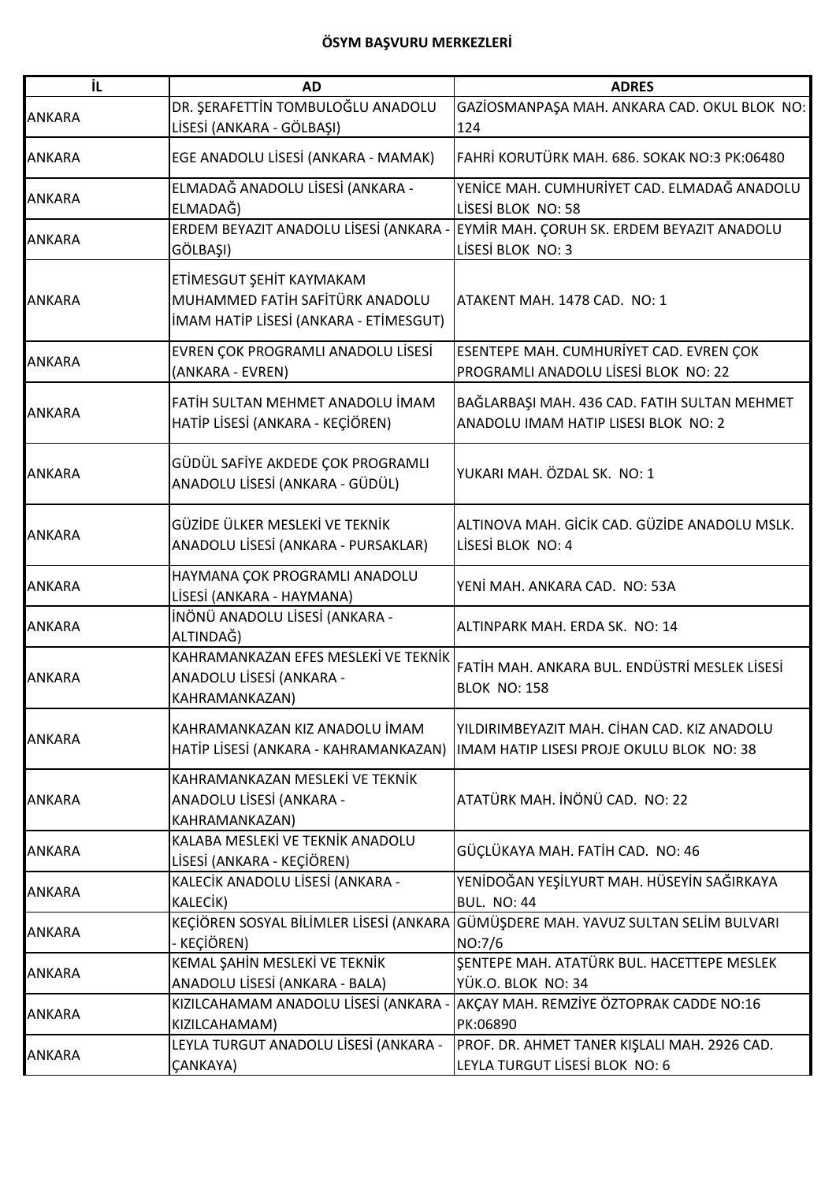**ÖSYM BAŞVURU MERKEZLERİ**

| İL | AD | ADRES |
|---|---|---|
| ANKARA | DR. ŞERAFETTİN TOMBULOĞLU ANADOLU LİSESİ (ANKARA - GÖLBAŞI) | GAZİOSMANPAŞA MAH. ANKARA CAD. OKUL BLOK NO: 124 |
| ANKARA | EGE ANADOLU LİSESİ (ANKARA - MAMAK) | FAHRİ KORUTÜRK MAH. 686. SOKAK NO:3 PK:06480 |
| ANKARA | ELMADAĞ ANADOLU LİSESİ (ANKARA - ELMADAĞ) | YENİCE MAH. CUMHURİYET CAD. ELMADAĞ ANADOLU LİSESİ BLOK NO: 58 |
| ANKARA | ERDEM BEYAZIT ANADOLU LİSESİ (ANKARA - GÖLBAŞI) | EYMİR MAH. ÇORUH SK. ERDEM BEYAZIT ANADOLU LİSESİ BLOK NO: 3 |
| ANKARA | ETİMESGUT ŞEHİT KAYMAKAM MUHAMMED FATİH SAFİTÜRK ANADOLU İMAM HATİP LİSESİ (ANKARA - ETİMESGUT) | ATAKENT MAH. 1478 CAD. NO: 1 |
| ANKARA | EVREN ÇOK PROGRAMLI ANADOLU LİSESİ (ANKARA - EVREN) | ESENTEPE MAH. CUMHURİYET CAD. EVREN ÇOK PROGRAMLI ANADOLU LİSESİ BLOK NO: 22 |
| ANKARA | FATİH SULTAN MEHMET ANADOLU İMAM HATİP LİSESİ (ANKARA - KEÇİÖREN) | BAĞLARBAŞI MAH. 436 CAD. FATIH SULTAN MEHMET ANADOLU IMAM HATIP LISESI BLOK NO: 2 |
| ANKARA | GÜDÜL SAFİYE AKDEDE ÇOK PROGRAMLI ANADOLU LİSESİ (ANKARA - GÜDÜL) | YUKARI MAH. ÖZDAL SK. NO: 1 |
| ANKARA | GÜZİDE ÜLKER MESLEKİ VE TEKNİK ANADOLU LİSESİ (ANKARA - PURSAKLAR) | ALTINOVA MAH. GİCİK CAD. GÜZİDE ANADOLU MSLK. LİSESİ BLOK NO: 4 |
| ANKARA | HAYMANA ÇOK PROGRAMLI ANADOLU LİSESİ (ANKARA - HAYMANA) | YENİ MAH. ANKARA CAD. NO: 53A |
| ANKARA | İNÖNÜ ANADOLU LİSESİ (ANKARA - ALTINDAĞ) | ALTINPARK MAH. ERDA SK. NO: 14 |
| ANKARA | KAHRAMANKAZAN EFES MESLEKİ VE TEKNİK ANADOLU LİSESİ (ANKARA - KAHRAMANKAZAN) | FATİH MAH. ANKARA BUL. ENDÜSTRİ MESLEK LİSESİ BLOK NO: 158 |
| ANKARA | KAHRAMANKAZAN KIZ ANADOLU İMAM HATİP LİSESİ (ANKARA - KAHRAMANKAZAN) | YILDIRIMBEYAZIT MAH. CİHAN CAD. KIZ ANADOLU IMAM HATIP LISESI PROJE OKULU BLOK NO: 38 |
| ANKARA | KAHRAMANKAZAN MESLEKİ VE TEKNİK ANADOLU LİSESİ (ANKARA - KAHRAMANKAZAN) | ATATÜRK MAH. İNÖNÜ CAD. NO: 22 |
| ANKARA | KALABA MESLEKİ VE TEKNİK ANADOLU LİSESİ (ANKARA - KEÇİÖREN) | GÜÇLÜKAYA MAH. FATİH CAD. NO: 46 |
| ANKARA | KALECİK ANADOLU LİSESİ (ANKARA - KALECİK) | YENİDOĞAN YEŞİLYURT MAH. HÜSEYİN SAĞIRKAYA BUL. NO: 44 |
| ANKARA | KEÇİÖREN SOSYAL BİLİMLER LİSESİ (ANKARA - KEÇİÖREN) | GÜMÜŞDERE MAH. YAVUZ SULTAN SELİM BULVARI NO:7/6 |
| ANKARA | KEMAL ŞAHİN MESLEKİ VE TEKNİK ANADOLU LİSESİ (ANKARA - BALA) | ŞENTEPE MAH. ATATÜRK BUL. HACETTEPE MESLEK YÜK.O. BLOK NO: 34 |
| ANKARA | KIZILCAHAMAM ANADOLU LİSESİ (ANKARA - KIZILCAHAMAM) | AKÇAY MAH. REMZİYE ÖZTOPRAK CADDE NO:16 PK:06890 |
| ANKARA | LEYLA TURGUT ANADOLU LİSESİ (ANKARA - ÇANKAYA) | PROF. DR. AHMET TANER KIŞLALI MAH. 2926 CAD. LEYLA TURGUT LİSESİ BLOK NO: 6 |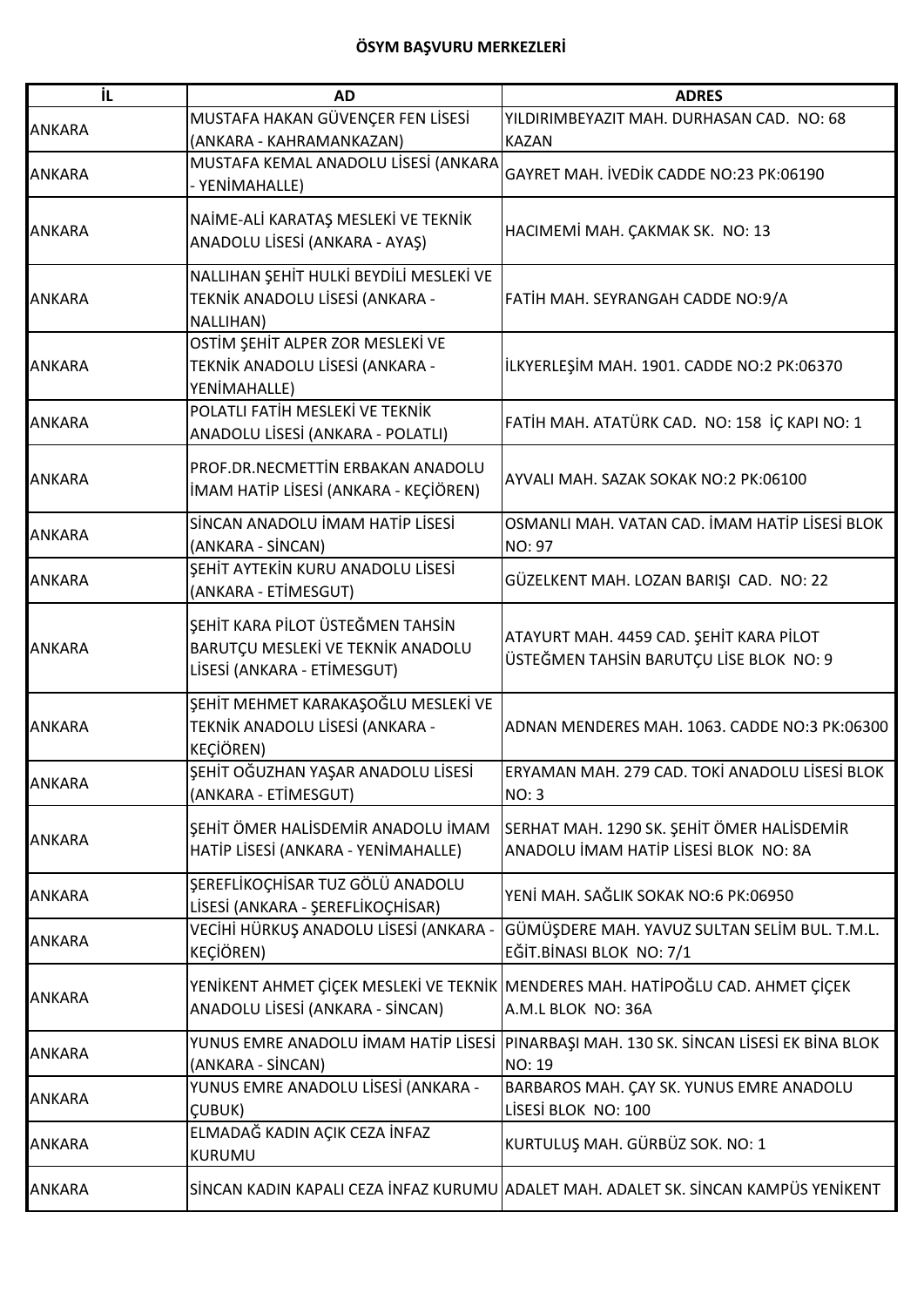**ÖSYM BAŞVURU MERKEZLERİ**

| İL | AD | ADRES |
|---|---|---|
| ANKARA | MUSTAFA HAKAN GÜVENÇER FEN LİSESİ (ANKARA - KAHRAMANKAZAN) | YILDIRIMBEYAZIT MAH. DURHASAN CAD. NO: 68 KAZAN |
| ANKARA | MUSTAFA KEMAL ANADOLU LİSESİ (ANKARA - YENİMAHALLE) | GAYRET MAH. İVEDİK CADDE NO:23 PK:06190 |
| ANKARA | NAİME-ALİ KARATAŞ MESLEKİ VE TEKNİK ANADOLU LİSESİ (ANKARA - AYAŞ) | HACIMEMİ MAH. ÇAKMAK SK. NO: 13 |
| ANKARA | NALLIHAN ŞEHİT HULKİ BEYDİLİ MESLEKİ VE TEKNİK ANADOLU LİSESİ (ANKARA - NALLIHAN) | FATİH MAH. SEYRANGAH CADDE NO:9/A |
| ANKARA | OSTİM ŞEHİT ALPER ZOR MESLEKİ VE TEKNİK ANADOLU LİSESİ (ANKARA - YENİMAHALLE) | İLKYERLEŞİM MAH. 1901. CADDE NO:2 PK:06370 |
| ANKARA | POLATLI FATİH MESLEKİ VE TEKNİK ANADOLU LİSESİ (ANKARA - POLATLI) | FATİH MAH. ATATÜRK CAD. NO: 158 İÇ KAPI NO: 1 |
| ANKARA | PROF.DR.NECMETTİN ERBAKAN ANADOLU İMAM HATİP LİSESİ (ANKARA - KEÇİÖREN) | AYVALI MAH. SAZAK SOKAK NO:2 PK:06100 |
| ANKARA | SİNCAN ANADOLU İMAM HATİP LİSESİ (ANKARA - SİNCAN) | OSMANLI MAH. VATAN CAD. İMAM HATİP LİSESİ BLOK NO: 97 |
| ANKARA | ŞEHİT AYTEKİN KURU ANADOLU LİSESİ (ANKARA - ETİMESGUT) | GÜZELKENT MAH. LOZAN BARIŞI CAD. NO: 22 |
| ANKARA | ŞEHİT KARA PİLOT ÜSTEĞMEN TAHSİN BARUTÇU MESLEKİ VE TEKNİK ANADOLU LİSESİ (ANKARA - ETİMESGUT) | ATAYURT MAH. 4459 CAD. ŞEHİT KARA PİLOT ÜSTEĞMEN TAHSİN BARUTÇU LİSE BLOK NO: 9 |
| ANKARA | ŞEHİT MEHMET KARAKAŞOĞLU MESLEKİ VE TEKNİK ANADOLU LİSESİ (ANKARA - KEÇİÖREN) | ADNAN MENDERES MAH. 1063. CADDE NO:3 PK:06300 |
| ANKARA | ŞEHİT OĞUZHAN YAŞAR ANADOLU LİSESİ (ANKARA - ETİMESGUT) | ERYAMAN MAH. 279 CAD. TOKİ ANADOLU LİSESİ BLOK NO: 3 |
| ANKARA | ŞEHİT ÖMER HALİSDEMİR ANADOLU İMAM HATİP LİSESİ (ANKARA - YENİMAHALLE) | SERHAT MAH. 1290 SK. ŞEHİT ÖMER HALİSDEMİR ANADOLU İMAM HATİP LİSESİ BLOK NO: 8A |
| ANKARA | ŞEREFLİKOÇHİSAR TUZ GÖLÜ ANADOLU LİSESİ (ANKARA - ŞEREFLİKOÇHİSAR) | YENİ MAH. SAĞLIK SOKAK NO:6 PK:06950 |
| ANKARA | VECİHİ HÜRKUŞ ANADOLU LİSESİ (ANKARA - KEÇİÖREN) | GÜMÜŞDERE MAH. YAVUZ SULTAN SELİM BUL. T.M.L. EĞİT.BİNASI BLOK NO: 7/1 |
| ANKARA | YENİKENT AHMET ÇİÇEK MESLEKİ VE TEKNİK ANADOLU LİSESİ (ANKARA - SİNCAN) | MENDERES MAH. HATİPOĞLU CAD. AHMET ÇİÇEK A.M.L BLOK NO: 36A |
| ANKARA | YUNUS EMRE ANADOLU İMAM HATİP LİSESİ (ANKARA - SİNCAN) | PINARBAŞI MAH. 130 SK. SİNCAN LİSESİ EK BİNA BLOK NO: 19 |
| ANKARA | YUNUS EMRE ANADOLU LİSESİ (ANKARA - ÇUBUK) | BARBAROS MAH. ÇAY SK. YUNUS EMRE ANADOLU LİSESİ BLOK NO: 100 |
| ANKARA | ELMADAĞ KADIN AÇIK CEZA İNFAZ KURUMU | KURTULUŞ MAH. GÜRBÜZ SOK. NO: 1 |
| ANKARA | SİNCAN KADIN KAPALI CEZA İNFAZ KURUMU | ADALET MAH. ADALET SK. SİNCAN KAMPÜS YENİKENT |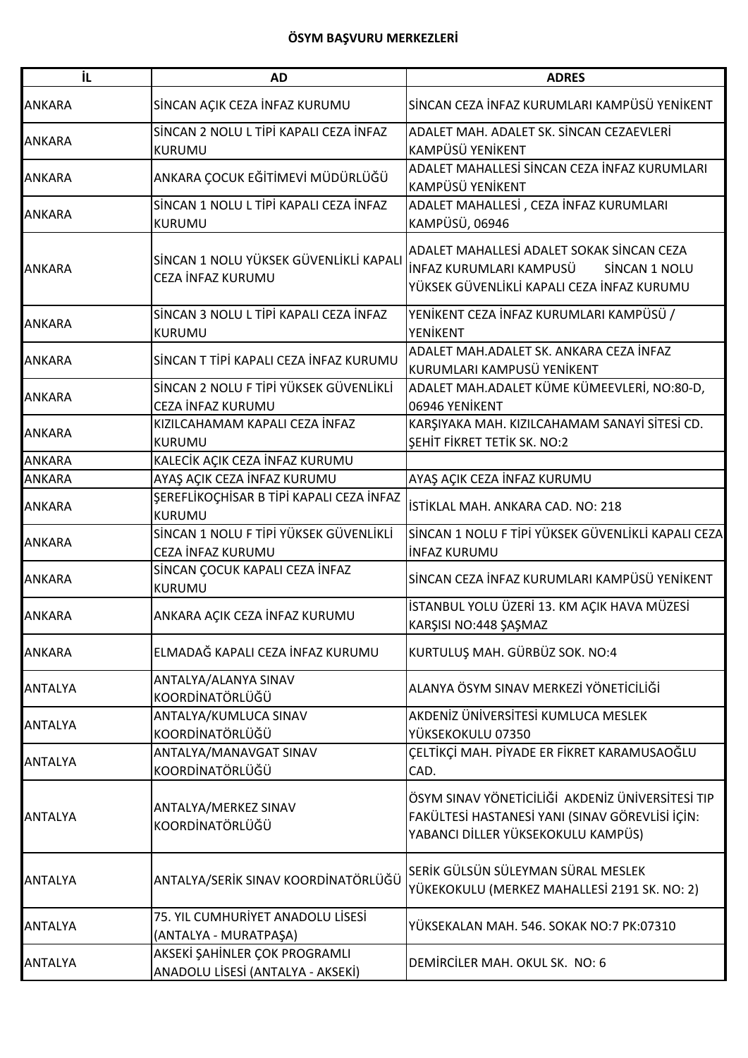**ÖSYM BAŞVURU MERKEZLERİ**

| İL | AD | ADRES |
|---|---|---|
| ANKARA | SİNCAN AÇIK CEZA İNFAZ KURUMU | SİNCAN CEZA İNFAZ KURUMLARI KAMPÜSÜ YENİKENT |
| ANKARA | SİNCAN 2 NOLU L TİPİ KAPALI CEZA İNFAZ KURUMU | ADALET MAH. ADALET SK. SİNCAN CEZAEVLERİ KAMPÜSÜ YENİKENT |
| ANKARA | ANKARA ÇOCUK EĞİTİMEVİ MÜDÜRLÜĞÜ | ADALET MAHALLESİ SİNCAN CEZA İNFAZ KURUMLARI KAMPÜSÜ YENİKENT |
| ANKARA | SİNCAN 1 NOLU L TİPİ KAPALI CEZA İNFAZ KURUMU | ADALET MAHALLESİ , CEZA İNFAZ KURUMLARI KAMPÜSÜ, 06946 |
| ANKARA | SİNCAN 1 NOLU YÜKSEK GÜVENLİKLİ KAPALI CEZA İNFAZ KURUMU | ADALET MAHALLESİ ADALET SOKAK SİNCAN CEZA İNFAZ KURUMLARI KAMPUSÜ SİNCAN 1 NOLU YÜKSEK GÜVENLİKLİ KAPALI CEZA İNFAZ KURUMU |
| ANKARA | SİNCAN 3 NOLU L TİPİ KAPALI CEZA İNFAZ KURUMU | YENİKENT CEZA İNFAZ KURUMLARI KAMPÜSÜ / YENİKENT |
| ANKARA | SİNCAN T TİPİ KAPALI CEZA İNFAZ KURUMU | ADALET MAH.ADALET SK. ANKARA CEZA İNFAZ KURUMLARI KAMPUSÜ YENİKENT |
| ANKARA | SİNCAN 2 NOLU F TİPİ YÜKSEK GÜVENLİKLİ CEZA İNFAZ KURUMU | ADALET MAH.ADALET KÜME KÜMEEVLERİ, NO:80-D, 06946 YENİKENT |
| ANKARA | KIZILCAHAMAM KAPALI CEZA İNFAZ KURUMU | KARŞIYAKA MAH. KIZILCAHAMAM SANAYİ SİTESİ CD. ŞEHİT FİKRET TETİK SK. NO:2 |
| ANKARA | KALECİK AÇIK CEZA İNFAZ KURUMU | |
| ANKARA | AYAŞ AÇIK CEZA İNFAZ KURUMU | AYAŞ AÇIK CEZA İNFAZ KURUMU |
| ANKARA | ŞEREFLİKOÇHİSAR B TİPİ KAPALI CEZA İNFAZ KURUMU | İSTİKLAL MAH. ANKARA CAD. NO: 218 |
| ANKARA | SİNCAN 1 NOLU F TİPİ YÜKSEK GÜVENLİKLİ CEZA İNFAZ KURUMU | SİNCAN 1 NOLU F TİPİ YÜKSEK GÜVENLİKLİ KAPALI CEZA İNFAZ KURUMU |
| ANKARA | SİNCAN ÇOCUK KAPALI CEZA İNFAZ KURUMU | SİNCAN CEZA İNFAZ KURUMLARI KAMPÜSÜ YENİKENT |
| ANKARA | ANKARA AÇIK CEZA İNFAZ KURUMU | İSTANBUL YOLU ÜZERİ 13. KM AÇIK HAVA MÜZESİ KARŞISI NO:448 ŞAŞMAZ |
| ANKARA | ELMADAĞ KAPALI CEZA İNFAZ KURUMU | KURTULUŞ MAH. GÜRBÜZ SOK. NO:4 |
| ANTALYA | ANTALYA/ALANYA SINAV KOORDİNATÖRLÜĞÜ | ALANYA ÖSYM SINAV MERKEZİ YÖNETİCİLİĞİ |
| ANTALYA | ANTALYA/KUMLUCA SINAV KOORDİNATÖRLÜĞÜ | AKDENİZ ÜNİVERSİTESİ KUMLUCA MESLEK YÜKSEKOKULU 07350 |
| ANTALYA | ANTALYA/MANAVGAT SINAV KOORDİNATÖRLÜĞÜ | ÇELTİKÇİ MAH. PİYADE ER FİKRET KARAMUSAOĞLU CAD. |
| ANTALYA | ANTALYA/MERKEZ SINAV KOORDİNATÖRLÜĞÜ | ÖSYM SINAV YÖNETİCİLİĞİ AKDENİZ ÜNİVERSİTESİ TIP FAKÜLTESİ HASTANESİ YANI (SINAV GÖREVLİSİ İÇİN: YABANCI DİLLER YÜKSEKOKULU KAMPÜS) |
| ANTALYA | ANTALYA/SERİK SINAV KOORDİNATÖRLÜĞÜ | SERİK GÜLSÜN SÜLEYMAN SÜRAL MESLEK YÜKEKOKULU (MERKEZ MAHALLESİ 2191 SK. NO: 2) |
| ANTALYA | 75. YIL CUMHURİYET ANADOLU LİSESİ (ANTALYA - MURATPAŞA) | YÜKSEKALAN MAH. 546. SOKAK NO:7 PK:07310 |
| ANTALYA | AKSEKİ ŞAHİNLER ÇOK PROGRAMLI ANADOLU LİSESİ (ANTALYA - AKSEKİ) | DEMİRCİLER MAH. OKUL SK. NO: 6 |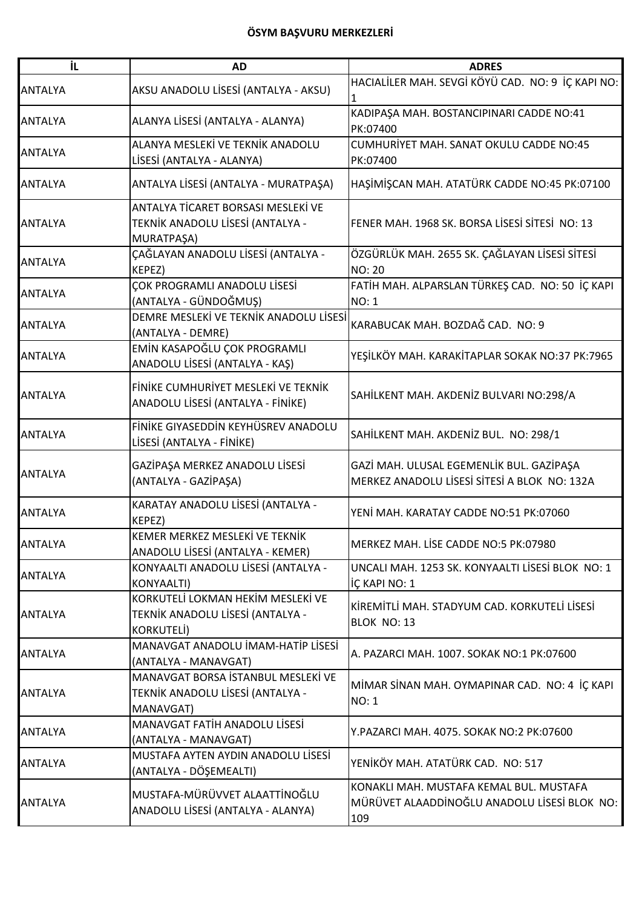**ÖSYM BAŞVURU MERKEZLERİ**

| İL | AD | ADRES |
|---|---|---|
| ANTALYA | AKSU ANADOLU LİSESİ (ANTALYA - AKSU) | HACIALİLER MAH. SEVGİ KÖYÜ CAD. NO: 9 İÇ KAPI NO: 1 |
| ANTALYA | ALANYA LİSESİ (ANTALYA - ALANYA) | KADIPAŞA MAH. BOSTANCIPINARI CADDE NO:41 PK:07400 |
| ANTALYA | ALANYA MESLEKİ VE TEKNİK ANADOLU LİSESİ (ANTALYA - ALANYA) | CUMHURİYET MAH. SANAT OKULU CADDE NO:45 PK:07400 |
| ANTALYA | ANTALYA LİSESİ (ANTALYA - MURATPAŞA) | HAŞİMİŞCAN MAH. ATATÜRK CADDE NO:45 PK:07100 |
| ANTALYA | ANTALYA TİCARET BORSASI MESLEKİ VE TEKNİK ANADOLU LİSESİ (ANTALYA - MURATPAŞA) | FENER MAH. 1968 SK. BORSA LİSESİ SİTESİ NO: 13 |
| ANTALYA | ÇAĞLAYAN ANADOLU LİSESİ (ANTALYA - KEPEZ) | ÖZGÜRLÜK MAH. 2655 SK. ÇAĞLAYAN LİSESİ SİTESİ NO: 20 |
| ANTALYA | ÇOK PROGRAMLI ANADOLU LİSESİ (ANTALYA - GÜNDOĞMUŞ) | FATİH MAH. ALPARSLAN TÜRKEŞ CAD. NO: 50 İÇ KAPI NO: 1 |
| ANTALYA | DEMRE MESLEKİ VE TEKNİK ANADOLU LİSESİ (ANTALYA - DEMRE) | KARABUCAK MAH. BOZDAĞ CAD. NO: 9 |
| ANTALYA | EMİN KASAPOĞLU ÇOK PROGRAMLI ANADOLU LİSESİ (ANTALYA - KAŞ) | YEŞİLKÖY MAH. KARAKİTAPLAR SOKAK NO:37 PK:7965 |
| ANTALYA | FİNİKE CUMHURİYET MESLEKİ VE TEKNİK ANADOLU LİSESİ (ANTALYA - FİNİKE) | SAHİLKENT MAH. AKDENİZ BULVARI NO:298/A |
| ANTALYA | FİNİKE GIYASEDDİN KEYHÜSREV ANADOLU LİSESİ (ANTALYA - FİNİKE) | SAHİLKENT MAH. AKDENİZ BUL. NO: 298/1 |
| ANTALYA | GAZİPAŞA MERKEZ ANADOLU LİSESİ (ANTALYA - GAZİPAŞA) | GAZİ MAH. ULUSAL EGEMENLİK BUL. GAZİPAŞA MERKEZ ANADOLU LİSESİ SİTESİ A BLOK NO: 132A |
| ANTALYA | KARATAY ANADOLU LİSESİ (ANTALYA - KEPEZ) | YENİ MAH. KARATAY CADDE NO:51 PK:07060 |
| ANTALYA | KEMER MERKEZ MESLEKİ VE TEKNİK ANADOLU LİSESİ (ANTALYA - KEMER) | MERKEZ MAH. LİSE CADDE NO:5 PK:07980 |
| ANTALYA | KONYAALTI ANADOLU LİSESİ (ANTALYA - KONYAALTI) | UNCALI MAH. 1253 SK. KONYAALTI LİSESİ BLOK NO: 1 İÇ KAPI NO: 1 |
| ANTALYA | KORKUTELİ LOKMAN HEKİM MESLEKİ VE TEKNİK ANADOLU LİSESİ (ANTALYA - KORKUTELİ) | KİREMİTLİ MAH. STADYUM CAD. KORKUTELİ LİSESİ BLOK NO: 13 |
| ANTALYA | MANAVGAT ANADOLU İMAM-HATİP LİSESİ (ANTALYA - MANAVGAT) | A. PAZARCI MAH. 1007. SOKAK NO:1 PK:07600 |
| ANTALYA | MANAVGAT BORSA İSTANBUL MESLEKİ VE TEKNİK ANADOLU LİSESİ (ANTALYA - MANAVGAT) | MİMAR SİNAN MAH. OYMAPINAR CAD. NO: 4 İÇ KAPI NO: 1 |
| ANTALYA | MANAVGAT FATİH ANADOLU LİSESİ (ANTALYA - MANAVGAT) | Y.PAZARCI MAH. 4075. SOKAK NO:2 PK:07600 |
| ANTALYA | MUSTAFA AYTEN AYDIN ANADOLU LİSESİ (ANTALYA - DÖŞEMEALTI) | YENİKÖY MAH. ATATÜRK CAD. NO: 517 |
| ANTALYA | MUSTAFA-MÜRÜVVET ALAATTİNOĞLU ANADOLU LİSESİ (ANTALYA - ALANYA) | KONAKLI MAH. MUSTAFA KEMAL BUL. MUSTAFA MÜRÜVET ALAADDİNOĞLU ANADOLU LİSESİ BLOK NO: 109 |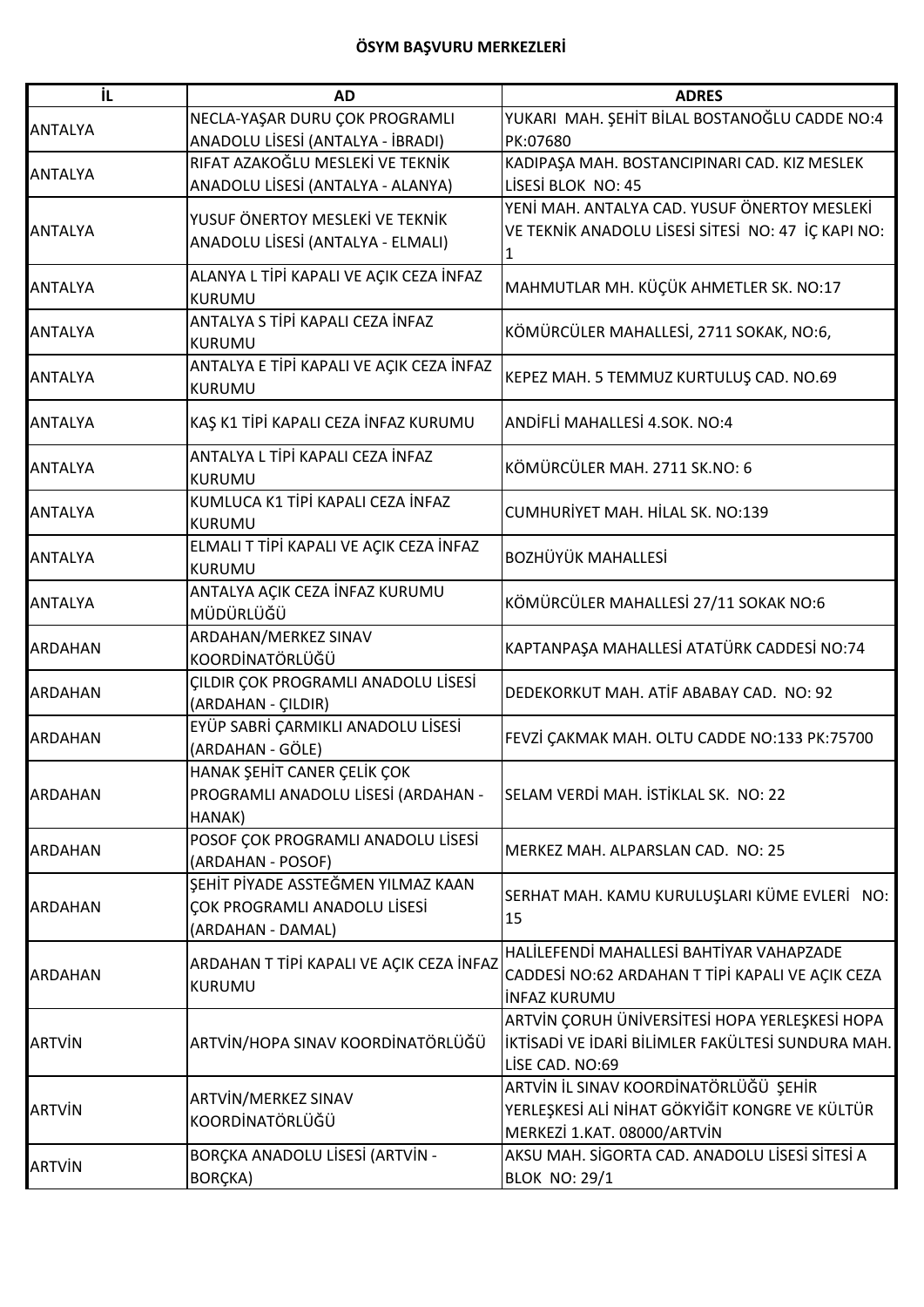**ÖSYM BAŞVURU MERKEZLERİ**

| İL | AD | ADRES |
|---|---|---|
| ANTALYA | NECLA-YAŞAR DURU ÇOK PROGRAMLI ANADOLU LİSESİ (ANTALYA - İBRADI) | YUKARI MAH. ŞEHİT BİLAL BOSTANOĞLU CADDE NO:4 PK:07680 |
| ANTALYA | RIFAT AZAKOĞLU MESLEKİ VE TEKNİK ANADOLU LİSESİ (ANTALYA - ALANYA) | KADIPAŞA MAH. BOSTANCIPINARI CAD. KIZ MESLEK LİSESİ BLOK NO: 45 |
| ANTALYA | YUSUF ÖNERTOY MESLEKİ VE TEKNİK ANADOLU LİSESİ (ANTALYA - ELMALI) | YENİ MAH. ANTALYA CAD. YUSUF ÖNERTOY MESLEKİ VE TEKNİK ANADOLU LİSESİ SİTESİ NO: 47 İÇ KAPI NO: 1 |
| ANTALYA | ALANYA L TİPİ KAPALI VE AÇIK CEZA İNFAZ KURUMU | MAHMUTLAR MH. KÜÇÜK AHMETLER SK. NO:17 |
| ANTALYA | ANTALYA S TİPİ KAPALI CEZA İNFAZ KURUMU | KÖMÜRCÜLER MAHALLESİ, 2711 SOKAK, NO:6, |
| ANTALYA | ANTALYA E TİPİ KAPALI VE AÇIK CEZA İNFAZ KURUMU | KEPEZ MAH. 5 TEMMUZ KURTULUŞ CAD. NO.69 |
| ANTALYA | KAŞ K1 TİPİ KAPALI CEZA İNFAZ KURUMU | ANDİFLİ MAHALLESİ 4.SOK. NO:4 |
| ANTALYA | ANTALYA L TİPİ KAPALI CEZA İNFAZ KURUMU | KÖMÜRCÜLER MAH. 2711 SK.NO: 6 |
| ANTALYA | KUMLUCA K1 TİPİ KAPALI CEZA İNFAZ KURUMU | CUMHURİYET MAH. HİLAL SK. NO:139 |
| ANTALYA | ELMALI T TİPİ KAPALI VE AÇIK CEZA İNFAZ KURUMU | BOZHÜYÜK MAHALLESİ |
| ANTALYA | ANTALYA AÇIK CEZA İNFAZ KURUMU MÜDÜRLÜĞÜ | KÖMÜRCÜLER MAHALLESİ 27/11 SOKAK NO:6 |
| ARDAHAN | ARDAHAN/MERKEZ SINAV KOORDİNATÖRLÜĞÜ | KAPTANPAŞA MAHALLESİ ATATÜRK CADDESİ NO:74 |
| ARDAHAN | ÇILDIR ÇOK PROGRAMLI ANADOLU LİSESİ (ARDAHAN - ÇILDIR) | DEDEKORKUT MAH. ATİF ABABAY CAD. NO: 92 |
| ARDAHAN | EYÜP SABRİ ÇARMIKLI ANADOLU LİSESİ (ARDAHAN - GÖLE) | FEVZİ ÇAKMAK MAH. OLTU CADDE NO:133 PK:75700 |
| ARDAHAN | HANAK ŞEHİT CANER ÇELİK ÇOK PROGRAMLI ANADOLU LİSESİ (ARDAHAN - HANAK) | SELAM VERDİ MAH. İSTİKLAL SK. NO: 22 |
| ARDAHAN | POSOF ÇOK PROGRAMLI ANADOLU LİSESİ (ARDAHAN - POSOF) | MERKEZ MAH. ALPARSLAN CAD. NO: 25 |
| ARDAHAN | ŞEHİT PİYADE ASSTEĞMEN YILMAZ KAAN ÇOK PROGRAMLI ANADOLU LİSESİ (ARDAHAN - DAMAL) | SERHAT MAH. KAMU KURULUŞLARI KÜME EVLERİ NO: 15 |
| ARDAHAN | ARDAHAN T TİPİ KAPALI VE AÇIK CEZA İNFAZ KURUMU | HALİLEFENDİ MAHALLESİ BAHTİYAR VAHAPZADE CADDESİ NO:62 ARDAHAN T TİPİ KAPALI VE AÇIK CEZA İNFAZ KURUMU |
| ARTVİN | ARTVİN/HOPA SINAV KOORDİNATÖRLÜĞÜ | ARTVİN ÇORUH ÜNİVERSİTESİ HOPA YERLEŞKESİ HOPA İKTİSADİ VE İDARİ BİLİMLER FAKÜLTESİ SUNDURA MAH. LİSE CAD. NO:69 |
| ARTVİN | ARTVİN/MERKEZ SINAV KOORDİNATÖRLÜĞÜ | ARTVİN İL SINAV KOORDİNATÖRLÜĞÜ ŞEHİR YERLEŞKESİ ALİ NİHAT GÖKYİĞİT KONGRE VE KÜLTÜR MERKEZİ 1.KAT. 08000/ARTVİN |
| ARTVİN | BORÇKA ANADOLU LİSESİ (ARTVİN - BORÇKA) | AKSU MAH. SİGORTA CAD. ANADOLU LİSESİ SİTESİ A BLOK NO: 29/1 |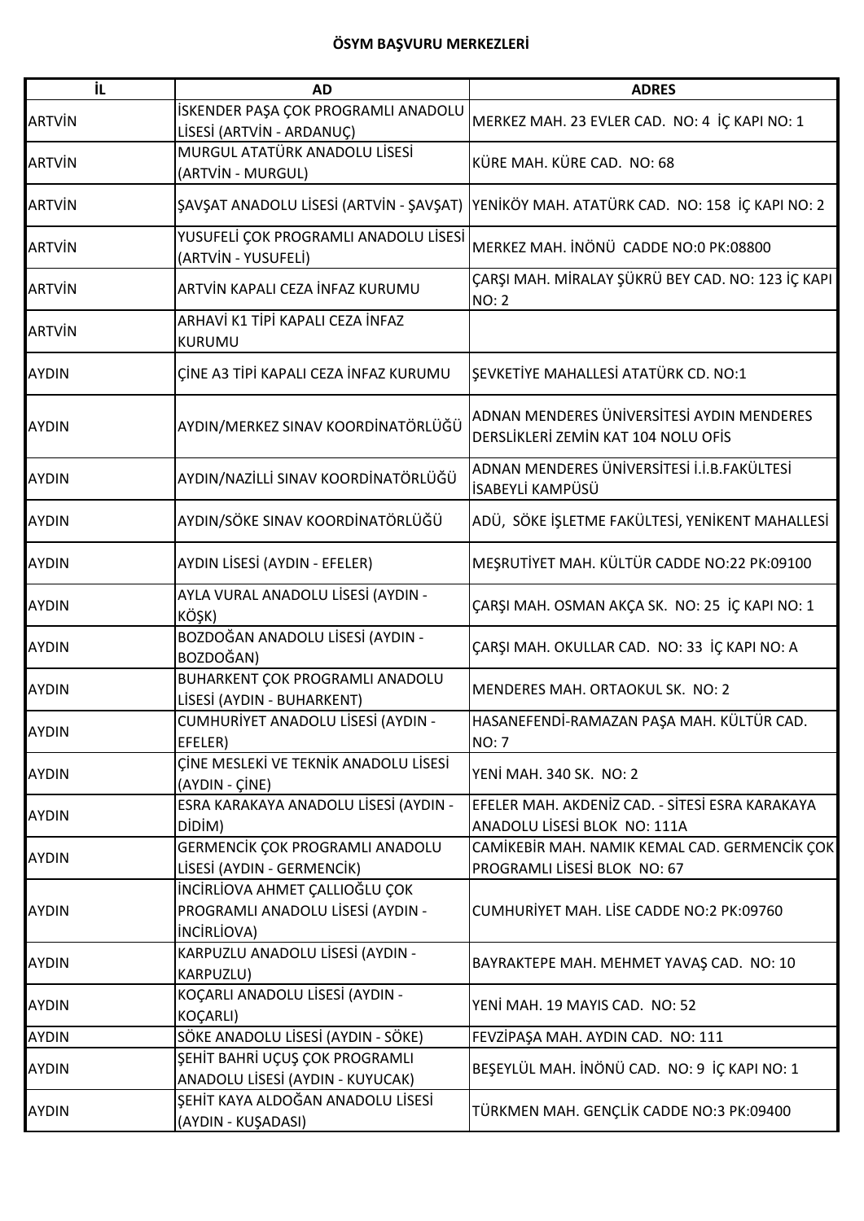**ÖSYM BAŞVURU MERKEZLERİ**

| İL | AD | ADRES |
|---|---|---|
| ARTVİN | İSKENDER PAŞA ÇOK PROGRAMLI ANADOLU LİSESİ (ARTVİN - ARDANUÇ) | MERKEZ MAH. 23 EVLER CAD. NO: 4 İÇ KAPI NO: 1 |
| ARTVİN | MURGUL ATATÜRK ANADOLU LİSESİ (ARTVİN - MURGUL) | KÜRE MAH. KÜRE CAD. NO: 68 |
| ARTVİN | ŞAVŞAT ANADOLU LİSESİ (ARTVİN - ŞAVŞAT) | YENİKÖY MAH. ATATÜRK CAD. NO: 158 İÇ KAPI NO: 2 |
| ARTVİN | YUSUFELİ ÇOK PROGRAMLI ANADOLU LİSESİ (ARTVİN - YUSUFELİ) | MERKEZ MAH. İNÖNÜ CADDE NO:0 PK:08800 |
| ARTVİN | ARTVİN KAPALI CEZA İNFAZ KURUMU | ÇARŞI MAH. MİRALAY ŞÜKRÜ BEY CAD. NO: 123 İÇ KAPI NO: 2 |
| ARTVİN | ARHAVİ K1 TİPİ KAPALI CEZA İNFAZ KURUMU | |
| AYDIN | ÇİNE A3 TİPİ KAPALI CEZA İNFAZ KURUMU | ŞEVKETİYE MAHALLESİ ATATÜRK CD. NO:1 |
| AYDIN | AYDIN/MERKEZ SINAV KOORDİNATÖRLÜĞÜ | ADNAN MENDERES ÜNİVERSİTESİ AYDIN MENDERES DERSLİKLERİ ZEMİN KAT 104 NOLU OFİS |
| AYDIN | AYDIN/NAZİLLİ SINAV KOORDİNATÖRLÜĞÜ | ADNAN MENDERES ÜNİVERSİTESİ İ.İ.B.FAKÜLTESİ İSABEYLİ KAMPÜSÜ |
| AYDIN | AYDIN/SÖKE SINAV KOORDİNATÖRLÜĞÜ | ADÜ, SÖKE İŞLETME FAKÜLTESİ, YENİKENT MAHALLESİ |
| AYDIN | AYDIN LİSESİ (AYDIN - EFELER) | MEŞRUTİYET MAH. KÜLTÜR CADDE NO:22 PK:09100 |
| AYDIN | AYLA VURAL ANADOLU LİSESİ (AYDIN - KÖŞK) | ÇARŞI MAH. OSMAN AKÇA SK. NO: 25 İÇ KAPI NO: 1 |
| AYDIN | BOZDOĞAN ANADOLU LİSESİ (AYDIN - BOZDOĞAN) | ÇARŞI MAH. OKULLAR CAD. NO: 33 İÇ KAPI NO: A |
| AYDIN | BUHARKENT ÇOK PROGRAMLI ANADOLU LİSESİ (AYDIN - BUHARKENT) | MENDERES MAH. ORTAOKUL SK. NO: 2 |
| AYDIN | CUMHURİYET ANADOLU LİSESİ (AYDIN - EFELER) | HASANEFENDİ-RAMAZAN PAŞA MAH. KÜLTÜR CAD. NO: 7 |
| AYDIN | ÇİNE MESLEKİ VE TEKNİK ANADOLU LİSESİ (AYDIN - ÇİNE) | YENİ MAH. 340 SK. NO: 2 |
| AYDIN | ESRA KARAKAYA ANADOLU LİSESİ (AYDIN - DİDİM) | EFELER MAH. AKDENİZ CAD. - SİTESİ ESRA KARAKAYA ANADOLU LİSESİ BLOK NO: 111A |
| AYDIN | GERMENCİK ÇOK PROGRAMLI ANADOLU LİSESİ (AYDIN - GERMENCİK) | CAMİKEBİR MAH. NAMIK KEMAL CAD. GERMENCİK ÇOK PROGRAMLI LİSESİ BLOK NO: 67 |
| AYDIN | İNCİRLİOVA AHMET ÇALLIOĞLU ÇOK PROGRAMLI ANADOLU LİSESİ (AYDIN - İNCİRLİOVA) | CUMHURİYET MAH. LİSE CADDE NO:2 PK:09760 |
| AYDIN | KARPUZLU ANADOLU LİSESİ (AYDIN - KARPUZLU) | BAYRAKTEPE MAH. MEHMET YAVAŞ CAD. NO: 10 |
| AYDIN | KOÇARLI ANADOLU LİSESİ (AYDIN - KOÇARLI) | YENİ MAH. 19 MAYIS CAD. NO: 52 |
| AYDIN | SÖKE ANADOLU LİSESİ (AYDIN - SÖKE) | FEVZİPAŞA MAH. AYDIN CAD. NO: 111 |
| AYDIN | ŞEHİT BAHRİ UÇUŞ ÇOK PROGRAMLI ANADOLU LİSESİ (AYDIN - KUYUCAK) | BEŞEYLÜL MAH. İNÖNÜ CAD. NO: 9 İÇ KAPI NO: 1 |
| AYDIN | ŞEHİT KAYA ALDOĞAN ANADOLU LİSESİ (AYDIN - KUŞADASI) | TÜRKMEN MAH. GENÇLİK CADDE NO:3 PK:09400 |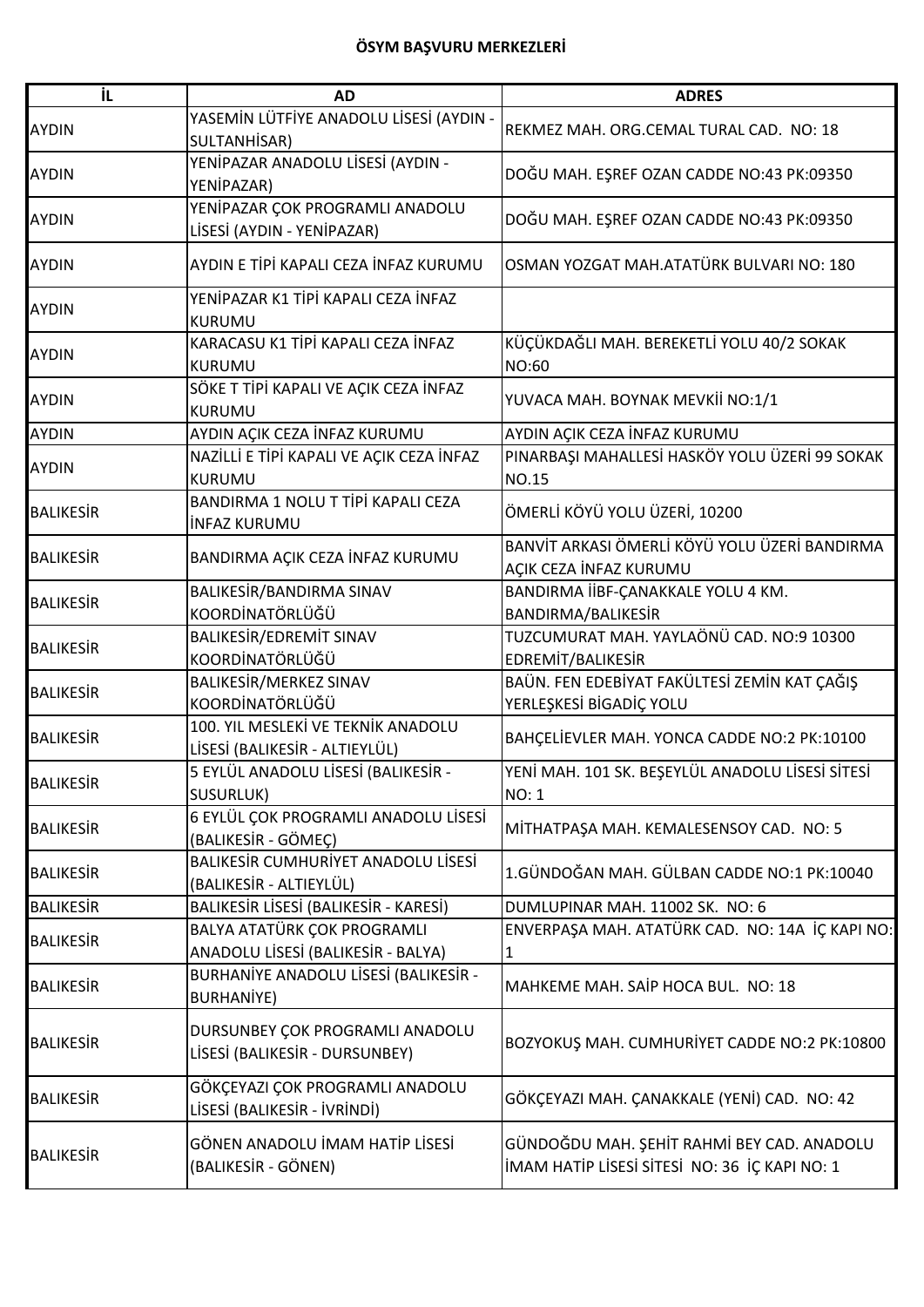**ÖSYM BAŞVURU MERKEZLERİ**

| İL | AD | ADRES |
|---|---|---|
| AYDIN | YASEMİN LÜTFİYE ANADOLU LİSESİ (AYDIN - SULTANHİSAR) | REKMEZ MAH. ORG.CEMAL TURAL CAD. NO: 18 |
| AYDIN | YENİPAZAR ANADOLU LİSESİ (AYDIN - YENİPAZAR) | DOĞU MAH. EŞREF OZAN CADDE NO:43 PK:09350 |
| AYDIN | YENİPAZAR ÇOK PROGRAMLI ANADOLU LİSESİ (AYDIN - YENİPAZAR) | DOĞU MAH. EŞREF OZAN CADDE NO:43 PK:09350 |
| AYDIN | AYDIN E TİPİ KAPALI CEZA İNFAZ KURUMU | OSMAN YOZGAT MAH.ATATÜRK BULVARI NO: 180 |
| AYDIN | YENİPAZAR K1 TİPİ KAPALI CEZA İNFAZ KURUMU | |
| AYDIN | KARACASU K1 TİPİ KAPALI CEZA İNFAZ KURUMU | KÜÇÜKDAĞLI MAH. BEREKETLİ YOLU 40/2 SOKAK NO:60 |
| AYDIN | SÖKE T TİPİ KAPALI VE AÇIK CEZA İNFAZ KURUMU | YUVACA MAH. BOYNAK MEVKİİ NO:1/1 |
| AYDIN | AYDIN AÇIK CEZA İNFAZ KURUMU | AYDIN AÇIK CEZA İNFAZ KURUMU |
| AYDIN | NAZİLLİ E TİPİ KAPALI VE AÇIK CEZA İNFAZ KURUMU | PINARBAŞI MAHALLESİ HASKÖY YOLU ÜZERİ 99 SOKAK NO.15 |
| BALIKESİR | BANDIRMA 1 NOLU T TİPİ KAPALI CEZA İNFAZ KURUMU | ÖMERLİ KÖYÜ YOLU ÜZERİ, 10200 |
| BALIKESİR | BANDIRMA AÇIK CEZA İNFAZ KURUMU | BANVİT ARKASI ÖMERLİ KÖYÜ YOLU ÜZERİ BANDIRMA AÇIK CEZA İNFAZ KURUMU |
| BALIKESİR | BALIKESİR/BANDIRMA SINAV KOORDİNATÖRLÜĞÜ | BANDIRMA İİBF-ÇANAKKALE YOLU 4 KM. BANDIRMA/BALIKESİR |
| BALIKESİR | BALIKESİR/EDREMİT SINAV KOORDİNATÖRLÜĞÜ | TUZCUMURAT MAH. YAYLAÖNÜ CAD. NO:9 10300 EDREMİT/BALIKESİR |
| BALIKESİR | BALIKESİR/MERKEZ SINAV KOORDİNATÖRLÜĞÜ | BAÜN. FEN EDEBİYAT FAKÜLTESİ ZEMİN KAT ÇAĞIŞ YERLEŞKESİ BİGADİÇ YOLU |
| BALIKESİR | 100. YIL MESLEKİ VE TEKNİK ANADOLU LİSESİ (BALIKESİR - ALTIEYLÜL) | BAHÇELİEVLER MAH. YONCA CADDE NO:2 PK:10100 |
| BALIKESİR | 5 EYLÜL ANADOLU LİSESİ (BALIKESİR - SUSURLUK) | YENİ MAH. 101 SK. BEŞEYLÜL ANADOLU LİSESİ SİTESİ NO: 1 |
| BALIKESİR | 6 EYLÜL ÇOK PROGRAMLI ANADOLU LİSESİ (BALIKESİR - GÖMEÇ) | MİTHATPAŞA MAH. KEMALESENSOY CAD. NO: 5 |
| BALIKESİR | BALIKESİR CUMHURİYET ANADOLU LİSESİ (BALIKESİR - ALTIEYLÜL) | 1.GÜNDOĞAN MAH. GÜLBAN CADDE NO:1 PK:10040 |
| BALIKESİR | BALIKESİR LİSESİ (BALIKESİR - KARESİ) | DUMLUPINAR MAH. 11002 SK. NO: 6 |
| BALIKESİR | BALYA ATATÜRK ÇOK PROGRAMLI ANADOLU LİSESİ (BALIKESİR - BALYA) | ENVERPAŞA MAH. ATATÜRK CAD. NO: 14A İÇ KAPI NO: 1 |
| BALIKESİR | BURHANİYE ANADOLU LİSESİ (BALIKESİR - BURHANİYE) | MAHKEME MAH. SAİP HOCA BUL. NO: 18 |
| BALIKESİR | DURSUNBEY ÇOK PROGRAMLI ANADOLU LİSESİ (BALIKESİR - DURSUNBEY) | BOZYOKUŞ MAH. CUMHURİYET CADDE NO:2 PK:10800 |
| BALIKESİR | GÖKÇEYAZI ÇOK PROGRAMLI ANADOLU LİSESİ (BALIKESİR - İVRİNDİ) | GÖKÇEYAZI MAH. ÇANAKKALE (YENİ) CAD. NO: 42 |
| BALIKESİR | GÖNEN ANADOLU İMAM HATİP LİSESİ (BALIKESİR - GÖNEN) | GÜNDOĞDU MAH. ŞEHİT RAHMİ BEY CAD. ANADOLU İMAM HATİP LİSESİ SİTESİ NO: 36 İÇ KAPI NO: 1 |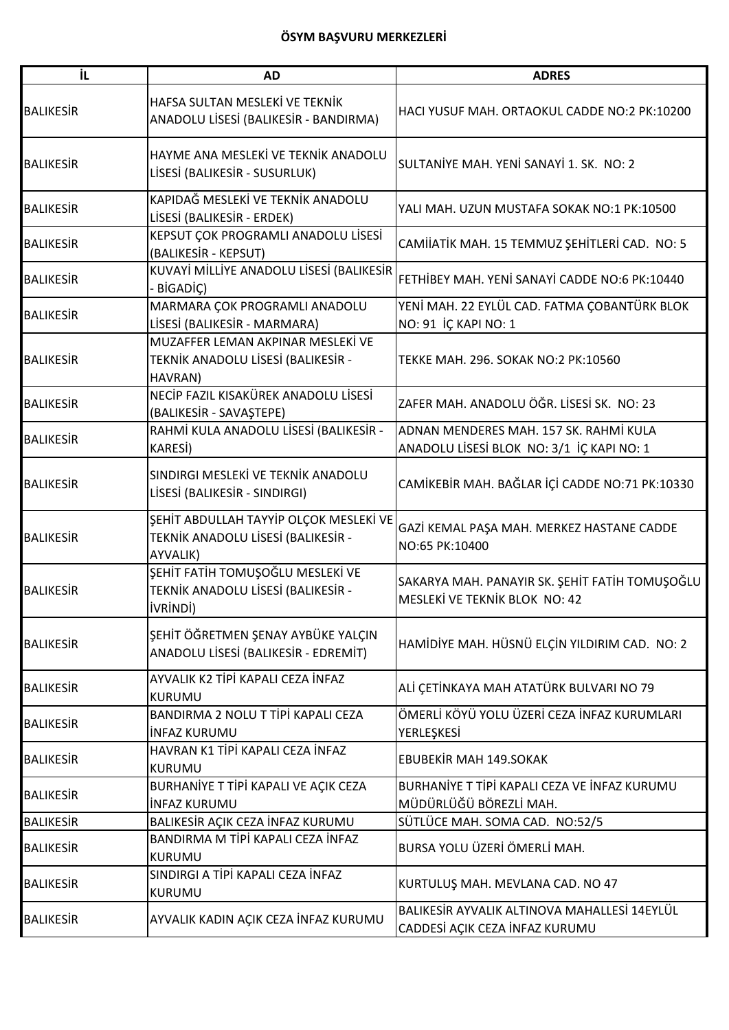**ÖSYM BAŞVURU MERKEZLERİ**

| İL | AD | ADRES |
|---|---|---|
| BALIKESİR | HAFSA SULTAN MESLEKİ VE TEKNİK ANADOLU LİSESİ (BALIKESİR - BANDIRMA) | HACI YUSUF MAH. ORTAOKUL CADDE NO:2 PK:10200 |
| BALIKESİR | HAYME ANA MESLEKİ VE TEKNİK ANADOLU LİSESİ (BALIKESİR - SUSURLUK) | SULTANİYE MAH. YENİ SANAYİ 1. SK. NO: 2 |
| BALIKESİR | KAPIDAĞ MESLEKİ VE TEKNİK ANADOLU LİSESİ (BALIKESİR - ERDEK) | YALI MAH. UZUN MUSTAFA SOKAK NO:1 PK:10500 |
| BALIKESİR | KEPSUT ÇOK PROGRAMLI ANADOLU LİSESİ (BALIKESİR - KEPSUT) | CAMİİATİK MAH. 15 TEMMUZ ŞEHİTLERİ CAD. NO: 5 |
| BALIKESİR | KUVAYİ MİLLİYE ANADOLU LİSESİ (BALIKESİR - BİGADİÇ) | FETHİBEY MAH. YENİ SANAYİ CADDE NO:6 PK:10440 |
| BALIKESİR | MARMARA ÇOK PROGRAMLI ANADOLU LİSESİ (BALIKESİR - MARMARA) | YENİ MAH. 22 EYLÜL CAD. FATMA ÇOBANTÜRK BLOK NO: 91 İÇ KAPI NO: 1 |
| BALIKESİR | MUZAFFER LEMAN AKPINAR MESLEKİ VE TEKNİK ANADOLU LİSESİ (BALIKESİR - HAVRAN) | TEKKE MAH. 296. SOKAK NO:2 PK:10560 |
| BALIKESİR | NECİP FAZIL KISAKÜREK ANADOLU LİSESİ (BALIKESİR - SAVAŞTEPE) | ZAFER MAH. ANADOLU ÖĞR. LİSESİ SK. NO: 23 |
| BALIKESİR | RAHMİ KULA ANADOLU LİSESİ (BALIKESİR - KARESİ) | ADNAN MENDERES MAH. 157 SK. RAHMİ KULA ANADOLU LİSESİ BLOK NO: 3/1 İÇ KAPI NO: 1 |
| BALIKESİR | SINDIRGI MESLEKİ VE TEKNİK ANADOLU LİSESİ (BALIKESİR - SINDIRGI) | CAMİKEBİR MAH. BAĞLAR İÇİ CADDE NO:71 PK:10330 |
| BALIKESİR | ŞEHİT ABDULLAH TAYYİP OLÇOK MESLEKİ VE TEKNİK ANADOLU LİSESİ (BALIKESİR - AYVALIK) | GAZİ KEMAL PAŞA MAH. MERKEZ HASTANE CADDE NO:65 PK:10400 |
| BALIKESİR | ŞEHİT FATİH TOMUŞOĞLU MESLEKİ VE TEKNİK ANADOLU LİSESİ (BALIKESİR - İVRİNDİ) | SAKARYA MAH. PANAYIR SK. ŞEHİT FATİH TOMUŞOĞLU MESLEKİ VE TEKNİK BLOK NO: 42 |
| BALIKESİR | ŞEHİT ÖĞRETMEN ŞENAY AYBÜKE YALÇIN ANADOLU LİSESİ (BALIKESİR - EDREMİT) | HAMİDİYE MAH. HÜSNÜ ELÇİN YILDIRIM CAD. NO: 2 |
| BALIKESİR | AYVALIK K2 TİPİ KAPALI CEZA İNFAZ KURUMU | ALİ ÇETİNKAYA MAH ATATÜRK BULVARI NO 79 |
| BALIKESİR | BANDIRMA 2 NOLU T TİPİ KAPALI CEZA İNFAZ KURUMU | ÖMERLİ KÖYÜ YOLU ÜZERİ CEZA İNFAZ KURUMLARI YERLEŞKESİ |
| BALIKESİR | HAVRAN K1 TİPİ KAPALI CEZA İNFAZ KURUMU | EBUBEKİR MAH 149.SOKAK |
| BALIKESİR | BURHANİYE T TİPİ KAPALI VE AÇIK CEZA İNFAZ KURUMU | BURHANİYE T TİPİ KAPALI CEZA VE İNFAZ KURUMU MÜDÜRLÜĞÜ BÖREZLİ MAH. |
| BALIKESİR | BALIKESİR AÇIK CEZA İNFAZ KURUMU | SÜTLÜCE MAH. SOMA CAD. NO:52/5 |
| BALIKESİR | BANDIRMA M TİPİ KAPALI CEZA İNFAZ KURUMU | BURSA YOLU ÜZERİ ÖMERLİ MAH. |
| BALIKESİR | SINDIRGI A TİPİ KAPALI CEZA İNFAZ KURUMU | KURTULUŞ MAH. MEVLANA CAD. NO 47 |
| BALIKESİR | AYVALIK KADIN AÇIK CEZA İNFAZ KURUMU | BALIKESİR AYVALIK ALTINOVA MAHALLESİ 14EYLÜL CADDESİ AÇIK CEZA İNFAZ KURUMU |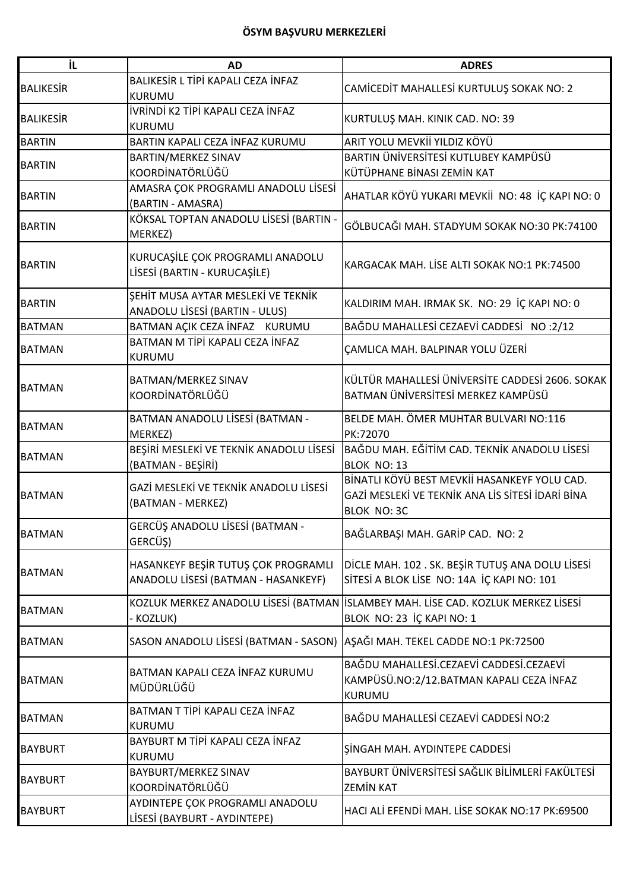**ÖSYM BAŞVURU MERKEZLERİ**

| İL | AD | ADRES |
| --- | --- | --- |
| BALIKESİR | BALIKESİR L TİPİ KAPALI CEZA İNFAZ KURUMU | CAMİCEDİT MAHALLESİ KURTULUŞ SOKAK NO: 2 |
| BALIKESİR | İVRİNDİ K2 TİPİ KAPALI CEZA İNFAZ KURUMU | KURTULUŞ MAH. KINIK CAD. NO: 39 |
| BARTIN | BARTIN KAPALI CEZA İNFAZ KURUMU | ARIT YOLU MEVKİİ YILDIZ KÖYÜ |
| BARTIN | BARTIN/MERKEZ SINAV KOORDİNATÖRLÜĞÜ | BARTIN ÜNİVERSİTESİ KUTLUBEY KAMPÜSÜ KÜTÜPHANE BİNASI ZEMİN KAT |
| BARTIN | AMASRA ÇOK PROGRAMLI ANADOLU LİSESİ (BARTIN - AMASRA) | AHATLAR KÖYÜ YUKARI MEVKİİ NO: 48 İÇ KAPI NO: 0 |
| BARTIN | KÖKSAL TOPTAN ANADOLU LİSESİ (BARTIN - MERKEZ) | GÖLBUCAĞI MAH. STADYUM SOKAK NO:30 PK:74100 |
| BARTIN | KURUCAŞİLE ÇOK PROGRAMLI ANADOLU LİSESİ (BARTIN - KURUCAŞİLE) | KARGACAK MAH. LİSE ALTI SOKAK NO:1 PK:74500 |
| BARTIN | ŞEHİT MUSA AYTAR MESLEKİ VE TEKNİK ANADOLU LİSESİ (BARTIN - ULUS) | KALDIRIM MAH. IRMAK SK. NO: 29 İÇ KAPI NO: 0 |
| BATMAN | BATMAN AÇIK CEZA İNFAZ KURUMU | BAĞDU MAHALLESİ CEZAEVİ CADDESİ NO :2/12 |
| BATMAN | BATMAN M TİPİ KAPALI CEZA İNFAZ KURUMU | ÇAMLICA MAH. BALPINAR YOLU ÜZERİ |
| BATMAN | BATMAN/MERKEZ SINAV KOORDİNATÖRLÜĞÜ | KÜLTÜR MAHALLESİ ÜNİVERSİTE CADDESİ 2606. SOKAK BATMAN ÜNİVERSİTESİ MERKEZ KAMPÜSÜ |
| BATMAN | BATMAN ANADOLU LİSESİ (BATMAN - MERKEZ) | BELDE MAH. ÖMER MUHTAR BULVARI NO:116 PK:72070 |
| BATMAN | BEŞİRİ MESLEKİ VE TEKNİK ANADOLU LİSESİ (BATMAN - BEŞİRİ) | BAĞDU MAH. EĞİTİM CAD. TEKNİK ANADOLU LİSESİ BLOK NO: 13 |
| BATMAN | GAZİ MESLEKİ VE TEKNİK ANADOLU LİSESİ (BATMAN - MERKEZ) | BİNATLI KÖYÜ BEST MEVKİİ HASANKEYF YOLU CAD. GAZİ MESLEKİ VE TEKNİK ANA LİS SİTESİ İDARİ BİNA BLOK NO: 3C |
| BATMAN | GERCÜŞ ANADOLU LİSESİ (BATMAN - GERCÜŞ) | BAĞLARBAŞI MAH. GARİP CAD. NO: 2 |
| BATMAN | HASANKEYF BEŞİR TUTUŞ ÇOK PROGRAMLI ANADOLU LİSESİ (BATMAN - HASANKEYF) | DİCLE MAH. 102 . SK. BEŞİR TUTUŞ ANA DOLU LİSESİ SİTESİ A BLOK LİSE NO: 14A İÇ KAPI NO: 101 |
| BATMAN | KOZLUK MERKEZ ANADOLU LİSESİ (BATMAN - KOZLUK) | İSLAMBEY MAH. LİSE CAD. KOZLUK MERKEZ LİSESİ BLOK NO: 23 İÇ KAPI NO: 1 |
| BATMAN | SASON ANADOLU LİSESİ (BATMAN - SASON) | AŞAĞI MAH. TEKEL CADDE NO:1 PK:72500 |
| BATMAN | BATMAN KAPALI CEZA İNFAZ KURUMU MÜDÜRLÜĞÜ | BAĞDU MAHALLESİ.CEZAEVİ CADDESİ.CEZAEVİ KAMPÜSÜ.NO:2/12.BATMAN KAPALI CEZA İNFAZ KURUMU |
| BATMAN | BATMAN T TİPİ KAPALI CEZA İNFAZ KURUMU | BAĞDU MAHALLESİ CEZAEVİ CADDESİ NO:2 |
| BAYBURT | BAYBURT M TİPİ KAPALI CEZA İNFAZ KURUMU | ŞİNGAH MAH. AYDINTEPE CADDESİ |
| BAYBURT | BAYBURT/MERKEZ SINAV KOORDİNATÖRLÜĞÜ | BAYBURT ÜNİVERSİTESİ SAĞLIK BİLİMLERİ FAKÜLTESİ ZEMİN KAT |
| BAYBURT | AYDINTEPE ÇOK PROGRAMLI ANADOLU LİSESİ (BAYBURT - AYDINTEPE) | HACI ALİ EFENDİ MAH. LİSE SOKAK NO:17 PK:69500 |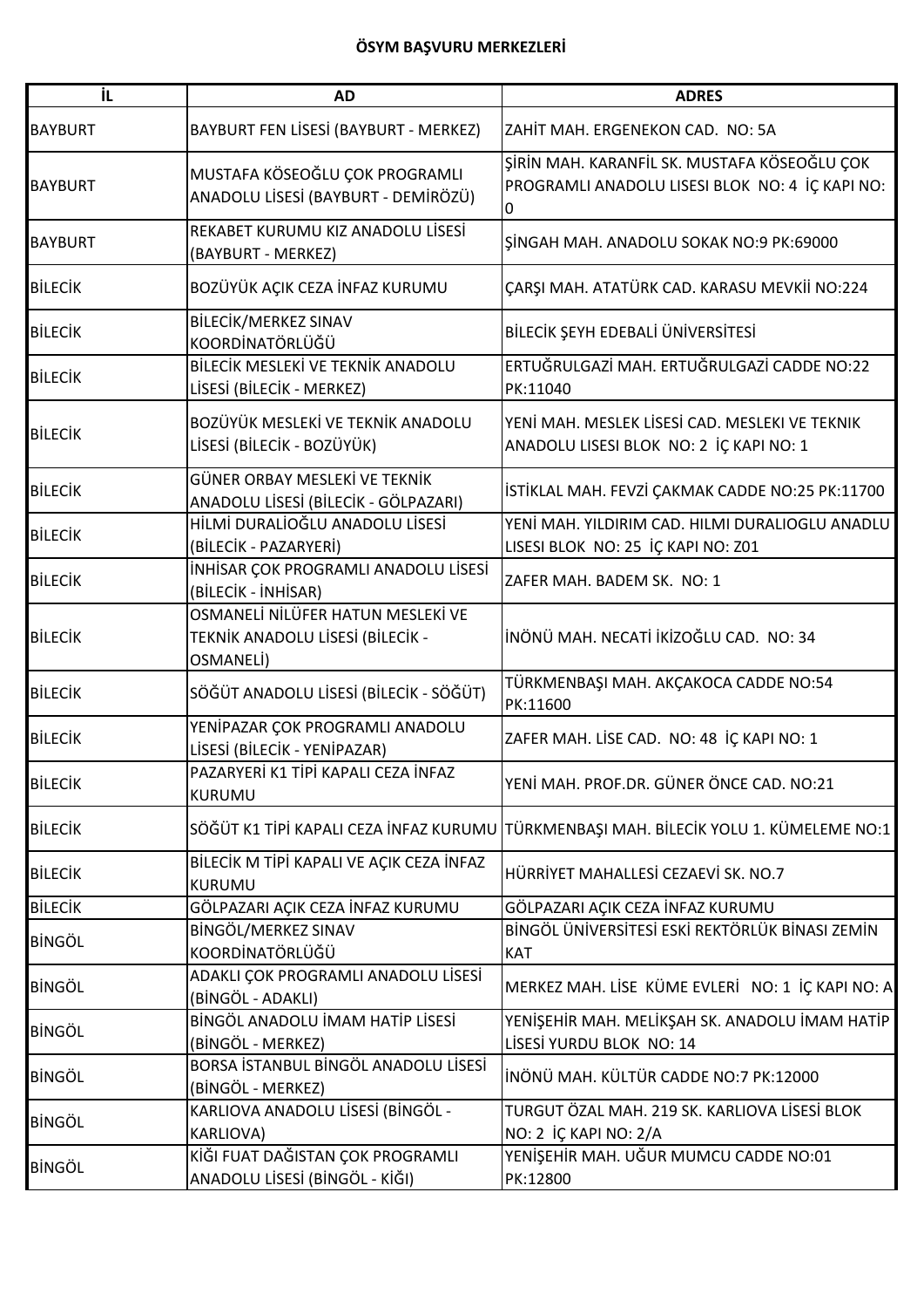**ÖSYM BAŞVURU MERKEZLERİ**

| İL | AD | ADRES |
|---|---|---|
| BAYBURT | BAYBURT FEN LİSESİ (BAYBURT - MERKEZ) | ZAHİT MAH. ERGENEKON CAD. NO: 5A |
| BAYBURT | MUSTAFA KÖSEOĞLU ÇOK PROGRAMLI ANADOLU LİSESİ (BAYBURT - DEMİRÖZÜ) | ŞİRİN MAH. KARANFİL SK. MUSTAFA KÖSEOĞLU ÇOK PROGRAMLI ANADOLU LISESI BLOK NO: 4 İÇ KAPI NO: 0 |
| BAYBURT | REKABET KURUMU KIZ ANADOLU LİSESİ (BAYBURT - MERKEZ) | ŞİNGAH MAH. ANADOLU SOKAK NO:9 PK:69000 |
| BİLECİK | BOZÜYÜK AÇIK CEZA İNFAZ KURUMU | ÇARŞI MAH. ATATÜRK CAD. KARASU MEVKİİ NO:224 |
| BİLECİK | BİLECİK/MERKEZ SINAV KOORDİNATÖRLÜĞÜ | BİLECİK ŞEYH EDEBALİ ÜNİVERSİTESİ |
| BİLECİK | BİLECİK MESLEKİ VE TEKNİK ANADOLU LİSESİ (BİLECİK - MERKEZ) | ERTUĞRULGAZİ MAH. ERTUĞRULGAZİ CADDE NO:22 PK:11040 |
| BİLECİK | BOZÜYÜK MESLEKİ VE TEKNİK ANADOLU LİSESİ (BİLECİK - BOZÜYÜK) | YENİ MAH. MESLEK LİSESİ CAD. MESLEKI VE TEKNIK ANADOLU LISESI BLOK NO: 2 İÇ KAPI NO: 1 |
| BİLECİK | GÜNER ORBAY MESLEKİ VE TEKNİK ANADOLU LİSESİ (BİLECİK - GÖLPAZARI) | İSTİKLAL MAH. FEVZİ ÇAKMAK CADDE NO:25 PK:11700 |
| BİLECİK | HİLMİ DURALİOĞLU ANADOLU LİSESİ (BİLECİK - PAZARYERİ) | YENİ MAH. YILDIRIM CAD. HILMI DURALIOGLU ANADLU LISESI BLOK NO: 25 İÇ KAPI NO: Z01 |
| BİLECİK | İNHİSAR ÇOK PROGRAMLI ANADOLU LİSESİ (BİLECİK - İNHİSAR) | ZAFER MAH. BADEM SK. NO: 1 |
| BİLECİK | OSMANELİ NİLÜFER HATUN MESLEKİ VE TEKNİK ANADOLU LİSESİ (BİLECİK - OSMANELİ) | İNÖNÜ MAH. NECATİ İKİZOĞLU CAD. NO: 34 |
| BİLECİK | SÖĞÜT ANADOLU LİSESİ (BİLECİK - SÖĞÜT) | TÜRKMENBAŞI MAH. AKÇAKOCA CADDE NO:54 PK:11600 |
| BİLECİK | YENİPAZAR ÇOK PROGRAMLI ANADOLU LİSESİ (BİLECİK - YENİPAZAR) | ZAFER MAH. LİSE CAD. NO: 48 İÇ KAPI NO: 1 |
| BİLECİK | PAZARYERİ K1 TİPİ KAPALI CEZA İNFAZ KURUMU | YENİ MAH. PROF.DR. GÜNER ÖNCE CAD. NO:21 |
| BİLECİK | SÖĞÜT K1 TİPİ KAPALI CEZA İNFAZ KURUMU | TÜRKMENBAŞI MAH. BİLECİK YOLU 1. KÜMELEME NO:1 |
| BİLECİK | BİLECİK M TİPİ KAPALI VE AÇIK CEZA İNFAZ KURUMU | HÜRRİYET MAHALLESİ CEZAEVİ SK. NO.7 |
| BİLECİK | GÖLPAZARI AÇIK CEZA İNFAZ KURUMU | GÖLPAZARI AÇIK CEZA İNFAZ KURUMU |
| BİNGÖL | BİNGÖL/MERKEZ SINAV KOORDİNATÖRLÜĞÜ | BİNGÖL ÜNİVERSİTESİ ESKİ REKTÖRLÜK BİNASI ZEMİN KAT |
| BİNGÖL | ADAKLI ÇOK PROGRAMLI ANADOLU LİSESİ (BİNGÖL - ADAKLI) | MERKEZ MAH. LİSE KÜME EVLERİ NO: 1 İÇ KAPI NO: A |
| BİNGÖL | BİNGÖL ANADOLU İMAM HATİP LİSESİ (BİNGÖL - MERKEZ) | YENİŞEHİR MAH. MELİKŞAH SK. ANADOLU İMAM HATİP LİSESİ YURDU BLOK NO: 14 |
| BİNGÖL | BORSA İSTANBUL BİNGÖL ANADOLU LİSESİ (BİNGÖL - MERKEZ) | İNÖNÜ MAH. KÜLTÜR CADDE NO:7 PK:12000 |
| BİNGÖL | KARLIOVA ANADOLU LİSESİ (BİNGÖL - KARLIOVA) | TURGUT ÖZAL MAH. 219 SK. KARLIOVA LİSESİ BLOK NO: 2 İÇ KAPI NO: 2/A |
| BİNGÖL | KİĞI FUAT DAĞISTAN ÇOK PROGRAMLI ANADOLU LİSESİ (BİNGÖL - KİĞI) | YENİŞEHİR MAH. UĞUR MUMCU CADDE NO:01 PK:12800 |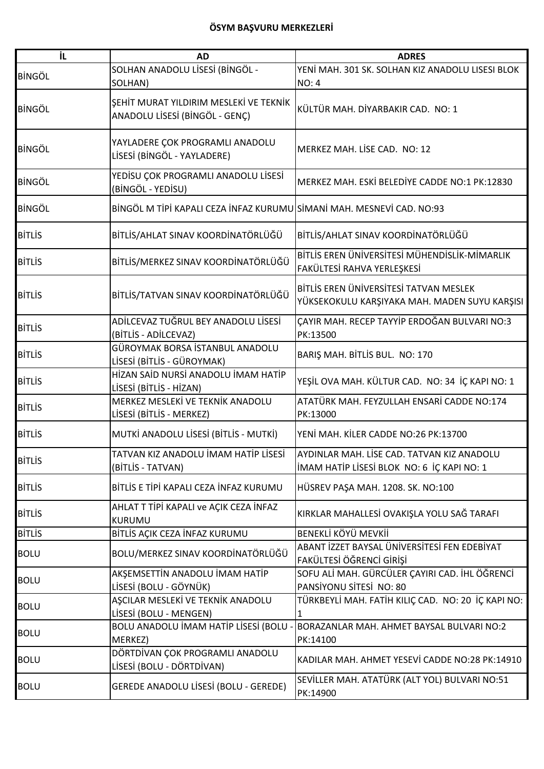**ÖSYM BAŞVURU MERKEZLERİ**

| İL | AD | ADRES |
|---|---|---|
| BİNGÖL | SOLHAN ANADOLU LİSESİ (BİNGÖL - SOLHAN) | YENİ MAH. 301 SK. SOLHAN KIZ ANADOLU LISESI BLOK NO: 4 |
| BİNGÖL | ŞEHİT MURAT YILDIRIM MESLEKİ VE TEKNİK ANADOLU LİSESİ (BİNGÖL - GENÇ) | KÜLTÜR MAH. DİYARBAKIR CAD. NO: 1 |
| BİNGÖL | YAYLADERE ÇOK PROGRAMLI ANADOLU LİSESİ (BİNGÖL - YAYLADERE) | MERKEZ MAH. LİSE CAD. NO: 12 |
| BİNGÖL | YEDİSU ÇOK PROGRAMLI ANADOLU LİSESİ (BİNGÖL - YEDİSU) | MERKEZ MAH. ESKİ BELEDİYE CADDE NO:1 PK:12830 |
| BİNGÖL | BİNGÖL M TİPİ KAPALI CEZA İNFAZ KURUMU | SİMANİ MAH. MESNEVİ CAD. NO:93 |
| BİTLİS | BİTLİS/AHLAT SINAV KOORDİNATÖRLÜĞÜ | BİTLİS/AHLAT SINAV KOORDİNATÖRLÜĞÜ |
| BİTLİS | BİTLİS/MERKEZ SINAV KOORDİNATÖRLÜĞÜ | BİTLİS EREN ÜNİVERSİTESİ MÜHENDİSLİK-MİMARLIK FAKÜLTESİ RAHVA YERLEŞKESİ |
| BİTLİS | BİTLİS/TATVAN SINAV KOORDİNATÖRLÜĞÜ | BİTLİS EREN ÜNİVERSİTESİ TATVAN MESLEK YÜKSEKOKULU KARŞIYAKA MAH. MADEN SUYU KARŞISI |
| BİTLİS | ADİLCEVAZ TUĞRUL BEY ANADOLU LİSESİ (BİTLİS - ADİLCEVAZ) | ÇAYIR MAH. RECEP TAYYİP ERDOĞAN BULVARI NO:3 PK:13500 |
| BİTLİS | GÜROYMAK BORSA İSTANBUL ANADOLU LİSESİ (BİTLİS - GÜROYMAK) | BARIŞ MAH. BİTLİS BUL. NO: 170 |
| BİTLİS | HİZAN SAİD NURSİ ANADOLU İMAM HATİP LİSESİ (BİTLİS - HİZAN) | YEŞİL OVA MAH. KÜLTUR CAD. NO: 34 İÇ KAPI NO: 1 |
| BİTLİS | MERKEZ MESLEKİ VE TEKNİK ANADOLU LİSESİ (BİTLİS - MERKEZ) | ATATÜRK MAH. FEYZULLAH ENSARİ CADDE NO:174 PK:13000 |
| BİTLİS | MUTKİ ANADOLU LİSESİ (BİTLİS - MUTKİ) | YENİ MAH. KİLER CADDE NO:26 PK:13700 |
| BİTLİS | TATVAN KIZ ANADOLU İMAM HATİP LİSESİ (BİTLİS - TATVAN) | AYDINLAR MAH. LİSE CAD. TATVAN KIZ ANADOLU İMAM HATİP LİSESİ BLOK NO: 6 İÇ KAPI NO: 1 |
| BİTLİS | BİTLİS E TİPİ KAPALI CEZA İNFAZ KURUMU | HÜSREV PAŞA MAH. 1208. SK. NO:100 |
| BİTLİS | AHLAT T TİPİ KAPALI ve AÇIK CEZA İNFAZ KURUMU | KIRKLAR MAHALLESİ OVAKIŞLA YOLU SAĞ TARAFI |
| BİTLİS | BİTLİS AÇIK CEZA İNFAZ KURUMU | BENEKLİ KÖYÜ MEVKİİ |
| BOLU | BOLU/MERKEZ SINAV KOORDİNATÖRLÜĞÜ | ABANT İZZET BAYSAL ÜNİVERSİTESİ FEN EDEBİYAT FAKÜLTESİ ÖĞRENCİ GİRİŞİ |
| BOLU | AKŞEMSETTİN ANADOLU İMAM HATİP LİSESİ (BOLU - GÖYNÜK) | SOFU ALİ MAH. GÜRCÜLER ÇAYIRI CAD. İHL ÖĞRENCİ PANSİYONU SİTESİ NO: 80 |
| BOLU | AŞCILAR MESLEKİ VE TEKNİK ANADOLU LİSESİ (BOLU - MENGEN) | TÜRKBEYLİ MAH. FATİH KILIÇ CAD. NO: 20 İÇ KAPI NO: 1 |
| BOLU | BOLU ANADOLU İMAM HATİP LİSESİ (BOLU - MERKEZ) | BORAZANLAR MAH. AHMET BAYSAL BULVARI NO:2 PK:14100 |
| BOLU | DÖRTDİVAN ÇOK PROGRAMLI ANADOLU LİSESİ (BOLU - DÖRTDİVAN) | KADILAR MAH. AHMET YESEVİ CADDE NO:28 PK:14910 |
| BOLU | GEREDE ANADOLU LİSESİ (BOLU - GEREDE) | SEVİLLER MAH. ATATÜRK (ALT YOL) BULVARI NO:51 PK:14900 |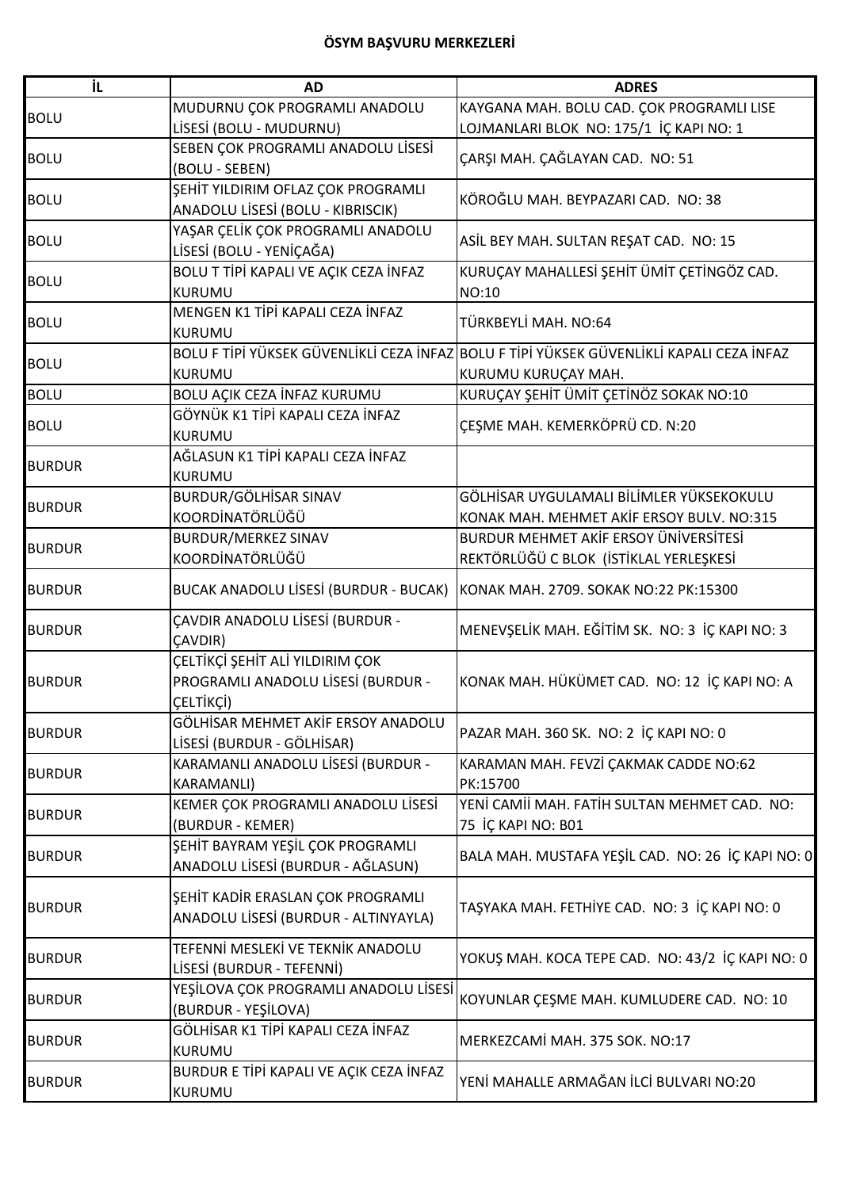**ÖSYM BAŞVURU MERKEZLERİ**

| İL | AD | ADRES |
|---|---|---|
| BOLU | MUDURNU ÇOK PROGRAMLI ANADOLU LİSESİ (BOLU - MUDURNU) | KAYGANA MAH. BOLU CAD. ÇOK PROGRAMLI LISE LOJMANLARI BLOK NO: 175/1 İÇ KAPI NO: 1 |
| BOLU | SEBEN ÇOK PROGRAMLI ANADOLU LİSESİ (BOLU - SEBEN) | ÇARŞI MAH. ÇAĞLAYAN CAD. NO: 51 |
| BOLU | ŞEHİT YILDIRIM OFLAZ ÇOK PROGRAMLI ANADOLU LİSESİ (BOLU - KIBRISCIK) | KÖROĞLU MAH. BEYPAZARI CAD. NO: 38 |
| BOLU | YAŞAR ÇELİK ÇOK PROGRAMLI ANADOLU LİSESİ (BOLU - YENİÇAĞA) | ASİL BEY MAH. SULTAN REŞAT CAD. NO: 15 |
| BOLU | BOLU T TİPİ KAPALI VE AÇIK CEZA İNFAZ KURUMU | KURUÇAY MAHALLESİ ŞEHİT ÜMİT ÇETİNGÖZ CAD. NO:10 |
| BOLU | MENGEN K1 TİPİ KAPALI CEZA İNFAZ KURUMU | TÜRKBEYLİ MAH. NO:64 |
| BOLU | BOLU F TİPİ YÜKSEK GÜVENLİKLİ CEZA İNFAZ KURUMU | BOLU F TİPİ YÜKSEK GÜVENLİKLİ KAPALI CEZA İNFAZ KURUMU KURUÇAY MAH. |
| BOLU | BOLU AÇIK CEZA İNFAZ KURUMU | KURUÇAY ŞEHİT ÜMİT ÇETİNÖZ SOKAK NO:10 |
| BOLU | GÖYNÜK K1 TİPİ KAPALI CEZA İNFAZ KURUMU | ÇEŞME MAH. KEMERKÖPRÜ CD. N:20 |
| BURDUR | AĞLASUN K1 TİPİ KAPALI CEZA İNFAZ KURUMU | |
| BURDUR | BURDUR/GÖLHİSAR SINAV KOORDİNATÖRLÜĞÜ | GÖLHİSAR UYGULAMALI BİLİMLER YÜKSEKOKULU KONAK MAH. MEHMET AKİF ERSOY BULV. NO:315 |
| BURDUR | BURDUR/MERKEZ SINAV KOORDİNATÖRLÜĞÜ | BURDUR MEHMET AKİF ERSOY ÜNİVERSİTESİ REKTÖRLÜĞÜ C BLOK (İSTİKLAL YERLEŞKESİ |
| BURDUR | BUCAK ANADOLU LİSESİ (BURDUR - BUCAK) | KONAK MAH. 2709. SOKAK NO:22 PK:15300 |
| BURDUR | ÇAVDIR ANADOLU LİSESİ (BURDUR - ÇAVDIR) | MENEVŞELİK MAH. EĞİTİM SK. NO: 3 İÇ KAPI NO: 3 |
| BURDUR | ÇELTİKÇİ ŞEHİT ALİ YILDIRIM ÇOK PROGRAMLI ANADOLU LİSESİ (BURDUR - ÇELTİKÇİ) | KONAK MAH. HÜKÜMET CAD. NO: 12 İÇ KAPI NO: A |
| BURDUR | GÖLHİSAR MEHMET AKİF ERSOY ANADOLU LİSESİ (BURDUR - GÖLHİSAR) | PAZAR MAH. 360 SK. NO: 2 İÇ KAPI NO: 0 |
| BURDUR | KARAMANLI ANADOLU LİSESİ (BURDUR - KARAMANLI) | KARAMAN MAH. FEVZİ ÇAKMAK CADDE NO:62 PK:15700 |
| BURDUR | KEMER ÇOK PROGRAMLI ANADOLU LİSESİ (BURDUR - KEMER) | YENİ CAMİİ MAH. FATİH SULTAN MEHMET CAD. NO: 75 İÇ KAPI NO: B01 |
| BURDUR | ŞEHİT BAYRAM YEŞİL ÇOK PROGRAMLI ANADOLU LİSESİ (BURDUR - AĞLASUN) | BALA MAH. MUSTAFA YEŞİL CAD. NO: 26 İÇ KAPI NO: 0 |
| BURDUR | ŞEHİT KADİR ERASLAN ÇOK PROGRAMLI ANADOLU LİSESİ (BURDUR - ALTINYAYLA) | TAŞYAKA MAH. FETHİYE CAD. NO: 3 İÇ KAPI NO: 0 |
| BURDUR | TEFENNİ MESLEKİ VE TEKNİK ANADOLU LİSESİ (BURDUR - TEFENNİ) | YOKUŞ MAH. KOCA TEPE CAD. NO: 43/2 İÇ KAPI NO: 0 |
| BURDUR | YEŞİLOVA ÇOK PROGRAMLI ANADOLU LİSESİ (BURDUR - YEŞİLOVA) | KOYUNLAR ÇEŞME MAH. KUMLUDERE CAD. NO: 10 |
| BURDUR | GÖLHİSAR K1 TİPİ KAPALI CEZA İNFAZ KURUMU | MERKEZCAMİ MAH. 375 SOK. NO:17 |
| BURDUR | BURDUR E TİPİ KAPALI VE AÇIK CEZA İNFAZ KURUMU | YENİ MAHALLE ARMAĞAN İLCİ BULVARI NO:20 |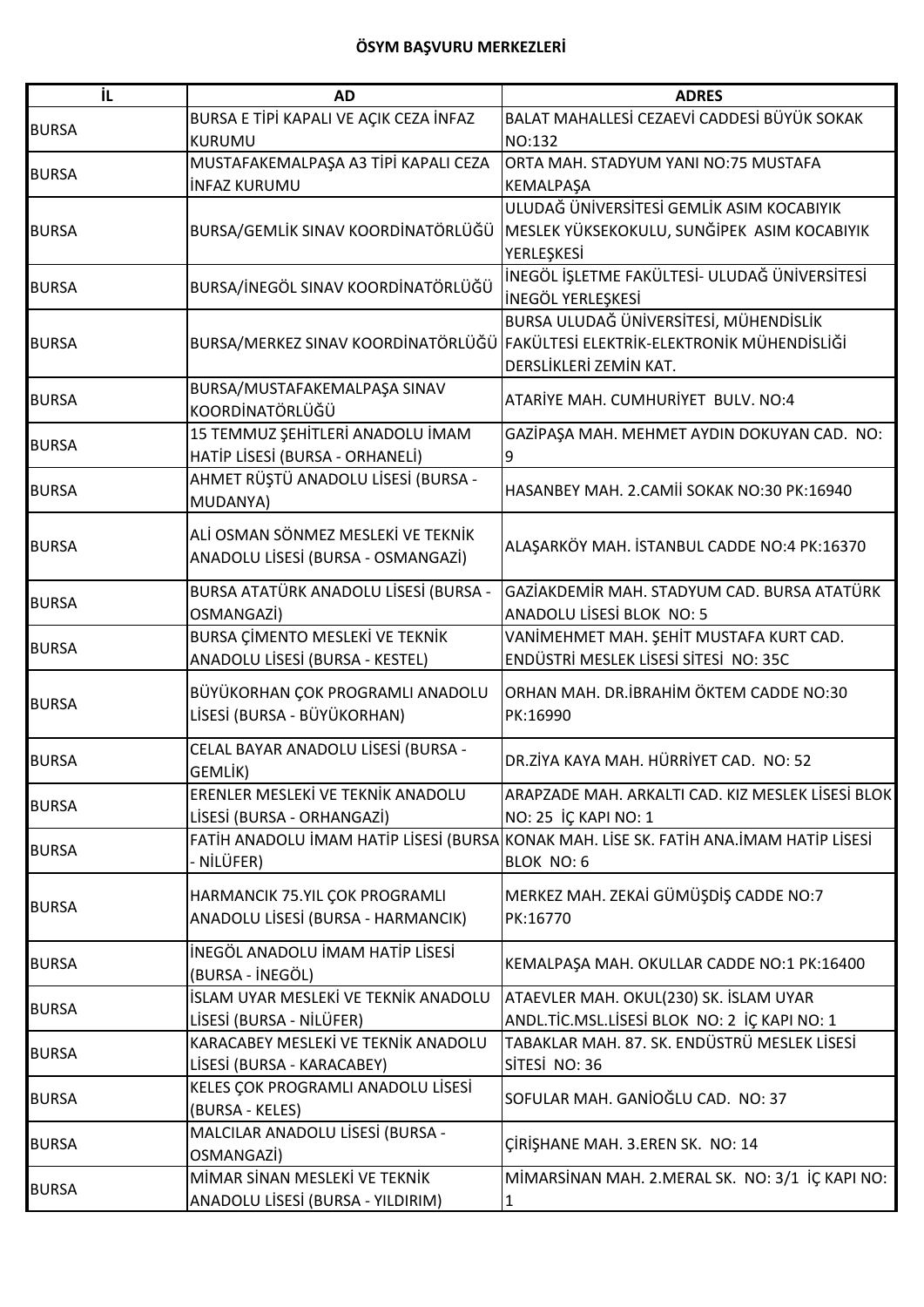**ÖSYM BAŞVURU MERKEZLERİ**

| İL | AD | ADRES |
|---|---|---|
| BURSA | BURSA E TİPİ KAPALI VE AÇIK CEZA İNFAZ KURUMU | BALAT MAHALLESİ CEZAEVİ CADDESİ BÜYÜK SOKAK NO:132 |
| BURSA | MUSTAFAKEMALPAŞA A3 TİPİ KAPALI CEZA İNFAZ KURUMU | ORTA MAH. STADYUM YANI NO:75 MUSTAFA KEMALPAŞA |
| BURSA | BURSA/GEMLİK SINAV KOORDİNATÖRLÜĞÜ | ULUDAĞ ÜNİVERSİTESİ GEMLİK ASIM KOCABIYIK MESLEK YÜKSEKOKULU, SUNĞİPEK ASIM KOCABIYIK YERLEŞKESİ |
| BURSA | BURSA/İNEGÖL SINAV KOORDİNATÖRLÜĞÜ | İNEGÖL İŞLETME FAKÜLTESİ- ULUDAĞ ÜNİVERSİTESİ İNEGÖL YERLEŞKESİ |
| BURSA | BURSA/MERKEZ SINAV KOORDİNATÖRLÜĞÜ | BURSA ULUDAĞ ÜNİVERSİTESİ, MÜHENDİSLİK FAKÜLTESİ ELEKTRİK-ELEKTRONİK MÜHENDİSLİĞİ DERSLİKLERİ ZEMİN KAT. |
| BURSA | BURSA/MUSTAFAKEMALPAŞA SINAV KOORDİNATÖRLÜĞÜ | ATARİYE MAH. CUMHURİYET BULV. NO:4 |
| BURSA | 15 TEMMUZ ŞEHİTLERİ ANADOLU İMAM HATİP LİSESİ (BURSA - ORHANELİ) | GAZİPAŞA MAH. MEHMET AYDIN DOKUYAN CAD. NO: 9 |
| BURSA | AHMET RÜŞTÜ ANADOLU LİSESİ (BURSA - MUDANYA) | HASANBEY MAH. 2.CAMİİ SOKAK NO:30 PK:16940 |
| BURSA | ALİ OSMAN SÖNMEZ MESLEKİ VE TEKNİK ANADOLU LİSESİ (BURSA - OSMANGAZİ) | ALAŞARKÖY MAH. İSTANBUL CADDE NO:4 PK:16370 |
| BURSA | BURSA ATATÜRK ANADOLU LİSESİ (BURSA - OSMANGAZİ) | GAZİAKDEMİR MAH. STADYUM CAD. BURSA ATATÜRK ANADOLU LİSESİ BLOK NO: 5 |
| BURSA | BURSA ÇİMENTO MESLEKİ VE TEKNİK ANADOLU LİSESİ (BURSA - KESTEL) | VANİMEHMET MAH. ŞEHİT MUSTAFA KURT CAD. ENDÜSTRİ MESLEK LİSESİ SİTESİ NO: 35C |
| BURSA | BÜYÜKORHAN ÇOK PROGRAMLI ANADOLU LİSESİ (BURSA - BÜYÜKORHAN) | ORHAN MAH. DR.İBRAHİM ÖKTEM CADDE NO:30 PK:16990 |
| BURSA | CELAL BAYAR ANADOLU LİSESİ (BURSA - GEMLİK) | DR.ZİYA KAYA MAH. HÜRRİYET CAD. NO: 52 |
| BURSA | ERENLER MESLEKİ VE TEKNİK ANADOLU LİSESİ (BURSA - ORHANGAZİ) | ARAPZADE MAH. ARKALTI CAD. KIZ MESLEK LİSESİ BLOK NO: 25 İÇ KAPI NO: 1 |
| BURSA | FATİH ANADOLU İMAM HATİP LİSESİ (BURSA - NİLÜFER) | KONAK MAH. LİSE SK. FATİH ANA.İMAM HATİP LİSESİ BLOK NO: 6 |
| BURSA | HARMANCIK 75.YIL ÇOK PROGRAMLI ANADOLU LİSESİ (BURSA - HARMANCIK) | MERKEZ MAH. ZEKAİ GÜMÜŞDİŞ CADDE NO:7 PK:16770 |
| BURSA | İNEGÖL ANADOLU İMAM HATİP LİSESİ (BURSA - İNEGÖL) | KEMALPAŞA MAH. OKULLAR CADDE NO:1 PK:16400 |
| BURSA | İSLAM UYAR MESLEKİ VE TEKNİK ANADOLU LİSESİ (BURSA - NİLÜFER) | ATAEVLER MAH. OKUL(230) SK. İSLAM UYAR ANDL.TİC.MSL.LİSESİ BLOK NO: 2 İÇ KAPI NO: 1 |
| BURSA | KARACABEY MESLEKİ VE TEKNİK ANADOLU LİSESİ (BURSA - KARACABEY) | TABAKLAR MAH. 87. SK. ENDÜSTRÜ MESLEK LİSESİ SİTESİ NO: 36 |
| BURSA | KELES ÇOK PROGRAMLI ANADOLU LİSESİ (BURSA - KELES) | SOFULAR MAH. GANİOĞLU CAD. NO: 37 |
| BURSA | MALCILAR ANADOLU LİSESİ (BURSA - OSMANGAZİ) | ÇİRİŞHANE MAH. 3.EREN SK. NO: 14 |
| BURSA | MİMAR SİNAN MESLEKİ VE TEKNİK ANADOLU LİSESİ (BURSA - YILDIRIM) | MİMARSİNAN MAH. 2.MERAL SK. NO: 3/1 İÇ KAPI NO: 1 |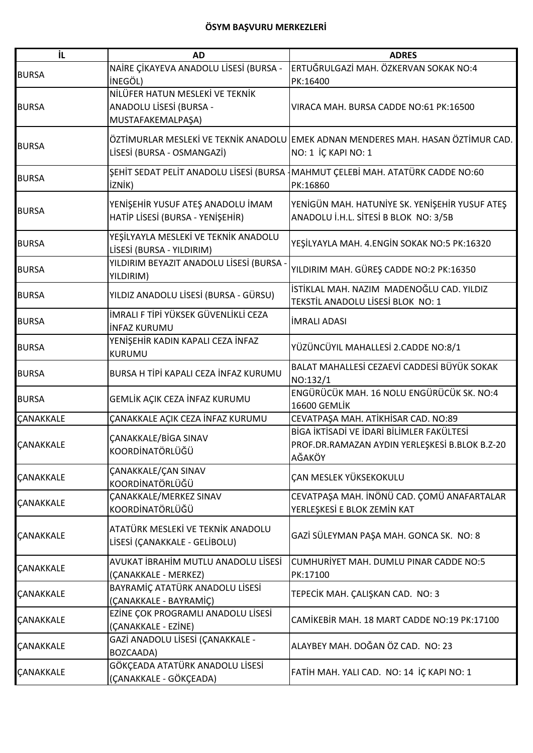**ÖSYM BAŞVURU MERKEZLERİ**

| İL | AD | ADRES |
|---|---|---|
| BURSA | NAİRE ÇİKAYEVA ANADOLU LİSESİ (BURSA - İNEGÖL) | ERTUĞRULGAZİ MAH. ÖZKERVAN SOKAK NO:4 PK:16400 |
| BURSA | NİLÜFER HATUN MESLEKİ VE TEKNİK ANADOLU LİSESİ (BURSA - MUSTAFAKEMALPAŞA) | VIRACA MAH. BURSA CADDE NO:61 PK:16500 |
| BURSA | ÖZTİMURLAR MESLEKİ VE TEKNİK ANADOLU LİSESİ (BURSA - OSMANGAZİ) | EMEK ADNAN MENDERES MAH. HASAN ÖZTİMUR CAD. NO: 1 İÇ KAPI NO: 1 |
| BURSA | ŞEHİT SEDAT PELİT ANADOLU LİSESİ (BURSA - İZNİK) | MAHMUT ÇELEBİ MAH. ATATÜRK CADDE NO:60 PK:16860 |
| BURSA | YENİŞEHİR YUSUF ATEŞ ANADOLU İMAM HATİP LİSESİ (BURSA - YENİŞEHİR) | YENİGÜN MAH. HATUNİYE SK. YENİŞEHİR YUSUF ATEŞ ANADOLU İ.H.L. SİTESİ B BLOK NO: 3/5B |
| BURSA | YEŞİLYAYLA MESLEKİ VE TEKNİK ANADOLU LİSESİ (BURSA - YILDIRIM) | YEŞİLYAYLA MAH. 4.ENGİN SOKAK NO:5 PK:16320 |
| BURSA | YILDIRIM BEYAZIT ANADOLU LİSESİ (BURSA - YILDIRIM) | YILDIRIM MAH. GÜREŞ CADDE NO:2 PK:16350 |
| BURSA | YILDIZ ANADOLU LİSESİ (BURSA - GÜRSU) | İSTİKLAL MAH. NAZIM MADENOĞLU CAD. YILDIZ TEKSTİL ANADOLU LİSESİ BLOK NO: 1 |
| BURSA | İMRALI F TİPİ YÜKSEK GÜVENLİKLİ CEZA İNFAZ KURUMU | İMRALI ADASI |
| BURSA | YENİŞEHİR KADIN KAPALI CEZA İNFAZ KURUMU | YÜZÜNCÜYIL MAHALLESİ 2.CADDE NO:8/1 |
| BURSA | BURSA H TİPİ KAPALI CEZA İNFAZ KURUMU | BALAT MAHALLESİ CEZAEVİ CADDESİ BÜYÜK SOKAK NO:132/1 |
| BURSA | GEMLİK AÇIK CEZA İNFAZ KURUMU | ENGÜRÜCÜK MAH. 16 NOLU ENGÜRÜCÜK SK. NO:4 16600 GEMLİK |
| ÇANAKKALE | ÇANAKKALE AÇIK CEZA İNFAZ KURUMU | CEVATPAŞA MAH. ATİKHİSAR CAD. NO:89 |
| ÇANAKKALE | ÇANAKKALE/BİGA SINAV KOORDİNATÖRLÜĞÜ | BİGA İKTİSADİ VE İDARİ BİLİMLER FAKÜLTESİ PROF.DR.RAMAZAN AYDIN YERLEŞKESİ B.BLOK B.Z-20 AĞAKÖY |
| ÇANAKKALE | ÇANAKKALE/ÇAN SINAV KOORDİNATÖRLÜĞÜ | ÇAN MESLEK YÜKSEKOKULU |
| ÇANAKKALE | ÇANAKKALE/MERKEZ SINAV KOORDİNATÖRLÜĞÜ | CEVATPAŞA MAH. İNÖNÜ CAD. ÇOMÜ ANAFARTALAR YERLEŞKESİ E BLOK ZEMİN KAT |
| ÇANAKKALE | ATATÜRK MESLEKİ VE TEKNİK ANADOLU LİSESİ (ÇANAKKALE - GELİBOLU) | GAZİ SÜLEYMAN PAŞA MAH. GONCA SK. NO: 8 |
| ÇANAKKALE | AVUKAT İBRAHİM MUTLU ANADOLU LİSESİ (ÇANAKKALE - MERKEZ) | CUMHURİYET MAH. DUMLU PINAR CADDE NO:5 PK:17100 |
| ÇANAKKALE | BAYRAMİÇ ATATÜRK ANADOLU LİSESİ (ÇANAKKALE - BAYRAMİÇ) | TEPECİK MAH. ÇALIŞKAN CAD. NO: 3 |
| ÇANAKKALE | EZİNE ÇOK PROGRAMLI ANADOLU LİSESİ (ÇANAKKALE - EZİNE) | CAMİKEBİR MAH. 18 MART CADDE NO:19 PK:17100 |
| ÇANAKKALE | GAZİ ANADOLU LİSESİ (ÇANAKKALE - BOZCAADA) | ALAYBEY MAH. DOĞAN ÖZ CAD. NO: 23 |
| ÇANAKKALE | GÖKÇEADA ATATÜRK ANADOLU LİSESİ (ÇANAKKALE - GÖKÇEADA) | FATİH MAH. YALI CAD. NO: 14 İÇ KAPI NO: 1 |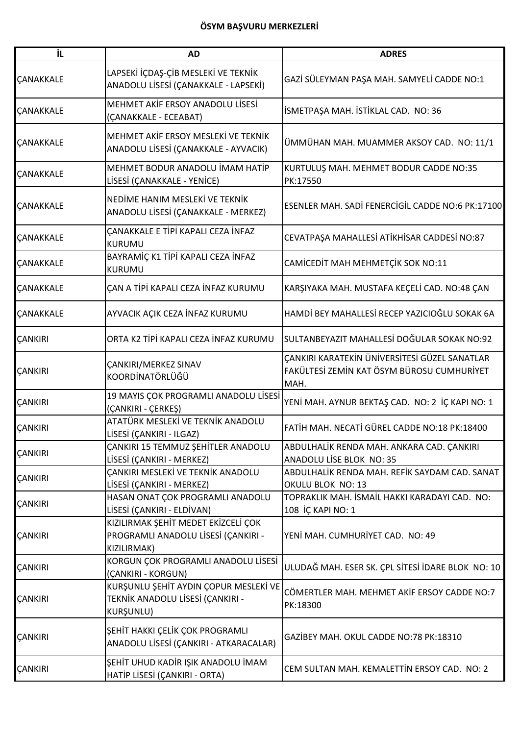**ÖSYM BAŞVURU MERKEZLERİ**

| İL | AD | ADRES |
|---|---|---|
| ÇANAKKALE | LAPSEKİ İÇDAŞ-ÇİB MESLEKİ VE TEKNİK ANADOLU LİSESİ (ÇANAKKALE - LAPSEKİ) | GAZİ SÜLEYMAN PAŞA MAH. SAMYELİ CADDE NO:1 |
| ÇANAKKALE | MEHMET AKİF ERSOY ANADOLU LİSESİ (ÇANAKKALE - ECEABAT) | İSMETPAŞA MAH. İSTİKLAL CAD. NO: 36 |
| ÇANAKKALE | MEHMET AKİF ERSOY MESLEKİ VE TEKNİK ANADOLU LİSESİ (ÇANAKKALE - AYVACIK) | ÜMMÜHAN MAH. MUAMMER AKSOY CAD. NO: 11/1 |
| ÇANAKKALE | MEHMET BODUR ANADOLU İMAM HATİP LİSESİ (ÇANAKKALE - YENİCE) | KURTULUŞ MAH. MEHMET BODUR CADDE NO:35 PK:17550 |
| ÇANAKKALE | NEDİME HANIM MESLEKİ VE TEKNİK ANADOLU LİSESİ (ÇANAKKALE - MERKEZ) | ESENLER MAH. SADİ FENERCİGİL CADDE NO:6 PK:17100 |
| ÇANAKKALE | ÇANAKKALE E TİPİ KAPALI CEZA İNFAZ KURUMU | CEVATPAŞA MAHALLESİ ATİKHİSAR CADDESİ NO:87 |
| ÇANAKKALE | BAYRAMİÇ K1 TİPİ KAPALI CEZA İNFAZ KURUMU | CAMİCEDİT MAH MEHMETÇİK SOK NO:11 |
| ÇANAKKALE | ÇAN A TİPİ KAPALI CEZA İNFAZ KURUMU | KARŞIYAKA MAH. MUSTAFA KEÇELİ CAD. NO:48 ÇAN |
| ÇANAKKALE | AYVACIK AÇIK CEZA İNFAZ KURUMU | HAMDİ BEY MAHALLESİ RECEP YAZICIOĞLU SOKAK 6A |
| ÇANKIRI | ORTA K2 TİPİ KAPALI CEZA İNFAZ KURUMU | SULTANBEYAZIT MAHALLESİ DOĞULAR SOKAK NO:92 |
| ÇANKIRI | ÇANKIRI/MERKEZ SINAV KOORDİNATÖRLÜĞÜ | ÇANKIRI KARATEKİN ÜNİVERSİTESİ GÜZEL SANATLAR FAKÜLTESİ ZEMİN KAT ÖSYM BÜROSU CUMHURİYET MAH. |
| ÇANKIRI | 19 MAYIS ÇOK PROGRAMLI ANADOLU LİSESİ (ÇANKIRI - ÇERKEŞ) | YENİ MAH. AYNUR BEKTAŞ CAD. NO: 2 İÇ KAPI NO: 1 |
| ÇANKIRI | ATATÜRK MESLEKİ VE TEKNİK ANADOLU LİSESİ (ÇANKIRI - ILGAZ) | FATİH MAH. NECATİ GÜREL CADDE NO:18 PK:18400 |
| ÇANKIRI | ÇANKIRI 15 TEMMUZ ŞEHİTLER ANADOLU LİSESİ (ÇANKIRI - MERKEZ) | ABDULHALİK RENDA MAH. ANKARA CAD. ÇANKIRI ANADOLU LİSE BLOK NO: 35 |
| ÇANKIRI | ÇANKIRI MESLEKİ VE TEKNİK ANADOLU LİSESİ (ÇANKIRI - MERKEZ) | ABDULHALİK RENDA MAH. REFİK SAYDAM CAD. SANAT OKULU BLOK NO: 13 |
| ÇANKIRI | HASAN ONAT ÇOK PROGRAMLI ANADOLU LİSESİ (ÇANKIRI - ELDİVAN) | TOPRAKLIK MAH. İSMAİL HAKKI KARADAYI CAD. NO: 108 İÇ KAPI NO: 1 |
| ÇANKIRI | KIZILIRMAK ŞEHİT MEDET EKİZCELİ ÇOK PROGRAMLI ANADOLU LİSESİ (ÇANKIRI - KIZILIRMAK) | YENİ MAH. CUMHURİYET CAD. NO: 49 |
| ÇANKIRI | KORGUN ÇOK PROGRAMLI ANADOLU LİSESİ (ÇANKIRI - KORGUN) | ULUDAĞ MAH. ESER SK. ÇPL SİTESİ İDARE BLOK NO: 10 |
| ÇANKIRI | KURŞUNLU ŞEHİT AYDIN ÇOPUR MESLEKİ VE TEKNİK ANADOLU LİSESİ (ÇANKIRI - KURŞUNLU) | CÖMERTLER MAH. MEHMET AKİF ERSOY CADDE NO:7 PK:18300 |
| ÇANKIRI | ŞEHİT HAKKI ÇELİK ÇOK PROGRAMLI ANADOLU LİSESİ (ÇANKIRI - ATKARACALAR) | GAZİBEY MAH. OKUL CADDE NO:78 PK:18310 |
| ÇANKIRI | ŞEHİT UHUD KADİR IŞIK ANADOLU İMAM HATİP LİSESİ (ÇANKIRI - ORTA) | CEM SULTAN MAH. KEMALETTİN ERSOY CAD. NO: 2 |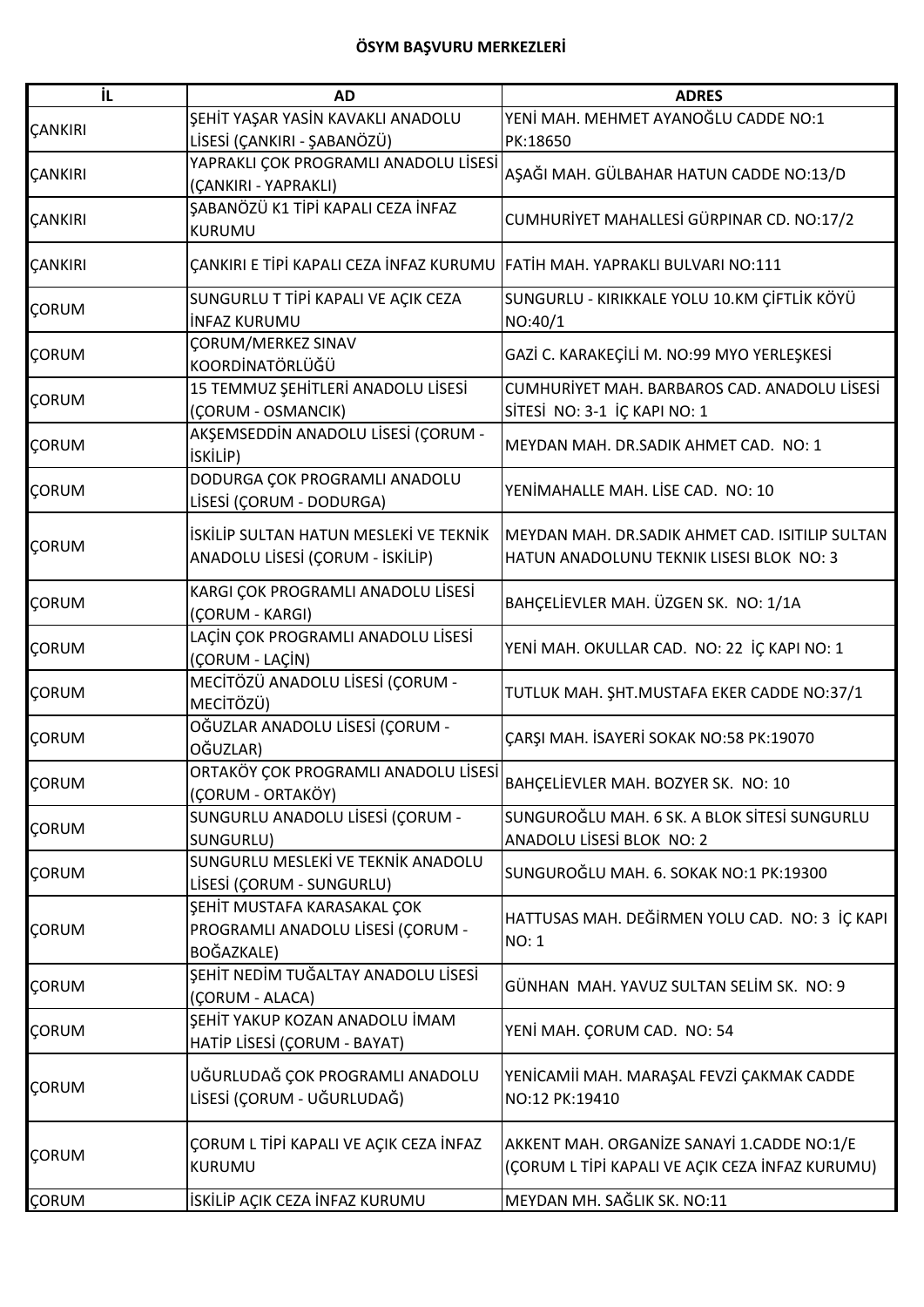**ÖSYM BAŞVURU MERKEZLERİ**

| İL | AD | ADRES |
|---|---|---|
| ÇANKIRI | ŞEHİT YAŞAR YASİN KAVAKLI ANADOLU LİSESİ (ÇANKIRI - ŞABANÖZÜ) | YENİ MAH. MEHMET AYANOĞLU CADDE NO:1 PK:18650 |
| ÇANKIRI | YAPRAKLI ÇOK PROGRAMLI ANADOLU LİSESİ (ÇANKIRI - YAPRAKLI) | AŞAĞI MAH. GÜLBAHAR HATUN CADDE NO:13/D |
| ÇANKIRI | ŞABANÖZÜ K1 TİPİ KAPALI CEZA İNFAZ KURUMU | CUMHURİYET MAHALLESİ GÜRPINAR CD. NO:17/2 |
| ÇANKIRI | ÇANKIRI E TİPİ KAPALI CEZA İNFAZ KURUMU | FATİH MAH. YAPRAKLI BULVARI NO:111 |
| ÇORUM | SUNGURLU T TİPİ KAPALI VE AÇIK CEZA İNFAZ KURUMU | SUNGURLU - KIRIKKALE YOLU 10.KM ÇİFTLİK KÖYÜ NO:40/1 |
| ÇORUM | ÇORUM/MERKEZ SINAV KOORDİNATÖRLÜĞÜ | GAZİ C. KARAKEÇİLİ M. NO:99 MYO YERLEŞKESİ |
| ÇORUM | 15 TEMMUZ ŞEHİTLERİ ANADOLU LİSESİ (ÇORUM - OSMANCIK) | CUMHURİYET MAH. BARBAROS CAD. ANADOLU LİSESİ SİTESİ NO: 3-1 İÇ KAPI NO: 1 |
| ÇORUM | AKŞEMSEDDİN ANADOLU LİSESİ (ÇORUM - İSKİLİP) | MEYDAN MAH. DR.SADIK AHMET CAD. NO: 1 |
| ÇORUM | DODURGA ÇOK PROGRAMLI ANADOLU LİSESİ (ÇORUM - DODURGA) | YENİMAHALLE MAH. LİSE CAD. NO: 10 |
| ÇORUM | İSKİLİP SULTAN HATUN MESLEKİ VE TEKNİK ANADOLU LİSESİ (ÇORUM - İSKİLİP) | MEYDAN MAH. DR.SADIK AHMET CAD. ISITILIP SULTAN HATUN ANADOLUNU TEKNIK LISESI BLOK NO: 3 |
| ÇORUM | KARGI ÇOK PROGRAMLI ANADOLU LİSESİ (ÇORUM - KARGI) | BAHÇELİEVLER MAH. ÜZGEN SK. NO: 1/1A |
| ÇORUM | LAÇİN ÇOK PROGRAMLI ANADOLU LİSESİ (ÇORUM - LAÇİN) | YENİ MAH. OKULLAR CAD. NO: 22 İÇ KAPI NO: 1 |
| ÇORUM | MECİTÖZÜ ANADOLU LİSESİ (ÇORUM - MECİTÖZÜ) | TUTLUK MAH. ŞHT.MUSTAFA EKER CADDE NO:37/1 |
| ÇORUM | OĞUZLAR ANADOLU LİSESİ (ÇORUM - OĞUZLAR) | ÇARŞI MAH. İSAYERİ SOKAK NO:58 PK:19070 |
| ÇORUM | ORTAKÖY ÇOK PROGRAMLI ANADOLU LİSESİ (ÇORUM - ORTAKÖY) | BAHÇELİEVLER MAH. BOZYER SK. NO: 10 |
| ÇORUM | SUNGURLU ANADOLU LİSESİ (ÇORUM - SUNGURLU) | SUNGUROĞLU MAH. 6 SK. A BLOK SİTESİ SUNGURLU ANADOLU LİSESİ BLOK NO: 2 |
| ÇORUM | SUNGURLU MESLEKİ VE TEKNİK ANADOLU LİSESİ (ÇORUM - SUNGURLU) | SUNGUROĞLU MAH. 6. SOKAK NO:1 PK:19300 |
| ÇORUM | ŞEHİT MUSTAFA KARASAKAL ÇOK PROGRAMLI ANADOLU LİSESİ (ÇORUM - BOĞAZKALE) | HATTUSAS MAH. DEĞİRMEN YOLU CAD. NO: 3 İÇ KAPI NO: 1 |
| ÇORUM | ŞEHİT NEDİM TUĞALTAY ANADOLU LİSESİ (ÇORUM - ALACA) | GÜNHAN MAH. YAVUZ SULTAN SELİM SK. NO: 9 |
| ÇORUM | ŞEHİT YAKUP KOZAN ANADOLU İMAM HATİP LİSESİ (ÇORUM - BAYAT) | YENİ MAH. ÇORUM CAD. NO: 54 |
| ÇORUM | UĞURLUDAĞ ÇOK PROGRAMLI ANADOLU LİSESİ (ÇORUM - UĞURLUDAĞ) | YENİCAMİİ MAH. MARAŞAL FEVZİ ÇAKMAK CADDE NO:12 PK:19410 |
| ÇORUM | ÇORUM L TİPİ KAPALI VE AÇIK CEZA İNFAZ KURUMU | AKKENT MAH. ORGANİZE SANAYİ 1.CADDE NO:1/E (ÇORUM L TİPİ KAPALI VE AÇIK CEZA İNFAZ KURUMU) |
| ÇORUM | İSKİLİP AÇIK CEZA İNFAZ KURUMU | MEYDAN MH. SAĞLIK SK. NO:11 |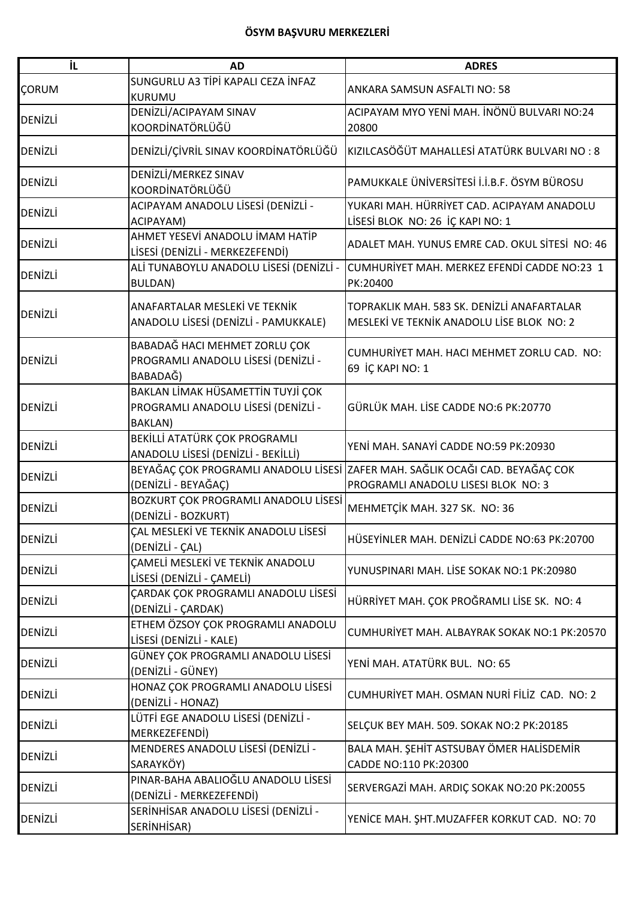**ÖSYM BAŞVURU MERKEZLERİ**

| İL | AD | ADRES |
|---|---|---|
| ÇORUM | SUNGURLU A3 TİPİ KAPALI CEZA İNFAZ KURUMU | ANKARA SAMSUN ASFALTI NO: 58 |
| DENİZLİ | DENİZLİ/ACIPAYAM SINAV KOORDİNATÖRLÜĞÜ | ACIPAYAM MYO YENİ MAH. İNÖNÜ BULVARI NO:24 20800 |
| DENİZLİ | DENİZLİ/ÇİVRİL SINAV KOORDİNATÖRLÜĞÜ | KIZILCASÖĞÜT MAHALLESİ ATATÜRK BULVARI NO : 8 |
| DENİZLİ | DENİZLİ/MERKEZ SINAV KOORDİNATÖRLÜĞÜ | PAMUKKALE ÜNİVERSİTESİ İ.İ.B.F. ÖSYM BÜROSU |
| DENİZLİ | ACIPAYAM ANADOLU LİSESİ (DENİZLİ - ACIPAYAM) | YUKARI MAH. HÜRRİYET CAD. ACIPAYAM ANADOLU LİSESİ BLOK NO: 26 İÇ KAPI NO: 1 |
| DENİZLİ | AHMET YESEVİ ANADOLU İMAM HATİP LİSESİ (DENİZLİ - MERKEZEFENDİ) | ADALET MAH. YUNUS EMRE CAD. OKUL SİTESİ NO: 46 |
| DENİZLİ | ALİ TUNABOYLU ANADOLU LİSESİ (DENİZLİ - BULDAN) | CUMHURİYET MAH. MERKEZ EFENDİ CADDE NO:23 1 PK:20400 |
| DENİZLİ | ANAFARTALAR MESLEKİ VE TEKNİK ANADOLU LİSESİ (DENİZLİ - PAMUKKALE) | TOPRAKLIK MAH. 583 SK. DENİZLİ ANAFARTALAR MESLEKİ VE TEKNİK ANADOLU LİSE BLOK NO: 2 |
| DENİZLİ | BABADAĞ HACI MEHMET ZORLU ÇOK PROGRAMLI ANADOLU LİSESİ (DENİZLİ - BABADAĞ) | CUMHURİYET MAH. HACI MEHMET ZORLU CAD. NO: 69 İÇ KAPI NO: 1 |
| DENİZLİ | BAKLAN LİMAK HÜSAMETTİN TUYJİ ÇOK PROGRAMLI ANADOLU LİSESİ (DENİZLİ - BAKLAN) | GÜRLÜK MAH. LİSE CADDE NO:6 PK:20770 |
| DENİZLİ | BEKİLLİ ATATÜRK ÇOK PROGRAMLI ANADOLU LİSESİ (DENİZLİ - BEKİLLİ) | YENİ MAH. SANAYİ CADDE NO:59 PK:20930 |
| DENİZLİ | BEYAĞAÇ ÇOK PROGRAMLI ANADOLU LİSESİ (DENİZLİ - BEYAĞAÇ) | ZAFER MAH. SAĞLIK OCAĞI CAD. BEYAĞAÇ COK PROGRAMLI ANADOLU LISESI BLOK NO: 3 |
| DENİZLİ | BOZKURT ÇOK PROGRAMLI ANADOLU LİSESİ (DENİZLİ - BOZKURT) | MEHMETÇİK MAH. 327 SK. NO: 36 |
| DENİZLİ | ÇAL MESLEKİ VE TEKNİK ANADOLU LİSESİ (DENİZLİ - ÇAL) | HÜSEYİNLER MAH. DENİZLİ CADDE NO:63 PK:20700 |
| DENİZLİ | ÇAMELİ MESLEKİ VE TEKNİK ANADOLU LİSESİ (DENİZLİ - ÇAMELİ) | YUNUSPINARI MAH. LİSE SOKAK NO:1 PK:20980 |
| DENİZLİ | ÇARDAK ÇOK PROGRAMLI ANADOLU LİSESİ (DENİZLİ - ÇARDAK) | HÜRRİYET MAH. ÇOK PROĞRAMLI LİSE SK. NO: 4 |
| DENİZLİ | ETHEM ÖZSOY ÇOK PROGRAMLI ANADOLU LİSESİ (DENİZLİ - KALE) | CUMHURİYET MAH. ALBAYRAK SOKAK NO:1 PK:20570 |
| DENİZLİ | GÜNEY ÇOK PROGRAMLI ANADOLU LİSESİ (DENİZLİ - GÜNEY) | YENİ MAH. ATATÜRK BUL. NO: 65 |
| DENİZLİ | HONAZ ÇOK PROGRAMLI ANADOLU LİSESİ (DENİZLİ - HONAZ) | CUMHURİYET MAH. OSMAN NURİ FİLİZ CAD. NO: 2 |
| DENİZLİ | LÜTFİ EGE ANADOLU LİSESİ (DENİZLİ - MERKEZEFENDİ) | SELÇUK BEY MAH. 509. SOKAK NO:2 PK:20185 |
| DENİZLİ | MENDERES ANADOLU LİSESİ (DENİZLİ - SARAYKÖY) | BALA MAH. ŞEHİT ASTSUBAY ÖMER HALİSDEMİR CADDE NO:110 PK:20300 |
| DENİZLİ | PINAR-BAHA ABALIOĞLU ANADOLU LİSESİ (DENİZLİ - MERKEZEFENDİ) | SERVERGAZİ MAH. ARDIÇ SOKAK NO:20 PK:20055 |
| DENİZLİ | SERİNHİSAR ANADOLU LİSESİ (DENİZLİ - SERİNHİSAR) | YENİCE MAH. ŞHT.MUZAFFER KORKUT CAD. NO: 70 |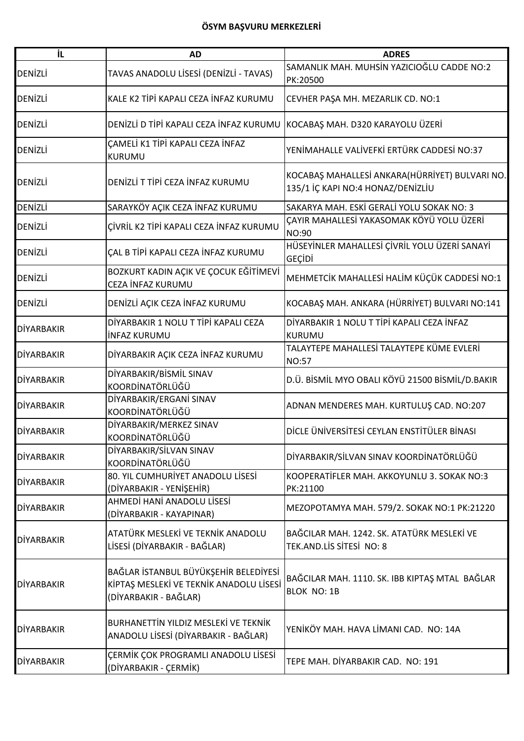**ÖSYM BAŞVURU MERKEZLERİ**

| İL | AD | ADRES |
|---|---|---|
| DENİZLİ | TAVAS ANADOLU LİSESİ (DENİZLİ - TAVAS) | SAMANLIK MAH. MUHSİN YAZICIOĞLU CADDE NO:2 PK:20500 |
| DENİZLİ | KALE K2 TİPİ KAPALI CEZA İNFAZ KURUMU | CEVHER PAŞA MH. MEZARLIK CD. NO:1 |
| DENİZLİ | DENİZLİ D TİPİ KAPALI CEZA İNFAZ KURUMU | KOCABAŞ MAH. D320 KARAYOLU ÜZERİ |
| DENİZLİ | ÇAMELİ K1 TİPİ KAPALI CEZA İNFAZ KURUMU | YENİMAHALLE VALİVEFKİ ERTÜRK CADDESİ NO:37 |
| DENİZLİ | DENİZLİ T TİPİ CEZA İNFAZ KURUMU | KOCABAŞ MAHALLESİ ANKARA(HÜRRİYET) BULVARI NO. 135/1 İÇ KAPI NO:4 HONAZ/DENİZLİU |
| DENİZLİ | SARAYKÖY AÇIK CEZA İNFAZ KURUMU | SAKARYA MAH. ESKİ GERALİ YOLU SOKAK NO: 3 |
| DENİZLİ | ÇİVRİL K2 TİPİ KAPALI CEZA İNFAZ KURUMU | ÇAYIR MAHALLESİ YAKASOMAK KÖYÜ YOLU ÜZERİ NO:90 |
| DENİZLİ | ÇAL B TİPİ KAPALI CEZA İNFAZ KURUMU | HÜSEYİNLER MAHALLESİ ÇİVRİL YOLU ÜZERİ SANAYİ GEÇİDİ |
| DENİZLİ | BOZKURT KADIN AÇIK VE ÇOCUK EĞİTİMEVİ CEZA İNFAZ KURUMU | MEHMETCİK MAHALLESİ HALİM KÜÇÜK CADDESİ NO:1 |
| DENİZLİ | DENİZLİ AÇIK CEZA İNFAZ KURUMU | KOCABAŞ MAH. ANKARA (HÜRRİYET) BULVARI NO:141 |
| DİYARBAKIR | DİYARBAKIR 1 NOLU T TİPİ KAPALI CEZA İNFAZ KURUMU | DİYARBAKIR 1 NOLU T TİPİ KAPALI CEZA İNFAZ KURUMU |
| DİYARBAKIR | DİYARBAKIR AÇIK CEZA İNFAZ KURUMU | TALAYTEPE MAHALLESİ TALAYTEPE KÜME EVLERİ NO:57 |
| DİYARBAKIR | DİYARBAKIR/BİSMİL SINAV KOORDİNATÖRLÜĞÜ | D.Ü. BİSMİL MYO OBALI KÖYÜ 21500 BİSMİL/D.BAKIR |
| DİYARBAKIR | DİYARBAKIR/ERGANİ SINAV KOORDİNATÖRLÜĞÜ | ADNAN MENDERES MAH. KURTULUŞ CAD. NO:207 |
| DİYARBAKIR | DİYARBAKIR/MERKEZ SINAV KOORDİNATÖRLÜĞÜ | DİCLE ÜNİVERSİTESİ CEYLAN ENSTİTÜLER BİNASI |
| DİYARBAKIR | DİYARBAKIR/SİLVAN SINAV KOORDİNATÖRLÜĞÜ | DİYARBAKIR/SİLVAN SINAV KOORDİNATÖRLÜĞÜ |
| DİYARBAKIR | 80. YIL CUMHURİYET ANADOLU LİSESİ (DİYARBAKIR - YENİŞEHİR) | KOOPERATİFLER MAH. AKKOYUNLU 3. SOKAK NO:3 PK:21100 |
| DİYARBAKIR | AHMEDİ HANİ ANADOLU LİSESİ (DİYARBAKIR - KAYAPINAR) | MEZOPOTAMYA MAH. 579/2. SOKAK NO:1 PK:21220 |
| DİYARBAKIR | ATATÜRK MESLEKİ VE TEKNİK ANADOLU LİSESİ (DİYARBAKIR - BAĞLAR) | BAĞCILAR MAH. 1242. SK. ATATÜRK MESLEKİ VE TEK.AND.LİS SİTESİ NO: 8 |
| DİYARBAKIR | BAĞLAR İSTANBUL BÜYÜKŞEHİR BELEDİYESİ KİPTAŞ MESLEKİ VE TEKNİK ANADOLU LİSESİ (DİYARBAKIR - BAĞLAR) | BAĞCILAR MAH. 1110. SK. IBB KIPTAŞ MTAL BAĞLAR BLOK NO: 1B |
| DİYARBAKIR | BURHANETTİN YILDIZ MESLEKİ VE TEKNİK ANADOLU LİSESİ (DİYARBAKIR - BAĞLAR) | YENİKÖY MAH. HAVA LİMANI CAD. NO: 14A |
| DİYARBAKIR | ÇERMİK ÇOK PROGRAMLI ANADOLU LİSESİ (DİYARBAKIR - ÇERMİK) | TEPE MAH. DİYARBAKIR CAD. NO: 191 |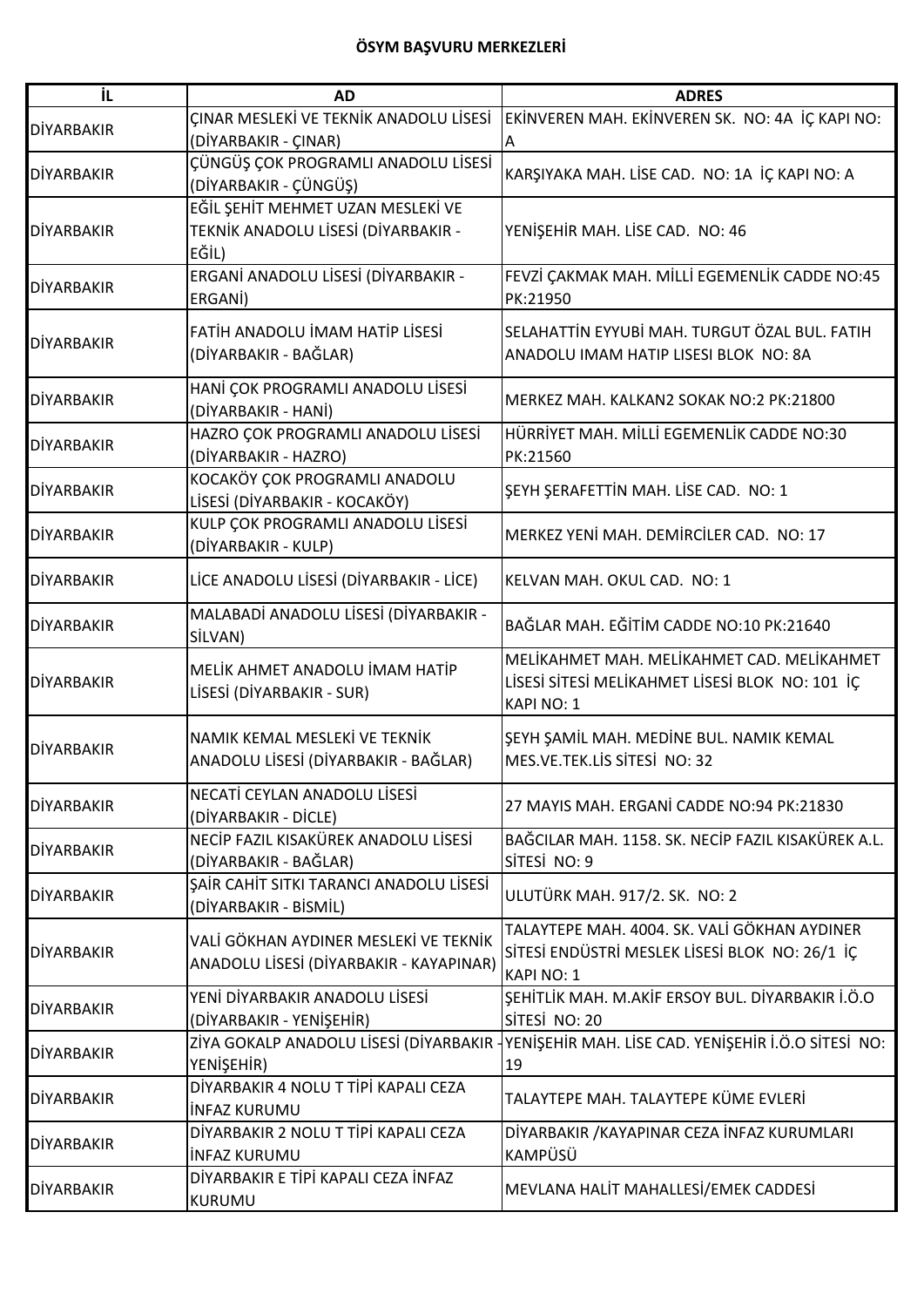**ÖSYM BAŞVURU MERKEZLERİ**

| İL | AD | ADRES |
|---|---|---|
| DİYARBAKIR | ÇINAR MESLEKİ VE TEKNİK ANADOLU LİSESİ (DİYARBAKIR - ÇINAR) | EKİNVEREN MAH. EKİNVEREN SK. NO: 4A İÇ KAPI NO: A |
| DİYARBAKIR | ÇÜNGÜŞ ÇOK PROGRAMLI ANADOLU LİSESİ (DİYARBAKIR - ÇÜNGÜŞ) | KARŞIYAKA MAH. LİSE CAD. NO: 1A İÇ KAPI NO: A |
| DİYARBAKIR | EĞİL ŞEHİT MEHMET UZAN MESLEKİ VE TEKNİK ANADOLU LİSESİ (DİYARBAKIR - EĞİL) | YENİŞEHİR MAH. LİSE CAD. NO: 46 |
| DİYARBAKIR | ERGANİ ANADOLU LİSESİ (DİYARBAKIR - ERGANİ) | FEVZİ ÇAKMAK MAH. MİLLİ EGEMENLİK CADDE NO:45 PK:21950 |
| DİYARBAKIR | FATİH ANADOLU İMAM HATİP LİSESİ (DİYARBAKIR - BAĞLAR) | SELAHATTİN EYYUBİ MAH. TURGUT ÖZAL BUL. FATIH ANADOLU IMAM HATIP LISESI BLOK NO: 8A |
| DİYARBAKIR | HANİ ÇOK PROGRAMLI ANADOLU LİSESİ (DİYARBAKIR - HANİ) | MERKEZ MAH. KALKAN2 SOKAK NO:2 PK:21800 |
| DİYARBAKIR | HAZRO ÇOK PROGRAMLI ANADOLU LİSESİ (DİYARBAKIR - HAZRO) | HÜRRİYET MAH. MİLLİ EGEMENLİK CADDE NO:30 PK:21560 |
| DİYARBAKIR | KOCAKÖY ÇOK PROGRAMLI ANADOLU LİSESİ (DİYARBAKIR - KOCAKÖY) | ŞEYH ŞERAFETTİN MAH. LİSE CAD. NO: 1 |
| DİYARBAKIR | KULP ÇOK PROGRAMLI ANADOLU LİSESİ (DİYARBAKIR - KULP) | MERKEZ YENİ MAH. DEMİRCİLER CAD. NO: 17 |
| DİYARBAKIR | LİCE ANADOLU LİSESİ (DİYARBAKIR - LİCE) | KELVAN MAH. OKUL CAD. NO: 1 |
| DİYARBAKIR | MALABADİ ANADOLU LİSESİ (DİYARBAKIR - SİLVAN) | BAĞLAR MAH. EĞİTİM CADDE NO:10 PK:21640 |
| DİYARBAKIR | MELİK AHMET ANADOLU İMAM HATİP LİSESİ (DİYARBAKIR - SUR) | MELİKAHMET MAH. MELİKAHMET CAD. MELİKAHMET LİSESİ SİTESİ MELİKAHMET LİSESİ BLOK NO: 101 İÇ KAPI NO: 1 |
| DİYARBAKIR | NAMIK KEMAL MESLEKİ VE TEKNİK ANADOLU LİSESİ (DİYARBAKIR - BAĞLAR) | ŞEYH ŞAMİL MAH. MEDİNE BUL. NAMIK KEMAL MES.VE.TEK.LİS SİTESİ NO: 32 |
| DİYARBAKIR | NECATİ CEYLAN ANADOLU LİSESİ (DİYARBAKIR - DİCLE) | 27 MAYIS MAH. ERGANİ CADDE NO:94 PK:21830 |
| DİYARBAKIR | NECİP FAZIL KISAKÜREK ANADOLU LİSESİ (DİYARBAKIR - BAĞLAR) | BAĞCILAR MAH. 1158. SK. NECİP FAZIL KISAKÜREK A.L. SİTESİ NO: 9 |
| DİYARBAKIR | ŞAİR CAHİT SITKI TARANCI ANADOLU LİSESİ (DİYARBAKIR - BİSMİL) | ULUTÜRK MAH. 917/2. SK. NO: 2 |
| DİYARBAKIR | VALİ GÖKHAN AYDINER MESLEKİ VE TEKNİK ANADOLU LİSESİ (DİYARBAKIR - KAYAPINAR) | TALAYTEPE MAH. 4004. SK. VALİ GÖKHAN AYDINER SİTESİ ENDÜSTRİ MESLEK LİSESİ BLOK NO: 26/1 İÇ KAPI NO: 1 |
| DİYARBAKIR | YENİ DİYARBAKIR ANADOLU LİSESİ (DİYARBAKIR - YENİŞEHİR) | ŞEHİTLİK MAH. M.AKİF ERSOY BUL. DİYARBAKIR İ.Ö.O SİTESİ NO: 20 |
| DİYARBAKIR | ZİYA GOKALP ANADOLU LİSESİ (DİYARBAKIR - YENİŞEHİR) | YENİŞEHİR MAH. LİSE CAD. YENİŞEHİR İ.Ö.O SİTESİ NO: 19 |
| DİYARBAKIR | DİYARBAKIR 4 NOLU T TİPİ KAPALI CEZA İNFAZ KURUMU | TALAYTEPE MAH. TALAYTEPE KÜME EVLERİ |
| DİYARBAKIR | DİYARBAKIR 2 NOLU T TİPİ KAPALI CEZA İNFAZ KURUMU | DİYARBAKIR /KAYAPINAR CEZA İNFAZ KURUMLARI KAMPÜSÜ |
| DİYARBAKIR | DİYARBAKIR E TİPİ KAPALI CEZA İNFAZ KURUMU | MEVLANA HALİT MAHALLESİ/EMEK CADDESİ |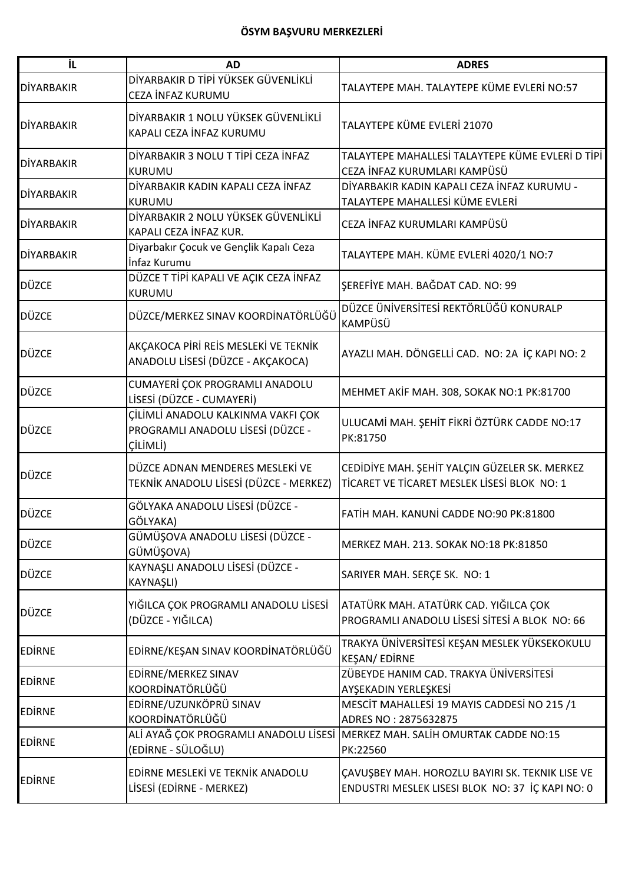**ÖSYM BAŞVURU MERKEZLERİ**

| İL | AD | ADRES |
|---|---|---|
| DİYARBAKIR | DİYARBAKIR D TİPİ YÜKSEK GÜVENLİKLİ CEZA İNFAZ KURUMU | TALAYTEPE MAH. TALAYTEPE KÜME EVLERİ NO:57 |
| DİYARBAKIR | DİYARBAKIR 1 NOLU YÜKSEK GÜVENLİKLİ KAPALI CEZA İNFAZ KURUMU | TALAYTEPE KÜME EVLERİ 21070 |
| DİYARBAKIR | DİYARBAKIR 3 NOLU T TİPİ CEZA İNFAZ KURUMU | TALAYTEPE MAHALLESİ TALAYTEPE KÜME EVLERİ D TİPİ CEZA İNFAZ KURUMLARI KAMPÜSÜ |
| DİYARBAKIR | DİYARBAKIR KADIN KAPALI CEZA İNFAZ KURUMU | DİYARBAKIR KADIN KAPALI CEZA İNFAZ KURUMU - TALAYTEPE MAHALLESİ KÜME EVLERİ |
| DİYARBAKIR | DİYARBAKIR 2 NOLU YÜKSEK GÜVENLİKLİ KAPALI CEZA İNFAZ KUR. | CEZA İNFAZ KURUMLARI KAMPÜSÜ |
| DİYARBAKIR | Diyarbakır Çocuk ve Gençlik Kapalı Ceza İnfaz Kurumu | TALAYTEPE MAH. KÜME EVLERİ 4020/1 NO:7 |
| DÜZCE | DÜZCE T TİPİ KAPALI VE AÇIK CEZA İNFAZ KURUMU | ŞEREFİYE MAH. BAĞDAT CAD. NO: 99 |
| DÜZCE | DÜZCE/MERKEZ SINAV KOORDİNATÖRLÜĞÜ | DÜZCE ÜNİVERSİTESİ REKTÖRLÜĞÜ KONURALP KAMPÜSÜ |
| DÜZCE | AKÇAKOCA PİRİ REİS MESLEKİ VE TEKNİK ANADOLU LİSESİ (DÜZCE - AKÇAKOCA) | AYAZLI MAH. DÖNGELLİ CAD. NO: 2A İÇ KAPI NO: 2 |
| DÜZCE | CUMAYERİ ÇOK PROGRAMLI ANADOLU LİSESİ (DÜZCE - CUMAYERİ) | MEHMET AKİF MAH. 308, SOKAK NO:1 PK:81700 |
| DÜZCE | ÇİLİMLİ ANADOLU KALKINMA VAKFI ÇOK PROGRAMLI ANADOLU LİSESİ (DÜZCE - ÇİLİMLİ) | ULUCAMİ MAH. ŞEHİT FİKRİ ÖZTÜRK CADDE NO:17 PK:81750 |
| DÜZCE | DÜZCE ADNAN MENDERES MESLEKİ VE TEKNİK ANADOLU LİSESİ (DÜZCE - MERKEZ) | CEDİDİYE MAH. ŞEHİT YALÇIN GÜZELER SK. MERKEZ TİCARET VE TİCARET MESLEK LİSESİ BLOK NO: 1 |
| DÜZCE | GÖLYAKA ANADOLU LİSESİ (DÜZCE - GÖLYAKA) | FATİH MAH. KANUNİ CADDE NO:90 PK:81800 |
| DÜZCE | GÜMÜŞOVA ANADOLU LİSESİ (DÜZCE - GÜMÜŞOVA) | MERKEZ MAH. 213. SOKAK NO:18 PK:81850 |
| DÜZCE | KAYNAŞLI ANADOLU LİSESİ (DÜZCE - KAYNAŞLI) | SARIYER MAH. SERÇE SK. NO: 1 |
| DÜZCE | YIĞILCA ÇOK PROGRAMLI ANADOLU LİSESİ (DÜZCE - YIĞILCA) | ATATÜRK MAH. ATATÜRK CAD. YIĞILCA ÇOK PROGRAMLI ANADOLU LİSESİ SİTESİ A BLOK NO: 66 |
| EDİRNE | EDİRNE/KEŞAN SINAV KOORDİNATÖRLÜĞÜ | TRAKYA ÜNİVERSİTESİ KEŞAN MESLEK YÜKSEKOKULU KEŞAN/ EDİRNE |
| EDİRNE | EDİRNE/MERKEZ SINAV KOORDİNATÖRLÜĞÜ | ZÜBEYDE HANIM CAD. TRAKYA ÜNİVERSİTESİ AYŞEKADIN YERLEŞKESİ |
| EDİRNE | EDİRNE/UZUNKÖPRÜ SINAV KOORDİNATÖRLÜĞÜ | MESCİT MAHALLESİ 19 MAYIS CADDESİ NO 215 /1 ADRES NO : 2875632875 |
| EDİRNE | ALİ AYAĞ ÇOK PROGRAMLI ANADOLU LİSESİ (EDİRNE - SÜLOĞLU) | MERKEZ MAH. SALİH OMURTAK CADDE NO:15 PK:22560 |
| EDİRNE | EDİRNE MESLEKİ VE TEKNİK ANADOLU LİSESİ (EDİRNE - MERKEZ) | ÇAVUŞBEY MAH. HOROZLU BAYIRI SK. TEKNIK LISE VE ENDUSTRI MESLEK LISESI BLOK NO: 37 İÇ KAPI NO: 0 |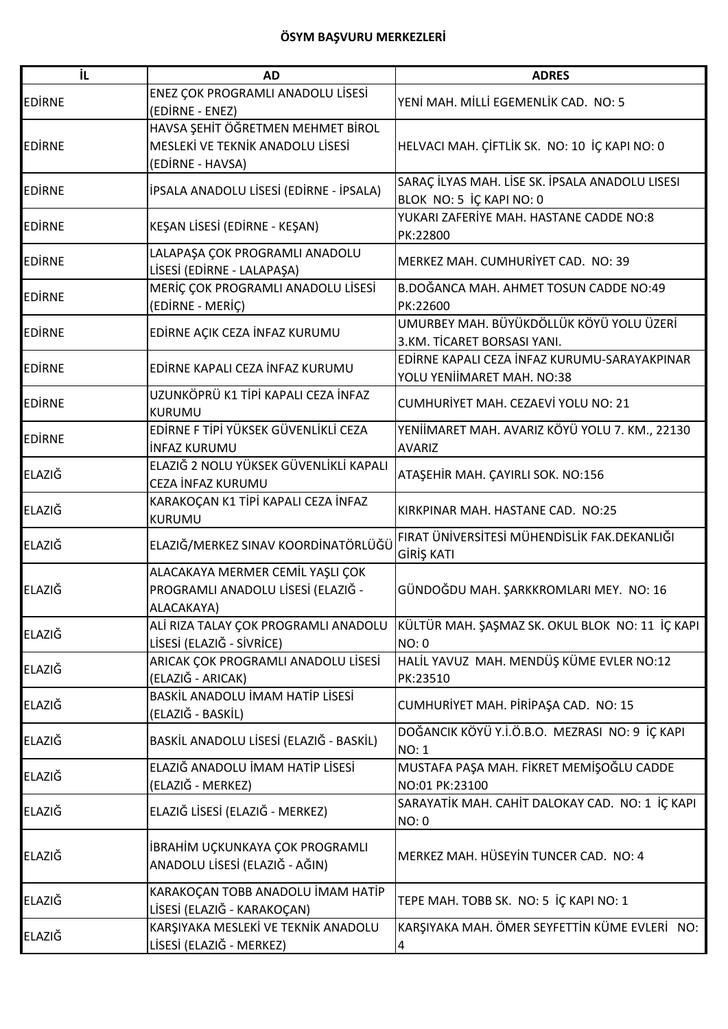**ÖSYM BAŞVURU MERKEZLERİ**

| İL | AD | ADRES |
|---|---|---|
| EDİRNE | ENEZ ÇOK PROGRAMLI ANADOLU LİSESİ (EDİRNE - ENEZ) | YENİ MAH. MİLLİ EGEMENLİK CAD. NO: 5 |
| EDİRNE | HAVSA ŞEHİT ÖĞRETMEN MEHMET BİROL MESLEKİ VE TEKNİK ANADOLU LİSESİ (EDİRNE - HAVSA) | HELVACI MAH. ÇİFTLİK SK. NO: 10 İÇ KAPI NO: 0 |
| EDİRNE | İPSALA ANADOLU LİSESİ (EDİRNE - İPSALA) | SARAÇ İLYAS MAH. LİSE SK. İPSALA ANADOLU LISESI BLOK NO: 5 İÇ KAPI NO: 0 |
| EDİRNE | KEŞAN LİSESİ (EDİRNE - KEŞAN) | YUKARI ZAFERİYE MAH. HASTANE CADDE NO:8 PK:22800 |
| EDİRNE | LALAPAŞA ÇOK PROGRAMLI ANADOLU LİSESİ (EDİRNE - LALAPAŞA) | MERKEZ MAH. CUMHURİYET CAD. NO: 39 |
| EDİRNE | MERİÇ ÇOK PROGRAMLI ANADOLU LİSESİ (EDİRNE - MERİÇ) | B.DOĞANCA MAH. AHMET TOSUN CADDE NO:49 PK:22600 |
| EDİRNE | EDİRNE AÇIK CEZA İNFAZ KURUMU | UMURBEY MAH. BÜYÜKDÖLLÜK KÖYÜ YOLU ÜZERİ 3.KM. TİCARET BORSASI YANI. |
| EDİRNE | EDİRNE KAPALI CEZA İNFAZ KURUMU | EDİRNE KAPALI CEZA İNFAZ KURUMU-SARAYAKPINAR YOLU YENİİMARET MAH. NO:38 |
| EDİRNE | UZUNKÖPRÜ K1 TİPİ KAPALI CEZA İNFAZ KURUMU | CUMHURİYET MAH. CEZAEVİ YOLU NO: 21 |
| EDİRNE | EDİRNE F TİPİ YÜKSEK GÜVENLİKLİ CEZA İNFAZ KURUMU | YENİİMARET MAH. AVARIZ KÖYÜ YOLU 7. KM., 22130 AVARIZ |
| ELAZIĞ | ELAZIĞ 2 NOLU YÜKSEK GÜVENLİKLİ KAPALI CEZA İNFAZ KURUMU | ATAŞEHİR MAH. ÇAYIRLI SOK. NO:156 |
| ELAZIĞ | KARAKOÇAN K1 TİPİ KAPALI CEZA İNFAZ KURUMU | KIRKPINAR MAH. HASTANE CAD. NO:25 |
| ELAZIĞ | ELAZIĞ/MERKEZ SINAV KOORDİNATÖRLÜĞÜ | FIRAT ÜNİVERSİTESİ MÜHENDİSLİK FAK.DEKANLIĞI GİRİŞ KATI |
| ELAZIĞ | ALACAKAYA MERMER CEMİL YAŞLI ÇOK PROGRAMLI ANADOLU LİSESİ (ELAZIĞ - ALACAKAYA) | GÜNDOĞDU MAH. ŞARKKROMLARI MEY. NO: 16 |
| ELAZIĞ | ALİ RIZA TALAY ÇOK PROGRAMLI ANADOLU LİSESİ (ELAZIĞ - SİVRİCE) | KÜLTÜR MAH. ŞAŞMAZ SK. OKUL BLOK NO: 11 İÇ KAPI NO: 0 |
| ELAZIĞ | ARICAK ÇOK PROGRAMLI ANADOLU LİSESİ (ELAZIĞ - ARICAK) | HALİL YAVUZ MAH. MENDÜŞ KÜME EVLER NO:12 PK:23510 |
| ELAZIĞ | BASKİL ANADOLU İMAM HATİP LİSESİ (ELAZIĞ - BASKİL) | CUMHURİYET MAH. PİRİPAŞA CAD. NO: 15 |
| ELAZIĞ | BASKİL ANADOLU LİSESİ (ELAZIĞ - BASKİL) | DOĞANCIK KÖYÜ Y.İ.Ö.B.O. MEZRASI NO: 9 İÇ KAPI NO: 1 |
| ELAZIĞ | ELAZIĞ ANADOLU İMAM HATİP LİSESİ (ELAZIĞ - MERKEZ) | MUSTAFA PAŞA MAH. FİKRET MEMİŞOĞLU CADDE NO:01 PK:23100 |
| ELAZIĞ | ELAZIĞ LİSESİ (ELAZIĞ - MERKEZ) | SARAYATİK MAH. CAHİT DALOKAY CAD. NO: 1 İÇ KAPI NO: 0 |
| ELAZIĞ | İBRAHİM UÇKUNKAYA ÇOK PROGRAMLI ANADOLU LİSESİ (ELAZIĞ - AĞIN) | MERKEZ MAH. HÜSEYİN TUNCER CAD. NO: 4 |
| ELAZIĞ | KARAKOÇAN TOBB ANADOLU İMAM HATİP LİSESİ (ELAZIĞ - KARAKOÇAN) | TEPE MAH. TOBB SK. NO: 5 İÇ KAPI NO: 1 |
| ELAZIĞ | KARŞIYAKA MESLEKİ VE TEKNİK ANADOLU LİSESİ (ELAZIĞ - MERKEZ) | KARŞIYAKA MAH. ÖMER SEYFETTİN KÜME EVLERİ NO: 4 |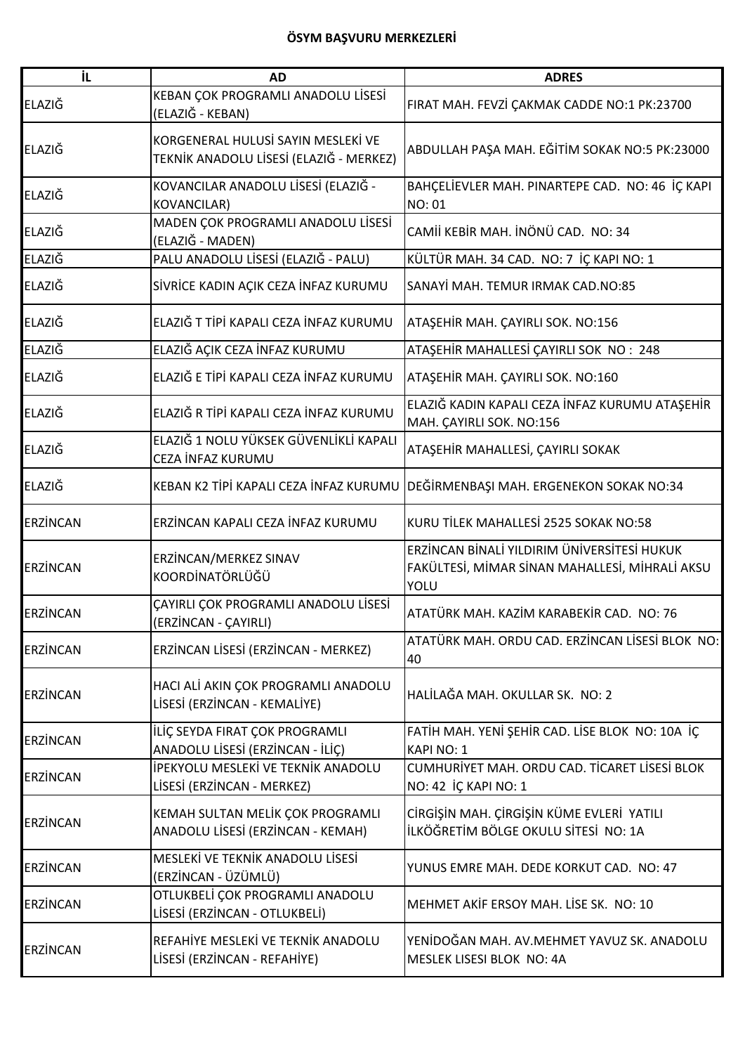**ÖSYM BAŞVURU MERKEZLERİ**

| İL | AD | ADRES |
|---|---|---|
| ELAZIĞ | KEBAN ÇOK PROGRAMLI ANADOLU LİSESİ (ELAZIĞ - KEBAN) | FIRAT MAH. FEVZİ ÇAKMAK CADDE NO:1 PK:23700 |
| ELAZIĞ | KORGENERAL HULUSİ SAYIN MESLEKİ VE TEKNİK ANADOLU LİSESİ (ELAZIĞ - MERKEZ) | ABDULLAH PAŞA MAH. EĞİTİM SOKAK NO:5 PK:23000 |
| ELAZIĞ | KOVANCILAR ANADOLU LİSESİ (ELAZIĞ - KOVANCILAR) | BAHÇELİEVLER MAH. PINARTEPE CAD. NO: 46 İÇ KAPI NO: 01 |
| ELAZIĞ | MADEN ÇOK PROGRAMLI ANADOLU LİSESİ (ELAZIĞ - MADEN) | CAMİİ KEBİR MAH. İNÖNÜ CAD. NO: 34 |
| ELAZIĞ | PALU ANADOLU LİSESİ (ELAZIĞ - PALU) | KÜLTÜR MAH. 34 CAD. NO: 7 İÇ KAPI NO: 1 |
| ELAZIĞ | SİVRİCE KADIN AÇIK CEZA İNFAZ KURUMU | SANAYİ MAH. TEMUR IRMAK CAD.NO:85 |
| ELAZIĞ | ELAZIĞ T TİPİ KAPALI CEZA İNFAZ KURUMU | ATAŞEHİR MAH. ÇAYIRLI SOK. NO:156 |
| ELAZIĞ | ELAZIĞ AÇIK CEZA İNFAZ KURUMU | ATAŞEHİR MAHALLESİ ÇAYIRLI SOK NO : 248 |
| ELAZIĞ | ELAZIĞ E TİPİ KAPALI CEZA İNFAZ KURUMU | ATAŞEHİR MAH. ÇAYIRLI SOK. NO:160 |
| ELAZIĞ | ELAZIĞ R TİPİ KAPALI CEZA İNFAZ KURUMU | ELAZIĞ KADIN KAPALI CEZA İNFAZ KURUMU ATAŞEHİR MAH. ÇAYIRLI SOK. NO:156 |
| ELAZIĞ | ELAZIĞ 1 NOLU YÜKSEK GÜVENLİKLİ KAPALI CEZA İNFAZ KURUMU | ATAŞEHİR MAHALLESİ, ÇAYIRLI SOKAK |
| ELAZIĞ | KEBAN K2 TİPİ KAPALI CEZA İNFAZ KURUMU | DEĞİRMENBAŞI MAH. ERGENEKON SOKAK NO:34 |
| ERZİNCAN | ERZİNCAN KAPALI CEZA İNFAZ KURUMU | KURU TİLEK MAHALLESİ 2525 SOKAK NO:58 |
| ERZİNCAN | ERZİNCAN/MERKEZ SINAV KOORDİNATÖRLÜĞÜ | ERZİNCAN BİNALİ YILDIRIM ÜNİVERSİTESİ HUKUK FAKÜLTESİ, MİMAR SİNAN MAHALLESİ, MİHRALİ AKSU YOLU |
| ERZİNCAN | ÇAYIRLI ÇOK PROGRAMLI ANADOLU LİSESİ (ERZİNCAN - ÇAYIRLI) | ATATÜRK MAH. KAZİM KARABEKİR CAD. NO: 76 |
| ERZİNCAN | ERZİNCAN LİSESİ (ERZİNCAN - MERKEZ) | ATATÜRK MAH. ORDU CAD. ERZİNCAN LİSESİ BLOK NO: 40 |
| ERZİNCAN | HACI ALİ AKIN ÇOK PROGRAMLI ANADOLU LİSESİ (ERZİNCAN - KEMALİYE) | HALİLAĞA MAH. OKULLAR SK. NO: 2 |
| ERZİNCAN | İLİÇ SEYDA FIRAT ÇOK PROGRAMLI ANADOLU LİSESİ (ERZİNCAN - İLİÇ) | FATİH MAH. YENİ ŞEHİR CAD. LİSE BLOK NO: 10A İÇ KAPI NO: 1 |
| ERZİNCAN | İPEKYOLU MESLEKİ VE TEKNİK ANADOLU LİSESİ (ERZİNCAN - MERKEZ) | CUMHURİYET MAH. ORDU CAD. TİCARET LİSESİ BLOK NO: 42 İÇ KAPI NO: 1 |
| ERZİNCAN | KEMAH SULTAN MELİK ÇOK PROGRAMLI ANADOLU LİSESİ (ERZİNCAN - KEMAH) | CİRGİŞİN MAH. ÇİRGİŞİN KÜME EVLERİ YATILI İLKÖĞRETİM BÖLGE OKULU SİTESİ NO: 1A |
| ERZİNCAN | MESLEKİ VE TEKNİK ANADOLU LİSESİ (ERZİNCAN - ÜZÜMLÜ) | YUNUS EMRE MAH. DEDE KORKUT CAD. NO: 47 |
| ERZİNCAN | OTLUKBELİ ÇOK PROGRAMLI ANADOLU LİSESİ (ERZİNCAN - OTLUKBELİ) | MEHMET AKİF ERSOY MAH. LİSE SK. NO: 10 |
| ERZİNCAN | REFAHİYE MESLEKİ VE TEKNİK ANADOLU LİSESİ (ERZİNCAN - REFAHİYE) | YENİDOĞAN MAH. AV.MEHMET YAVUZ SK. ANADOLU MESLEK LISESI BLOK NO: 4A |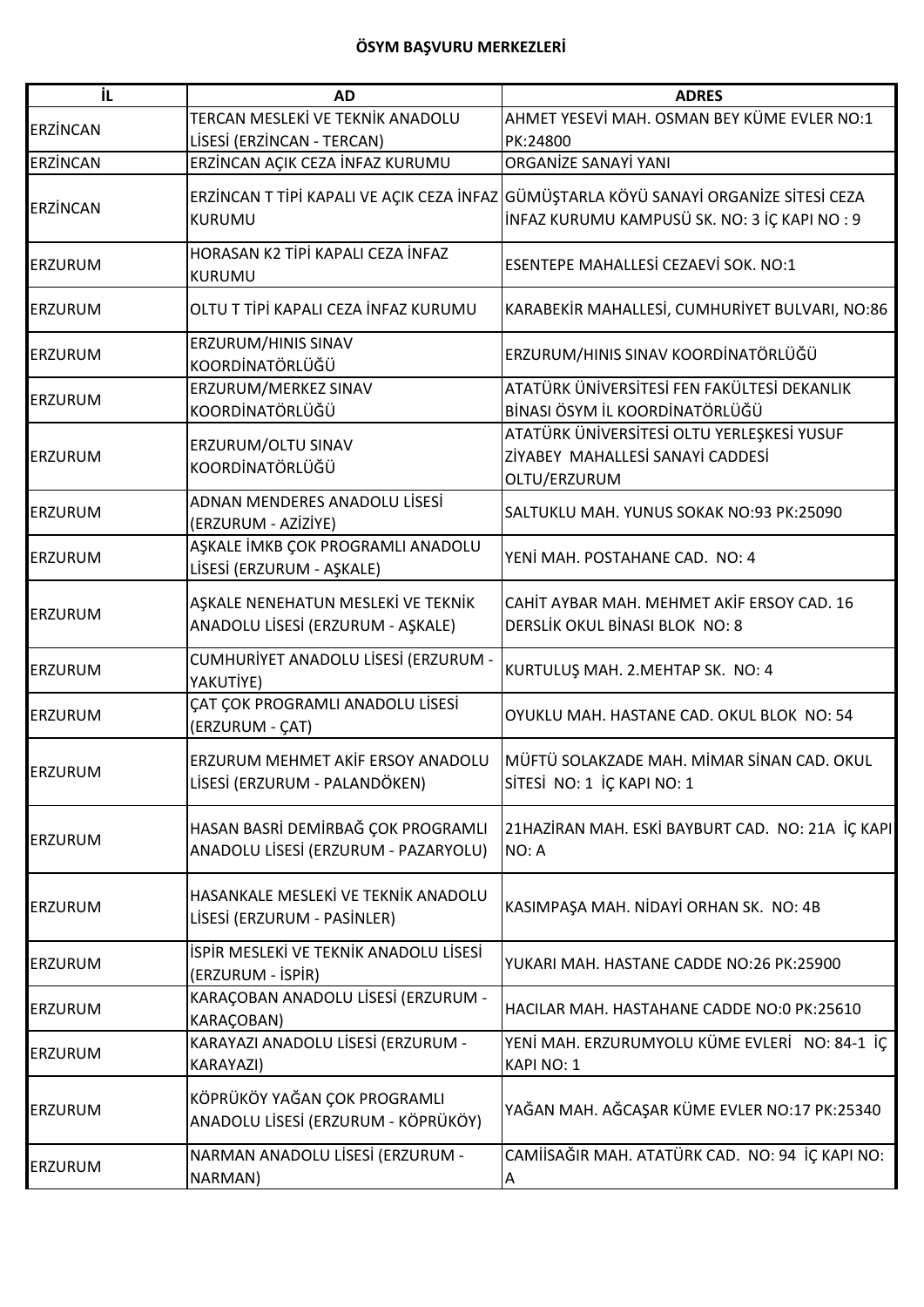**ÖSYM BAŞVURU MERKEZLERİ**

| İL | AD | ADRES |
|---|---|---|
| ERZİNCAN | TERCAN MESLEKİ VE TEKNİK ANADOLU LİSESİ (ERZİNCAN - TERCAN) | AHMET YESEVİ MAH. OSMAN BEY KÜME EVLER NO:1 PK:24800 |
| ERZİNCAN | ERZİNCAN AÇIK CEZA İNFAZ KURUMU | ORGANİZE SANAYİ YANI |
| ERZİNCAN | ERZİNCAN T TİPİ KAPALI VE AÇIK CEZA İNFAZ KURUMU | GÜMÜŞTARLA KÖYÜ SANAYİ ORGANİZE SİTESİ CEZA İNFAZ KURUMU KAMPUSÜ SK. NO: 3 İÇ KAPI NO : 9 |
| ERZURUM | HORASAN K2 TİPİ KAPALI CEZA İNFAZ KURUMU | ESENTEPE MAHALLESİ CEZAEVİ SOK. NO:1 |
| ERZURUM | OLTU T TİPİ KAPALI CEZA İNFAZ KURUMU | KARABEKİR MAHALLESİ, CUMHURİYET BULVARI, NO:86 |
| ERZURUM | ERZURUM/HINIS SINAV KOORDİNATÖRLÜĞÜ | ERZURUM/HINIS SINAV KOORDİNATÖRLÜĞÜ |
| ERZURUM | ERZURUM/MERKEZ SINAV KOORDİNATÖRLÜĞÜ | ATATÜRK ÜNİVERSİTESİ FEN FAKÜLTESİ DEKANLIK BİNASI ÖSYM İL KOORDİNATÖRLÜĞÜ |
| ERZURUM | ERZURUM/OLTU SINAV KOORDİNATÖRLÜĞÜ | ATATÜRK ÜNİVERSİTESİ OLTU YERLEŞKESİ YUSUF ZİYABEY MAHALLESİ SANAYİ CADDESİ OLTU/ERZURUM |
| ERZURUM | ADNAN MENDERES ANADOLU LİSESİ (ERZURUM - AZİZİYE) | SALTUKLU MAH. YUNUS SOKAK NO:93 PK:25090 |
| ERZURUM | AŞKALE İMKB ÇOK PROGRAMLI ANADOLU LİSESİ (ERZURUM - AŞKALE) | YENİ MAH. POSTAHANE CAD. NO: 4 |
| ERZURUM | AŞKALE NENEHATUN MESLEKİ VE TEKNİK ANADOLU LİSESİ (ERZURUM - AŞKALE) | CAHİT AYBAR MAH. MEHMET AKİF ERSOY CAD. 16 DERSLİK OKUL BİNASI BLOK NO: 8 |
| ERZURUM | CUMHURİYET ANADOLU LİSESİ (ERZURUM - YAKUTİYE) | KURTULUŞ MAH. 2.MEHTAP SK. NO: 4 |
| ERZURUM | ÇAT ÇOK PROGRAMLI ANADOLU LİSESİ (ERZURUM - ÇAT) | OYUKLU MAH. HASTANE CAD. OKUL BLOK NO: 54 |
| ERZURUM | ERZURUM MEHMET AKİF ERSOY ANADOLU LİSESİ (ERZURUM - PALANDÖKEN) | MÜFTÜ SOLAKZADE MAH. MİMAR SİNAN CAD. OKUL SİTESİ NO: 1 İÇ KAPI NO: 1 |
| ERZURUM | HASAN BASRİ DEMİRBAĞ ÇOK PROGRAMLI ANADOLU LİSESİ (ERZURUM - PAZARYOLU) | 21HAZİRAN MAH. ESKİ BAYBURT CAD. NO: 21A İÇ KAPI NO: A |
| ERZURUM | HASANKALE MESLEKİ VE TEKNİK ANADOLU LİSESİ (ERZURUM - PASİNLER) | KASIMPAŞA MAH. NİDAYİ ORHAN SK. NO: 4B |
| ERZURUM | İSPİR MESLEKİ VE TEKNİK ANADOLU LİSESİ (ERZURUM - İSPİR) | YUKARI MAH. HASTANE CADDE NO:26 PK:25900 |
| ERZURUM | KARAÇOBAN ANADOLU LİSESİ (ERZURUM - KARAÇOBAN) | HACILAR MAH. HASTAHANE CADDE NO:0 PK:25610 |
| ERZURUM | KARAYAZI ANADOLU LİSESİ (ERZURUM - KARAYAZI) | YENİ MAH. ERZURUMYOLU KÜME EVLERİ NO: 84-1 İÇ KAPI NO: 1 |
| ERZURUM | KÖPRÜKÖY YAĞAN ÇOK PROGRAMLI ANADOLU LİSESİ (ERZURUM - KÖPRÜKÖY) | YAĞAN MAH. AĞCAŞAR KÜME EVLER NO:17 PK:25340 |
| ERZURUM | NARMAN ANADOLU LİSESİ (ERZURUM - NARMAN) | CAMİİSAĞIR MAH. ATATÜRK CAD. NO: 94 İÇ KAPI NO: A |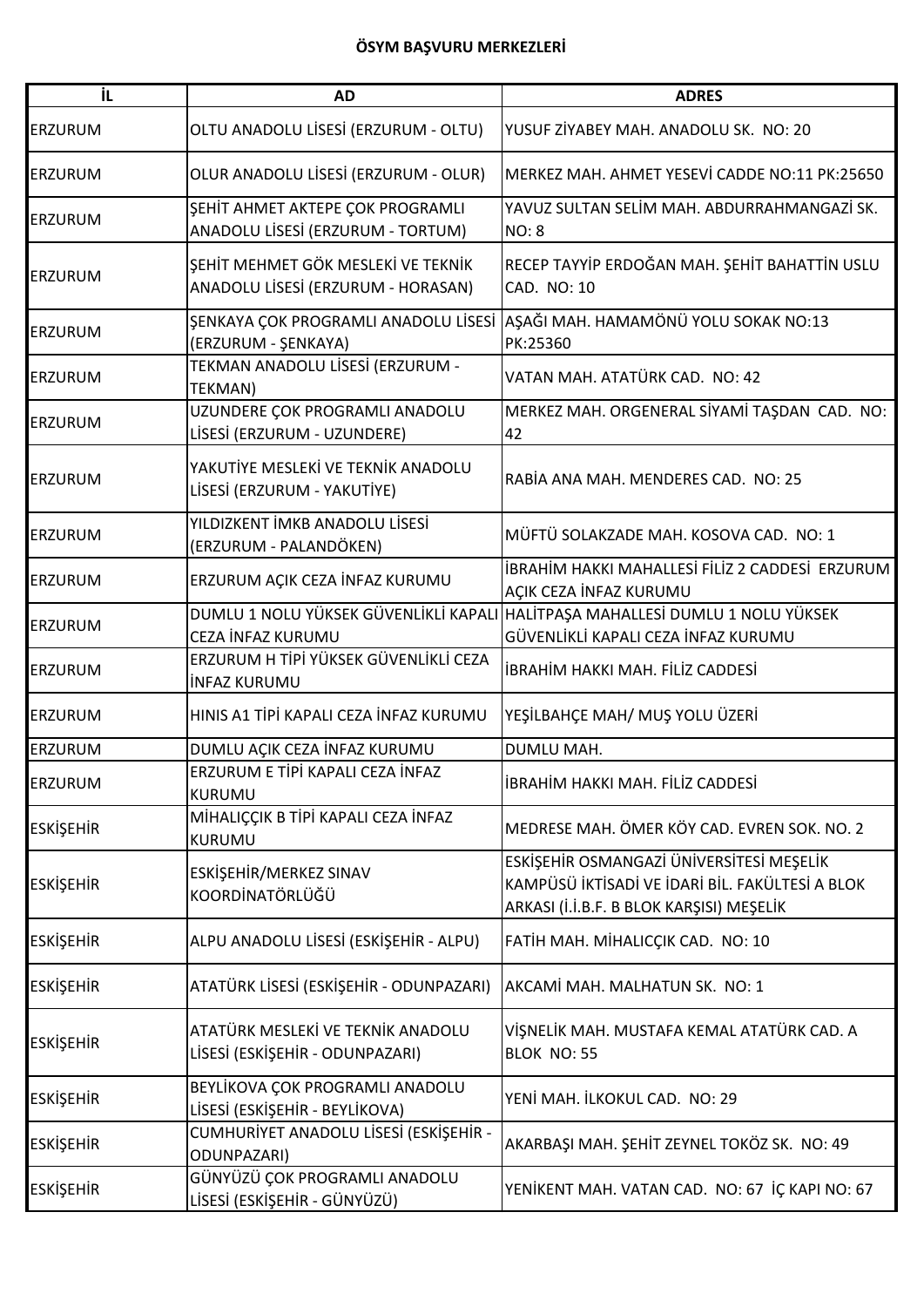**ÖSYM BAŞVURU MERKEZLERİ**

| İL | AD | ADRES |
|---|---|---|
| ERZURUM | OLTU ANADOLU LİSESİ (ERZURUM - OLTU) | YUSUF ZİYABEY MAH. ANADOLU SK. NO: 20 |
| ERZURUM | OLUR ANADOLU LİSESİ (ERZURUM - OLUR) | MERKEZ MAH. AHMET YESEVİ CADDE NO:11 PK:25650 |
| ERZURUM | ŞEHİT AHMET AKTEPE ÇOK PROGRAMLI ANADOLU LİSESİ (ERZURUM - TORTUM) | YAVUZ SULTAN SELİM MAH. ABDURRAHMANGAZİ SK. NO: 8 |
| ERZURUM | ŞEHİT MEHMET GÖK MESLEKİ VE TEKNİK ANADOLU LİSESİ (ERZURUM - HORASAN) | RECEP TAYYİP ERDOĞAN MAH. ŞEHİT BAHATTİN USLU CAD. NO: 10 |
| ERZURUM | ŞENKAYA ÇOK PROGRAMLI ANADOLU LİSESİ (ERZURUM - ŞENKAYA) | AŞAĞI MAH. HAMAMÖNÜ YOLU SOKAK NO:13 PK:25360 |
| ERZURUM | TEKMAN ANADOLU LİSESİ (ERZURUM - TEKMAN) | VATAN MAH. ATATÜRK CAD. NO: 42 |
| ERZURUM | UZUNDERE ÇOK PROGRAMLI ANADOLU LİSESİ (ERZURUM - UZUNDERE) | MERKEZ MAH. ORGENERAL SİYAMİ TAŞDAN CAD. NO: 42 |
| ERZURUM | YAKUTİYE MESLEKİ VE TEKNİK ANADOLU LİSESİ (ERZURUM - YAKUTİYE) | RABİA ANA MAH. MENDERES CAD. NO: 25 |
| ERZURUM | YILDIZKENT İMKB ANADOLU LİSESİ (ERZURUM - PALANDÖKEN) | MÜFTÜ SOLAKZADE MAH. KOSOVA CAD. NO: 1 |
| ERZURUM | ERZURUM AÇIK CEZA İNFAZ KURUMU | İBRAHİM HAKKI MAHALLESİ FİLİZ 2 CADDESİ ERZURUM AÇIK CEZA İNFAZ KURUMU |
| ERZURUM | DUMLU 1 NOLU YÜKSEK GÜVENLİKLİ KAPALI CEZA İNFAZ KURUMU | HALİTPAŞA MAHALLESİ DUMLU 1 NOLU YÜKSEK GÜVENLİKLİ KAPALI CEZA İNFAZ KURUMU |
| ERZURUM | ERZURUM H TİPİ YÜKSEK GÜVENLİKLİ CEZA İNFAZ KURUMU | İBRAHİM HAKKI MAH. FİLİZ CADDESİ |
| ERZURUM | HINIS A1 TİPİ KAPALI CEZA İNFAZ KURUMU | YEŞİLBAHÇE MAH/ MUŞ YOLU ÜZERİ |
| ERZURUM | DUMLU AÇIK CEZA İNFAZ KURUMU | DUMLU MAH. |
| ERZURUM | ERZURUM E TİPİ KAPALI CEZA İNFAZ KURUMU | İBRAHİM HAKKI MAH. FİLİZ CADDESİ |
| ESKİŞEHİR | MİHALIÇÇIK B TİPİ KAPALI CEZA İNFAZ KURUMU | MEDRESE MAH. ÖMER KÖY CAD. EVREN SOK. NO. 2 |
| ESKİŞEHİR | ESKİŞEHİR/MERKEZ SINAV KOORDİNATÖRLÜĞÜ | ESKİŞEHİR OSMANGAZİ ÜNİVERSİTESİ MEŞELİK KAMPÜSÜ İKTİSADİ VE İDARİ BİL. FAKÜLTESİ A BLOK ARKASI (İ.İ.B.F. B BLOK KARŞISI) MEŞELİK |
| ESKİŞEHİR | ALPU ANADOLU LİSESİ (ESKİŞEHİR - ALPU) | FATİH MAH. MİHALICÇIK CAD. NO: 10 |
| ESKİŞEHİR | ATATÜRK LİSESİ (ESKİŞEHİR - ODUNPAZARI) | AKCAMİ MAH. MALHATUN SK. NO: 1 |
| ESKİŞEHİR | ATATÜRK MESLEKİ VE TEKNİK ANADOLU LİSESİ (ESKİŞEHİR - ODUNPAZARI) | VİŞNELİK MAH. MUSTAFA KEMAL ATATÜRK CAD. A BLOK NO: 55 |
| ESKİŞEHİR | BEYLİKOVA ÇOK PROGRAMLI ANADOLU LİSESİ (ESKİŞEHİR - BEYLİKOVA) | YENİ MAH. İLKOKUL CAD. NO: 29 |
| ESKİŞEHİR | CUMHURİYET ANADOLU LİSESİ (ESKİŞEHİR - ODUNPAZARI) | AKARBAŞI MAH. ŞEHİT ZEYNEL TOKÖZ SK. NO: 49 |
| ESKİŞEHİR | GÜNYÜZÜ ÇOK PROGRAMLI ANADOLU LİSESİ (ESKİŞEHİR - GÜNYÜZÜ) | YENİKENT MAH. VATAN CAD. NO: 67 İÇ KAPI NO: 67 |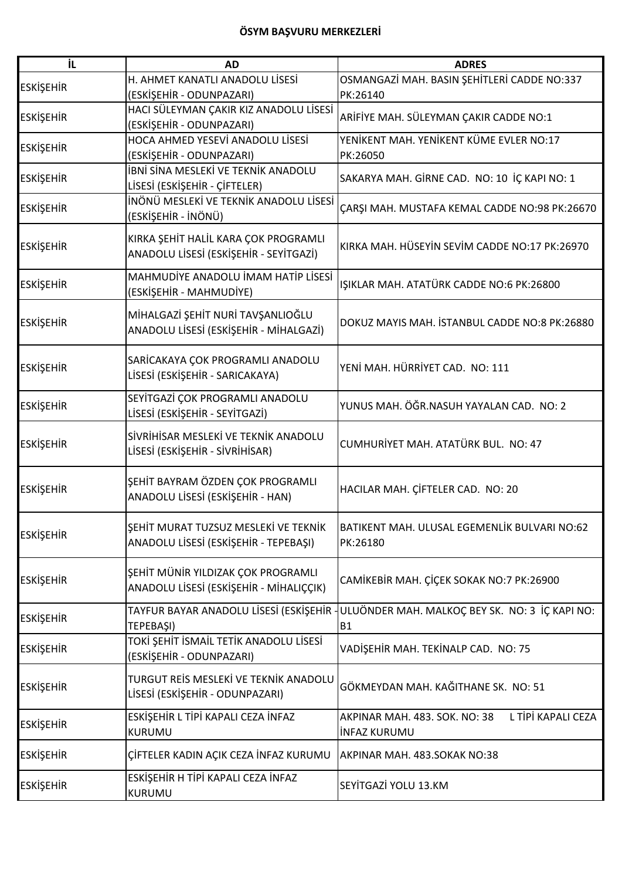**ÖSYM BAŞVURU MERKEZLERİ**

| İL | AD | ADRES |
|---|---|---|
| ESKİŞEHİR | H. AHMET KANATLI ANADOLU LİSESİ (ESKİŞEHİR - ODUNPAZARI) | OSMANGAZİ MAH. BASIN ŞEHİTLERİ CADDE NO:337 PK:26140 |
| ESKİŞEHİR | HACI SÜLEYMAN ÇAKIR KIZ ANADOLU LİSESİ (ESKİŞEHİR - ODUNPAZARI) | ARİFİYE MAH. SÜLEYMAN ÇAKIR CADDE NO:1 |
| ESKİŞEHİR | HOCA AHMED YESEVİ ANADOLU LİSESİ (ESKİŞEHİR - ODUNPAZARI) | YENİKENT MAH. YENİKENT KÜME EVLER NO:17 PK:26050 |
| ESKİŞEHİR | İBNİ SİNA MESLEKİ VE TEKNİK ANADOLU LİSESİ (ESKİŞEHİR - ÇİFTELER) | SAKARYA MAH. GİRNE CAD. NO: 10 İÇ KAPI NO: 1 |
| ESKİŞEHİR | İNÖNÜ MESLEKİ VE TEKNİK ANADOLU LİSESİ (ESKİŞEHİR - İNÖNÜ) | ÇARŞI MAH. MUSTAFA KEMAL CADDE NO:98 PK:26670 |
| ESKİŞEHİR | KIRKA ŞEHİT HALİL KARA ÇOK PROGRAMLI ANADOLU LİSESİ (ESKİŞEHİR - SEYİTGAZİ) | KIRKA MAH. HÜSEYİN SEVİM CADDE NO:17 PK:26970 |
| ESKİŞEHİR | MAHMUDİYE ANADOLU İMAM HATİP LİSESİ (ESKİŞEHİR - MAHMUDİYE) | IŞIKLAR MAH. ATATÜRK CADDE NO:6 PK:26800 |
| ESKİŞEHİR | MİHALGAZİ ŞEHİT NURİ TAVŞANLIOĞLU ANADOLU LİSESİ (ESKİŞEHİR - MİHALGAZİ) | DOKUZ MAYIS MAH. İSTANBUL CADDE NO:8 PK:26880 |
| ESKİŞEHİR | SARİCAKAYA ÇOK PROGRAMLI ANADOLU LİSESİ (ESKİŞEHİR - SARICAKAYA) | YENİ MAH. HÜRRİYET CAD. NO: 111 |
| ESKİŞEHİR | SEYİTGAZİ ÇOK PROGRAMLI ANADOLU LİSESİ (ESKİŞEHİR - SEYİTGAZİ) | YUNUS MAH. ÖĞR.NASUH YAYALAN CAD. NO: 2 |
| ESKİŞEHİR | SİVRİHİSAR MESLEKİ VE TEKNİK ANADOLU LİSESİ (ESKİŞEHİR - SİVRİHİSAR) | CUMHURİYET MAH. ATATÜRK BUL. NO: 47 |
| ESKİŞEHİR | ŞEHİT BAYRAM ÖZDEN ÇOK PROGRAMLI ANADOLU LİSESİ (ESKİŞEHİR - HAN) | HACILAR MAH. ÇİFTELER CAD. NO: 20 |
| ESKİŞEHİR | ŞEHİT MURAT TUZSUZ MESLEKİ VE TEKNİK ANADOLU LİSESİ (ESKİŞEHİR - TEPEBAŞI) | BATIKENT MAH. ULUSAL EGEMENLİK BULVARI NO:62 PK:26180 |
| ESKİŞEHİR | ŞEHİT MÜNİR YILDIZAK ÇOK PROGRAMLI ANADOLU LİSESİ (ESKİŞEHİR - MİHALIÇÇIK) | CAMİKEBİR MAH. ÇİÇEK SOKAK NO:7 PK:26900 |
| ESKİŞEHİR | TAYFUR BAYAR ANADOLU LİSESİ (ESKİŞEHİR - TEPEBAŞI) | ULUÖNDER MAH. MALKOÇ BEY SK. NO: 3 İÇ KAPI NO: B1 |
| ESKİŞEHİR | TOKİ ŞEHİT İSMAİL TETİK ANADOLU LİSESİ (ESKİŞEHİR - ODUNPAZARI) | VADİŞEHİR MAH. TEKİNALP CAD. NO: 75 |
| ESKİŞEHİR | TURGUT REİS MESLEKİ VE TEKNİK ANADOLU LİSESİ (ESKİŞEHİR - ODUNPAZARI) | GÖKMEYDAN MAH. KAĞITHANE SK. NO: 51 |
| ESKİŞEHİR | ESKİŞEHİR L TİPİ KAPALI CEZA İNFAZ KURUMU | AKPINAR MAH. 483. SOK. NO: 38 L TİPİ KAPALI CEZA İNFAZ KURUMU |
| ESKİŞEHİR | ÇİFTELER KADIN AÇIK CEZA İNFAZ KURUMU | AKPINAR MAH. 483.SOKAK NO:38 |
| ESKİŞEHİR | ESKİŞEHİR H TİPİ KAPALI CEZA İNFAZ KURUMU | SEYİTGAZİ YOLU 13.KM |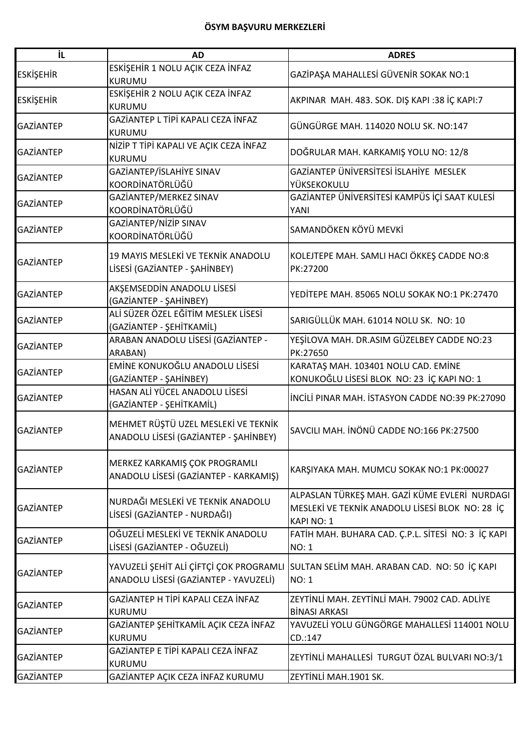**ÖSYM BAŞVURU MERKEZLERİ**

| İL | AD | ADRES |
|---|---|---|
| ESKİŞEHİR | ESKİŞEHİR 1 NOLU AÇIK CEZA İNFAZ KURUMU | GAZİPAŞA MAHALLESİ GÜVENİR SOKAK NO:1 |
| ESKİŞEHİR | ESKİŞEHİR 2 NOLU AÇIK CEZA İNFAZ KURUMU | AKPINAR MAH. 483. SOK. DIŞ KAPI :38 İÇ KAPI:7 |
| GAZİANTEP | GAZİANTEP L TİPİ KAPALI CEZA İNFAZ KURUMU | GÜNGÜRGE MAH. 114020 NOLU SK. NO:147 |
| GAZİANTEP | NİZİP T TİPİ KAPALI VE AÇIK CEZA İNFAZ KURUMU | DOĞRULAR MAH. KARKAMIŞ YOLU NO: 12/8 |
| GAZİANTEP | GAZİANTEP/İSLAHİYE SINAV KOORDİNATÖRLÜĞÜ | GAZİANTEP ÜNİVERSİTESİ İSLAHİYE MESLEK YÜKSEKOKULU |
| GAZİANTEP | GAZİANTEP/MERKEZ SINAV KOORDİNATÖRLÜĞÜ | GAZİANTEP ÜNİVERSİTESİ KAMPÜS İÇİ SAAT KULESİ YANI |
| GAZİANTEP | GAZİANTEP/NİZİP SINAV KOORDİNATÖRLÜĞÜ | SAMANDÖKEN KÖYÜ MEVKİ |
| GAZİANTEP | 19 MAYIS MESLEKİ VE TEKNİK ANADOLU LİSESİ (GAZİANTEP - ŞAHİNBEY) | KOLEJTEPE MAH. SAMLI HACI ÖKKEŞ CADDE NO:8 PK:27200 |
| GAZİANTEP | AKŞEMSEDDİN ANADOLU LİSESİ (GAZİANTEP - ŞAHİNBEY) | YEDİTEPE MAH. 85065 NOLU SOKAK NO:1 PK:27470 |
| GAZİANTEP | ALİ SÜZER ÖZEL EĞİTİM MESLEK LİSESİ (GAZİANTEP - ŞEHİTKAMİL) | SARIGÜLLÜK MAH. 61014 NOLU SK. NO: 10 |
| GAZİANTEP | ARABAN ANADOLU LİSESİ (GAZİANTEP - ARABAN) | YEŞİLOVA MAH. DR.ASIM GÜZELBEY CADDE NO:23 PK:27650 |
| GAZİANTEP | EMİNE KONUKOĞLU ANADOLU LİSESİ (GAZİANTEP - ŞAHİNBEY) | KARATAŞ MAH. 103401 NOLU CAD. EMİNE KONUKOĞLU LİSESİ BLOK NO: 23 İÇ KAPI NO: 1 |
| GAZİANTEP | HASAN ALİ YÜCEL ANADOLU LİSESİ (GAZİANTEP - ŞEHİTKAMİL) | İNCİLİ PINAR MAH. İSTASYON CADDE NO:39 PK:27090 |
| GAZİANTEP | MEHMET RÜŞTÜ UZEL MESLEKİ VE TEKNİK ANADOLU LİSESİ (GAZİANTEP - ŞAHİNBEY) | SAVCILI MAH. İNÖNÜ CADDE NO:166 PK:27500 |
| GAZİANTEP | MERKEZ KARKAMIŞ ÇOK PROGRAMLI ANADOLU LİSESİ (GAZİANTEP - KARKAMIŞ) | KARŞIYAKA MAH. MUMCU SOKAK NO:1 PK:00027 |
| GAZİANTEP | NURDAĞI MESLEKİ VE TEKNİK ANADOLU LİSESİ (GAZİANTEP - NURDAĞI) | ALPASLAN TÜRKEŞ MAH. GAZİ KÜME EVLERİ NURDAGI MESLEKİ VE TEKNİK ANADOLU LİSESİ BLOK NO: 28 İÇ KAPI NO: 1 |
| GAZİANTEP | OĞUZELİ MESLEKİ VE TEKNİK ANADOLU LİSESİ (GAZİANTEP - OĞUZELİ) | FATİH MAH. BUHARA CAD. Ç.P.L. SİTESİ NO: 3 İÇ KAPI NO: 1 |
| GAZİANTEP | YAVUZELİ ŞEHİT ALİ ÇİFTÇİ ÇOK PROGRAMLI ANADOLU LİSESİ (GAZİANTEP - YAVUZELİ) | SULTAN SELİM MAH. ARABAN CAD. NO: 50 İÇ KAPI NO: 1 |
| GAZİANTEP | GAZİANTEP H TİPİ KAPALI CEZA İNFAZ KURUMU | ZEYTİNLİ MAH. ZEYTİNLİ MAH. 79002 CAD. ADLİYE BİNASI ARKASI |
| GAZİANTEP | GAZİANTEP ŞEHİTKAMİL AÇIK CEZA İNFAZ KURUMU | YAVUZELİ YOLU GÜNGÖRGE MAHALLESİ 114001 NOLU CD.:147 |
| GAZİANTEP | GAZİANTEP E TİPİ KAPALI CEZA İNFAZ KURUMU | ZEYTİNLİ MAHALLESİ TURGUT ÖZAL BULVARI NO:3/1 |
| GAZİANTEP | GAZİANTEP AÇIK CEZA İNFAZ KURUMU | ZEYTİNLİ MAH.1901 SK. |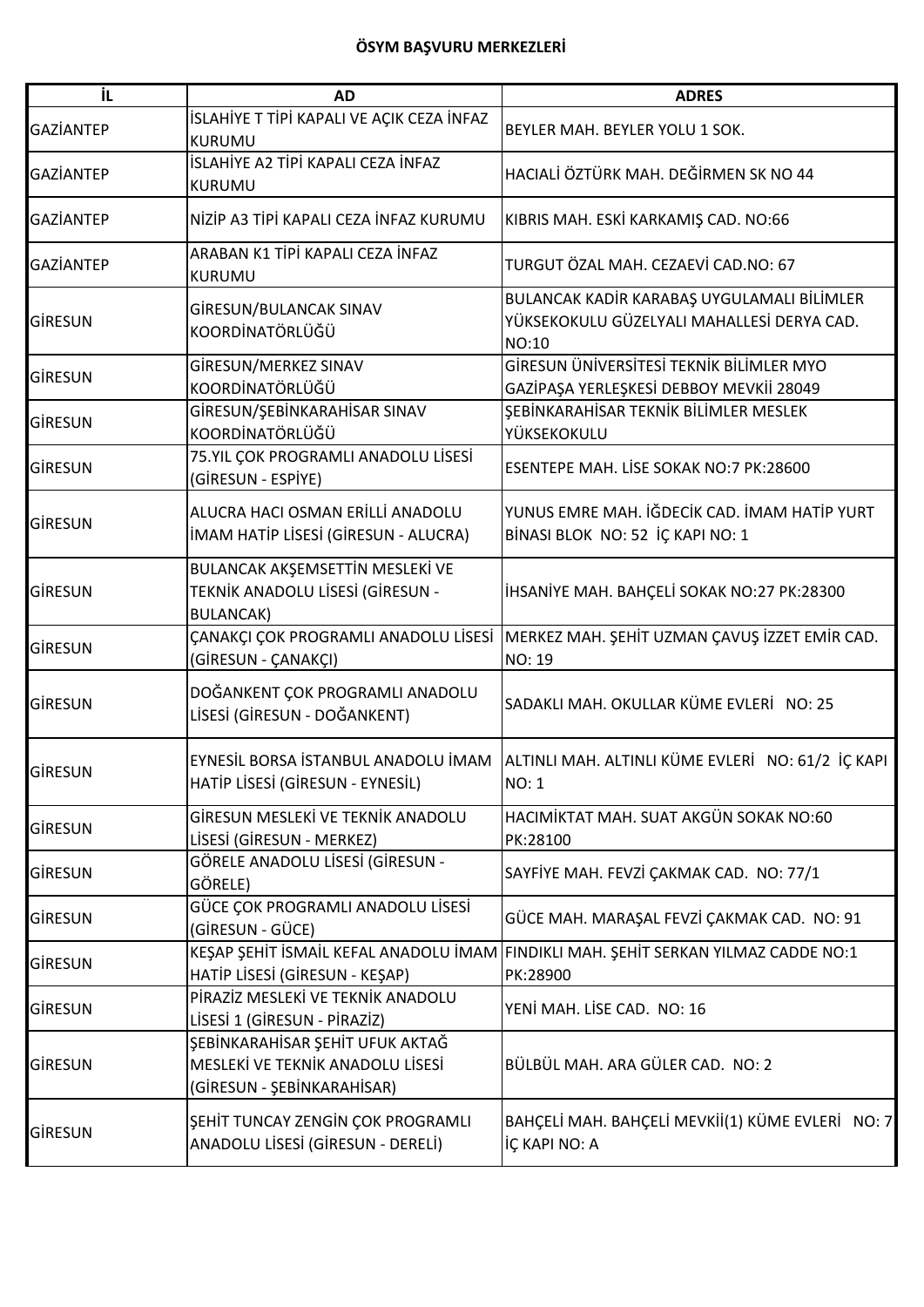**ÖSYM BAŞVURU MERKEZLERİ**

| İL | AD | ADRES |
|---|---|---|
| GAZİANTEP | İSLAHİYE T TİPİ KAPALI VE AÇIK CEZA İNFAZ KURUMU | BEYLER MAH. BEYLER YOLU 1 SOK. |
| GAZİANTEP | İSLAHİYE A2 TİPİ KAPALI CEZA İNFAZ KURUMU | HACIALİ ÖZTÜRK MAH. DEĞİRMEN SK NO 44 |
| GAZİANTEP | NİZİP A3 TİPİ KAPALI CEZA İNFAZ KURUMU | KIBRIS MAH. ESKİ KARKAMIŞ CAD. NO:66 |
| GAZİANTEP | ARABAN K1 TİPİ KAPALI CEZA İNFAZ KURUMU | TURGUT ÖZAL MAH. CEZAEVİ CAD.NO: 67 |
| GİRESUN | GİRESUN/BULANCAK SINAV KOORDİNATÖRLÜĞÜ | BULANCAK KADİR KARABAŞ UYGULAMALI BİLİMLER YÜKSEKOKULU GÜZELYALI MAHALLESİ DERYA CAD. NO:10 |
| GİRESUN | GİRESUN/MERKEZ SINAV KOORDİNATÖRLÜĞÜ | GİRESUN ÜNİVERSİTESİ TEKNİK BİLİMLER MYO GAZİPAŞA YERLEŞKESİ DEBBOY MEVKİİ 28049 |
| GİRESUN | GİRESUN/ŞEBİNKARAHİSAR SINAV KOORDİNATÖRLÜĞÜ | ŞEBİNKARAHİSAR TEKNİK BİLİMLER MESLEK YÜKSEKOKULU |
| GİRESUN | 75.YIL ÇOK PROGRAMLI ANADOLU LİSESİ (GİRESUN - ESPİYE) | ESENTEPE MAH. LİSE SOKAK NO:7 PK:28600 |
| GİRESUN | ALUCRA HACI OSMAN ERİLLİ ANADOLU İMAM HATİP LİSESİ (GİRESUN - ALUCRA) | YUNUS EMRE MAH. İĞDECİK CAD. İMAM HATİP YURT BİNASI BLOK NO: 52 İÇ KAPI NO: 1 |
| GİRESUN | BULANCAK AKŞEMSETTİN MESLEKİ VE TEKNİK ANADOLU LİSESİ (GİRESUN - BULANCAK) | İHSANİYE MAH. BAHÇELİ SOKAK NO:27 PK:28300 |
| GİRESUN | ÇANAKÇI ÇOK PROGRAMLI ANADOLU LİSESİ (GİRESUN - ÇANAKÇI) | MERKEZ MAH. ŞEHİT UZMAN ÇAVUŞ İZZET EMİR CAD. NO: 19 |
| GİRESUN | DOĞANKENT ÇOK PROGRAMLI ANADOLU LİSESİ (GİRESUN - DOĞANKENT) | SADAKLI MAH. OKULLAR KÜME EVLERİ NO: 25 |
| GİRESUN | EYNESİL BORSA İSTANBUL ANADOLU İMAM HATİP LİSESİ (GİRESUN - EYNESİL) | ALTINLI MAH. ALTINLI KÜME EVLERİ NO: 61/2 İÇ KAPI NO: 1 |
| GİRESUN | GİRESUN MESLEKİ VE TEKNİK ANADOLU LİSESİ (GİRESUN - MERKEZ) | HACIMİKTAT MAH. SUAT AKGÜN SOKAK NO:60 PK:28100 |
| GİRESUN | GÖRELE ANADOLU LİSESİ (GİRESUN - GÖRELE) | SAYFİYE MAH. FEVZİ ÇAKMAK CAD. NO: 77/1 |
| GİRESUN | GÜCE ÇOK PROGRAMLI ANADOLU LİSESİ (GİRESUN - GÜCE) | GÜCE MAH. MARAŞAL FEVZİ ÇAKMAK CAD. NO: 91 |
| GİRESUN | KEŞAP ŞEHİT İSMAİL KEFAL ANADOLU İMAM HATİP LİSESİ (GİRESUN - KEŞAP) | FINDIKLI MAH. ŞEHİT SERKAN YILMAZ CADDE NO:1 PK:28900 |
| GİRESUN | PİRAZİZ MESLEKİ VE TEKNİK ANADOLU LİSESİ 1 (GİRESUN - PİRAZİZ) | YENİ MAH. LİSE CAD. NO: 16 |
| GİRESUN | ŞEBİNKARAHİSAR ŞEHİT UFUK AKTAĞ MESLEKİ VE TEKNİK ANADOLU LİSESİ (GİRESUN - ŞEBİNKARAHİSAR) | BÜLBÜL MAH. ARA GÜLER CAD. NO: 2 |
| GİRESUN | ŞEHİT TUNCAY ZENGİN ÇOK PROGRAMLI ANADOLU LİSESİ (GİRESUN - DERELİ) | BAHÇELİ MAH. BAHÇELİ MEVKİİ(1) KÜME EVLERİ NO: 7 İÇ KAPI NO: A |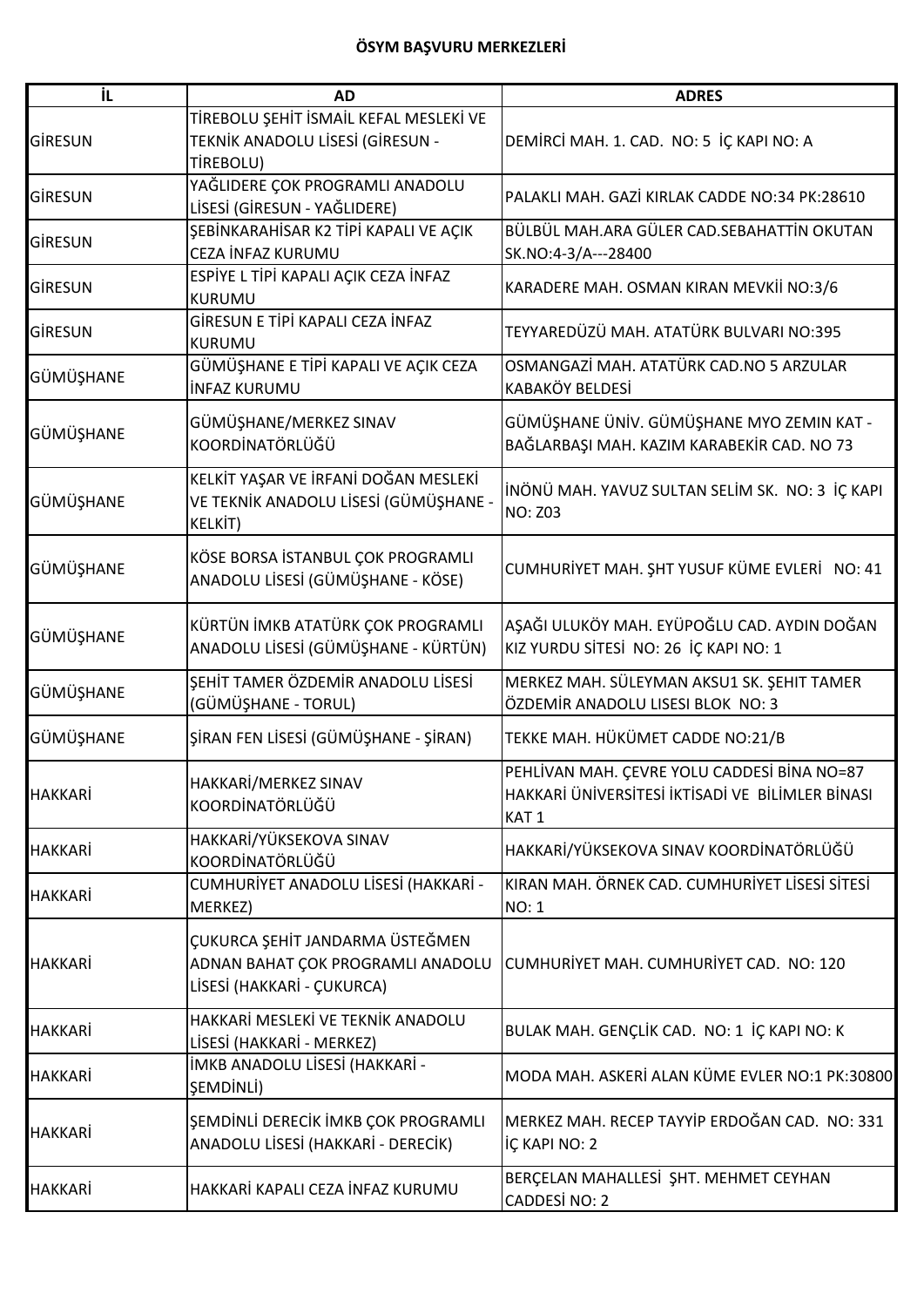**ÖSYM BAŞVURU MERKEZLERİ**

| İL | AD | ADRES |
|---|---|---|
| GİRESUN | TİREBOLU ŞEHİT İSMAİL KEFAL MESLEKİ VE TEKNİK ANADOLU LİSESİ (GİRESUN - TİREBOLU) | DEMİRCİ MAH. 1. CAD. NO: 5 İÇ KAPI NO: A |
| GİRESUN | YAĞLIDERE ÇOK PROGRAMLI ANADOLU LİSESİ (GİRESUN - YAĞLIDERE) | PALAKLI MAH. GAZİ KIRLAK CADDE NO:34 PK:28610 |
| GİRESUN | ŞEBİNKARAHİSAR K2 TİPİ KAPALI VE AÇIK CEZA İNFAZ KURUMU | BÜLBÜL MAH.ARA GÜLER CAD.SEBAHATTİN OKUTAN SK.NO:4-3/A---28400 |
| GİRESUN | ESPİYE L TİPİ KAPALI AÇIK CEZA İNFAZ KURUMU | KARADERE MAH. OSMAN KIRAN MEVKİİ NO:3/6 |
| GİRESUN | GİRESUN E TİPİ KAPALI CEZA İNFAZ KURUMU | TEYYAREDÜZÜ MAH. ATATÜRK BULVARI NO:395 |
| GÜMÜŞHANE | GÜMÜŞHANE E TİPİ KAPALI VE AÇIK CEZA İNFAZ KURUMU | OSMANGAZİ MAH. ATATÜRK CAD.NO 5 ARZULAR KABAKÖY BELDESİ |
| GÜMÜŞHANE | GÜMÜŞHANE/MERKEZ SINAV KOORDİNATÖRLÜĞÜ | GÜMÜŞHANE ÜNİV. GÜMÜŞHANE MYO ZEMIN KAT - BAĞLARBAŞI MAH. KAZIM KARABEKİR CAD. NO 73 |
| GÜMÜŞHANE | KELKİT YAŞAR VE İRFANİ DOĞAN MESLEKİ VE TEKNİK ANADOLU LİSESİ (GÜMÜŞHANE - KELKİT) | İNÖNÜ MAH. YAVUZ SULTAN SELİM SK. NO: 3 İÇ KAPI NO: Z03 |
| GÜMÜŞHANE | KÖSE BORSA İSTANBUL ÇOK PROGRAMLI ANADOLU LİSESİ (GÜMÜŞHANE - KÖSE) | CUMHURİYET MAH. ŞHT YUSUF KÜME EVLERİ NO: 41 |
| GÜMÜŞHANE | KÜRTÜN İMKB ATATÜRK ÇOK PROGRAMLI ANADOLU LİSESİ (GÜMÜŞHANE - KÜRTÜN) | AŞAĞI ULUKÖY MAH. EYÜPOĞLU CAD. AYDIN DOĞAN KIZ YURDU SİTESİ NO: 26 İÇ KAPI NO: 1 |
| GÜMÜŞHANE | ŞEHİT TAMER ÖZDEMİR ANADOLU LİSESİ (GÜMÜŞHANE - TORUL) | MERKEZ MAH. SÜLEYMAN AKSU1 SK. ŞEHIT TAMER ÖZDEMİR ANADOLU LISESI BLOK NO: 3 |
| GÜMÜŞHANE | ŞİRAN FEN LİSESİ (GÜMÜŞHANE - ŞİRAN) | TEKKE MAH. HÜKÜMET CADDE NO:21/B |
| HAKKARİ | HAKKARİ/MERKEZ SINAV KOORDİNATÖRLÜĞÜ | PEHLİVAN MAH. ÇEVRE YOLU CADDESİ BİNA NO=87 HAKKARİ ÜNİVERSİTESİ İKTİSADİ VE BİLİMLER BİNASI KAT 1 |
| HAKKARİ | HAKKARİ/YÜKSEKOVA SINAV KOORDİNATÖRLÜĞÜ | HAKKARİ/YÜKSEKOVA SINAV KOORDİNATÖRLÜĞÜ |
| HAKKARİ | CUMHURİYET ANADOLU LİSESİ (HAKKARİ - MERKEZ) | KIRAN MAH. ÖRNEK CAD. CUMHURİYET LİSESİ SİTESİ NO: 1 |
| HAKKARİ | ÇUKURCA ŞEHİT JANDARMA ÜSTEĞMEN ADNAN BAHAT ÇOK PROGRAMLI ANADOLU LİSESİ (HAKKARİ - ÇUKURCA) | CUMHURİYET MAH. CUMHURİYET CAD. NO: 120 |
| HAKKARİ | HAKKARİ MESLEKİ VE TEKNİK ANADOLU LİSESİ (HAKKARİ - MERKEZ) | BULAK MAH. GENÇLİK CAD. NO: 1 İÇ KAPI NO: K |
| HAKKARİ | İMKB ANADOLU LİSESİ (HAKKARİ - ŞEMDİNLİ) | MODA MAH. ASKERİ ALAN KÜME EVLER NO:1 PK:30800 |
| HAKKARİ | ŞEMDİNLİ DERECİK İMKB ÇOK PROGRAMLI ANADOLU LİSESİ (HAKKARİ - DERECİK) | MERKEZ MAH. RECEP TAYYİP ERDOĞAN CAD. NO: 331 İÇ KAPI NO: 2 |
| HAKKARİ | HAKKARİ KAPALI CEZA İNFAZ KURUMU | BERÇELAN MAHALLESİ ŞHT. MEHMET CEYHAN CADDESİ NO: 2 |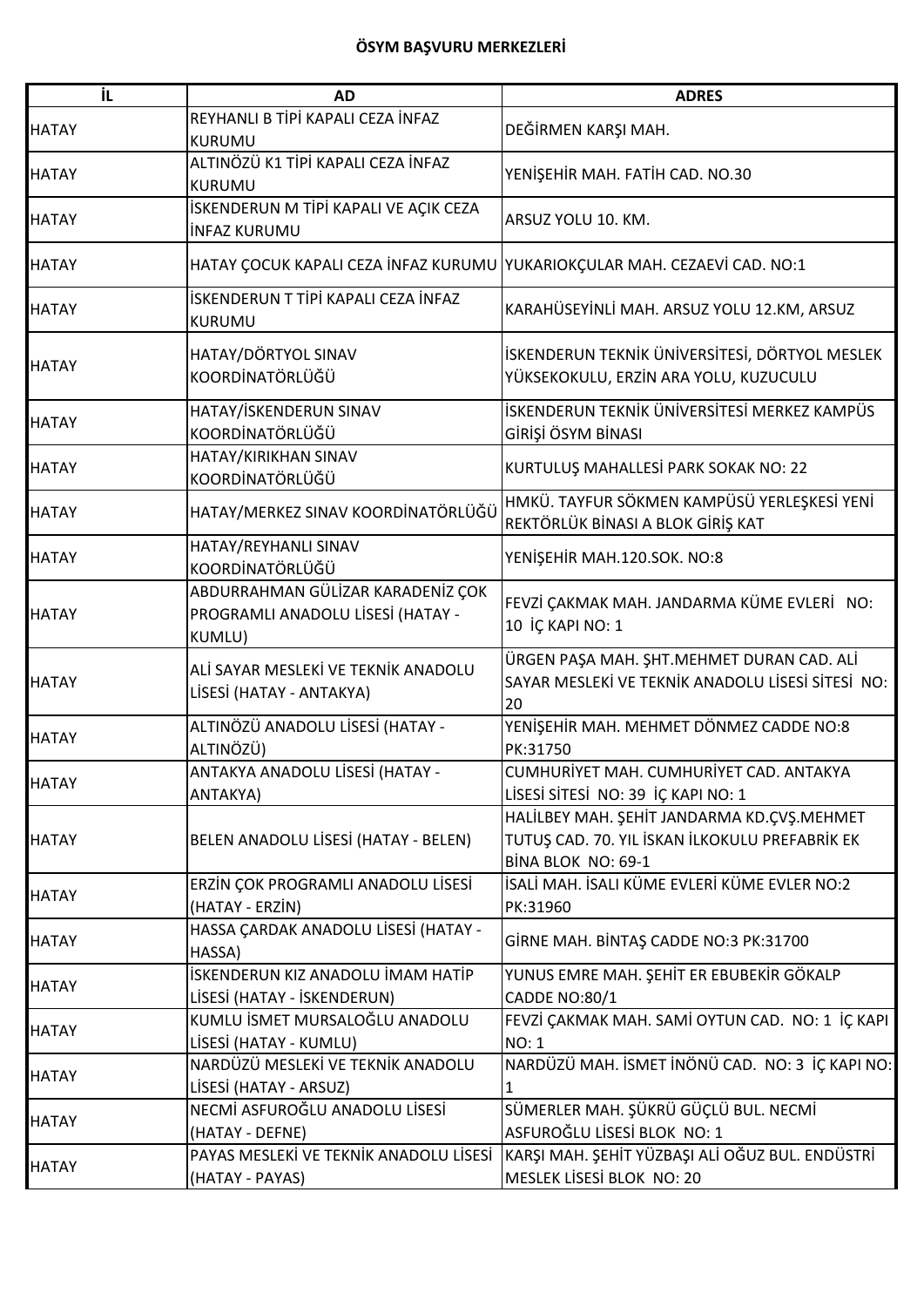**ÖSYM BAŞVURU MERKEZLERİ**

| İL | AD | ADRES |
|---|---|---|
| HATAY | REYHANLI B TİPİ KAPALI CEZA İNFAZ KURUMU | DEĞİRMEN KARŞI MAH. |
| HATAY | ALTINÖZÜ K1 TİPİ KAPALI CEZA İNFAZ KURUMU | YENİŞEHİR MAH. FATİH CAD. NO.30 |
| HATAY | İSKENDERUN M TİPİ KAPALI VE AÇIK CEZA İNFAZ KURUMU | ARSUZ YOLU 10. KM. |
| HATAY | HATAY ÇOCUK KAPALI CEZA İNFAZ KURUMU | YUKARIOKÇULAR MAH. CEZAEVİ CAD. NO:1 |
| HATAY | İSKENDERUN T TİPİ KAPALI CEZA İNFAZ KURUMU | KARAHÜSEYİNLİ MAH. ARSUZ YOLU 12.KM, ARSUZ |
| HATAY | HATAY/DÖRTYOL SINAV KOORDİNATÖRLÜĞÜ | İSKENDERUN TEKNİK ÜNİVERSİTESİ, DÖRTYOL MESLEK YÜKSEKOKULU, ERZİN ARA YOLU, KUZUCULU |
| HATAY | HATAY/İSKENDERUN SINAV KOORDİNATÖRLÜĞÜ | İSKENDERUN TEKNİK ÜNİVERSİTESİ MERKEZ KAMPÜS GİRİŞİ ÖSYM BİNASI |
| HATAY | HATAY/KIRIKHAN SINAV KOORDİNATÖRLÜĞÜ | KURTULUŞ MAHALLESİ PARK SOKAK NO: 22 |
| HATAY | HATAY/MERKEZ SINAV KOORDİNATÖRLÜĞÜ | HMKÜ. TAYFUR SÖKMEN KAMPÜSÜ YERLEŞKESİ YENİ REKTÖRLÜK BİNASI A BLOK GİRİŞ KAT |
| HATAY | HATAY/REYHANLI SINAV KOORDİNATÖRLÜĞÜ | YENİŞEHİR MAH.120.SOK. NO:8 |
| HATAY | ABDURRAHMAN GÜLİZAR KARADENİZ ÇOK PROGRAMLI ANADOLU LİSESİ (HATAY - KUMLU) | FEVZİ ÇAKMAK MAH. JANDARMA KÜME EVLERİ NO: 10 İÇ KAPI NO: 1 |
| HATAY | ALİ SAYAR MESLEKİ VE TEKNİK ANADOLU LİSESİ (HATAY - ANTAKYA) | ÜRGEN PAŞA MAH. ŞHT.MEHMET DURAN CAD. ALİ SAYAR MESLEKİ VE TEKNİK ANADOLU LİSESİ SİTESİ NO: 20 |
| HATAY | ALTINÖZÜ ANADOLU LİSESİ (HATAY - ALTINÖZÜ) | YENİŞEHİR MAH. MEHMET DÖNMEZ CADDE NO:8 PK:31750 |
| HATAY | ANTAKYA ANADOLU LİSESİ (HATAY - ANTAKYA) | CUMHURİYET MAH. CUMHURİYET CAD. ANTAKYA LİSESİ SİTESİ NO: 39 İÇ KAPI NO: 1 |
| HATAY | BELEN ANADOLU LİSESİ (HATAY - BELEN) | HALİLBEY MAH. ŞEHİT JANDARMA KD.ÇVŞ.MEHMET TUTUŞ CAD. 70. YIL İSKAN İLKOKULU PREFABRİK EK BİNA BLOK NO: 69-1 |
| HATAY | ERZİN ÇOK PROGRAMLI ANADOLU LİSESİ (HATAY - ERZİN) | İSALİ MAH. İSALI KÜME EVLERİ KÜME EVLER NO:2 PK:31960 |
| HATAY | HASSA ÇARDAK ANADOLU LİSESİ (HATAY - HASSA) | GİRNE MAH. BİNTAŞ CADDE NO:3 PK:31700 |
| HATAY | İSKENDERUN KIZ ANADOLU İMAM HATİP LİSESİ (HATAY - İSKENDERUN) | YUNUS EMRE MAH. ŞEHİT ER EBUBEKİR GÖKALP CADDE NO:80/1 |
| HATAY | KUMLU İSMET MURSALOĞLU ANADOLU LİSESİ (HATAY - KUMLU) | FEVZİ ÇAKMAK MAH. SAMİ OYTUN CAD. NO: 1 İÇ KAPI NO: 1 |
| HATAY | NARDÜZÜ MESLEKİ VE TEKNİK ANADOLU LİSESİ (HATAY - ARSUZ) | NARDÜZÜ MAH. İSMET İNÖNÜ CAD. NO: 3 İÇ KAPI NO: 1 |
| HATAY | NECMİ ASFUROĞLU ANADOLU LİSESİ (HATAY - DEFNE) | SÜMERLER MAH. ŞÜKRÜ GÜÇLÜ BUL. NECMİ ASFUROĞLU LİSESİ BLOK NO: 1 |
| HATAY | PAYAS MESLEKİ VE TEKNİK ANADOLU LİSESİ (HATAY - PAYAS) | KARŞI MAH. ŞEHİT YÜZBAŞI ALİ OĞUZ BUL. ENDÜSTRİ MESLEK LİSESİ BLOK NO: 20 |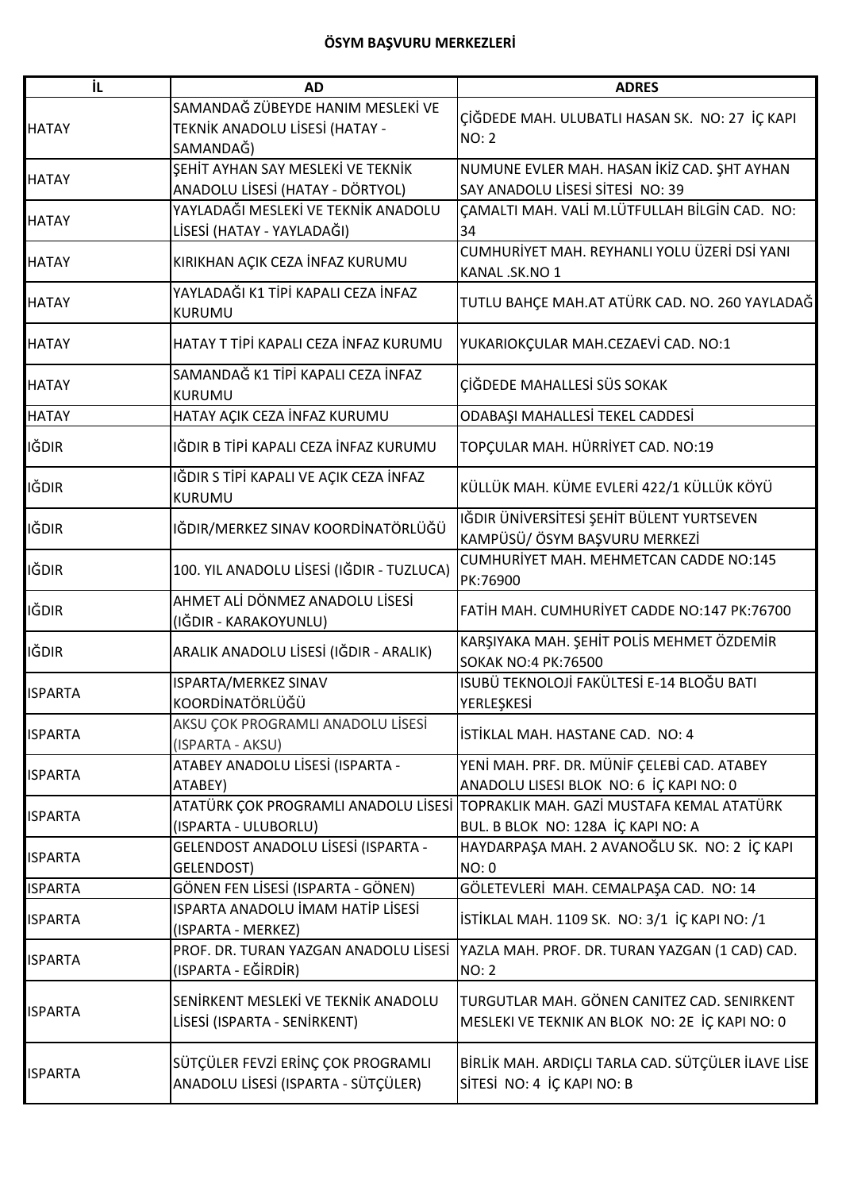**ÖSYM BAŞVURU MERKEZLERİ**

| İL | AD | ADRES |
|---|---|---|
| HATAY | SAMANDAĞ ZÜBEYDE HANIM MESLEKİ VE TEKNİK ANADOLU LİSESİ (HATAY - SAMANDAĞ) | ÇİĞDEDE MAH. ULUBATLI HASAN SK. NO: 27 İÇ KAPI NO: 2 |
| HATAY | ŞEHİT AYHAN SAY MESLEKİ VE TEKNİK ANADOLU LİSESİ (HATAY - DÖRTYOL) | NUMUNE EVLER MAH. HASAN İKİZ CAD. ŞHT AYHAN SAY ANADOLU LİSESİ SİTESİ NO: 39 |
| HATAY | YAYLADAĞI MESLEKİ VE TEKNİK ANADOLU LİSESİ (HATAY - YAYLADAĞI) | ÇAMALTI MAH. VALİ M.LÜTFULLAH BİLGİN CAD. NO: 34 |
| HATAY | KIRIKHAN AÇIK CEZA İNFAZ KURUMU | CUMHURİYET MAH. REYHANLI YOLU ÜZERİ DSİ YANI KANAL .SK.NO 1 |
| HATAY | YAYLADAĞI K1 TİPİ KAPALI CEZA İNFAZ KURUMU | TUTLU BAHÇE MAH.AT ATÜRK CAD. NO. 260 YAYLADAĞ |
| HATAY | HATAY T TİPİ KAPALI CEZA İNFAZ KURUMU | YUKARIOKÇULAR MAH.CEZAEVİ CAD. NO:1 |
| HATAY | SAMANDAĞ K1 TİPİ KAPALI CEZA İNFAZ KURUMU | ÇİĞDEDE MAHALLESİ SÜS SOKAK |
| HATAY | HATAY AÇIK CEZA İNFAZ KURUMU | ODABAŞI MAHALLESİ TEKEL CADDESİ |
| IĞDIR | IĞDIR B TİPİ KAPALI CEZA İNFAZ KURUMU | TOPÇULAR MAH. HÜRRİYET CAD. NO:19 |
| IĞDIR | IĞDIR S TİPİ KAPALI VE AÇIK CEZA İNFAZ KURUMU | KÜLLÜK MAH. KÜME EVLERİ 422/1 KÜLLÜK KÖYÜ |
| IĞDIR | IĞDIR/MERKEZ SINAV KOORDİNATÖRLÜĞÜ | IĞDIR ÜNİVERSİTESİ ŞEHİT BÜLENT YURTSEVEN KAMPÜSÜ/ ÖSYM BAŞVURU MERKEZİ |
| IĞDIR | 100. YIL ANADOLU LİSESİ (IĞDIR - TUZLUCA) | CUMHURİYET MAH. MEHMETCAN CADDE NO:145 PK:76900 |
| IĞDIR | AHMET ALİ DÖNMEZ ANADOLU LİSESİ (IĞDIR - KARAKOYUNLU) | FATİH MAH. CUMHURİYET CADDE NO:147 PK:76700 |
| IĞDIR | ARALIK ANADOLU LİSESİ (IĞDIR - ARALIK) | KARŞIYAKA MAH. ŞEHİT POLİS MEHMET ÖZDEMİR SOKAK NO:4 PK:76500 |
| ISPARTA | ISPARTA/MERKEZ SINAV KOORDİNATÖRLÜĞÜ | ISUBÜ TEKNOLOJİ FAKÜLTESİ E-14 BLOĞU BATI YERLEŞKESİ |
| ISPARTA | AKSU ÇOK PROGRAMLI ANADOLU LİSESİ (ISPARTA - AKSU) | İSTİKLAL MAH. HASTANE CAD. NO: 4 |
| ISPARTA | ATABEY ANADOLU LİSESİ (ISPARTA - ATABEY) | YENİ MAH. PRF. DR. MÜNİF ÇELEBİ CAD. ATABEY ANADOLU LISESI BLOK NO: 6 İÇ KAPI NO: 0 |
| ISPARTA | ATATÜRK ÇOK PROGRAMLI ANADOLU LİSESİ (ISPARTA - ULUBORLU) | TOPRAKLIK MAH. GAZİ MUSTAFA KEMAL ATATÜRK BUL. B BLOK NO: 128A İÇ KAPI NO: A |
| ISPARTA | GELENDOST ANADOLU LİSESİ (ISPARTA - GELENDOST) | HAYDARPAŞA MAH. 2 AVANOĞLU SK. NO: 2 İÇ KAPI NO: 0 |
| ISPARTA | GÖNEN FEN LİSESİ (ISPARTA - GÖNEN) | GÖLETEVLERİ MAH. CEMALPAŞA CAD. NO: 14 |
| ISPARTA | ISPARTA ANADOLU İMAM HATİP LİSESİ (ISPARTA - MERKEZ) | İSTİKLAL MAH. 1109 SK. NO: 3/1 İÇ KAPI NO: /1 |
| ISPARTA | PROF. DR. TURAN YAZGAN ANADOLU LİSESİ (ISPARTA - EĞİRDİR) | YAZLA MAH. PROF. DR. TURAN YAZGAN (1 CAD) CAD. NO: 2 |
| ISPARTA | SENİRKENT MESLEKİ VE TEKNİK ANADOLU LİSESİ (ISPARTA - SENİRKENT) | TURGUTLAR MAH. GÖNEN CANITEZ CAD. SENIRKENT MESLEKI VE TEKNIK AN BLOK NO: 2E İÇ KAPI NO: 0 |
| ISPARTA | SÜTÇÜLER FEVZİ ERİNÇ ÇOK PROGRAMLI ANADOLU LİSESİ (ISPARTA - SÜTÇÜLER) | BİRLİK MAH. ARDIÇLI TARLA CAD. SÜTÇÜLER İLAVE LİSE SİTESİ NO: 4 İÇ KAPI NO: B |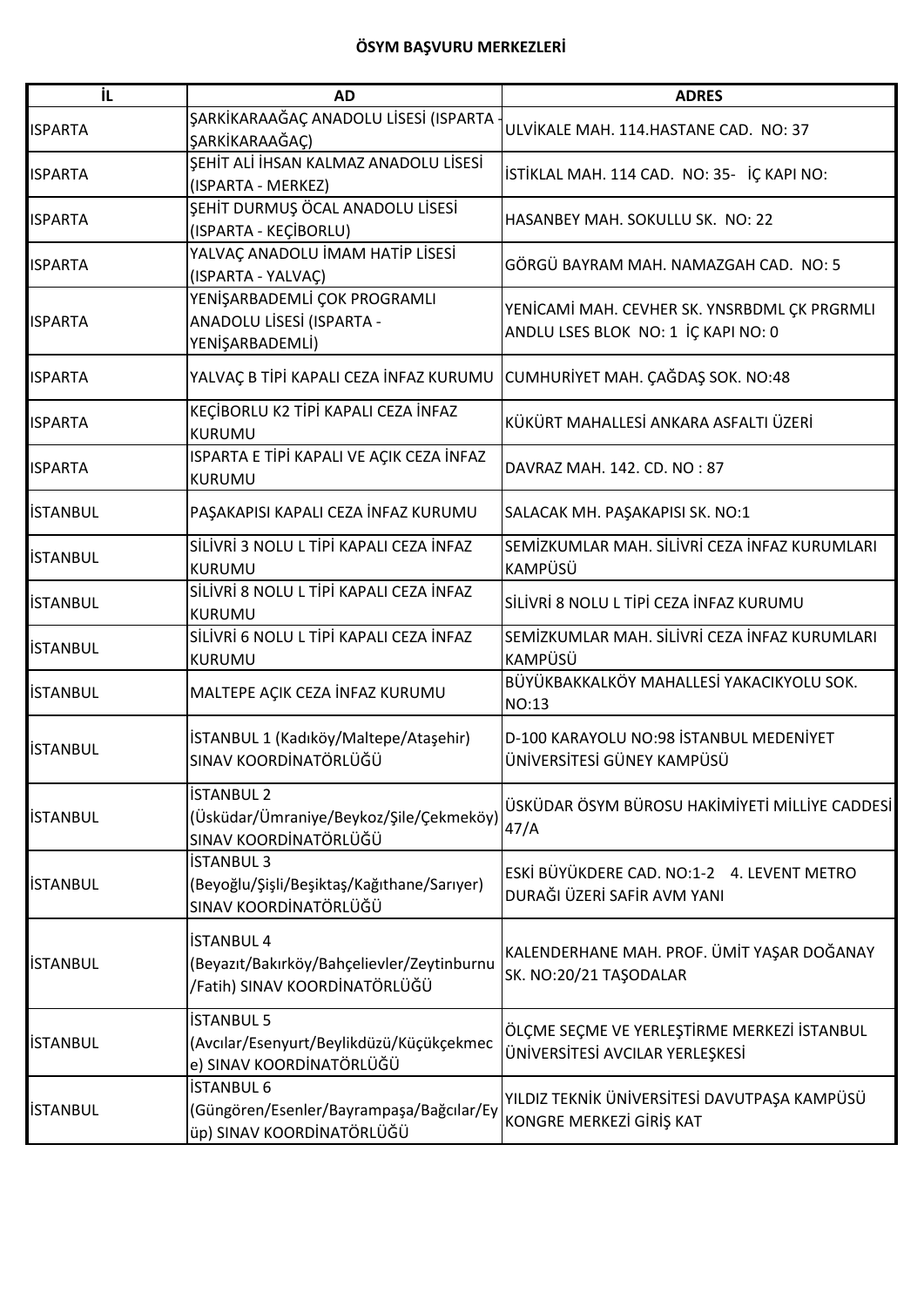**ÖSYM BAŞVURU MERKEZLERİ**

| İL | AD | ADRES |
|---|---|---|
| ISPARTA | ŞARKİKARAAĞAÇ ANADOLU LİSESİ (ISPARTA - ŞARKİKARAAĞAÇ) | ULVİKALE MAH. 114.HASTANE CAD. NO: 37 |
| ISPARTA | ŞEHİT ALİ İHSAN KALMAZ ANADOLU LİSESİ (ISPARTA - MERKEZ) | İSTİKLAL MAH. 114 CAD. NO: 35- İÇ KAPI NO: |
| ISPARTA | ŞEHİT DURMUŞ ÖCAL ANADOLU LİSESİ (ISPARTA - KEÇİBORLU) | HASANBEY MAH. SOKULLU SK. NO: 22 |
| ISPARTA | YALVAÇ ANADOLU İMAM HATİP LİSESİ (ISPARTA - YALVAÇ) | GÖRGÜ BAYRAM MAH. NAMAZGAH CAD. NO: 5 |
| ISPARTA | YENİŞARBADEMLİ ÇOK PROGRAMLI ANADOLU LİSESİ (ISPARTA - YENİŞARBADEMLİ) | YENİCAMİ MAH. CEVHER SK. YNSRBDML ÇK PRGRMLI ANDLU LSES BLOK NO: 1 İÇ KAPI NO: 0 |
| ISPARTA | YALVAÇ B TİPİ KAPALI CEZA İNFAZ KURUMU | CUMHURİYET MAH. ÇAĞDAŞ SOK. NO:48 |
| ISPARTA | KEÇİBORLU K2 TİPİ KAPALI CEZA İNFAZ KURUMU | KÜKÜRT MAHALLESİ ANKARA ASFALTI ÜZERİ |
| ISPARTA | ISPARTA E TİPİ KAPALI VE AÇIK CEZA İNFAZ KURUMU | DAVRAZ MAH. 142. CD. NO : 87 |
| İSTANBUL | PAŞAKAPISI KAPALI CEZA İNFAZ KURUMU | SALACAK MH. PAŞAKAPISI SK. NO:1 |
| İSTANBUL | SİLİVRİ 3 NOLU L TİPİ KAPALI CEZA İNFAZ KURUMU | SEMİZKUMLAR MAH. SİLİVRİ CEZA İNFAZ KURUMLARI KAMPÜSÜ |
| İSTANBUL | SİLİVRİ 8 NOLU L TİPİ KAPALI CEZA İNFAZ KURUMU | SİLİVRİ 8 NOLU L TİPİ CEZA İNFAZ KURUMU |
| İSTANBUL | SİLİVRİ 6 NOLU L TİPİ KAPALI CEZA İNFAZ KURUMU | SEMİZKUMLAR MAH. SİLİVRİ CEZA İNFAZ KURUMLARI KAMPÜSÜ |
| İSTANBUL | MALTEPE AÇIK CEZA İNFAZ KURUMU | BÜYÜKBAKKALKÖY MAHALLESİ YAKACIKYOLU SOK. NO:13 |
| İSTANBUL | İSTANBUL 1 (Kadıköy/Maltepe/Ataşehir) SINAV KOORDİNATÖRLÜĞÜ | D-100 KARAYOLU NO:98 İSTANBUL MEDENİYET ÜNİVERSİTESİ GÜNEY KAMPÜSÜ |
| İSTANBUL | İSTANBUL 2 (Üsküdar/Ümraniye/Beykoz/Şile/Çekmeköy) SINAV KOORDİNATÖRLÜĞÜ | ÜSKÜDAR ÖSYM BÜROSU HAKİMİYETİ MİLLİYE CADDESİ 47/A |
| İSTANBUL | İSTANBUL 3 (Beyoğlu/Şişli/Beşiktaş/Kağıthane/Sarıyer) SINAV KOORDİNATÖRLÜĞÜ | ESKİ BÜYÜKDERE CAD. NO:1-2 4. LEVENT METRO DURAĞI ÜZERİ SAFİR AVM YANI |
| İSTANBUL | İSTANBUL 4 (Beyazıt/Bakırköy/Bahçelievler/Zeytinburnu/Fatih) SINAV KOORDİNATÖRLÜĞÜ | KALENDERHANE MAH. PROF. ÜMİT YAŞAR DOĞANAY SK. NO:20/21 TAŞODALAR |
| İSTANBUL | İSTANBUL 5 (Avcılar/Esenyurt/Beylikdüzü/Küçükçekmece) SINAV KOORDİNATÖRLÜĞÜ | ÖLÇME SEÇME VE YERLEŞTİRME MERKEZİ İSTANBUL ÜNİVERSİTESİ AVCILAR YERLEŞKESİ |
| İSTANBUL | İSTANBUL 6 (Güngören/Esenler/Bayrampaşa/Bağcılar/Eyüp) SINAV KOORDİNATÖRLÜĞÜ | YILDIZ TEKNİK ÜNİVERSİTESİ DAVUTPAŞA KAMPÜSÜ KONGRE MERKEZİ GİRİŞ KAT |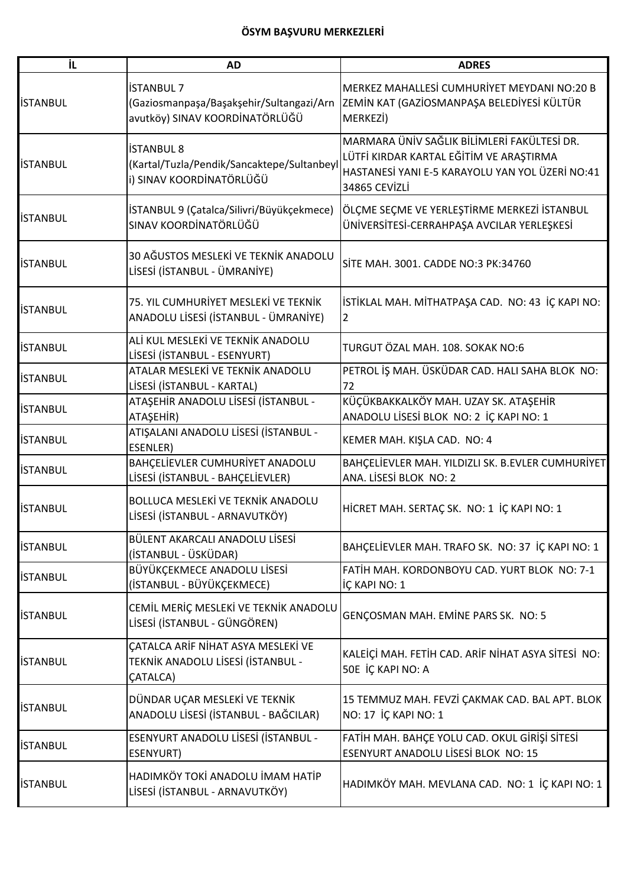**ÖSYM BAŞVURU MERKEZLERİ**

| İL | AD | ADRES |
|---|---|---|
| İSTANBUL | İSTANBUL 7 (Gaziosmanpaşa/Başakşehir/Sultangazi/Arnavutköy) SINAV KOORDİNATÖRLÜĞÜ | MERKEZ MAHALLESİ CUMHURİYET MEYDANI NO:20 B ZEMİN KAT (GAZİOSMANPAŞA BELEDİYESİ KÜLTÜR MERKEZİ) |
| İSTANBUL | İSTANBUL 8 (Kartal/Tuzla/Pendik/Sancaktepe/Sultanbeyli) SINAV KOORDİNATÖRLÜĞÜ | MARMARA ÜNİV SAĞLIK BİLİMLERİ FAKÜLTESİ DR. LÜTFİ KIRDAR KARTAL EĞİTİM VE ARAŞTIRMA HASTANESİ YANI E-5 KARAYOLU YAN YOL ÜZERİ NO:41 34865 CEVİZLİ |
| İSTANBUL | İSTANBUL 9 (Çatalca/Silivri/Büyükçekmece) SINAV KOORDİNATÖRLÜĞÜ | ÖLÇME SEÇME VE YERLEŞTİRME MERKEZİ İSTANBUL ÜNİVERSİTESİ-CERRAHPAŞA AVCILAR YERLEŞKESİ |
| İSTANBUL | 30 AĞUSTOS MESLEKİ VE TEKNİK ANADOLU LİSESİ (İSTANBUL - ÜMRANİYE) | SİTE MAH. 3001. CADDE NO:3 PK:34760 |
| İSTANBUL | 75. YIL CUMHURİYET MESLEKİ VE TEKNİK ANADOLU LİSESİ (İSTANBUL - ÜMRANİYE) | İSTİKLAL MAH. MİTHATPAŞA CAD. NO: 43 İÇ KAPI NO: 2 |
| İSTANBUL | ALİ KUL MESLEKİ VE TEKNİK ANADOLU LİSESİ (İSTANBUL - ESENYURT) | TURGUT ÖZAL MAH. 108. SOKAK NO:6 |
| İSTANBUL | ATALAR MESLEKİ VE TEKNİK ANADOLU LİSESİ (İSTANBUL - KARTAL) | PETROL İŞ MAH. ÜSKÜDAR CAD. HALI SAHA BLOK NO: 72 |
| İSTANBUL | ATAŞEHİR ANADOLU LİSESİ (İSTANBUL - ATAŞEHİR) | KÜÇÜKBAKKALKÖY MAH. UZAY SK. ATAŞEHİR ANADOLU LİSESİ BLOK NO: 2 İÇ KAPI NO: 1 |
| İSTANBUL | ATIŞALANI ANADOLU LİSESİ (İSTANBUL - ESENLER) | KEMER MAH. KIŞLA CAD. NO: 4 |
| İSTANBUL | BAHÇELİEVLER CUMHURİYET ANADOLU LİSESİ (İSTANBUL - BAHÇELİEVLER) | BAHÇELİEVLER MAH. YILDIZLI SK. B.EVLER CUMHURİYET ANA. LİSESİ BLOK NO: 2 |
| İSTANBUL | BOLLUCA MESLEKİ VE TEKNİK ANADOLU LİSESİ (İSTANBUL - ARNAVUTKÖY) | HİCRET MAH. SERTAÇ SK. NO: 1 İÇ KAPI NO: 1 |
| İSTANBUL | BÜLENT AKARCALI ANADOLU LİSESİ (İSTANBUL - ÜSKÜDAR) | BAHÇELİEVLER MAH. TRAFO SK. NO: 37 İÇ KAPI NO: 1 |
| İSTANBUL | BÜYÜKÇEKMECE ANADOLU LİSESİ (İSTANBUL - BÜYÜKÇEKMECE) | FATİH MAH. KORDONBOYU CAD. YURT BLOK NO: 7-1 İÇ KAPI NO: 1 |
| İSTANBUL | CEMİL MERİÇ MESLEKİ VE TEKNİK ANADOLU LİSESİ (İSTANBUL - GÜNGÖREN) | GENÇOSMAN MAH. EMİNE PARS SK. NO: 5 |
| İSTANBUL | ÇATALCA ARİF NİHAT ASYA MESLEKİ VE TEKNİK ANADOLU LİSESİ (İSTANBUL - ÇATALCA) | KALEİÇİ MAH. FETİH CAD. ARİF NİHAT ASYA SİTESİ NO: 50E İÇ KAPI NO: A |
| İSTANBUL | DÜNDAR UÇAR MESLEKİ VE TEKNİK ANADOLU LİSESİ (İSTANBUL - BAĞCILAR) | 15 TEMMUZ MAH. FEVZİ ÇAKMAK CAD. BAL APT. BLOK NO: 17 İÇ KAPI NO: 1 |
| İSTANBUL | ESENYURT ANADOLU LİSESİ (İSTANBUL - ESENYURT) | FATİH MAH. BAHÇE YOLU CAD. OKUL GİRİŞİ SİTESİ ESENYURT ANADOLU LİSESİ BLOK NO: 15 |
| İSTANBUL | HADIMKÖY TOKİ ANADOLU İMAM HATİP LİSESİ (İSTANBUL - ARNAVUTKÖY) | HADIMKÖY MAH. MEVLANA CAD. NO: 1 İÇ KAPI NO: 1 |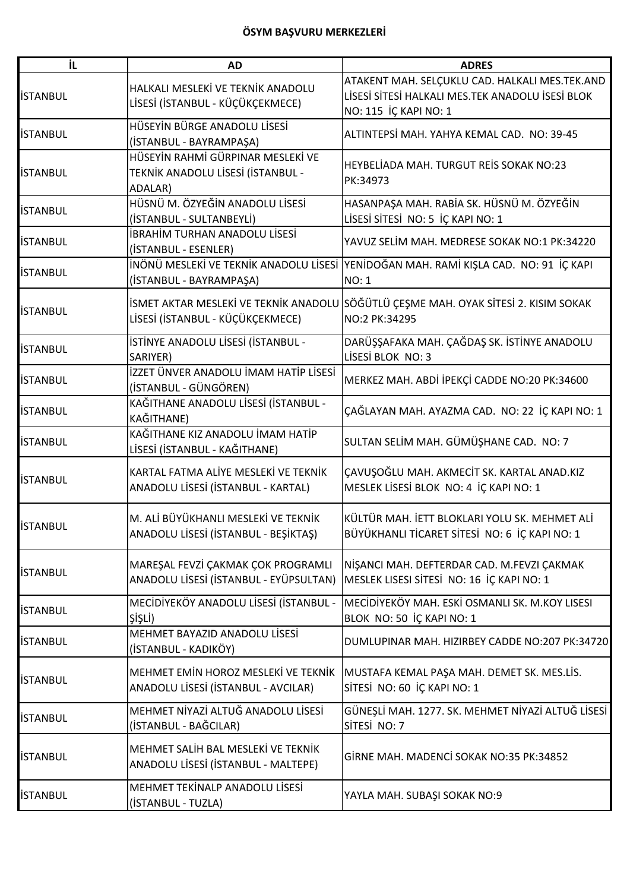**ÖSYM BAŞVURU MERKEZLERİ**

| İL | AD | ADRES |
|---|---|---|
| İSTANBUL | HALKALI MESLEKİ VE TEKNİK ANADOLU LİSESİ (İSTANBUL - KÜÇÜKÇEKMECE) | ATAKENT MAH. SELÇUKLU CAD. HALKALI MES.TEK.AND LİSESİ SİTESİ HALKALI MES.TEK ANADOLU İSESİ BLOK NO: 115 İÇ KAPI NO: 1 |
| İSTANBUL | HÜSEYİN BÜRGE ANADOLU LİSESİ (İSTANBUL - BAYRAMPAŞA) | ALTINTEPSİ MAH. YAHYA KEMAL CAD. NO: 39-45 |
| İSTANBUL | HÜSEYİN RAHMİ GÜRPINAR MESLEKİ VE TEKNİK ANADOLU LİSESİ (İSTANBUL - ADALAR) | HEYBELİADA MAH. TURGUT REİS SOKAK NO:23 PK:34973 |
| İSTANBUL | HÜSNÜ M. ÖZYEĞİN ANADOLU LİSESİ (İSTANBUL - SULTANBEYLİ) | HASANPAŞA MAH. RABİA SK. HÜSNÜ M. ÖZYEĞİN LİSESİ SİTESİ NO: 5 İÇ KAPI NO: 1 |
| İSTANBUL | İBRAHİM TURHAN ANADOLU LİSESİ (İSTANBUL - ESENLER) | YAVUZ SELİM MAH. MEDRESE SOKAK NO:1 PK:34220 |
| İSTANBUL | İNÖNÜ MESLEKİ VE TEKNİK ANADOLU LİSESİ (İSTANBUL - BAYRAMPAŞA) | YENİDOĞAN MAH. RAMİ KIŞLA CAD. NO: 91 İÇ KAPI NO: 1 |
| İSTANBUL | İSMET AKTAR MESLEKİ VE TEKNİK ANADOLU LİSESİ (İSTANBUL - KÜÇÜKÇEKMECE) | SÖĞÜTLÜ ÇEŞME MAH. OYAK SİTESİ 2. KISIM SOKAK NO:2 PK:34295 |
| İSTANBUL | İSTİNYE ANADOLU LİSESİ (İSTANBUL - SARIYER) | DARÜŞŞAFAKA MAH. ÇAĞDAŞ SK. İSTİNYE ANADOLU LİSESİ BLOK NO: 3 |
| İSTANBUL | İZZET ÜNVER ANADOLU İMAM HATİP LİSESİ (İSTANBUL - GÜNGÖREN) | MERKEZ MAH. ABDİ İPEKÇİ CADDE NO:20 PK:34600 |
| İSTANBUL | KAĞITHANE ANADOLU LİSESİ (İSTANBUL - KAĞITHANE) | ÇAĞLAYAN MAH. AYAZMA CAD. NO: 22 İÇ KAPI NO: 1 |
| İSTANBUL | KAĞITHANE KIZ ANADOLU İMAM HATİP LİSESİ (İSTANBUL - KAĞITHANE) | SULTAN SELİM MAH. GÜMÜŞHANE CAD. NO: 7 |
| İSTANBUL | KARTAL FATMA ALİYE MESLEKİ VE TEKNİK ANADOLU LİSESİ (İSTANBUL - KARTAL) | ÇAVUŞOĞLU MAH. AKMECİT SK. KARTAL ANAD.KIZ MESLEK LİSESİ BLOK NO: 4 İÇ KAPI NO: 1 |
| İSTANBUL | M. ALİ BÜYÜKHANLI MESLEKİ VE TEKNİK ANADOLU LİSESİ (İSTANBUL - BEŞİKTAŞ) | KÜLTÜR MAH. İETT BLOKLARI YOLU SK. MEHMET ALİ BÜYÜKHANLI TİCARET SİTESİ NO: 6 İÇ KAPI NO: 1 |
| İSTANBUL | MAREŞAL FEVZİ ÇAKMAK ÇOK PROGRAMLI ANADOLU LİSESİ (İSTANBUL - EYÜPSULTAN) | NİŞANCI MAH. DEFTERDAR CAD. M.FEVZI ÇAKMAK MESLEK LISESI SİTESİ NO: 16 İÇ KAPI NO: 1 |
| İSTANBUL | MECİDİYEKÖY ANADOLU LİSESİ (İSTANBUL - ŞİŞLİ) | MECİDİYEKÖY MAH. ESKİ OSMANLI SK. M.KOY LISESI BLOK NO: 50 İÇ KAPI NO: 1 |
| İSTANBUL | MEHMET BAYAZID ANADOLU LİSESİ (İSTANBUL - KADIKÖY) | DUMLUPINAR MAH. HIZIRBEY CADDE NO:207 PK:34720 |
| İSTANBUL | MEHMET EMİN HOROZ MESLEKİ VE TEKNİK ANADOLU LİSESİ (İSTANBUL - AVCILAR) | MUSTAFA KEMAL PAŞA MAH. DEMET SK. MES.LİS. SİTESİ NO: 60 İÇ KAPI NO: 1 |
| İSTANBUL | MEHMET NİYAZİ ALTUĞ ANADOLU LİSESİ (İSTANBUL - BAĞCILAR) | GÜNEŞLİ MAH. 1277. SK. MEHMET NİYAZİ ALTUĞ LİSESİ SİTESİ NO: 7 |
| İSTANBUL | MEHMET SALİH BAL MESLEKİ VE TEKNİK ANADOLU LİSESİ (İSTANBUL - MALTEPE) | GİRNE MAH. MADENCİ SOKAK NO:35 PK:34852 |
| İSTANBUL | MEHMET TEKİNALP ANADOLU LİSESİ (İSTANBUL - TUZLA) | YAYLA MAH. SUBAŞI SOKAK NO:9 |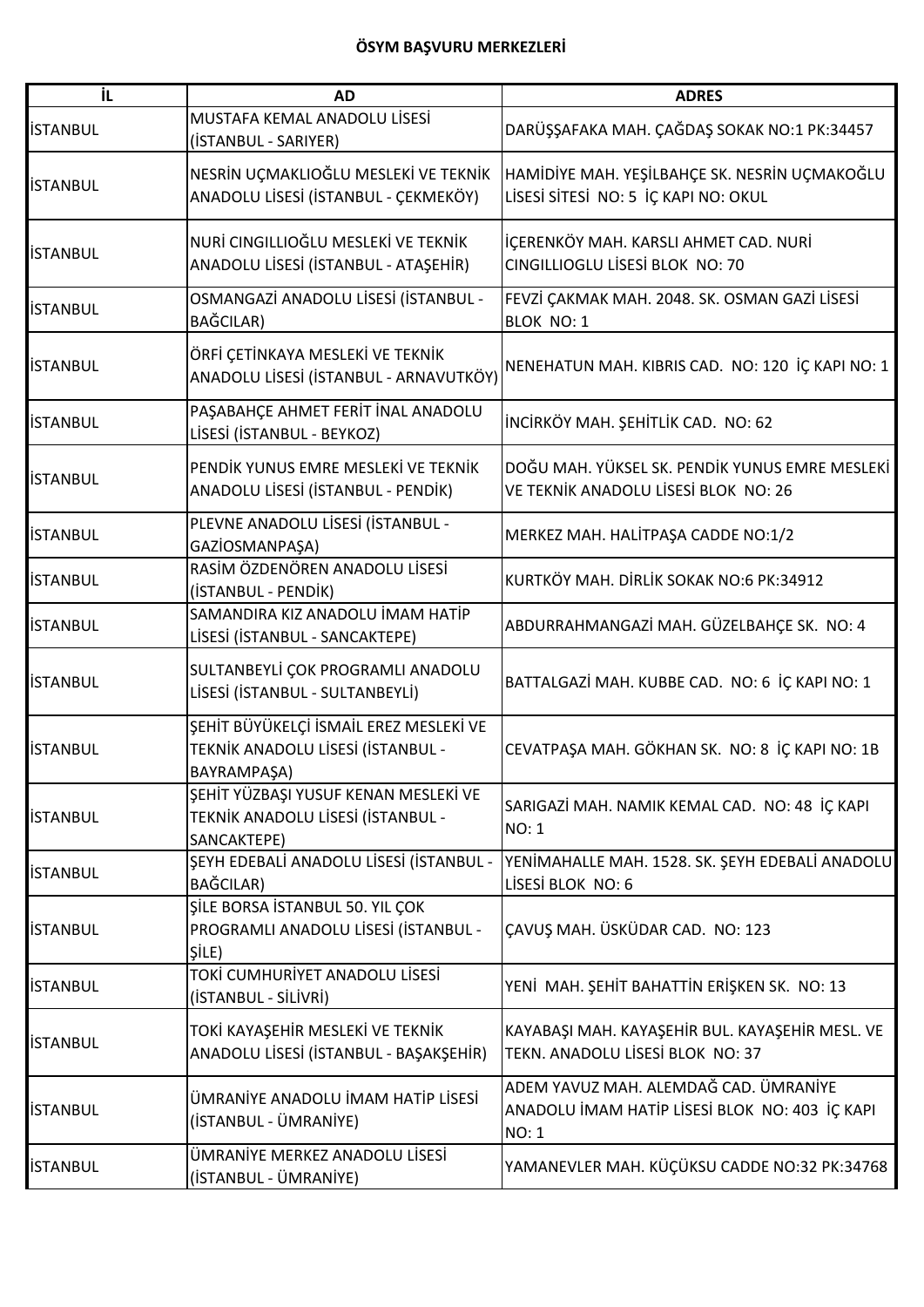**ÖSYM BAŞVURU MERKEZLERİ**

| İL | AD | ADRES |
|---|---|---|
| İSTANBUL | MUSTAFA KEMAL ANADOLU LİSESİ (İSTANBUL - SARIYER) | DARÜŞŞAFAKA MAH. ÇAĞDAŞ SOKAK NO:1 PK:34457 |
| İSTANBUL | NESRİN UÇMAKLIOĞLU MESLEKİ VE TEKNİK ANADOLU LİSESİ (İSTANBUL - ÇEKMEKÖY) | HAMİDİYE MAH. YEŞİLBAHÇE SK. NESRİN UÇMAKOĞLU LİSESİ SİTESİ NO: 5 İÇ KAPI NO: OKUL |
| İSTANBUL | NURİ CINGILLIOĞLU MESLEKİ VE TEKNİK ANADOLU LİSESİ (İSTANBUL - ATAŞEHİR) | İÇERENKÖY MAH. KARSLI AHMET CAD. NURİ CINGILLIOGLU LİSESİ BLOK NO: 70 |
| İSTANBUL | OSMANGAZİ ANADOLU LİSESİ (İSTANBUL - BAĞCILAR) | FEVZİ ÇAKMAK MAH. 2048. SK. OSMAN GAZİ LİSESİ BLOK NO: 1 |
| İSTANBUL | ÖRFİ ÇETİNKAYA MESLEKİ VE TEKNİK ANADOLU LİSESİ (İSTANBUL - ARNAVUTKÖY) | NENEHATUN MAH. KIBRIS CAD. NO: 120 İÇ KAPI NO: 1 |
| İSTANBUL | PAŞABAHÇE AHMET FERİT İNAL ANADOLU LİSESİ (İSTANBUL - BEYKOZ) | İNCİRKÖY MAH. ŞEHİTLİK CAD. NO: 62 |
| İSTANBUL | PENDİK YUNUS EMRE MESLEKİ VE TEKNİK ANADOLU LİSESİ (İSTANBUL - PENDİK) | DOĞU MAH. YÜKSEL SK. PENDİK YUNUS EMRE MESLEKİ VE TEKNİK ANADOLU LİSESİ BLOK NO: 26 |
| İSTANBUL | PLEVNE ANADOLU LİSESİ (İSTANBUL - GAZİOSMANPAŞA) | MERKEZ MAH. HALİTPAŞA CADDE NO:1/2 |
| İSTANBUL | RASİM ÖZDENÖREN ANADOLU LİSESİ (İSTANBUL - PENDİK) | KURTKÖY MAH. DİRLİK SOKAK NO:6 PK:34912 |
| İSTANBUL | SAMANDIRA KIZ ANADOLU İMAM HATİP LİSESİ (İSTANBUL - SANCAKTEPE) | ABDURRAHMANGAZİ MAH. GÜZELBAHÇE SK. NO: 4 |
| İSTANBUL | SULTANBEYLİ ÇOK PROGRAMLI ANADOLU LİSESİ (İSTANBUL - SULTANBEYLİ) | BATTALGAZİ MAH. KUBBE CAD. NO: 6 İÇ KAPI NO: 1 |
| İSTANBUL | ŞEHİT BÜYÜKELÇİ İSMAİL EREZ MESLEKİ VE TEKNİK ANADOLU LİSESİ (İSTANBUL - BAYRAMPAŞA) | CEVATPAŞA MAH. GÖKHAN SK. NO: 8 İÇ KAPI NO: 1B |
| İSTANBUL | ŞEHİT YÜZBAŞI YUSUF KENAN MESLEKİ VE TEKNİK ANADOLU LİSESİ (İSTANBUL - SANCAKTEPE) | SARIGAZİ MAH. NAMIK KEMAL CAD. NO: 48 İÇ KAPI NO: 1 |
| İSTANBUL | ŞEYH EDEBALİ ANADOLU LİSESİ (İSTANBUL - BAĞCILAR) | YENİMAHALLE MAH. 1528. SK. ŞEYH EDEBALİ ANADOLU LİSESİ BLOK NO: 6 |
| İSTANBUL | ŞİLE BORSA İSTANBUL 50. YIL ÇOK PROGRAMLI ANADOLU LİSESİ (İSTANBUL - ŞİLE) | ÇAVUŞ MAH. ÜSKÜDAR CAD. NO: 123 |
| İSTANBUL | TOKİ CUMHURİYET ANADOLU LİSESİ (İSTANBUL - SİLİVRİ) | YENİ MAH. ŞEHİT BAHATTİN ERİŞKEN SK. NO: 13 |
| İSTANBUL | TOKİ KAYAŞEHİR MESLEKİ VE TEKNİK ANADOLU LİSESİ (İSTANBUL - BAŞAKŞEHİR) | KAYABAŞI MAH. KAYAŞEHİR BUL. KAYAŞEHİR MESL. VE TEKN. ANADOLU LİSESİ BLOK NO: 37 |
| İSTANBUL | ÜMRANİYE ANADOLU İMAM HATİP LİSESİ (İSTANBUL - ÜMRANİYE) | ADEM YAVUZ MAH. ALEMDAĞ CAD. ÜMRANİYE ANADOLU İMAM HATİP LİSESİ BLOK NO: 403 İÇ KAPI NO: 1 |
| İSTANBUL | ÜMRANİYE MERKEZ ANADOLU LİSESİ (İSTANBUL - ÜMRANİYE) | YAMANEVLER MAH. KÜÇÜKSU CADDE NO:32 PK:34768 |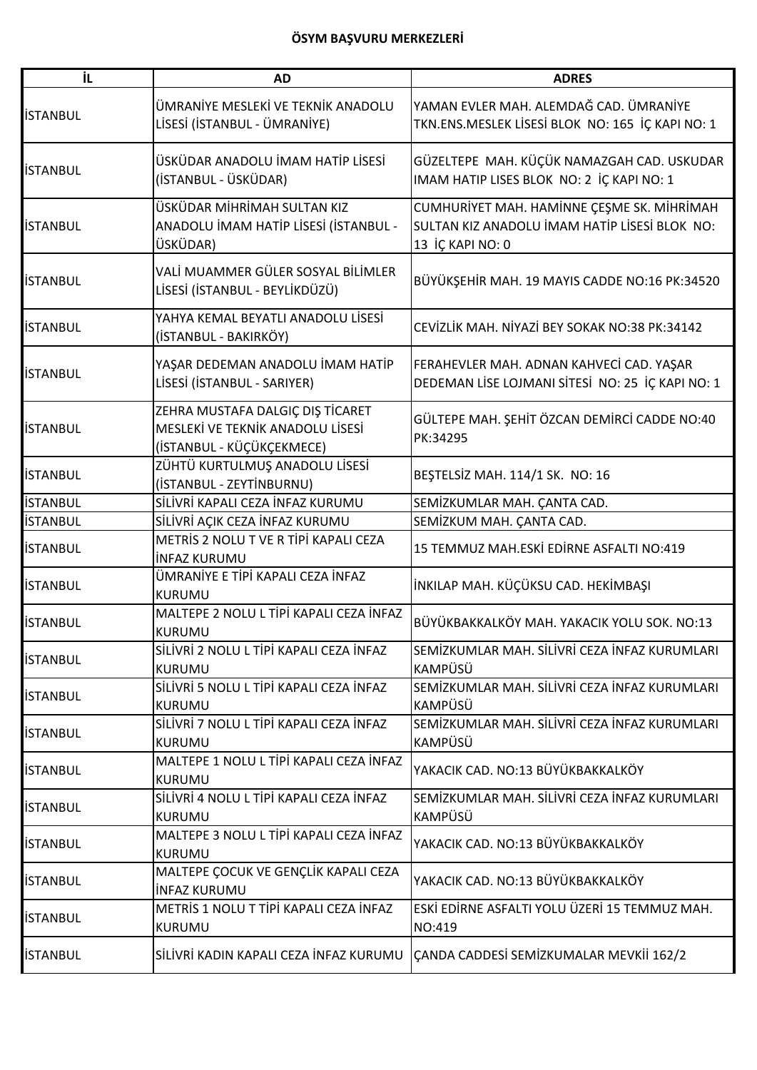**ÖSYM BAŞVURU MERKEZLERİ**

| İL | AD | ADRES |
|---|---|---|
| İSTANBUL | ÜMRANİYE MESLEKİ VE TEKNİK ANADOLU LİSESİ (İSTANBUL - ÜMRANİYE) | YAMAN EVLER MAH. ALEMDAĞ CAD. ÜMRANİYE TKN.ENS.MESLEK LİSESİ BLOK NO: 165 İÇ KAPI NO: 1 |
| İSTANBUL | ÜSKÜDAR ANADOLU İMAM HATİP LİSESİ (İSTANBUL - ÜSKÜDAR) | GÜZELTEPE MAH. KÜÇÜK NAMAZGAH CAD. USKUDAR IMAM HATIP LISES BLOK NO: 2 İÇ KAPI NO: 1 |
| İSTANBUL | ÜSKÜDAR MİHRİMAH SULTAN KIZ ANADOLU İMAM HATİP LİSESİ (İSTANBUL - ÜSKÜDAR) | CUMHURİYET MAH. HAMİNNE ÇEŞME SK. MİHRİMAH SULTAN KIZ ANADOLU İMAM HATİP LİSESİ BLOK NO: 13 İÇ KAPI NO: 0 |
| İSTANBUL | VALİ MUAMMER GÜLER SOSYAL BİLİMLER LİSESİ (İSTANBUL - BEYLİKDÜZÜ) | BÜYÜKŞEHİR MAH. 19 MAYIS CADDE NO:16 PK:34520 |
| İSTANBUL | YAHYA KEMAL BEYATLI ANADOLU LİSESİ (İSTANBUL - BAKIRKÖY) | CEVİZLİK MAH. NİYAZİ BEY SOKAK NO:38 PK:34142 |
| İSTANBUL | YAŞAR DEDEMAN ANADOLU İMAM HATİP LİSESİ (İSTANBUL - SARIYER) | FERAHEVLER MAH. ADNAN KAHVECİ CAD. YAŞAR DEDEMAN LİSE LOJMANI SİTESİ NO: 25 İÇ KAPI NO: 1 |
| İSTANBUL | ZEHRA MUSTAFA DALGIÇ DIŞ TİCARET MESLEKİ VE TEKNİK ANADOLU LİSESİ (İSTANBUL - KÜÇÜKÇEKMECE) | GÜLTEPE MAH. ŞEHİT ÖZCAN DEMİRCİ CADDE NO:40 PK:34295 |
| İSTANBUL | ZÜHTÜ KURTULMUŞ ANADOLU LİSESİ (İSTANBUL - ZEYTİNBURNU) | BEŞTELSİZ MAH. 114/1 SK. NO: 16 |
| İSTANBUL | SİLİVRİ KAPALI CEZA İNFAZ KURUMU | SEMİZKUMLAR MAH. ÇANTA CAD. |
| İSTANBUL | SİLİVRİ AÇIK CEZA İNFAZ KURUMU | SEMİZKUM MAH. ÇANTA CAD. |
| İSTANBUL | METRİS 2 NOLU T VE R TİPİ KAPALI CEZA İNFAZ KURUMU | 15 TEMMUZ MAH.ESKİ EDİRNE ASFALTI NO:419 |
| İSTANBUL | ÜMRANİYE E TİPİ KAPALI CEZA İNFAZ KURUMU | İNKILAP MAH. KÜÇÜKSU CAD. HEKİMBAŞI |
| İSTANBUL | MALTEPE 2 NOLU L TİPİ KAPALI CEZA İNFAZ KURUMU | BÜYÜKBAKKALKÖY MAH. YAKACIK YOLU SOK. NO:13 |
| İSTANBUL | SİLİVRİ 2 NOLU L TİPİ KAPALI CEZA İNFAZ KURUMU | SEMİZKUMLAR MAH. SİLİVRİ CEZA İNFAZ KURUMLARI KAMPÜSÜ |
| İSTANBUL | SİLİVRİ 5 NOLU L TİPİ KAPALI CEZA İNFAZ KURUMU | SEMİZKUMLAR MAH. SİLİVRİ CEZA İNFAZ KURUMLARI KAMPÜSÜ |
| İSTANBUL | SİLİVRİ 7 NOLU L TİPİ KAPALI CEZA İNFAZ KURUMU | SEMİZKUMLAR MAH. SİLİVRİ CEZA İNFAZ KURUMLARI KAMPÜSÜ |
| İSTANBUL | MALTEPE 1 NOLU L TİPİ KAPALI CEZA İNFAZ KURUMU | YAKACIK CAD. NO:13 BÜYÜKBAKKALKÖY |
| İSTANBUL | SİLİVRİ 4 NOLU L TİPİ KAPALI CEZA İNFAZ KURUMU | SEMİZKUMLAR MAH. SİLİVRİ CEZA İNFAZ KURUMLARI KAMPÜSÜ |
| İSTANBUL | MALTEPE 3 NOLU L TİPİ KAPALI CEZA İNFAZ KURUMU | YAKACIK CAD. NO:13 BÜYÜKBAKKALKÖY |
| İSTANBUL | MALTEPE ÇOCUK VE GENÇLİK KAPALI CEZA İNFAZ KURUMU | YAKACIK CAD. NO:13 BÜYÜKBAKKALKÖY |
| İSTANBUL | METRİS 1 NOLU T TİPİ KAPALI CEZA İNFAZ KURUMU | ESKİ EDİRNE ASFALTI YOLU ÜZERİ 15 TEMMUZ MAH. NO:419 |
| İSTANBUL | SİLİVRİ KADIN KAPALI CEZA İNFAZ KURUMU | ÇANDA CADDESİ SEMİZKUMALAR MEVKİİ 162/2 |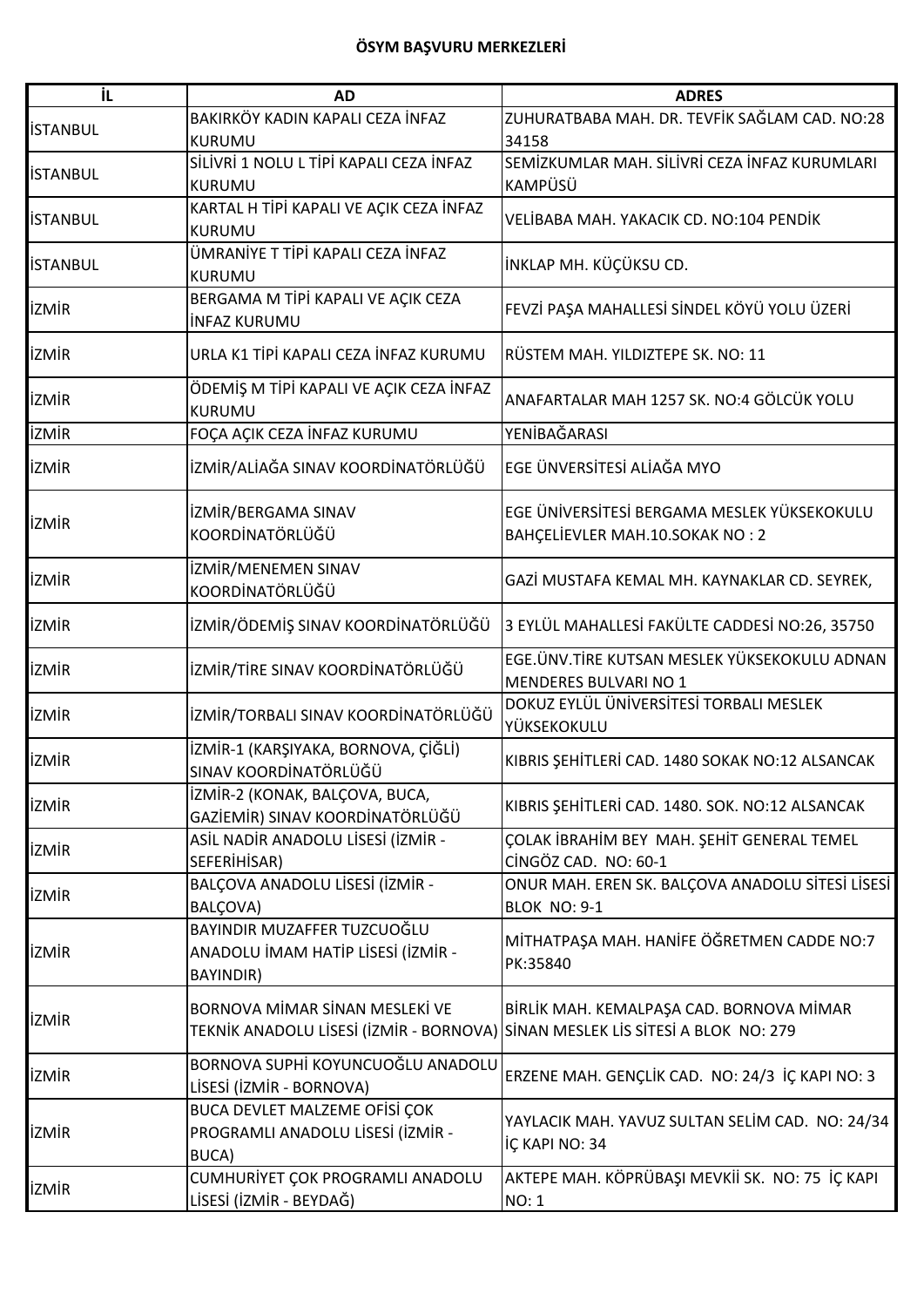**ÖSYM BAŞVURU MERKEZLERİ**

| İL | AD | ADRES |
|---|---|---|
| İSTANBUL | BAKIRKÖY KADIN KAPALI CEZA İNFAZ KURUMU | ZUHURATBABA MAH. DR. TEVFİK SAĞLAM CAD. NO:28 34158 |
| İSTANBUL | SİLİVRİ 1 NOLU L TİPİ KAPALI CEZA İNFAZ KURUMU | SEMİZKUMLAR MAH. SİLİVRİ CEZA İNFAZ KURUMLARI KAMPÜSÜ |
| İSTANBUL | KARTAL H TİPİ KAPALI VE AÇIK CEZA İNFAZ KURUMU | VELİBABA MAH. YAKACIK CD. NO:104 PENDİK |
| İSTANBUL | ÜMRANİYE T TİPİ KAPALI CEZA İNFAZ KURUMU | İNKLAP MH. KÜÇÜKSU CD. |
| İZMİR | BERGAMA M TİPİ KAPALI VE AÇIK CEZA İNFAZ KURUMU | FEVZİ PAŞA MAHALLESİ SİNDEL KÖYÜ YOLU ÜZERİ |
| İZMİR | URLA K1 TİPİ KAPALI CEZA İNFAZ KURUMU | RÜSTEM MAH. YILDIZTEPE SK. NO: 11 |
| İZMİR | ÖDEMİŞ M TİPİ KAPALI VE AÇIK CEZA İNFAZ KURUMU | ANAFARTALAR MAH 1257 SK. NO:4 GÖLCÜK YOLU |
| İZMİR | FOÇA AÇIK CEZA İNFAZ KURUMU | YENİBAĞARASI |
| İZMİR | İZMİR/ALİAĞA SINAV KOORDİNATÖRLÜĞÜ | EGE ÜNVERSİTESİ ALİAĞA MYO |
| İZMİR | İZMİR/BERGAMA SINAV KOORDİNATÖRLÜĞÜ | EGE ÜNİVERSİTESİ BERGAMA MESLEK YÜKSEKOKULU BAHÇELİEVLER MAH.10.SOKAK NO : 2 |
| İZMİR | İZMİR/MENEMEN SINAV KOORDİNATÖRLÜĞÜ | GAZİ MUSTAFA KEMAL MH. KAYNAKLAR CD. SEYREK, |
| İZMİR | İZMİR/ÖDEMİŞ SINAV KOORDİNATÖRLÜĞÜ | 3 EYLÜL MAHALLESİ FAKÜLTE CADDESİ NO:26, 35750 |
| İZMİR | İZMİR/TİRE SINAV KOORDİNATÖRLÜĞÜ | EGE.ÜNV.TİRE KUTSAN MESLEK YÜKSEKOKULU ADNAN MENDERES BULVARI NO 1 |
| İZMİR | İZMİR/TORBALI SINAV KOORDİNATÖRLÜĞÜ | DOKUZ EYLÜL ÜNİVERSİTESİ TORBALI MESLEK YÜKSEKOKULU |
| İZMİR | İZMİR-1 (KARŞIYAKA, BORNOVA, ÇİĞLİ) SINAV KOORDİNATÖRLÜĞÜ | KIBRIS ŞEHİTLERİ CAD. 1480 SOKAK NO:12 ALSANCAK |
| İZMİR | İZMİR-2 (KONAK, BALÇOVA, BUCA, GAZİEMİR) SINAV KOORDİNATÖRLÜĞÜ | KIBRIS ŞEHİTLERİ CAD. 1480. SOK. NO:12 ALSANCAK |
| İZMİR | ASİL NADİR ANADOLU LİSESİ (İZMİR - SEFERİHİSAR) | ÇOLAK İBRAHİM BEY MAH. ŞEHİT GENERAL TEMEL CİNGÖZ CAD. NO: 60-1 |
| İZMİR | BALÇOVA ANADOLU LİSESİ (İZMİR - BALÇOVA) | ONUR MAH. EREN SK. BALÇOVA ANADOLU SİTESİ LİSESİ BLOK NO: 9-1 |
| İZMİR | BAYINDIR MUZAFFER TUZCUOĞLU ANADOLU İMAM HATİP LİSESİ (İZMİR - BAYINDIR) | MİTHATPAŞA MAH. HANİFE ÖĞRETMEN CADDE NO:7 PK:35840 |
| İZMİR | BORNOVA MİMAR SİNAN MESLEKİ VE TEKNİK ANADOLU LİSESİ (İZMİR - BORNOVA) | BİRLİK MAH. KEMALPAŞA CAD. BORNOVA MİMAR SİNAN MESLEK LİS SİTESİ A BLOK NO: 279 |
| İZMİR | BORNOVA SUPHİ KOYUNCUOĞLU ANADOLU LİSESİ (İZMİR - BORNOVA) | ERZENE MAH. GENÇLİK CAD. NO: 24/3 İÇ KAPI NO: 3 |
| İZMİR | BUCA DEVLET MALZEME OFİSİ ÇOK PROGRAMLI ANADOLU LİSESİ (İZMİR - BUCA) | YAYLACIK MAH. YAVUZ SULTAN SELİM CAD. NO: 24/34 İÇ KAPI NO: 34 |
| İZMİR | CUMHURİYET ÇOK PROGRAMLI ANADOLU LİSESİ (İZMİR - BEYDAĞ) | AKTEPE MAH. KÖPRÜBAŞI MEVKİİ SK. NO: 75 İÇ KAPI NO: 1 |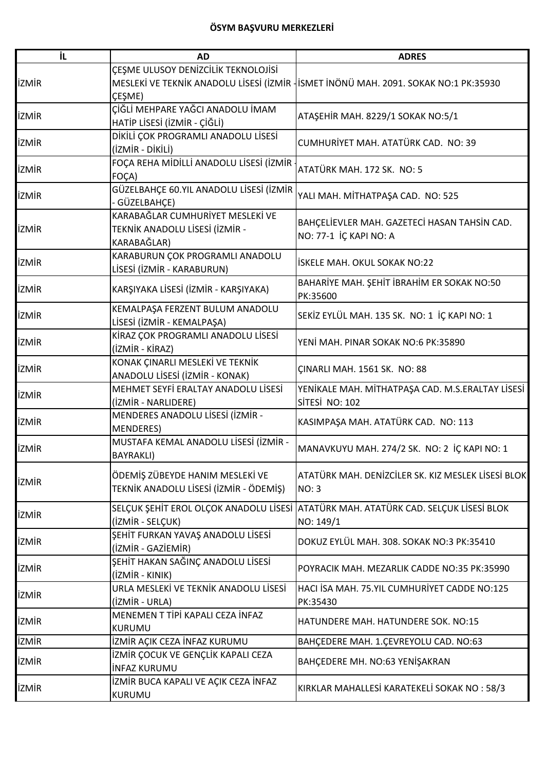**ÖSYM BAŞVURU MERKEZLERİ**

| İL | AD | ADRES |
|---|---|---|
| İZMİR | ÇEŞME ULUSOY DENİZCİLİK TEKNOLOJİSİ MESLEKİ VE TEKNİK ANADOLU LİSESİ (İZMİR - ÇEŞME) | İSMET İNÖNÜ MAH. 2091. SOKAK NO:1 PK:35930 |
| İZMİR | ÇİĞLİ MEHPARE YAĞCI ANADOLU İMAM HATİP LİSESİ (İZMİR - ÇİĞLİ) | ATAŞEHİR MAH. 8229/1 SOKAK NO:5/1 |
| İZMİR | DİKİLİ ÇOK PROGRAMLI ANADOLU LİSESİ (İZMİR - DİKİLİ) | CUMHURİYET MAH. ATATÜRK CAD. NO: 39 |
| İZMİR | FOÇA REHA MİDİLLİ ANADOLU LİSESİ (İZMİR - FOÇA) | ATATÜRK MAH. 172 SK. NO: 5 |
| İZMİR | GÜZELBAHÇE 60.YIL ANADOLU LİSESİ (İZMİR - GÜZELBAHÇE) | YALI MAH. MİTHATPAŞA CAD. NO: 525 |
| İZMİR | KARABAĞLAR CUMHURİYET MESLEKİ VE TEKNİK ANADOLU LİSESİ (İZMİR - KARABAĞLAR) | BAHÇELİEVLER MAH. GAZETECİ HASAN TAHSİN CAD. NO: 77-1 İÇ KAPI NO: A |
| İZMİR | KARABURUN ÇOK PROGRAMLI ANADOLU LİSESİ (İZMİR - KARABURUN) | İSKELE MAH. OKUL SOKAK NO:22 |
| İZMİR | KARŞIYAKA LİSESİ (İZMİR - KARŞIYAKA) | BAHARİYE MAH. ŞEHİT İBRAHİM ER SOKAK NO:50 PK:35600 |
| İZMİR | KEMALPAŞA FERZENT BULUM ANADOLU LİSESİ (İZMİR - KEMALPAŞA) | SEKİZ EYLÜL MAH. 135 SK. NO: 1 İÇ KAPI NO: 1 |
| İZMİR | KİRAZ ÇOK PROGRAMLI ANADOLU LİSESİ (İZMİR - KİRAZ) | YENİ MAH. PINAR SOKAK NO:6 PK:35890 |
| İZMİR | KONAK ÇINARLI MESLEKİ VE TEKNİK ANADOLU LİSESİ (İZMİR - KONAK) | ÇINARLI MAH. 1561 SK. NO: 88 |
| İZMİR | MEHMET SEYFİ ERALTAY ANADOLU LİSESİ (İZMİR - NARLIDERE) | YENİKALE MAH. MİTHATPAŞA CAD. M.S.ERALTAY LİSESİ SİTESİ NO: 102 |
| İZMİR | MENDERES ANADOLU LİSESİ (İZMİR - MENDERES) | KASIMPAŞA MAH. ATATÜRK CAD. NO: 113 |
| İZMİR | MUSTAFA KEMAL ANADOLU LİSESİ (İZMİR - BAYRAKLI) | MANAVKUYU MAH. 274/2 SK. NO: 2 İÇ KAPI NO: 1 |
| İZMİR | ÖDEMİŞ ZÜBEYDE HANIM MESLEKİ VE TEKNİK ANADOLU LİSESİ (İZMİR - ÖDEMİŞ) | ATATÜRK MAH. DENİZCİLER SK. KIZ MESLEK LİSESİ BLOK NO: 3 |
| İZMİR | SELÇUK ŞEHİT EROL OLÇOK ANADOLU LİSESİ (İZMİR - SELÇUK) | ATATÜRK MAH. ATATÜRK CAD. SELÇUK LİSESİ BLOK NO: 149/1 |
| İZMİR | ŞEHİT FURKAN YAVAŞ ANADOLU LİSESİ (İZMİR - GAZİEMİR) | DOKUZ EYLÜL MAH. 308. SOKAK NO:3 PK:35410 |
| İZMİR | ŞEHİT HAKAN SAĞINÇ ANADOLU LİSESİ (İZMİR - KINIK) | POYRACIK MAH. MEZARLIK CADDE NO:35 PK:35990 |
| İZMİR | URLA MESLEKİ VE TEKNİK ANADOLU LİSESİ (İZMİR - URLA) | HACI İSA MAH. 75.YIL CUMHURİYET CADDE NO:125 PK:35430 |
| İZMİR | MENEMEN T TİPİ KAPALI CEZA İNFAZ KURUMU | HATUNDERE MAH. HATUNDERE SOK. NO:15 |
| İZMİR | İZMİR AÇIK CEZA İNFAZ KURUMU | BAHÇEDERE MAH. 1.ÇEVREYOLU CAD. NO:63 |
| İZMİR | İZMİR ÇOCUK VE GENÇLİK KAPALI CEZA İNFAZ KURUMU | BAHÇEDERE MH. NO:63 YENİŞAKRAN |
| İZMİR | İZMİR BUCA KAPALI VE AÇIK CEZA İNFAZ KURUMU | KIRKLAR MAHALLESİ KARATEKELİ SOKAK NO : 58/3 |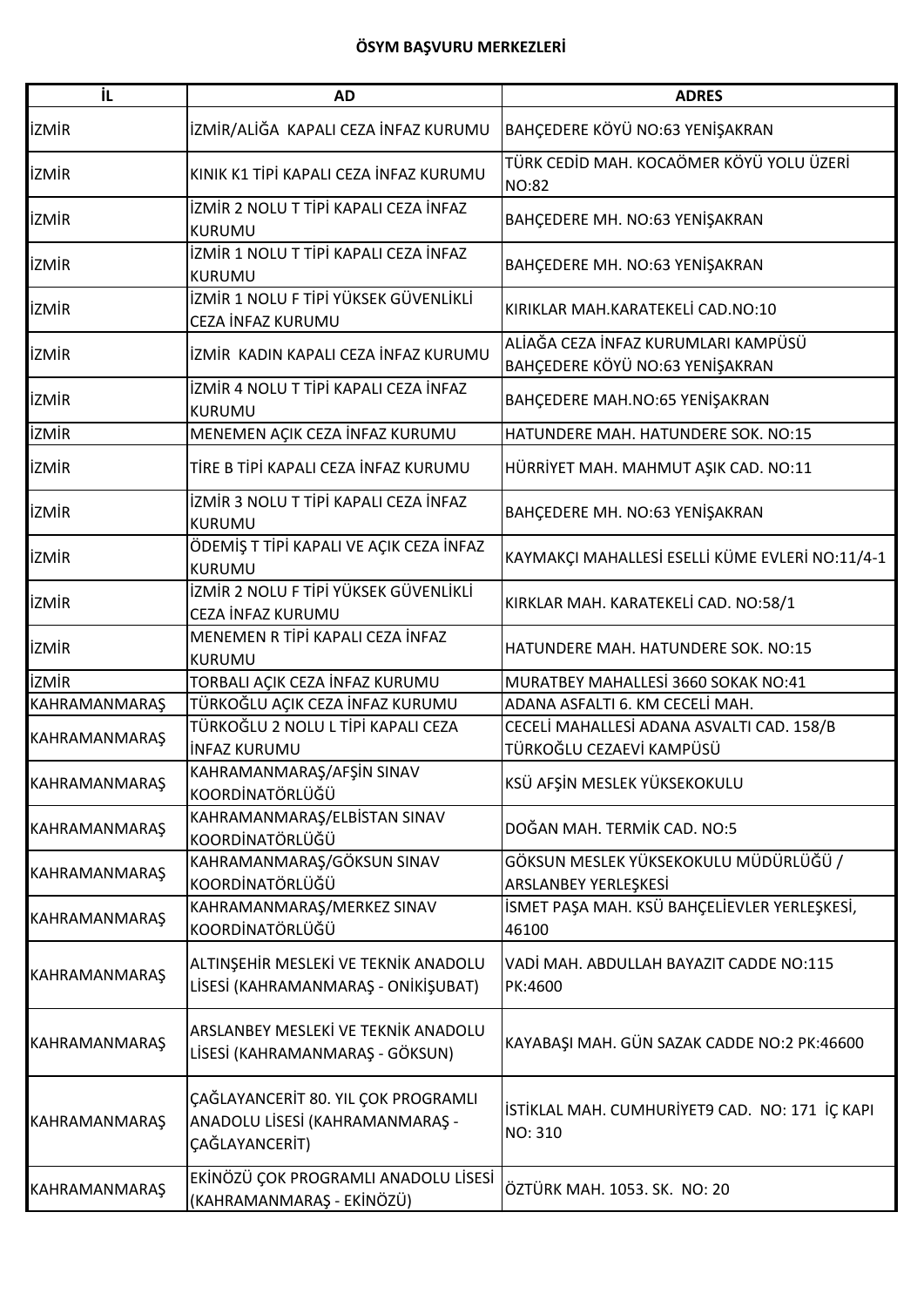**ÖSYM BAŞVURU MERKEZLERİ**

| İL | AD | ADRES |
|---|---|---|
| İZMİR | İZMİR/ALİĞA KAPALI CEZA İNFAZ KURUMU | BAHÇEDERE KÖYÜ NO:63 YENİŞAKRAN |
| İZMİR | KINIK K1 TİPİ KAPALI CEZA İNFAZ KURUMU | TÜRK CEDİD MAH. KOCAÖMER KÖYÜ YOLU ÜZERİ NO:82 |
| İZMİR | İZMİR 2 NOLU T TİPİ KAPALI CEZA İNFAZ KURUMU | BAHÇEDERE MH. NO:63 YENİŞAKRAN |
| İZMİR | İZMİR 1 NOLU T TİPİ KAPALI CEZA İNFAZ KURUMU | BAHÇEDERE MH. NO:63 YENİŞAKRAN |
| İZMİR | İZMİR 1 NOLU F TİPİ YÜKSEK GÜVENLİKLİ CEZA İNFAZ KURUMU | KIRIKLAR MAH.KARATEKELİ CAD.NO:10 |
| İZMİR | İZMİR KADIN KAPALI CEZA İNFAZ KURUMU | ALİAĞA CEZA İNFAZ KURUMLARI KAMPÜSÜ BAHÇEDERE KÖYÜ NO:63 YENİŞAKRAN |
| İZMİR | İZMİR 4 NOLU T TİPİ KAPALI CEZA İNFAZ KURUMU | BAHÇEDERE MAH.NO:65 YENİŞAKRAN |
| İZMİR | MENEMEN AÇIK CEZA İNFAZ KURUMU | HATUNDERE MAH. HATUNDERE SOK. NO:15 |
| İZMİR | TİRE B TİPİ KAPALI CEZA İNFAZ KURUMU | HÜRRİYET MAH. MAHMUT AŞIK CAD. NO:11 |
| İZMİR | İZMİR 3 NOLU T TİPİ KAPALI CEZA İNFAZ KURUMU | BAHÇEDERE MH. NO:63 YENİŞAKRAN |
| İZMİR | ÖDEMİŞ T TİPİ KAPALI VE AÇIK CEZA İNFAZ KURUMU | KAYMAKÇI MAHALLESİ ESELLİ KÜME EVLERİ NO:11/4-1 |
| İZMİR | İZMİR 2 NOLU F TİPİ YÜKSEK GÜVENLİKLİ CEZA İNFAZ KURUMU | KIRKLAR MAH. KARATEKELİ CAD. NO:58/1 |
| İZMİR | MENEMEN R TİPİ KAPALI CEZA İNFAZ KURUMU | HATUNDERE MAH. HATUNDERE SOK. NO:15 |
| İZMİR | TORBALI AÇIK CEZA İNFAZ KURUMU | MURATBEY MAHALLESİ 3660 SOKAK NO:41 |
| KAHRAMANMARAŞ | TÜRKOĞLU AÇIK CEZA İNFAZ KURUMU | ADANA ASFALTI 6. KM CECELİ MAH. |
| KAHRAMANMARAŞ | TÜRKOĞLU 2 NOLU L TİPİ KAPALI CEZA İNFAZ KURUMU | CECELİ MAHALLESİ ADANA ASVALTI CAD. 158/B TÜRKOĞLU CEZAEVİ KAMPÜSÜ |
| KAHRAMANMARAŞ | KAHRAMANMARAŞ/AFŞİN SINAV KOORDİNATÖRLÜĞÜ | KSÜ AFŞİN MESLEK YÜKSEKOKULU |
| KAHRAMANMARAŞ | KAHRAMANMARAŞ/ELBİSTAN SINAV KOORDİNATÖRLÜĞÜ | DOĞAN MAH. TERMİK CAD. NO:5 |
| KAHRAMANMARAŞ | KAHRAMANMARAŞ/GÖKSUN SINAV KOORDİNATÖRLÜĞÜ | GÖKSUN MESLEK YÜKSEKOKULU MÜDÜRLÜĞÜ / ARSLANBEY YERLEŞKESİ |
| KAHRAMANMARAŞ | KAHRAMANMARAŞ/MERKEZ SINAV KOORDİNATÖRLÜĞÜ | İSMET PAŞA MAH. KSÜ BAHÇELİEVLER YERLEŞKESİ, 46100 |
| KAHRAMANMARAŞ | ALTINŞEHİR MESLEKİ VE TEKNİK ANADOLU LİSESİ (KAHRAMANMARAŞ - ONİKİŞUBAT) | VADİ MAH. ABDULLAH BAYAZIT CADDE NO:115 PK:4600 |
| KAHRAMANMARAŞ | ARSLANBEY MESLEKİ VE TEKNİK ANADOLU LİSESİ (KAHRAMANMARAŞ - GÖKSUN) | KAYABAŞI MAH. GÜN SAZAK CADDE NO:2 PK:46600 |
| KAHRAMANMARAŞ | ÇAĞLAYANCERİT 80. YIL ÇOK PROGRAMLI ANADOLU LİSESİ (KAHRAMANMARAŞ - ÇAĞLAYANCERİT) | İSTİKLAL MAH. CUMHURİYET9 CAD. NO: 171 İÇ KAPI NO: 310 |
| KAHRAMANMARAŞ | EKİNÖZÜ ÇOK PROGRAMLI ANADOLU LİSESİ (KAHRAMANMARAŞ - EKİNÖZÜ) | ÖZTÜRK MAH. 1053. SK. NO: 20 |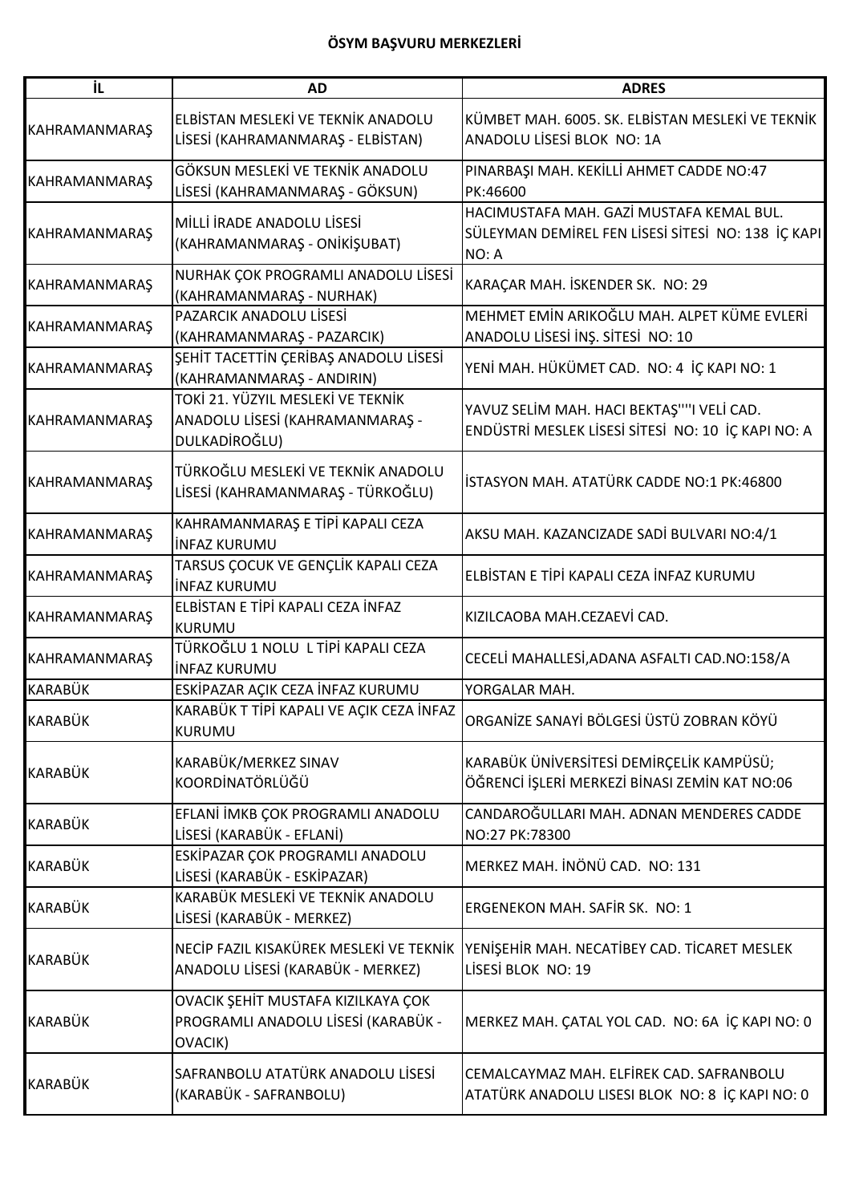**ÖSYM BAŞVURU MERKEZLERİ**

| İL | AD | ADRES |
|---|---|---|
| KAHRAMANMARAŞ | ELBİSTAN MESLEKİ VE TEKNİK ANADOLU LİSESİ (KAHRAMANMARAŞ - ELBİSTAN) | KÜMBET MAH. 6005. SK. ELBİSTAN MESLEKİ VE TEKNİK ANADOLU LİSESİ BLOK NO: 1A |
| KAHRAMANMARAŞ | GÖKSUN MESLEKİ VE TEKNİK ANADOLU LİSESİ (KAHRAMANMARAŞ - GÖKSUN) | PINARBAŞI MAH. KEKİLLİ AHMET CADDE NO:47 PK:46600 |
| KAHRAMANMARAŞ | MİLLİ İRADE ANADOLU LİSESİ (KAHRAMANMARAŞ - ONİKİŞUBAT) | HACIMUSTAFA MAH. GAZİ MUSTAFA KEMAL BUL. SÜLEYMAN DEMİREL FEN LİSESİ SİTESİ NO: 138 İÇ KAPI NO: A |
| KAHRAMANMARAŞ | NURHAK ÇOK PROGRAMLI ANADOLU LİSESİ (KAHRAMANMARAŞ - NURHAK) | KARAÇAR MAH. İSKENDER SK. NO: 29 |
| KAHRAMANMARAŞ | PAZARCIK ANADOLU LİSESİ (KAHRAMANMARAŞ - PAZARCIK) | MEHMET EMİN ARIKOĞLU MAH. ALPET KÜME EVLERİ ANADOLU LİSESİ İNŞ. SİTESİ NO: 10 |
| KAHRAMANMARAŞ | ŞEHİT TACETTİN ÇERİBAŞ ANADOLU LİSESİ (KAHRAMANMARAŞ - ANDIRIN) | YENİ MAH. HÜKÜMET CAD. NO: 4 İÇ KAPI NO: 1 |
| KAHRAMANMARAŞ | TOKİ 21. YÜZYIL MESLEKİ VE TEKNİK ANADOLU LİSESİ (KAHRAMANMARAŞ - DULKADİROĞLU) | YAVUZ SELİM MAH. HACI BEKTAŞ''''I VELİ CAD. ENDÜSTRİ MESLEK LİSESİ SİTESİ NO: 10 İÇ KAPI NO: A |
| KAHRAMANMARAŞ | TÜRKOĞLU MESLEKİ VE TEKNİK ANADOLU LİSESİ (KAHRAMANMARAŞ - TÜRKOĞLU) | İSTASYON MAH. ATATÜRK CADDE NO:1 PK:46800 |
| KAHRAMANMARAŞ | KAHRAMANMARAŞ E TİPİ KAPALI CEZA İNFAZ KURUMU | AKSU MAH. KAZANCIZADE SADİ BULVARI NO:4/1 |
| KAHRAMANMARAŞ | TARSUS ÇOCUK VE GENÇLİK KAPALI CEZA İNFAZ KURUMU | ELBİSTAN E TİPİ KAPALI CEZA İNFAZ KURUMU |
| KAHRAMANMARAŞ | ELBİSTAN E TİPİ KAPALI CEZA İNFAZ KURUMU | KIZILCAOBA MAH.CEZAEVİ CAD. |
| KAHRAMANMARAŞ | TÜRKOĞLU 1 NOLU L TİPİ KAPALI CEZA İNFAZ KURUMU | CECELİ MAHALLESİ,ADANA ASFALTI CAD.NO:158/A |
| KARABÜK | ESKİPAZAR AÇIK CEZA İNFAZ KURUMU | YORGALAR MAH. |
| KARABÜK | KARABÜK T TİPİ KAPALI VE AÇIK CEZA İNFAZ KURUMU | ORGANİZE SANAYİ BÖLGESİ ÜSTÜ ZOBRAN KÖYÜ |
| KARABÜK | KARABÜK/MERKEZ SINAV KOORDİNATÖRLÜĞÜ | KARABÜK ÜNİVERSİTESİ DEMİRÇELİK KAMPÜSÜ; ÖĞRENCİ İŞLERİ MERKEZİ BİNASI ZEMİN KAT NO:06 |
| KARABÜK | EFLANİ İMKB ÇOK PROGRAMLI ANADOLU LİSESİ (KARABÜK - EFLANİ) | CANDAROĞULLARI MAH. ADNAN MENDERES CADDE NO:27 PK:78300 |
| KARABÜK | ESKİPAZAR ÇOK PROGRAMLI ANADOLU LİSESİ (KARABÜK - ESKİPAZAR) | MERKEZ MAH. İNÖNÜ CAD. NO: 131 |
| KARABÜK | KARABÜK MESLEKİ VE TEKNİK ANADOLU LİSESİ (KARABÜK - MERKEZ) | ERGENEKON MAH. SAFİR SK. NO: 1 |
| KARABÜK | NECİP FAZIL KISAKÜREK MESLEKİ VE TEKNİK ANADOLU LİSESİ (KARABÜK - MERKEZ) | YENİŞEHİR MAH. NECATİBEY CAD. TİCARET MESLEK LİSESİ BLOK NO: 19 |
| KARABÜK | OVACIK ŞEHİT MUSTAFA KIZILKAYA ÇOK PROGRAMLI ANADOLU LİSESİ (KARABÜK - OVACIK) | MERKEZ MAH. ÇATAL YOL CAD. NO: 6A İÇ KAPI NO: 0 |
| KARABÜK | SAFRANBOLU ATATÜRK ANADOLU LİSESİ (KARABÜK - SAFRANBOLU) | CEMALCAYMAZ MAH. ELFİREK CAD. SAFRANBOLU ATATÜRK ANADOLU LISESI BLOK NO: 8 İÇ KAPI NO: 0 |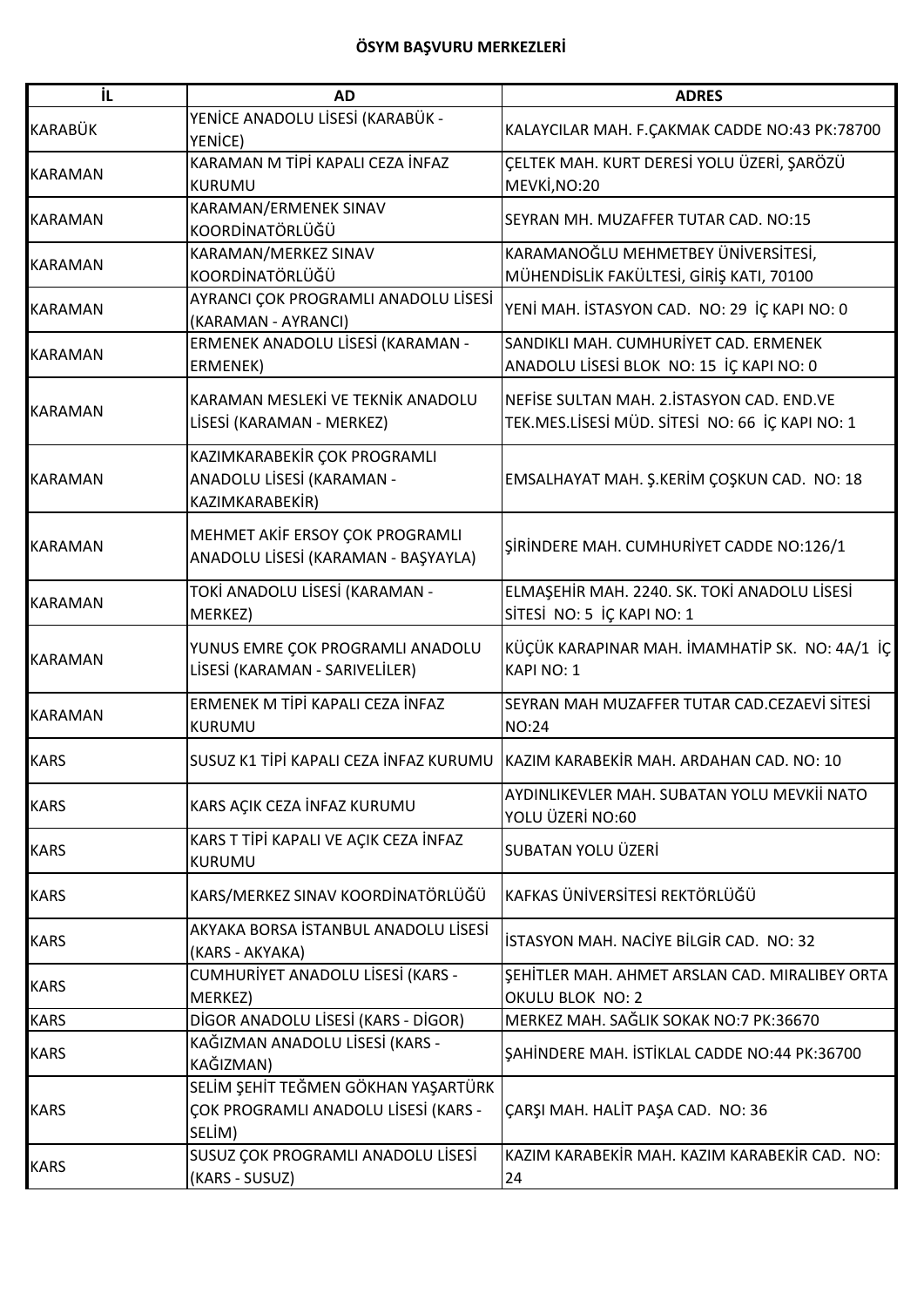**ÖSYM BAŞVURU MERKEZLERİ**

| İL | AD | ADRES |
|---|---|---|
| KARABÜK | YENİCE ANADOLU LİSESİ (KARABÜK - YENİCE) | KALAYCILAR MAH. F.ÇAKMAK CADDE NO:43 PK:78700 |
| KARAMAN | KARAMAN M TİPİ KAPALI CEZA İNFAZ KURUMU | ÇELTEK MAH. KURT DERESİ YOLU ÜZERİ, ŞARÖZÜ MEVKİ,NO:20 |
| KARAMAN | KARAMAN/ERMENEK SINAV KOORDİNATÖRLÜĞÜ | SEYRAN MH. MUZAFFER TUTAR CAD. NO:15 |
| KARAMAN | KARAMAN/MERKEZ SINAV KOORDİNATÖRLÜĞÜ | KARAMANOĞLU MEHMETBEY ÜNİVERSİTESİ, MÜHENDİSLİK FAKÜLTESİ, GİRİŞ KATI, 70100 |
| KARAMAN | AYRANCI ÇOK PROGRAMLI ANADOLU LİSESİ (KARAMAN - AYRANCI) | YENİ MAH. İSTASYON CAD. NO: 29 İÇ KAPI NO: 0 |
| KARAMAN | ERMENEK ANADOLU LİSESİ (KARAMAN - ERMENEK) | SANDIKLI MAH. CUMHURİYET CAD. ERMENEK ANADOLU LİSESİ BLOK NO: 15 İÇ KAPI NO: 0 |
| KARAMAN | KARAMAN MESLEKİ VE TEKNİK ANADOLU LİSESİ (KARAMAN - MERKEZ) | NEFİSE SULTAN MAH. 2.İSTASYON CAD. END.VE TEK.MES.LİSESİ MÜD. SİTESİ NO: 66 İÇ KAPI NO: 1 |
| KARAMAN | KAZIMKARABEKİR ÇOK PROGRAMLI ANADOLU LİSESİ (KARAMAN - KAZIMKARABEKİR) | EMSALHAYAT MAH. Ş.KERİM ÇOŞKUN CAD. NO: 18 |
| KARAMAN | MEHMET AKİF ERSOY ÇOK PROGRAMLI ANADOLU LİSESİ (KARAMAN - BAŞYAYLA) | ŞİRİNDERE MAH. CUMHURİYET CADDE NO:126/1 |
| KARAMAN | TOKİ ANADOLU LİSESİ (KARAMAN - MERKEZ) | ELMAŞEHİR MAH. 2240. SK. TOKİ ANADOLU LİSESİ SİTESİ NO: 5 İÇ KAPI NO: 1 |
| KARAMAN | YUNUS EMRE ÇOK PROGRAMLI ANADOLU LİSESİ (KARAMAN - SARIVELİLER) | KÜÇÜK KARAPINAR MAH. İMAMHATİP SK. NO: 4A/1 İÇ KAPI NO: 1 |
| KARAMAN | ERMENEK M TİPİ KAPALI CEZA İNFAZ KURUMU | SEYRAN MAH MUZAFFER TUTAR CAD.CEZAEVİ SİTESİ NO:24 |
| KARS | SUSUZ K1 TİPİ KAPALI CEZA İNFAZ KURUMU | KAZIM KARABEKİR MAH. ARDAHAN CAD. NO: 10 |
| KARS | KARS AÇIK CEZA İNFAZ KURUMU | AYDINLIKEVLER MAH. SUBATAN YOLU MEVKİİ NATO YOLU ÜZERİ NO:60 |
| KARS | KARS T TİPİ KAPALI VE AÇIK CEZA İNFAZ KURUMU | SUBATAN YOLU ÜZERİ |
| KARS | KARS/MERKEZ SINAV KOORDİNATÖRLÜĞÜ | KAFKAS ÜNİVERSİTESİ REKTÖRLÜĞÜ |
| KARS | AKYAKA BORSA İSTANBUL ANADOLU LİSESİ (KARS - AKYAKA) | İSTASYON MAH. NACİYE BİLGİR CAD. NO: 32 |
| KARS | CUMHURİYET ANADOLU LİSESİ (KARS - MERKEZ) | ŞEHİTLER MAH. AHMET ARSLAN CAD. MIRALIBEY ORTA OKULU BLOK NO: 2 |
| KARS | DİGOR ANADOLU LİSESİ (KARS - DİGOR) | MERKEZ MAH. SAĞLIK SOKAK NO:7 PK:36670 |
| KARS | KAĞIZMAN ANADOLU LİSESİ (KARS - KAĞIZMAN) | ŞAHİNDERE MAH. İSTİKLAL CADDE NO:44 PK:36700 |
| KARS | SELİM ŞEHİT TEĞMEN GÖKHAN YAŞARTÜRK ÇOK PROGRAMLI ANADOLU LİSESİ (KARS - SELİM) | ÇARŞI MAH. HALİT PAŞA CAD. NO: 36 |
| KARS | SUSUZ ÇOK PROGRAMLI ANADOLU LİSESİ (KARS - SUSUZ) | KAZIM KARABEKİR MAH. KAZIM KARABEKİR CAD. NO: 24 |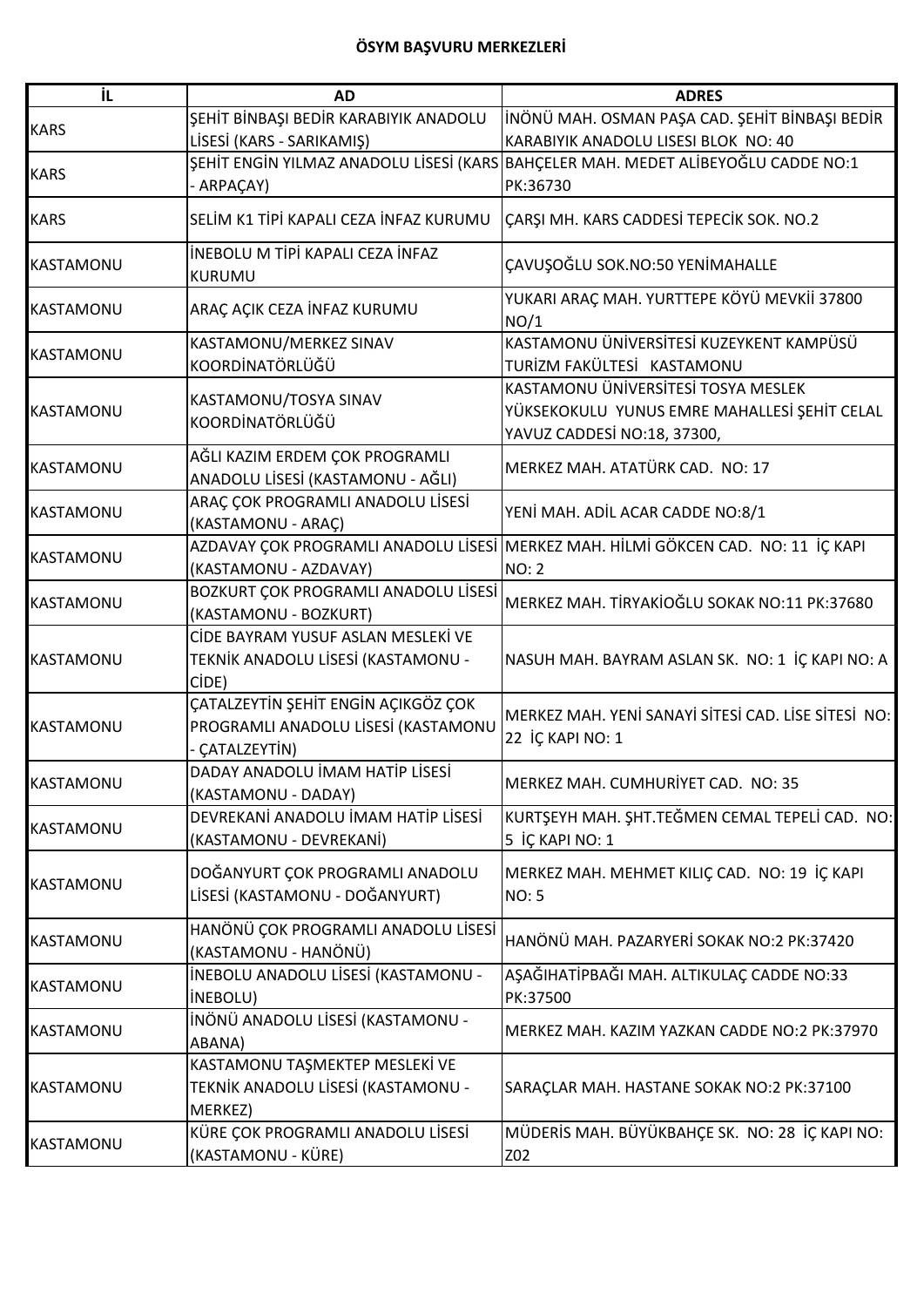**ÖSYM BAŞVURU MERKEZLERİ**

| İL | AD | ADRES |
|---|---|---|
| KARS | ŞEHİT BİNBAŞI BEDİR KARABIYIK ANADOLU LİSESİ (KARS - SARIKAMIŞ) | İNÖNÜ MAH. OSMAN PAŞA CAD. ŞEHİT BİNBAŞI BEDİR KARABIYIK ANADOLU LISESI BLOK NO: 40 |
| KARS | ŞEHİT ENGİN YILMAZ ANADOLU LİSESİ (KARS - ARPAÇAY) | BAHÇELER MAH. MEDET ALİBEYOĞLU CADDE NO:1 PK:36730 |
| KARS | SELİM K1 TİPİ KAPALI CEZA İNFAZ KURUMU | ÇARŞI MH. KARS CADDESİ TEPECİK SOK. NO.2 |
| KASTAMONU | İNEBOLU M TİPİ KAPALI CEZA İNFAZ KURUMU | ÇAVUŞOĞLU SOK.NO:50 YENİMAHALLE |
| KASTAMONU | ARAÇ AÇIK CEZA İNFAZ KURUMU | YUKARI ARAÇ MAH. YURTTEPE KÖYÜ MEVKİİ 37800 NO/1 |
| KASTAMONU | KASTAMONU/MERKEZ SINAV KOORDİNATÖRLÜĞÜ | KASTAMONU ÜNİVERSİTESİ KUZEYKENT KAMPÜSÜ TURİZM FAKÜLTESİ KASTAMONU |
| KASTAMONU | KASTAMONU/TOSYA SINAV KOORDİNATÖRLÜĞÜ | KASTAMONU ÜNİVERSİTESİ TOSYA MESLEK YÜKSEKOKULU YUNUS EMRE MAHALLESİ ŞEHİT CELAL YAVUZ CADDESİ NO:18, 37300, |
| KASTAMONU | AĞLI KAZIM ERDEM ÇOK PROGRAMLI ANADOLU LİSESİ (KASTAMONU - AĞLI) | MERKEZ MAH. ATATÜRK CAD. NO: 17 |
| KASTAMONU | ARAÇ ÇOK PROGRAMLI ANADOLU LİSESİ (KASTAMONU - ARAÇ) | YENİ MAH. ADİL ACAR CADDE NO:8/1 |
| KASTAMONU | AZDAVAY ÇOK PROGRAMLI ANADOLU LİSESİ (KASTAMONU - AZDAVAY) | MERKEZ MAH. HİLMİ GÖKCEN CAD. NO: 11 İÇ KAPI NO: 2 |
| KASTAMONU | BOZKURT ÇOK PROGRAMLI ANADOLU LİSESİ (KASTAMONU - BOZKURT) | MERKEZ MAH. TİRYAKİOĞLU SOKAK NO:11 PK:37680 |
| KASTAMONU | CİDE BAYRAM YUSUF ASLAN MESLEKİ VE TEKNİK ANADOLU LİSESİ (KASTAMONU - CİDE) | NASUH MAH. BAYRAM ASLAN SK. NO: 1 İÇ KAPI NO: A |
| KASTAMONU | ÇATALZEYTİN ŞEHİT ENGİN AÇIKGÖZ ÇOK PROGRAMLI ANADOLU LİSESİ (KASTAMONU - ÇATALZEYTİN) | MERKEZ MAH. YENİ SANAYİ SİTESİ CAD. LİSE SİTESİ NO: 22 İÇ KAPI NO: 1 |
| KASTAMONU | DADAY ANADOLU İMAM HATİP LİSESİ (KASTAMONU - DADAY) | MERKEZ MAH. CUMHURİYET CAD. NO: 35 |
| KASTAMONU | DEVREKANİ ANADOLU İMAM HATİP LİSESİ (KASTAMONU - DEVREKANİ) | KURTŞEYH MAH. ŞHT.TEĞMEN CEMAL TEPELİ CAD. NO: 5 İÇ KAPI NO: 1 |
| KASTAMONU | DOĞANYURT ÇOK PROGRAMLI ANADOLU LİSESİ (KASTAMONU - DOĞANYURT) | MERKEZ MAH. MEHMET KILIÇ CAD. NO: 19 İÇ KAPI NO: 5 |
| KASTAMONU | HANÖNÜ ÇOK PROGRAMLI ANADOLU LİSESİ (KASTAMONU - HANÖNÜ) | HANÖNÜ MAH. PAZARYERİ SOKAK NO:2 PK:37420 |
| KASTAMONU | İNEBOLU ANADOLU LİSESİ (KASTAMONU - İNEBOLU) | AŞAĞIHATİPBAĞI MAH. ALTIKULAÇ CADDE NO:33 PK:37500 |
| KASTAMONU | İNÖNÜ ANADOLU LİSESİ (KASTAMONU - ABANA) | MERKEZ MAH. KAZIM YAZKAN CADDE NO:2 PK:37970 |
| KASTAMONU | KASTAMONU TAŞMEKTEP MESLEKİ VE TEKNİK ANADOLU LİSESİ (KASTAMONU - MERKEZ) | SARAÇLAR MAH. HASTANE SOKAK NO:2 PK:37100 |
| KASTAMONU | KÜRE ÇOK PROGRAMLI ANADOLU LİSESİ (KASTAMONU - KÜRE) | MÜDERİS MAH. BÜYÜKBAHÇE SK. NO: 28 İÇ KAPI NO: Z02 |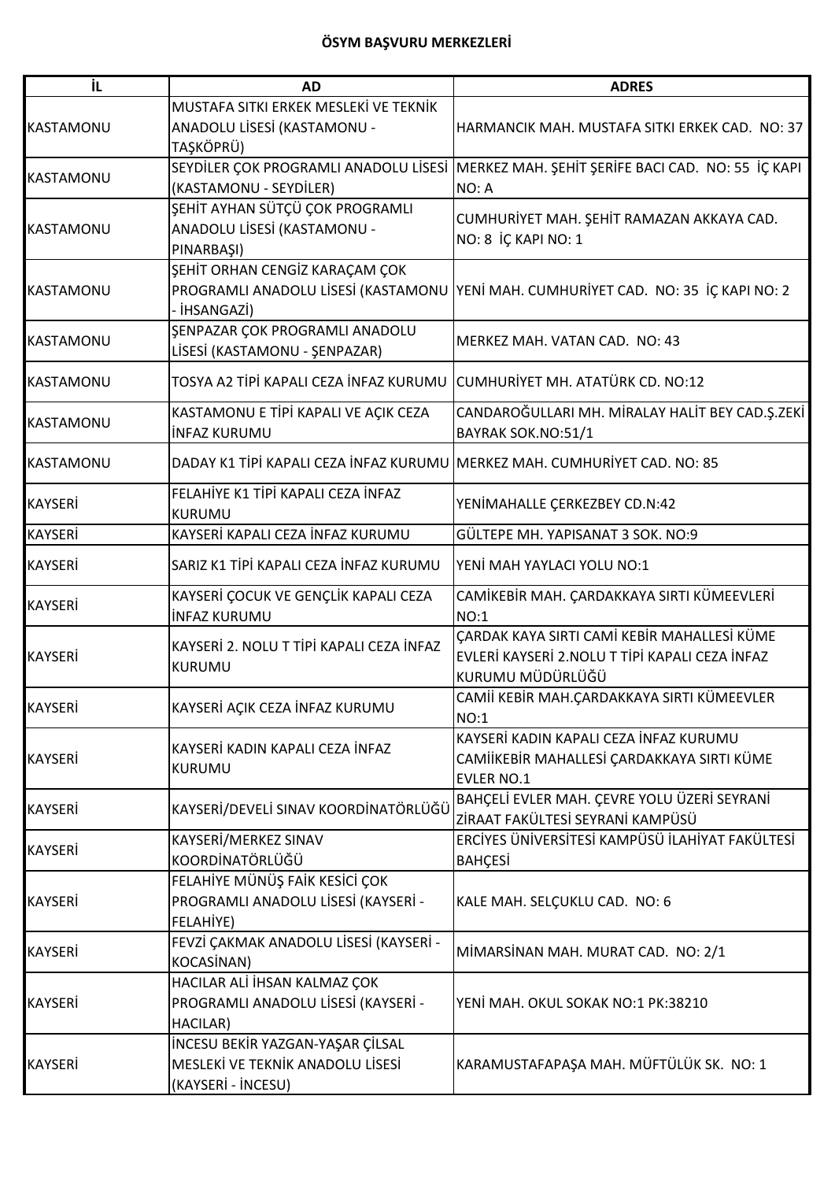**ÖSYM BAŞVURU MERKEZLERİ**

| İL | AD | ADRES |
|---|---|---|
| KASTAMONU | MUSTAFA SITKI ERKEK MESLEKİ VE TEKNİK ANADOLU LİSESİ (KASTAMONU - TAŞKÖPRÜ) | HARMANCIK MAH. MUSTAFA SITKI ERKEK CAD. NO: 37 |
| KASTAMONU | SEYDİLER ÇOK PROGRAMLI ANADOLU LİSESİ (KASTAMONU - SEYDİLER) | MERKEZ MAH. ŞEHİT ŞERİFE BACI CAD. NO: 55 İÇ KAPI NO: A |
| KASTAMONU | ŞEHİT AYHAN SÜTÇÜ ÇOK PROGRAMLI ANADOLU LİSESİ (KASTAMONU - PINARBAŞI) | CUMHURİYET MAH. ŞEHİT RAMAZAN AKKAYA CAD. NO: 8 İÇ KAPI NO: 1 |
| KASTAMONU | ŞEHİT ORHAN CENGİZ KARAÇAM ÇOK PROGRAMLI ANADOLU LİSESİ (KASTAMONU - İHSANGAZİ) | YENİ MAH. CUMHURİYET CAD. NO: 35 İÇ KAPI NO: 2 |
| KASTAMONU | ŞENPAZAR ÇOK PROGRAMLI ANADOLU LİSESİ (KASTAMONU - ŞENPAZAR) | MERKEZ MAH. VATAN CAD. NO: 43 |
| KASTAMONU | TOSYA A2 TİPİ KAPALI CEZA İNFAZ KURUMU | CUMHURİYET MH. ATATÜRK CD. NO:12 |
| KASTAMONU | KASTAMONU E TİPİ KAPALI VE AÇIK CEZA İNFAZ KURUMU | CANDAROĞULLARI MH. MİRALAY HALİT BEY CAD.Ş.ZEKİ BAYRAK SOK.NO:51/1 |
| KASTAMONU | DADAY K1 TİPİ KAPALI CEZA İNFAZ KURUMU | MERKEZ MAH. CUMHURİYET CAD. NO: 85 |
| KAYSERİ | FELAHİYE K1 TİPİ KAPALI CEZA İNFAZ KURUMU | YENİMAHALLE ÇERKEZBEY CD.N:42 |
| KAYSERİ | KAYSERİ KAPALI CEZA İNFAZ KURUMU | GÜLTEPE MH. YAPISANAT 3 SOK. NO:9 |
| KAYSERİ | SARIZ K1 TİPİ KAPALI CEZA İNFAZ KURUMU | YENİ MAH YAYLACI YOLU NO:1 |
| KAYSERİ | KAYSERİ ÇOCUK VE GENÇLİK KAPALI CEZA İNFAZ KURUMU | CAMİKEBİR MAH. ÇARDAKKAYA SIRTI KÜMEEVLERİ NO:1 |
| KAYSERİ | KAYSERİ 2. NOLU T TİPİ KAPALI CEZA İNFAZ KURUMU | ÇARDAK KAYA SIRTI CAMİ KEBİR MAHALLESİ KÜME EVLERİ KAYSERİ 2.NOLU T TİPİ KAPALI CEZA İNFAZ KURUMU MÜDÜRLÜĞÜ |
| KAYSERİ | KAYSERİ AÇIK CEZA İNFAZ KURUMU | CAMİİ KEBİR MAH.ÇARDAKKAYA SIRTI KÜMEEVLER NO:1 |
| KAYSERİ | KAYSERİ KADIN KAPALI CEZA İNFAZ KURUMU | KAYSERİ KADIN KAPALI CEZA İNFAZ KURUMU CAMİİKEBİR MAHALLESİ ÇARDAKKAYA SIRTI KÜME EVLER NO.1 |
| KAYSERİ | KAYSERİ/DEVELİ SINAV KOORDİNATÖRLÜĞÜ | BAHÇELİ EVLER MAH. ÇEVRE YOLU ÜZERİ SEYRANİ ZİRAAT FAKÜLTESİ SEYRANİ KAMPÜSÜ |
| KAYSERİ | KAYSERİ/MERKEZ SINAV KOORDİNATÖRLÜĞÜ | ERCİYES ÜNİVERSİTESİ KAMPÜSÜ İLAHİYAT FAKÜLTESİ BAHÇESİ |
| KAYSERİ | FELAHİYE MÜNÜŞ FAİK KESİCİ ÇOK PROGRAMLI ANADOLU LİSESİ (KAYSERİ - FELAHİYE) | KALE MAH. SELÇUKLU CAD. NO: 6 |
| KAYSERİ | FEVZİ ÇAKMAK ANADOLU LİSESİ (KAYSERİ - KOCASİNAN) | MİMARSİNAN MAH. MURAT CAD. NO: 2/1 |
| KAYSERİ | HACILAR ALİ İHSAN KALMAZ ÇOK PROGRAMLI ANADOLU LİSESİ (KAYSERİ - HACILAR) | YENİ MAH. OKUL SOKAK NO:1 PK:38210 |
| KAYSERİ | İNCESU BEKİR YAZGAN-YAŞAR ÇİLSAL MESLEKİ VE TEKNİK ANADOLU LİSESİ (KAYSERİ - İNCESU) | KARAMUSTAFAPAŞA MAH. MÜFTÜLÜK SK. NO: 1 |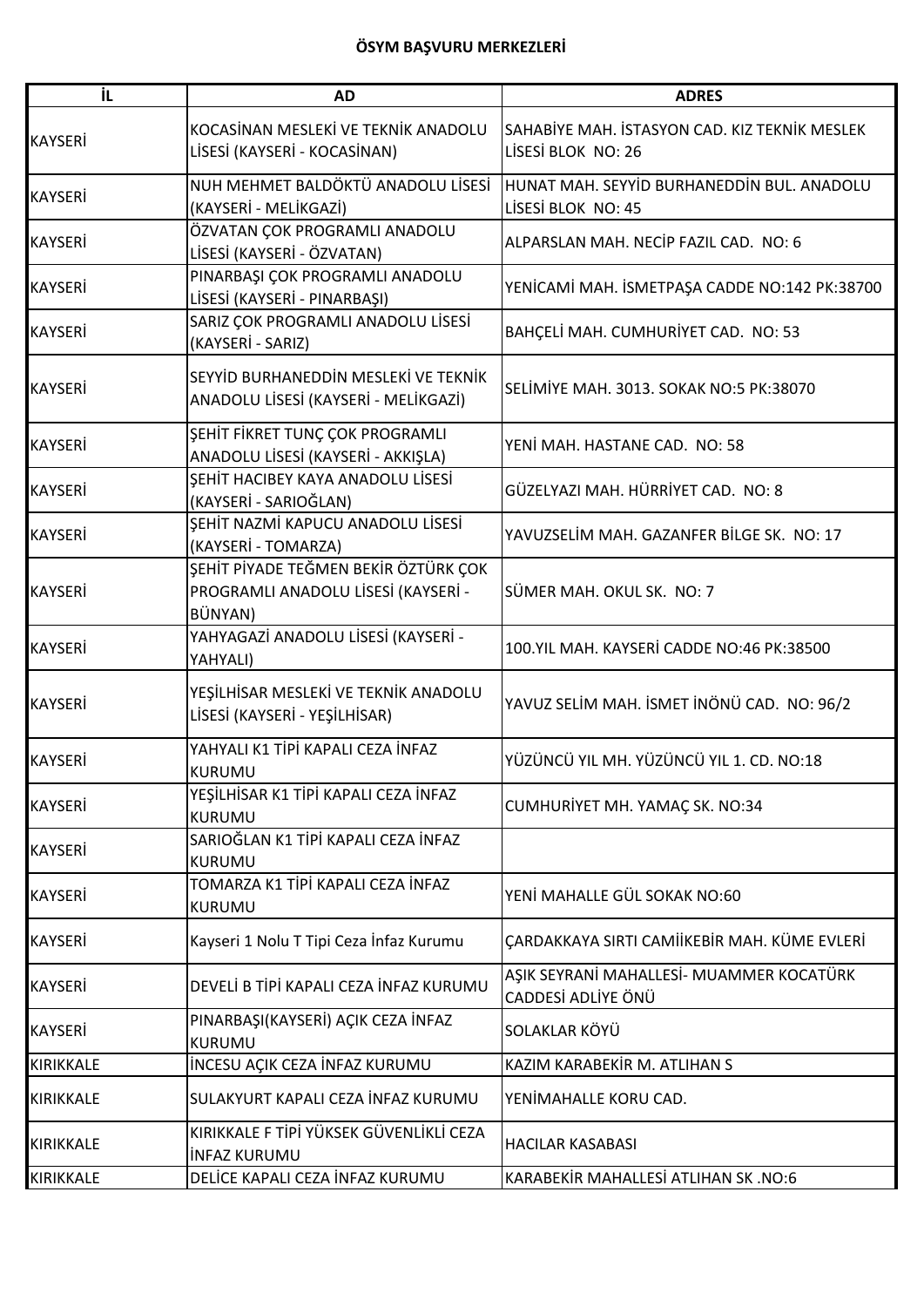**ÖSYM BAŞVURU MERKEZLERİ**

| İL | AD | ADRES |
|---|---|---|
| KAYSERİ | KOCASİNAN MESLEKİ VE TEKNİK ANADOLU LİSESİ (KAYSERİ - KOCASİNAN) | SAHABİYE MAH. İSTASYON CAD. KIZ TEKNİK MESLEK LİSESİ BLOK NO: 26 |
| KAYSERİ | NUH MEHMET BALDÖKTÜ ANADOLU LİSESİ (KAYSERİ - MELİKGAZİ) | HUNAT MAH. SEYYİD BURHANEDDİN BUL. ANADOLU LİSESİ BLOK NO: 45 |
| KAYSERİ | ÖZVATAN ÇOK PROGRAMLI ANADOLU LİSESİ (KAYSERİ - ÖZVATAN) | ALPARSLAN MAH. NECİP FAZIL CAD. NO: 6 |
| KAYSERİ | PINARBAŞI ÇOK PROGRAMLI ANADOLU LİSESİ (KAYSERİ - PINARBAŞI) | YENİCAMİ MAH. İSMETPAŞA CADDE NO:142 PK:38700 |
| KAYSERİ | SARIZ ÇOK PROGRAMLI ANADOLU LİSESİ (KAYSERİ - SARIZ) | BAHÇELİ MAH. CUMHURİYET CAD. NO: 53 |
| KAYSERİ | SEYYİD BURHANEDDİN MESLEKİ VE TEKNİK ANADOLU LİSESİ (KAYSERİ - MELİKGAZİ) | SELİMİYE MAH. 3013. SOKAK NO:5 PK:38070 |
| KAYSERİ | ŞEHİT FİKRET TUNÇ ÇOK PROGRAMLI ANADOLU LİSESİ (KAYSERİ - AKKIŞLA) | YENİ MAH. HASTANE CAD. NO: 58 |
| KAYSERİ | ŞEHİT HACIBEY KAYA ANADOLU LİSESİ (KAYSERİ - SARIOĞLAN) | GÜZELYAZI MAH. HÜRRİYET CAD. NO: 8 |
| KAYSERİ | ŞEHİT NAZMİ KAPUCU ANADOLU LİSESİ (KAYSERİ - TOMARZA) | YAVUZSELİM MAH. GAZANFER BİLGE SK. NO: 17 |
| KAYSERİ | ŞEHİT PİYADE TEĞMEN BEKİR ÖZTÜRK ÇOK PROGRAMLI ANADOLU LİSESİ (KAYSERİ - BÜNYAN) | SÜMER MAH. OKUL SK. NO: 7 |
| KAYSERİ | YAHYAGAZİ ANADOLU LİSESİ (KAYSERİ - YAHYALI) | 100.YIL MAH. KAYSERİ CADDE NO:46 PK:38500 |
| KAYSERİ | YEŞİLHİSAR MESLEKİ VE TEKNİK ANADOLU LİSESİ (KAYSERİ - YEŞİLHİSAR) | YAVUZ SELİM MAH. İSMET İNÖNÜ CAD. NO: 96/2 |
| KAYSERİ | YAHYALI K1 TİPİ KAPALI CEZA İNFAZ KURUMU | YÜZÜNCÜ YIL MH. YÜZÜNCÜ YIL 1. CD. NO:18 |
| KAYSERİ | YEŞİLHİSAR K1 TİPİ KAPALI CEZA İNFAZ KURUMU | CUMHURİYET MH. YAMAÇ SK. NO:34 |
| KAYSERİ | SARIOĞLAN K1 TİPİ KAPALI CEZA İNFAZ KURUMU | |
| KAYSERİ | TOMARZA K1 TİPİ KAPALI CEZA İNFAZ KURUMU | YENİ MAHALLE GÜL SOKAK NO:60 |
| KAYSERİ | Kayseri 1 Nolu T Tipi Ceza İnfaz Kurumu | ÇARDAKKAYA SIRTI CAMİİKEBİR MAH. KÜME EVLERİ |
| KAYSERİ | DEVELİ B TİPİ KAPALI CEZA İNFAZ KURUMU | AŞIK SEYRANİ MAHALLESİ- MUAMMER KOCATÜRK CADDESİ ADLİYE ÖNÜ |
| KAYSERİ | PINARBAŞI(KAYSERİ) AÇIK CEZA İNFAZ KURUMU | SOLAKLAR KÖYÜ |
| KIRIKKALE | İNCESU AÇIK CEZA İNFAZ KURUMU | KAZIM KARABEKİR M. ATLIHAN S |
| KIRIKKALE | SULAKYURT KAPALI CEZA İNFAZ KURUMU | YENİMAHALLE KORU CAD. |
| KIRIKKALE | KIRIKKALE F TİPİ YÜKSEK GÜVENLİKLİ CEZA İNFAZ KURUMU | HACILAR KASABASI |
| KIRIKKALE | DELİCE KAPALI CEZA İNFAZ KURUMU | KARABEKİR MAHALLESİ ATLIHAN SK .NO:6 |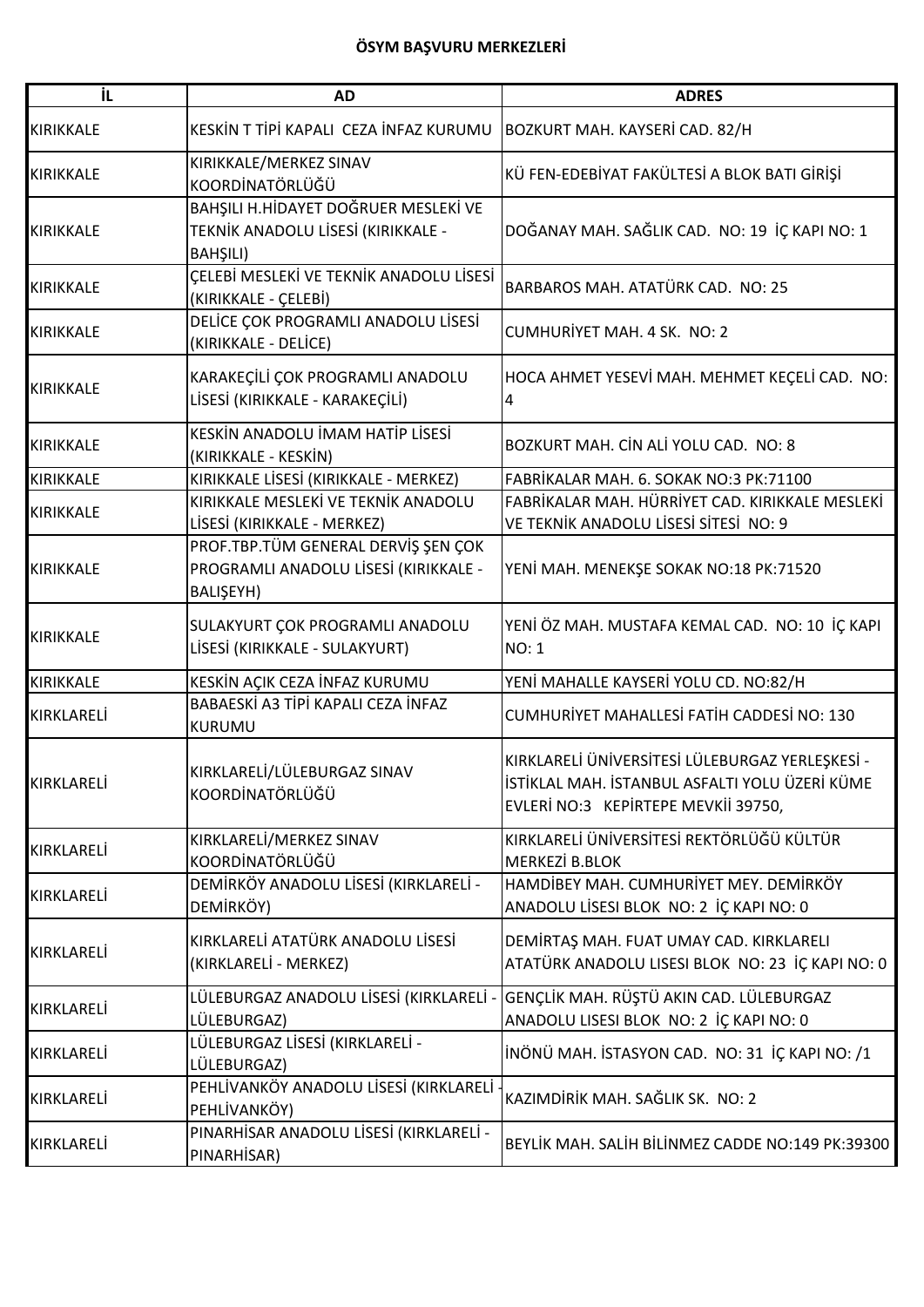**ÖSYM BAŞVURU MERKEZLERİ**

| İL | AD | ADRES |
|---|---|---|
| KIRIKKALE | KESKİN T TİPİ KAPALI CEZA İNFAZ KURUMU | BOZKURT MAH. KAYSERİ CAD. 82/H |
| KIRIKKALE | KIRIKKALE/MERKEZ SINAV KOORDİNATÖRLÜĞÜ | KÜ FEN-EDEBİYAT FAKÜLTESİ A BLOK BATI GİRİŞİ |
| KIRIKKALE | BAHŞILI H.HİDAYET DOĞRUER MESLEKİ VE TEKNİK ANADOLU LİSESİ (KIRIKKALE - BAHŞILI) | DOĞANAY MAH. SAĞLIK CAD. NO: 19 İÇ KAPI NO: 1 |
| KIRIKKALE | ÇELEBİ MESLEKİ VE TEKNİK ANADOLU LİSESİ (KIRIKKALE - ÇELEBİ) | BARBAROS MAH. ATATÜRK CAD. NO: 25 |
| KIRIKKALE | DELİCE ÇOK PROGRAMLI ANADOLU LİSESİ (KIRIKKALE - DELİCE) | CUMHURİYET MAH. 4 SK. NO: 2 |
| KIRIKKALE | KARAKEÇİLİ ÇOK PROGRAMLI ANADOLU LİSESİ (KIRIKKALE - KARAKEÇİLİ) | HOCA AHMET YESEVİ MAH. MEHMET KEÇELİ CAD. NO: 4 |
| KIRIKKALE | KESKİN ANADOLU İMAM HATİP LİSESİ (KIRIKKALE - KESKİN) | BOZKURT MAH. CİN ALİ YOLU CAD. NO: 8 |
| KIRIKKALE | KIRIKKALE LİSESİ (KIRIKKALE - MERKEZ) | FABRİKALAR MAH. 6. SOKAK NO:3 PK:71100 |
| KIRIKKALE | KIRIKKALE MESLEKİ VE TEKNİK ANADOLU LİSESİ (KIRIKKALE - MERKEZ) | FABRİKALAR MAH. HÜRRİYET CAD. KIRIKKALE MESLEKİ VE TEKNİK ANADOLU LİSESİ SİTESİ NO: 9 |
| KIRIKKALE | PROF.TBP.TÜM GENERAL DERVİŞ ŞEN ÇOK PROGRAMLI ANADOLU LİSESİ (KIRIKKALE - BALIŞEYH) | YENİ MAH. MENEKŞE SOKAK NO:18 PK:71520 |
| KIRIKKALE | SULAKYURT ÇOK PROGRAMLI ANADOLU LİSESİ (KIRIKKALE - SULAKYURT) | YENİ ÖZ MAH. MUSTAFA KEMAL CAD. NO: 10 İÇ KAPI NO: 1 |
| KIRIKKALE | KESKİN AÇIK CEZA İNFAZ KURUMU | YENİ MAHALLE KAYSERİ YOLU CD. NO:82/H |
| KIRKLARELİ | BABAESKİ A3 TİPİ KAPALI CEZA İNFAZ KURUMU | CUMHURİYET MAHALLESİ FATİH CADDESİ NO: 130 |
| KIRKLARELİ | KIRKLARELİ/LÜLEBURGAZ SINAV KOORDİNATÖRLÜĞÜ | KIRKLARELİ ÜNİVERSİTESİ LÜLEBURGAZ YERLEŞKESİ - İSTİKLAL MAH. İSTANBUL ASFALTI YOLU ÜZERİ KÜME EVLERİ NO:3 KEPİRTEPE MEVKİİ 39750, |
| KIRKLARELİ | KIRKLARELİ/MERKEZ SINAV KOORDİNATÖRLÜĞÜ | KIRKLARELİ ÜNİVERSİTESİ REKTÖRLÜĞÜ KÜLTÜR MERKEZİ B.BLOK |
| KIRKLARELİ | DEMİRKÖY ANADOLU LİSESİ (KIRKLARELİ - DEMİRKÖY) | HAMDİBEY MAH. CUMHURİYET MEY. DEMİRKÖY ANADOLU LİSESİ BLOK NO: 2 İÇ KAPI NO: 0 |
| KIRKLARELİ | KIRKLARELİ ATATÜRK ANADOLU LİSESİ (KIRKLARELİ - MERKEZ) | DEMİRTAŞ MAH. FUAT UMAY CAD. KIRKLARELI ATATÜRK ANADOLU LISESI BLOK NO: 23 İÇ KAPI NO: 0 |
| KIRKLARELİ | LÜLEBURGAZ ANADOLU LİSESİ (KIRKLARELİ - LÜLEBURGAZ) | GENÇLİK MAH. RÜŞTÜ AKIN CAD. LÜLEBURGAZ ANADOLU LISESI BLOK NO: 2 İÇ KAPI NO: 0 |
| KIRKLARELİ | LÜLEBURGAZ LİSESİ (KIRKLARELİ - LÜLEBURGAZ) | İNÖNÜ MAH. İSTASYON CAD. NO: 31 İÇ KAPI NO: /1 |
| KIRKLARELİ | PEHLİVANKÖY ANADOLU LİSESİ (KIRKLARELİ - PEHLİVANKÖY) | KAZIMDİRİK MAH. SAĞLIK SK. NO: 2 |
| KIRKLARELİ | PINARHİSAR ANADOLU LİSESİ (KIRKLARELİ - PINARHİSAR) | BEYLİK MAH. SALİH BİLİNMEZ CADDE NO:149 PK:39300 |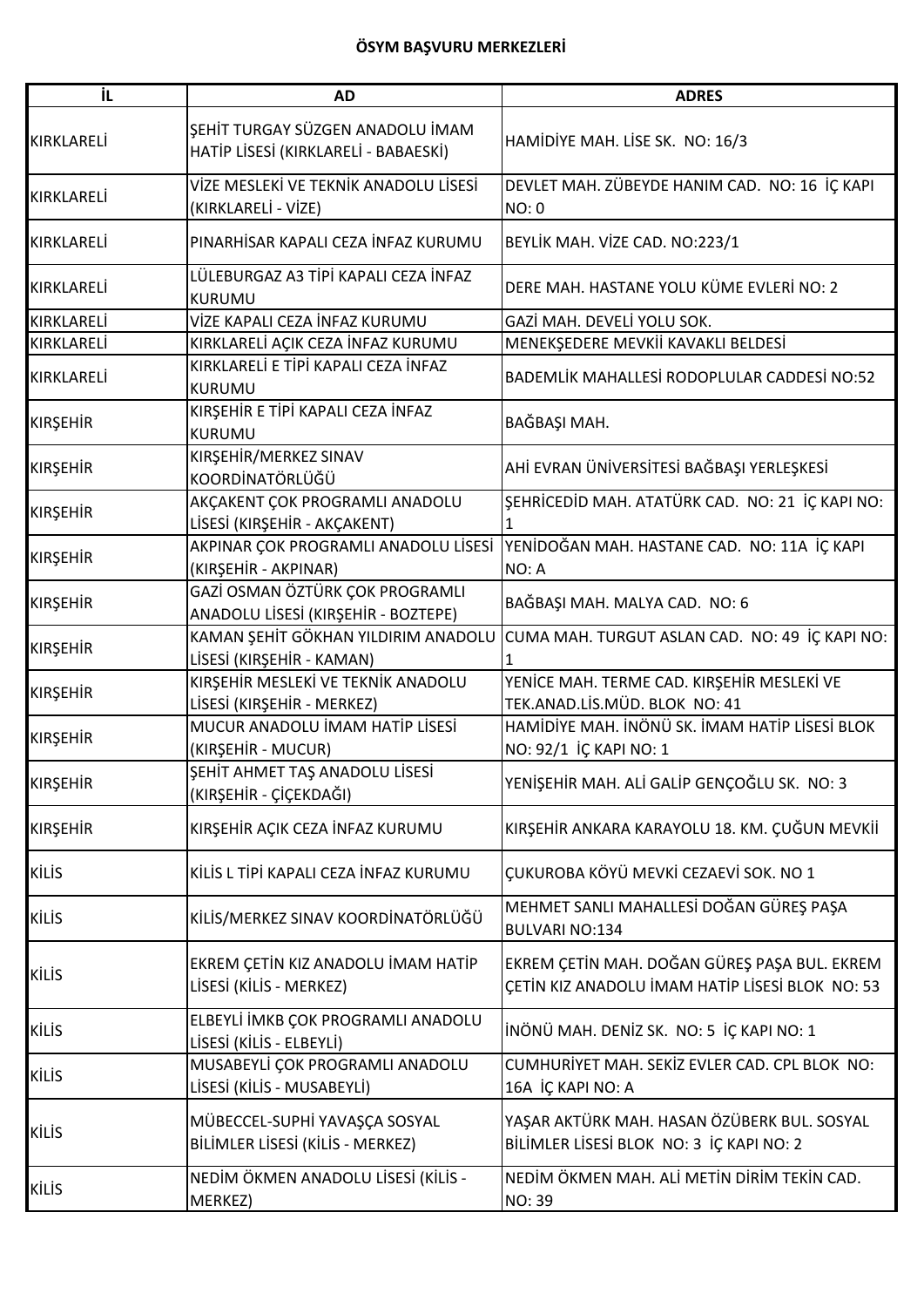**ÖSYM BAŞVURU MERKEZLERİ**

| İL | AD | ADRES |
|---|---|---|
| KIRKLARELİ | ŞEHİT TURGAY SÜZGEN ANADOLU İMAM HATİP LİSESİ (KIRKLARELİ - BABAESKİ) | HAMİDİYE MAH. LİSE SK. NO: 16/3 |
| KIRKLARELİ | VİZE MESLEKİ VE TEKNİK ANADOLU LİSESİ (KIRKLARELİ - VİZE) | DEVLET MAH. ZÜBEYDE HANIM CAD. NO: 16 İÇ KAPI NO: 0 |
| KIRKLARELİ | PINARHİSAR KAPALI CEZA İNFAZ KURUMU | BEYLİK MAH. VİZE CAD. NO:223/1 |
| KIRKLARELİ | LÜLEBURGAZ A3 TİPİ KAPALI CEZA İNFAZ KURUMU | DERE MAH. HASTANE YOLU KÜME EVLERİ NO: 2 |
| KIRKLARELİ | VİZE KAPALI CEZA İNFAZ KURUMU | GAZİ MAH. DEVELİ YOLU SOK. |
| KIRKLARELİ | KIRKLARELİ AÇIK CEZA İNFAZ KURUMU | MENEKŞEDERE MEVKİİ KAVAKLI BELDESİ |
| KIRKLARELİ | KIRKLARELİ E TİPİ KAPALI CEZA İNFAZ KURUMU | BADEMLİK MAHALLESİ RODOPLULAR CADDESİ NO:52 |
| KIRŞEHİR | KIRŞEHİR E TİPİ KAPALI CEZA İNFAZ KURUMU | BAĞBAŞI MAH. |
| KIRŞEHİR | KIRŞEHİR/MERKEZ SINAV KOORDİNATÖRLÜĞÜ | AHİ EVRAN ÜNİVERSİTESİ BAĞBAŞI YERLEŞKESİ |
| KIRŞEHİR | AKÇAKENT ÇOK PROGRAMLI ANADOLU LİSESİ (KIRŞEHİR - AKÇAKENT) | ŞEHRİCEDİD MAH. ATATÜRK CAD. NO: 21 İÇ KAPI NO: 1 |
| KIRŞEHİR | AKPINAR ÇOK PROGRAMLI ANADOLU LİSESİ (KIRŞEHİR - AKPINAR) | YENİDOĞAN MAH. HASTANE CAD. NO: 11A İÇ KAPI NO: A |
| KIRŞEHİR | GAZİ OSMAN ÖZTÜRK ÇOK PROGRAMLI ANADOLU LİSESİ (KIRŞEHİR - BOZTEPE) | BAĞBAŞI MAH. MALYA CAD. NO: 6 |
| KIRŞEHİR | KAMAN ŞEHİT GÖKHAN YILDIRIM ANADOLU LİSESİ (KIRŞEHİR - KAMAN) | CUMA MAH. TURGUT ASLAN CAD. NO: 49 İÇ KAPI NO: 1 |
| KIRŞEHİR | KIRŞEHİR MESLEKİ VE TEKNİK ANADOLU LİSESİ (KIRŞEHİR - MERKEZ) | YENİCE MAH. TERME CAD. KIRŞEHİR MESLEKİ VE TEK.ANAD.LİS.MÜD. BLOK NO: 41 |
| KIRŞEHİR | MUCUR ANADOLU İMAM HATİP LİSESİ (KIRŞEHİR - MUCUR) | HAMİDİYE MAH. İNÖNÜ SK. İMAM HATİP LİSESİ BLOK NO: 92/1 İÇ KAPI NO: 1 |
| KIRŞEHİR | ŞEHİT AHMET TAŞ ANADOLU LİSESİ (KIRŞEHİR - ÇİÇEKDAĞI) | YENİŞEHİR MAH. ALİ GALİP GENÇOĞLU SK. NO: 3 |
| KIRŞEHİR | KIRŞEHİR AÇIK CEZA İNFAZ KURUMU | KIRŞEHİR ANKARA KARAYOLU 18. KM. ÇUĞUN MEVKİİ |
| KİLİS | KİLİS L TİPİ KAPALI CEZA İNFAZ KURUMU | ÇUKUROBA KÖYÜ MEVKİ CEZAEVİ SOK. NO 1 |
| KİLİS | KİLİS/MERKEZ SINAV KOORDİNATÖRLÜĞÜ | MEHMET SANLI MAHALLESİ DOĞAN GÜREŞ PAŞA BULVARI NO:134 |
| KİLİS | EKREM ÇETİN KIZ ANADOLU İMAM HATİP LİSESİ (KİLİS - MERKEZ) | EKREM ÇETİN MAH. DOĞAN GÜREŞ PAŞA BUL. EKREM ÇETİN KIZ ANADOLU İMAM HATİP LİSESİ BLOK NO: 53 |
| KİLİS | ELBEYLİ İMKB ÇOK PROGRAMLI ANADOLU LİSESİ (KİLİS - ELBEYLİ) | İNÖNÜ MAH. DENİZ SK. NO: 5 İÇ KAPI NO: 1 |
| KİLİS | MUSABEYLİ ÇOK PROGRAMLI ANADOLU LİSESİ (KİLİS - MUSABEYLİ) | CUMHURİYET MAH. SEKİZ EVLER CAD. CPL BLOK NO: 16A İÇ KAPI NO: A |
| KİLİS | MÜBECCEL-SUPHİ YAVAŞÇA SOSYAL BİLİMLER LİSESİ (KİLİS - MERKEZ) | YAŞAR AKTÜRK MAH. HASAN ÖZÜBERK BUL. SOSYAL BİLİMLER LİSESİ BLOK NO: 3 İÇ KAPI NO: 2 |
| KİLİS | NEDİM ÖKMEN ANADOLU LİSESİ (KİLİS - MERKEZ) | NEDİM ÖKMEN MAH. ALİ METİN DİRİM TEKİN CAD. NO: 39 |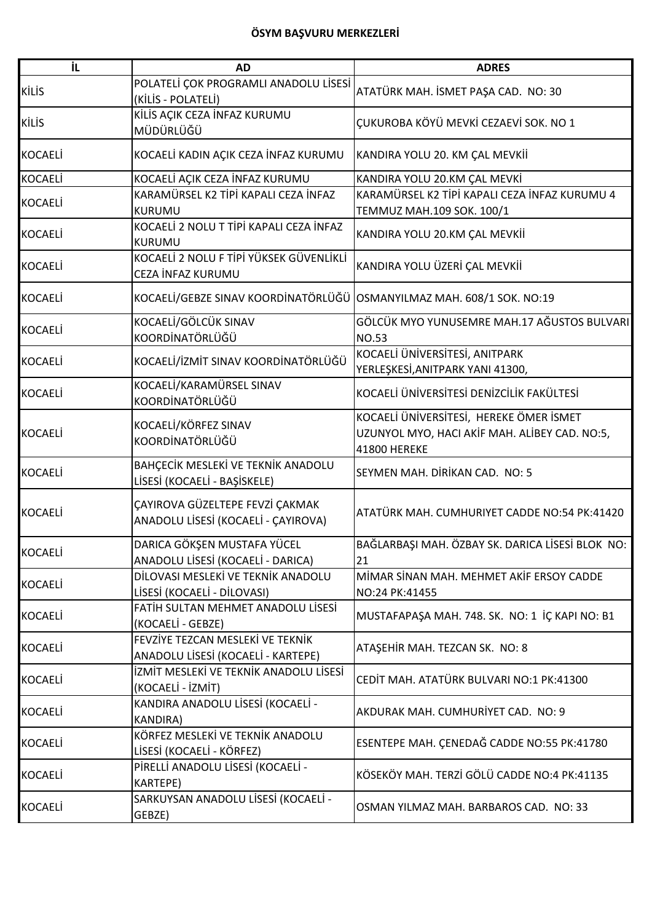**ÖSYM BAŞVURU MERKEZLERİ**

| İL | AD | ADRES |
|---|---|---|
| KİLİS | POLATELİ ÇOK PROGRAMLI ANADOLU LİSESİ (KİLİS - POLATELİ) | ATATÜRK MAH. İSMET PAŞA CAD. NO: 30 |
| KİLİS | KİLİS AÇIK CEZA İNFAZ KURUMU MÜDÜRLÜĞÜ | ÇUKUROBA KÖYÜ MEVKİ CEZAEVİ SOK. NO 1 |
| KOCAELİ | KOCAELİ KADIN AÇIK CEZA İNFAZ KURUMU | KANDIRA YOLU 20. KM ÇAL MEVKİİ |
| KOCAELİ | KOCAELİ AÇIK CEZA İNFAZ KURUMU | KANDIRA YOLU 20.KM ÇAL MEVKİ |
| KOCAELİ | KARAMÜRSEL K2 TİPİ KAPALI CEZA İNFAZ KURUMU | KARAMÜRSEL K2 TİPİ KAPALI CEZA İNFAZ KURUMU 4 TEMMUZ MAH.109 SOK. 100/1 |
| KOCAELİ | KOCAELİ 2 NOLU T TİPİ KAPALI CEZA İNFAZ KURUMU | KANDIRA YOLU 20.KM ÇAL MEVKİİ |
| KOCAELİ | KOCAELİ 2 NOLU F TİPİ YÜKSEK GÜVENLİKLİ CEZA İNFAZ KURUMU | KANDIRA YOLU ÜZERİ ÇAL MEVKİİ |
| KOCAELİ | KOCAELİ/GEBZE SINAV KOORDİNATÖRLÜĞÜ | OSMANYILMAZ MAH. 608/1 SOK. NO:19 |
| KOCAELİ | KOCAELİ/GÖLCÜK SINAV KOORDİNATÖRLÜĞÜ | GÖLCÜK MYO YUNUSEMRE MAH.17 AĞUSTOS BULVARI NO.53 |
| KOCAELİ | KOCAELİ/İZMİT SINAV KOORDİNATÖRLÜĞÜ | KOCAELİ ÜNİVERSİTESİ, ANITPARK YERLEŞKESİ,ANITPARK YANI 41300, |
| KOCAELİ | KOCAELİ/KARAMÜRSEL SINAV KOORDİNATÖRLÜĞÜ | KOCAELİ ÜNİVERSİTESİ DENİZCİLİK FAKÜLTESİ |
| KOCAELİ | KOCAELİ/KÖRFEZ SINAV KOORDİNATÖRLÜĞÜ | KOCAELİ ÜNİVERSİTESİ, HEREKE ÖMER İSMET UZUNYOL MYO, HACI AKİF MAH. ALİBEY CAD. NO:5, 41800 HEREKE |
| KOCAELİ | BAHÇECİK MESLEKİ VE TEKNİK ANADOLU LİSESİ (KOCAELİ - BAŞİSKELE) | SEYMEN MAH. DİRİKAN CAD. NO: 5 |
| KOCAELİ | ÇAYIROVA GÜZELTEPE FEVZİ ÇAKMAK ANADOLU LİSESİ (KOCAELİ - ÇAYIROVA) | ATATÜRK MAH. CUMHURIYET CADDE NO:54 PK:41420 |
| KOCAELİ | DARICA GÖKŞEN MUSTAFA YÜCEL ANADOLU LİSESİ (KOCAELİ - DARICA) | BAĞLARBAŞI MAH. ÖZBAY SK. DARICA LİSESİ BLOK NO: 21 |
| KOCAELİ | DİLOVASI MESLEKİ VE TEKNİK ANADOLU LİSESİ (KOCAELİ - DİLOVASI) | MİMAR SİNAN MAH. MEHMET AKİF ERSOY CADDE NO:24 PK:41455 |
| KOCAELİ | FATİH SULTAN MEHMET ANADOLU LİSESİ (KOCAELİ - GEBZE) | MUSTAFAPAŞA MAH. 748. SK. NO: 1 İÇ KAPI NO: B1 |
| KOCAELİ | FEVZİYE TEZCAN MESLEKİ VE TEKNİK ANADOLU LİSESİ (KOCAELİ - KARTEPE) | ATAŞEHİR MAH. TEZCAN SK. NO: 8 |
| KOCAELİ | İZMİT MESLEKİ VE TEKNİK ANADOLU LİSESİ (KOCAELİ - İZMİT) | CEDİT MAH. ATATÜRK BULVARI NO:1 PK:41300 |
| KOCAELİ | KANDIRA ANADOLU LİSESİ (KOCAELİ - KANDIRA) | AKDURAK MAH. CUMHURİYET CAD. NO: 9 |
| KOCAELİ | KÖRFEZ MESLEKİ VE TEKNİK ANADOLU LİSESİ (KOCAELİ - KÖRFEZ) | ESENTEPE MAH. ÇENEDAĞ CADDE NO:55 PK:41780 |
| KOCAELİ | PİRELLİ ANADOLU LİSESİ (KOCAELİ - KARTEPE) | KÖSEKÖY MAH. TERZİ GÖLÜ CADDE NO:4 PK:41135 |
| KOCAELİ | SARKUYSAN ANADOLU LİSESİ (KOCAELİ - GEBZE) | OSMAN YILMAZ MAH. BARBAROS CAD. NO: 33 |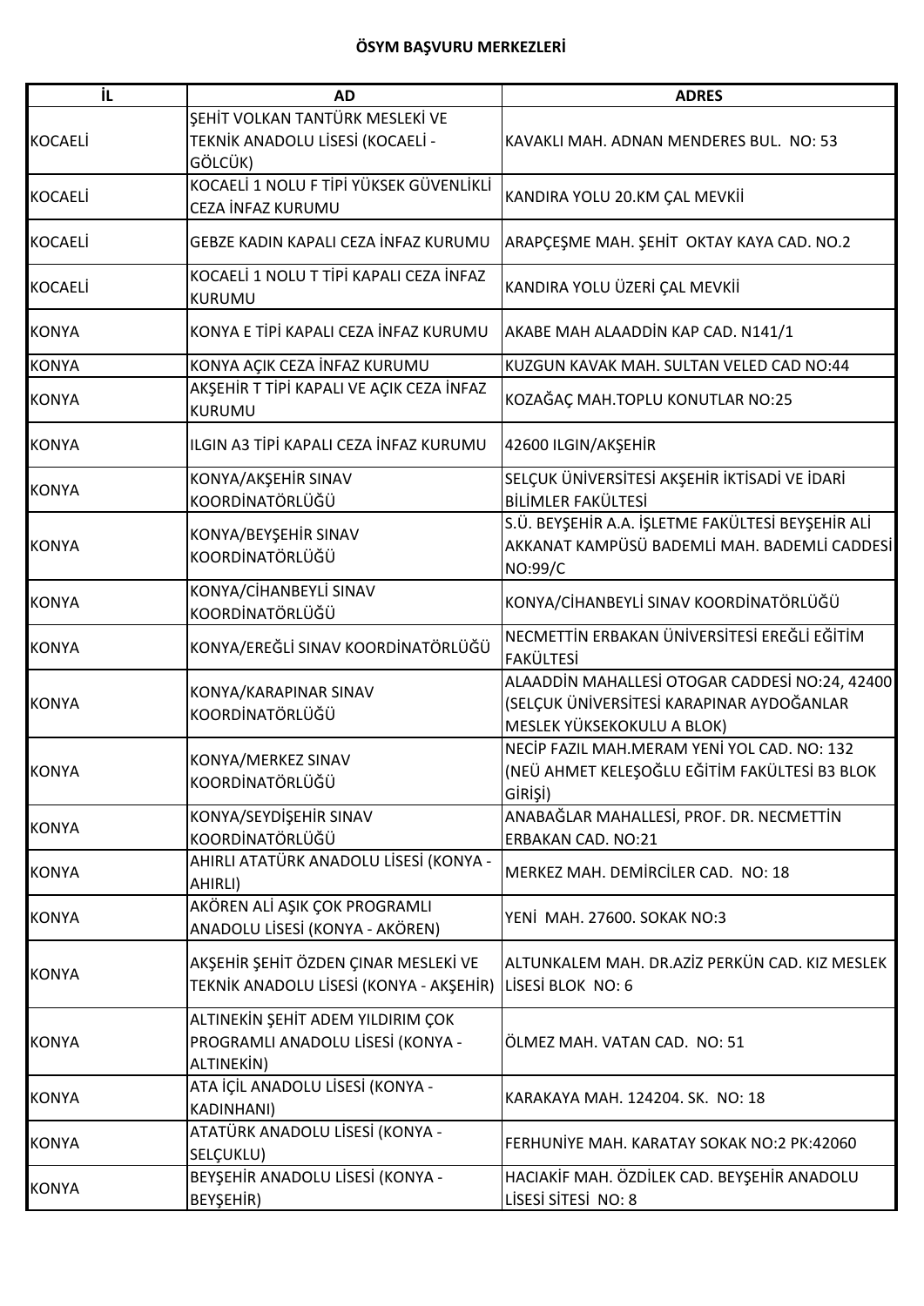**ÖSYM BAŞVURU MERKEZLERİ**

| İL | AD | ADRES |
|---|---|---|
| KOCAELİ | ŞEHİT VOLKAN TANTÜRK MESLEKİ VE TEKNİK ANADOLU LİSESİ (KOCAELİ - GÖLCÜK) | KAVAKLI MAH. ADNAN MENDERES BUL. NO: 53 |
| KOCAELİ | KOCAELİ 1 NOLU F TİPİ YÜKSEK GÜVENLİKLİ CEZA İNFAZ KURUMU | KANDIRA YOLU 20.KM ÇAL MEVKİİ |
| KOCAELİ | GEBZE KADIN KAPALI CEZA İNFAZ KURUMU | ARAPÇEŞME MAH. ŞEHİT OKTAY KAYA CAD. NO.2 |
| KOCAELİ | KOCAELİ 1 NOLU T TİPİ KAPALI CEZA İNFAZ KURUMU | KANDIRA YOLU ÜZERİ ÇAL MEVKİİ |
| KONYA | KONYA E TİPİ KAPALI CEZA İNFAZ KURUMU | AKABE MAH ALAADDİN KAP CAD. N141/1 |
| KONYA | KONYA AÇIK CEZA İNFAZ KURUMU | KUZGUN KAVAK MAH. SULTAN VELED CAD NO:44 |
| KONYA | AKŞEHİR T TİPİ KAPALI VE AÇIK CEZA İNFAZ KURUMU | KOZAĞAÇ MAH.TOPLU KONUTLAR NO:25 |
| KONYA | ILGIN A3 TİPİ KAPALI CEZA İNFAZ KURUMU | 42600 ILGIN/AKŞEHİR |
| KONYA | KONYA/AKŞEHİR SINAV KOORDİNATÖRLÜĞÜ | SELÇUK ÜNİVERSİTESİ AKŞEHİR İKTİSADİ VE İDARİ BİLİMLER FAKÜLTESİ |
| KONYA | KONYA/BEYŞEHİR SINAV KOORDİNATÖRLÜĞÜ | S.Ü. BEYŞEHİR A.A. İŞLETME FAKÜLTESİ BEYŞEHİR ALİ AKKANAT KAMPÜSÜ BADEMLİ MAH. BADEMLİ CADDESİ NO:99/C |
| KONYA | KONYA/CİHANBEYLİ SINAV KOORDİNATÖRLÜĞÜ | KONYA/CİHANBEYLİ SINAV KOORDİNATÖRLÜĞÜ |
| KONYA | KONYA/EREĞLİ SINAV KOORDİNATÖRLÜĞÜ | NECMETTİN ERBAKAN ÜNİVERSİTESİ EREĞLİ EĞİTİM FAKÜLTESİ |
| KONYA | KONYA/KARAPINAR SINAV KOORDİNATÖRLÜĞÜ | ALAADDİN MAHALLESİ OTOGAR CADDESİ NO:24, 42400 (SELÇUK ÜNİVERSİTESİ KARAPINAR AYDOĞANLAR MESLEK YÜKSEKOKULU A BLOK) |
| KONYA | KONYA/MERKEZ SINAV KOORDİNATÖRLÜĞÜ | NECİP FAZIL MAH.MERAM YENİ YOL CAD. NO: 132 (NEÜ AHMET KELEŞOĞLU EĞİTİM FAKÜLTESİ B3 BLOK GİRİŞİ) |
| KONYA | KONYA/SEYDİŞEHİR SINAV KOORDİNATÖRLÜĞÜ | ANABAĞLAR MAHALLESİ, PROF. DR. NECMETTİN ERBAKAN CAD. NO:21 |
| KONYA | AHIRLI ATATÜRK ANADOLU LİSESİ (KONYA - AHIRLI) | MERKEZ MAH. DEMİRCİLER CAD. NO: 18 |
| KONYA | AKÖREN ALİ AŞIK ÇOK PROGRAMLI ANADOLU LİSESİ (KONYA - AKÖREN) | YENİ MAH. 27600. SOKAK NO:3 |
| KONYA | AKŞEHİR ŞEHİT ÖZDEN ÇINAR MESLEKİ VE TEKNİK ANADOLU LİSESİ (KONYA - AKŞEHİR) | ALTUNKALEM MAH. DR.AZİZ PERKÜN CAD. KIZ MESLEK LİSESİ BLOK NO: 6 |
| KONYA | ALTINEKİN ŞEHİT ADEM YILDIRIM ÇOK PROGRAMLI ANADOLU LİSESİ (KONYA - ALTINEKİN) | ÖLMEZ MAH. VATAN CAD. NO: 51 |
| KONYA | ATA İÇİL ANADOLU LİSESİ (KONYA - KADINHANI) | KARAKAYA MAH. 124204. SK. NO: 18 |
| KONYA | ATATÜRK ANADOLU LİSESİ (KONYA - SELÇUKLU) | FERHUNİYE MAH. KARATAY SOKAK NO:2 PK:42060 |
| KONYA | BEYŞEHİR ANADOLU LİSESİ (KONYA - BEYŞEHİR) | HACIAKİF MAH. ÖZDİLEK CAD. BEYŞEHİR ANADOLU LİSESİ SİTESİ NO: 8 |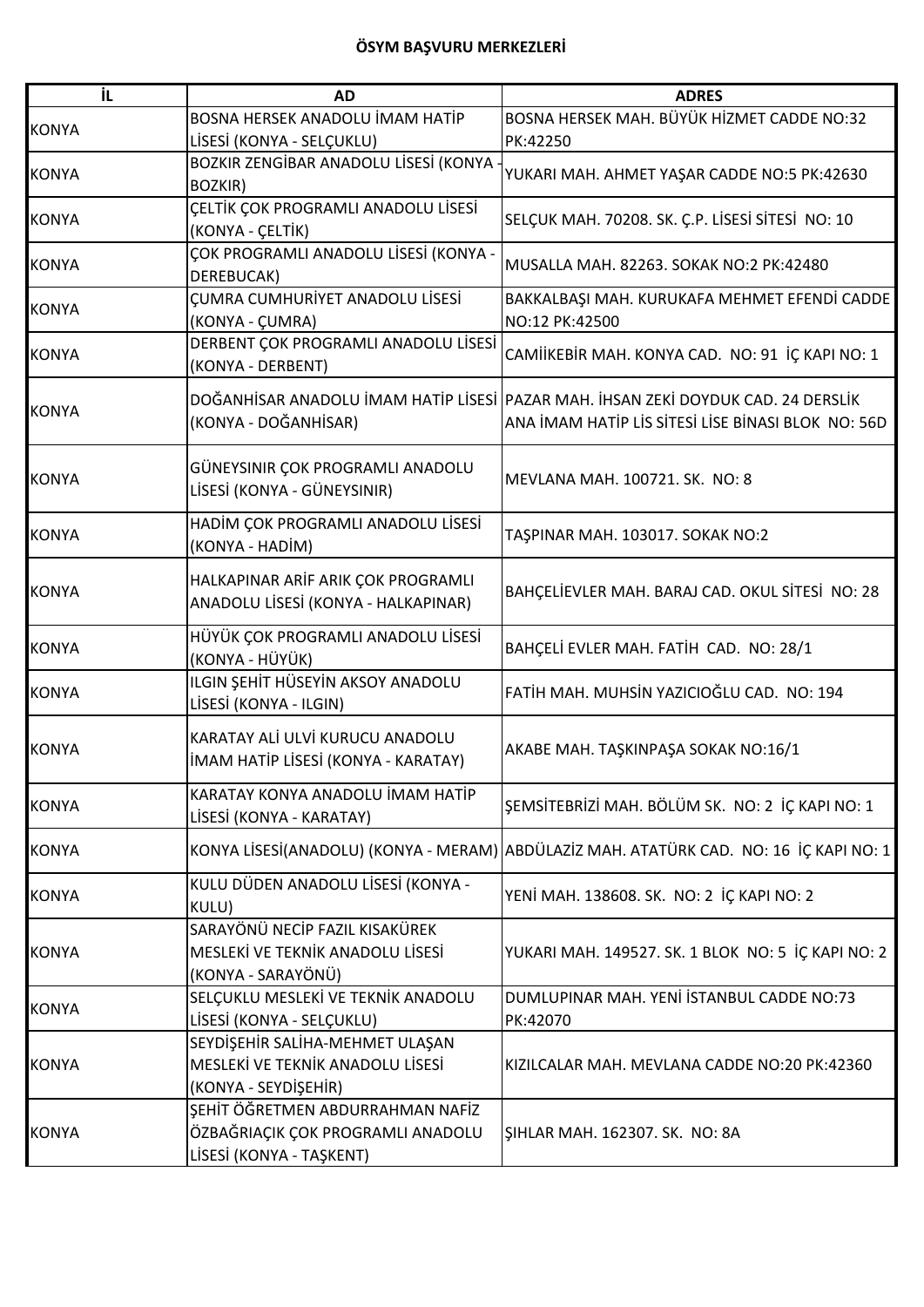**ÖSYM BAŞVURU MERKEZLERİ**

| İL | AD | ADRES |
|---|---|---|
| KONYA | BOSNA HERSEK ANADOLU İMAM HATİP LİSESİ (KONYA - SELÇUKLU) | BOSNA HERSEK MAH. BÜYÜK HİZMET CADDE NO:32 PK:42250 |
| KONYA | BOZKIR ZENGİBAR ANADOLU LİSESİ (KONYA - BOZKIR) | YUKARI MAH. AHMET YAŞAR CADDE NO:5 PK:42630 |
| KONYA | ÇELTİK ÇOK PROGRAMLI ANADOLU LİSESİ (KONYA - ÇELTİK) | SELÇUK MAH. 70208. SK. Ç.P. LİSESİ SİTESİ NO: 10 |
| KONYA | ÇOK PROGRAMLI ANADOLU LİSESİ (KONYA - DEREBUCAK) | MUSALLA MAH. 82263. SOKAK NO:2 PK:42480 |
| KONYA | ÇUMRA CUMHURİYET ANADOLU LİSESİ (KONYA - ÇUMRA) | BAKKALBAŞI MAH. KURUKAFA MEHMET EFENDİ CADDE NO:12 PK:42500 |
| KONYA | DERBENT ÇOK PROGRAMLI ANADOLU LİSESİ (KONYA - DERBENT) | CAMİİKEBİR MAH. KONYA CAD. NO: 91 İÇ KAPI NO: 1 |
| KONYA | DOĞANHİSAR ANADOLU İMAM HATİP LİSESİ (KONYA - DOĞANHİSAR) | PAZAR MAH. İHSAN ZEKİ DOYDUK CAD. 24 DERSLİK ANA İMAM HATİP LİS SİTESİ LİSE BİNASI BLOK NO: 56D |
| KONYA | GÜNEYSINIR ÇOK PROGRAMLI ANADOLU LİSESİ (KONYA - GÜNEYSINIR) | MEVLANA MAH. 100721. SK. NO: 8 |
| KONYA | HADİM ÇOK PROGRAMLI ANADOLU LİSESİ (KONYA - HADİM) | TAŞPINAR MAH. 103017. SOKAK NO:2 |
| KONYA | HALKAPINAR ARİF ARIK ÇOK PROGRAMLI ANADOLU LİSESİ (KONYA - HALKAPINAR) | BAHÇELİEVLER MAH. BARAJ CAD. OKUL SİTESİ NO: 28 |
| KONYA | HÜYÜK ÇOK PROGRAMLI ANADOLU LİSESİ (KONYA - HÜYÜK) | BAHÇELİ EVLER MAH. FATİH CAD. NO: 28/1 |
| KONYA | ILGIN ŞEHİT HÜSEYİN AKSOY ANADOLU LİSESİ (KONYA - ILGIN) | FATİH MAH. MUHSİN YAZICIOĞLU CAD. NO: 194 |
| KONYA | KARATAY ALİ ULVİ KURUCU ANADOLU İMAM HATİP LİSESİ (KONYA - KARATAY) | AKABE MAH. TAŞKINPAŞA SOKAK NO:16/1 |
| KONYA | KARATAY KONYA ANADOLU İMAM HATİP LİSESİ (KONYA - KARATAY) | ŞEMSİTEBRİZİ MAH. BÖLÜM SK. NO: 2 İÇ KAPI NO: 1 |
| KONYA | KONYA LİSESİ(ANADOLU) (KONYA - MERAM) | ABDÜLAZİZ MAH. ATATÜRK CAD. NO: 16 İÇ KAPI NO: 1 |
| KONYA | KULU DÜDEN ANADOLU LİSESİ (KONYA - KULU) | YENİ MAH. 138608. SK. NO: 2 İÇ KAPI NO: 2 |
| KONYA | SARAYÖNÜ NECİP FAZIL KISAKÜREK MESLEKİ VE TEKNİK ANADOLU LİSESİ (KONYA - SARAYÖNÜ) | YUKARI MAH. 149527. SK. 1 BLOK NO: 5 İÇ KAPI NO: 2 |
| KONYA | SELÇUKLU MESLEKİ VE TEKNİK ANADOLU LİSESİ (KONYA - SELÇUKLU) | DUMLUPINAR MAH. YENİ İSTANBUL CADDE NO:73 PK:42070 |
| KONYA | SEYDİŞEHİR SALİHA-MEHMET ULAŞAN MESLEKİ VE TEKNİK ANADOLU LİSESİ (KONYA - SEYDİŞEHİR) | KIZILCALAR MAH. MEVLANA CADDE NO:20 PK:42360 |
| KONYA | ŞEHİT ÖĞRETMEN ABDURRAHMAN NAFİZ ÖZBAĞRIAÇIK ÇOK PROGRAMLI ANADOLU LİSESİ (KONYA - TAŞKENT) | ŞIHLAR MAH. 162307. SK. NO: 8A |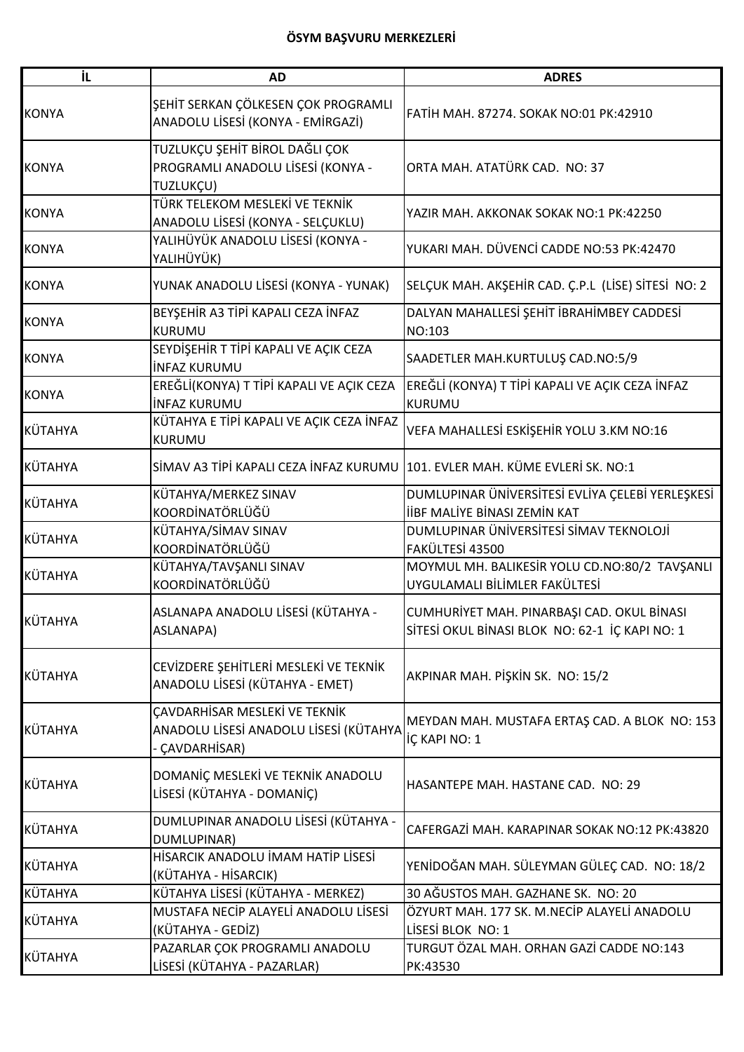**ÖSYM BAŞVURU MERKEZLERİ**

| İL | AD | ADRES |
|---|---|---|
| KONYA | ŞEHİT SERKAN ÇÖLKESEN ÇOK PROGRAMLI ANADOLU LİSESİ (KONYA - EMİRGAZİ) | FATİH MAH. 87274. SOKAK NO:01 PK:42910 |
| KONYA | TUZLUKÇU ŞEHİT BİROL DAĞLI ÇOK PROGRAMLI ANADOLU LİSESİ (KONYA - TUZLUKÇU) | ORTA MAH. ATATÜRK CAD. NO: 37 |
| KONYA | TÜRK TELEKOM MESLEKİ VE TEKNİK ANADOLU LİSESİ (KONYA - SELÇUKLU) | YAZIR MAH. AKKONAK SOKAK NO:1 PK:42250 |
| KONYA | YALIHÜYÜK ANADOLU LİSESİ (KONYA - YALIHÜYÜK) | YUKARI MAH. DÜVENCİ CADDE NO:53 PK:42470 |
| KONYA | YUNAK ANADOLU LİSESİ (KONYA - YUNAK) | SELÇUK MAH. AKŞEHİR CAD. Ç.P.L (LİSE) SİTESİ NO: 2 |
| KONYA | BEYŞEHİR A3 TİPİ KAPALI CEZA İNFAZ KURUMU | DALYAN MAHALLESİ ŞEHİT İBRAHİMBEY CADDESİ NO:103 |
| KONYA | SEYDİŞEHİR T TİPİ KAPALI VE AÇIK CEZA İNFAZ KURUMU | SAADETLER MAH.KURTULUŞ CAD.NO:5/9 |
| KONYA | EREĞLİ(KONYA) T TİPİ KAPALI VE AÇIK CEZA İNFAZ KURUMU | EREĞLİ (KONYA) T TİPİ KAPALI VE AÇIK CEZA İNFAZ KURUMU |
| KÜTAHYA | KÜTAHYA E TİPİ KAPALI VE AÇIK CEZA İNFAZ KURUMU | VEFA MAHALLESİ ESKİŞEHİR YOLU 3.KM NO:16 |
| KÜTAHYA | SİMAV A3 TİPİ KAPALI CEZA İNFAZ KURUMU | 101. EVLER MAH. KÜME EVLERİ SK. NO:1 |
| KÜTAHYA | KÜTAHYA/MERKEZ SINAV KOORDİNATÖRLÜĞÜ | DUMLUPINAR ÜNİVERSİTESİ EVLİYA ÇELEBİ YERLEŞKESİ İİBF MALİYE BİNASI ZEMİN KAT |
| KÜTAHYA | KÜTAHYA/SİMAV SINAV KOORDİNATÖRLÜĞÜ | DUMLUPINAR ÜNİVERSİTESİ SİMAV TEKNOLOJİ FAKÜLTESİ 43500 |
| KÜTAHYA | KÜTAHYA/TAVŞANLI SINAV KOORDİNATÖRLÜĞÜ | MOYMUL MH. BALIKESİR YOLU CD.NO:80/2 TAVŞANLI UYGULAMALI BİLİMLER FAKÜLTESİ |
| KÜTAHYA | ASLANAPA ANADOLU LİSESİ (KÜTAHYA - ASLANAPA) | CUMHURİYET MAH. PINARBAŞI CAD. OKUL BİNASI SİTESİ OKUL BİNASI BLOK NO: 62-1 İÇ KAPI NO: 1 |
| KÜTAHYA | CEVİZDERE ŞEHİTLERİ MESLEKİ VE TEKNİK ANADOLU LİSESİ (KÜTAHYA - EMET) | AKPINAR MAH. PİŞKİN SK. NO: 15/2 |
| KÜTAHYA | ÇAVDARHİSAR MESLEKİ VE TEKNİK ANADOLU LİSESİ ANADOLU LİSESİ (KÜTAHYA - ÇAVDARHİSAR) | MEYDAN MAH. MUSTAFA ERTAŞ CAD. A BLOK NO: 153 İÇ KAPI NO: 1 |
| KÜTAHYA | DOMANİÇ MESLEKİ VE TEKNİK ANADOLU LİSESİ (KÜTAHYA - DOMANİÇ) | HASANTEPE MAH. HASTANE CAD. NO: 29 |
| KÜTAHYA | DUMLUPINAR ANADOLU LİSESİ (KÜTAHYA - DUMLUPINAR) | CAFERGAZİ MAH. KARAPINAR SOKAK NO:12 PK:43820 |
| KÜTAHYA | HİSARCIK ANADOLU İMAM HATİP LİSESİ (KÜTAHYA - HİSARCIK) | YENİDOĞAN MAH. SÜLEYMAN GÜLEÇ CAD. NO: 18/2 |
| KÜTAHYA | KÜTAHYA LİSESİ (KÜTAHYA - MERKEZ) | 30 AĞUSTOS MAH. GAZHANE SK. NO: 20 |
| KÜTAHYA | MUSTAFA NECİP ALAYELİ ANADOLU LİSESİ (KÜTAHYA - GEDİZ) | ÖZYURT MAH. 177 SK. M.NECİP ALAYELİ ANADOLU LİSESİ BLOK NO: 1 |
| KÜTAHYA | PAZARLAR ÇOK PROGRAMLI ANADOLU LİSESİ (KÜTAHYA - PAZARLAR) | TURGUT ÖZAL MAH. ORHAN GAZİ CADDE NO:143 PK:43530 |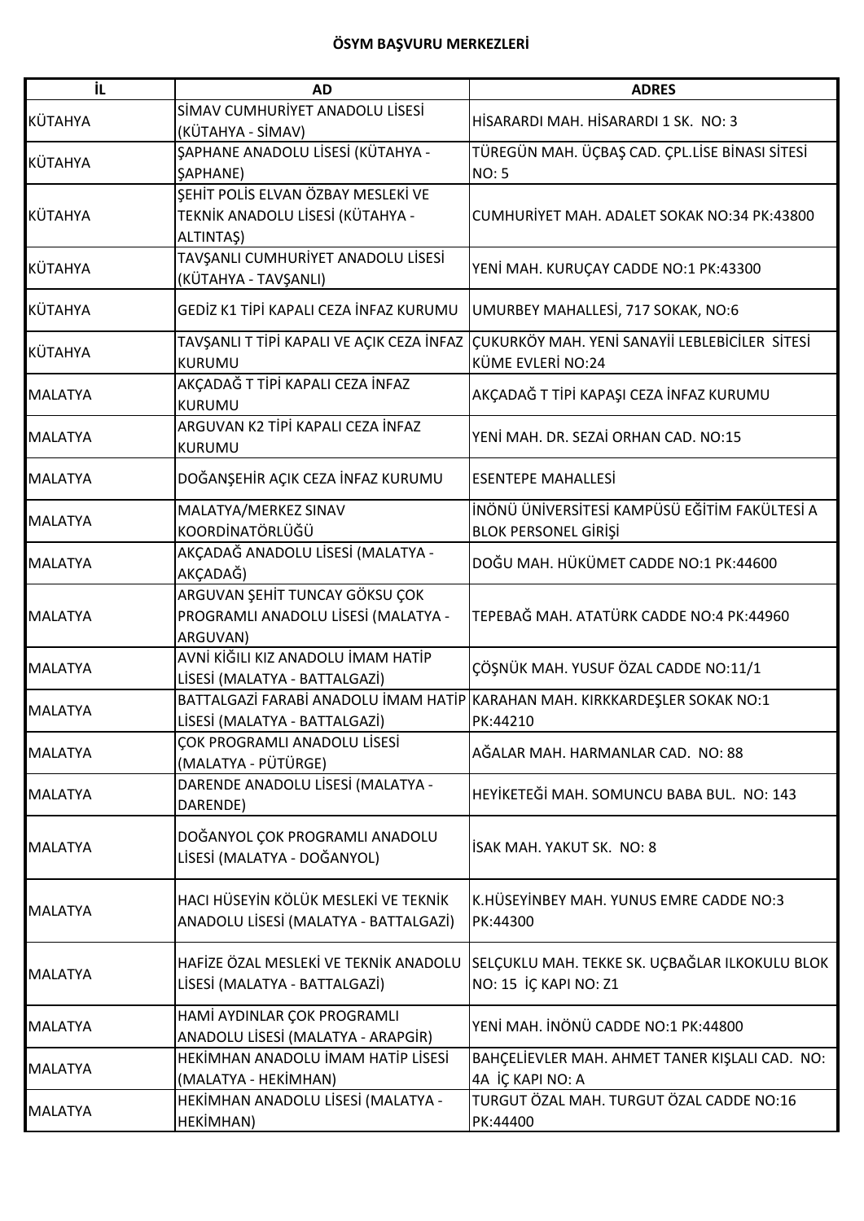**ÖSYM BAŞVURU MERKEZLERİ**

| İL | AD | ADRES |
|---|---|---|
| KÜTAHYA | SİMAV CUMHURİYET ANADOLU LİSESİ (KÜTAHYA - SİMAV) | HİSARARDI MAH. HİSARARDI 1 SK. NO: 3 |
| KÜTAHYA | ŞAPHANE ANADOLU LİSESİ (KÜTAHYA - ŞAPHANE) | TÜREGÜN MAH. ÜÇBAŞ CAD. ÇPL.LİSE BİNASI SİTESİ NO: 5 |
| KÜTAHYA | ŞEHİT POLİS ELVAN ÖZBAY MESLEKİ VE TEKNİK ANADOLU LİSESİ (KÜTAHYA - ALTINTAŞ) | CUMHURİYET MAH. ADALET SOKAK NO:34 PK:43800 |
| KÜTAHYA | TAVŞANLI CUMHURİYET ANADOLU LİSESİ (KÜTAHYA - TAVŞANLI) | YENİ MAH. KURUÇAY CADDE NO:1 PK:43300 |
| KÜTAHYA | GEDİZ K1 TİPİ KAPALI CEZA İNFAZ KURUMU | UMURBEY MAHALLESİ, 717 SOKAK, NO:6 |
| KÜTAHYA | TAVŞANLI T TİPİ KAPALI VE AÇIK CEZA İNFAZ KURUMU | ÇUKURKÖY MAH. YENİ SANAYİİ LEBLEBİCİLER SİTESİ KÜME EVLERİ NO:24 |
| MALATYA | AKÇADAĞ T TİPİ KAPALI CEZA İNFAZ KURUMU | AKÇADAĞ T TİPİ KAPAŞI CEZA İNFAZ KURUMU |
| MALATYA | ARGUVAN K2 TİPİ KAPALI CEZA İNFAZ KURUMU | YENİ MAH. DR. SEZAİ ORHAN CAD. NO:15 |
| MALATYA | DOĞANŞEHİR AÇIK CEZA İNFAZ KURUMU | ESENTEPE MAHALLESİ |
| MALATYA | MALATYA/MERKEZ SINAV KOORDİNATÖRLÜĞÜ | İNÖNÜ ÜNİVERSİTESİ KAMPÜSÜ EĞİTİM FAKÜLTESİ A BLOK PERSONEL GİRİŞİ |
| MALATYA | AKÇADAĞ ANADOLU LİSESİ (MALATYA - AKÇADAĞ) | DOĞU MAH. HÜKÜMET CADDE NO:1 PK:44600 |
| MALATYA | ARGUVAN ŞEHİT TUNCAY GÖKSU ÇOK PROGRAMLI ANADOLU LİSESİ (MALATYA - ARGUVAN) | TEPEBAĞ MAH. ATATÜRK CADDE NO:4 PK:44960 |
| MALATYA | AVNİ KİĞILI KIZ ANADOLU İMAM HATİP LİSESİ (MALATYA - BATTALGAZİ) | ÇÖŞNÜK MAH. YUSUF ÖZAL CADDE NO:11/1 |
| MALATYA | BATTALGAZİ FARABİ ANADOLU İMAM HATİP LİSESİ (MALATYA - BATTALGAZİ) | KARAHAN MAH. KIRKKARDEŞLER SOKAK NO:1 PK:44210 |
| MALATYA | ÇOK PROGRAMLI ANADOLU LİSESİ (MALATYA - PÜTÜRGE) | AĞALAR MAH. HARMANLAR CAD. NO: 88 |
| MALATYA | DARENDE ANADOLU LİSESİ (MALATYA - DARENDE) | HEYİKETEĞİ MAH. SOMUNCU BABA BUL. NO: 143 |
| MALATYA | DOĞANYOL ÇOK PROGRAMLI ANADOLU LİSESİ (MALATYA - DOĞANYOL) | İSAK MAH. YAKUT SK. NO: 8 |
| MALATYA | HACI HÜSEYİN KÖLÜK MESLEKİ VE TEKNİK ANADOLU LİSESİ (MALATYA - BATTALGAZİ) | K.HÜSEYİNBEY MAH. YUNUS EMRE CADDE NO:3 PK:44300 |
| MALATYA | HAFİZE ÖZAL MESLEKİ VE TEKNİK ANADOLU LİSESİ (MALATYA - BATTALGAZİ) | SELÇUKLU MAH. TEKKE SK. UÇBAĞLAR ILKOKULU BLOK NO: 15 İÇ KAPI NO: Z1 |
| MALATYA | HAMİ AYDINLAR ÇOK PROGRAMLI ANADOLU LİSESİ (MALATYA - ARAPGİR) | YENİ MAH. İNÖNÜ CADDE NO:1 PK:44800 |
| MALATYA | HEKİMHAN ANADOLU İMAM HATİP LİSESİ (MALATYA - HEKİMHAN) | BAHÇELİEVLER MAH. AHMET TANER KIŞLALI CAD. NO: 4A İÇ KAPI NO: A |
| MALATYA | HEKİMHAN ANADOLU LİSESİ (MALATYA - HEKİMHAN) | TURGUT ÖZAL MAH. TURGUT ÖZAL CADDE NO:16 PK:44400 |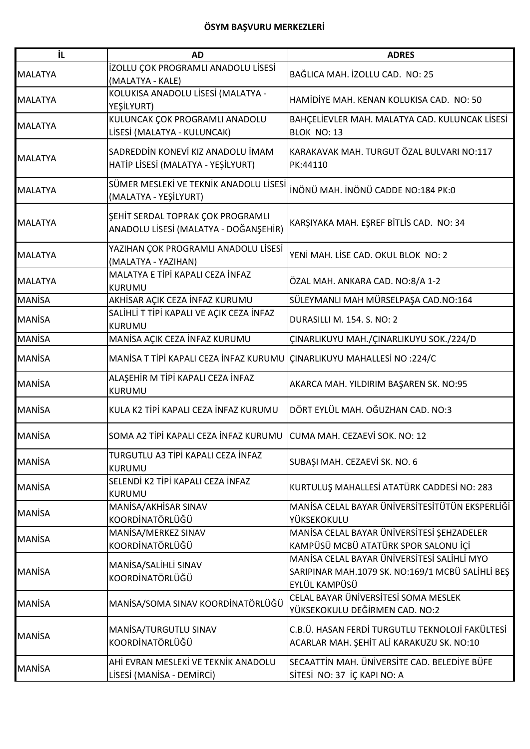**ÖSYM BAŞVURU MERKEZLERİ**

| İL | AD | ADRES |
|---|---|---|
| MALATYA | İZOLLU ÇOK PROGRAMLI ANADOLU LİSESİ (MALATYA - KALE) | BAĞLICA MAH. İZOLLU CAD. NO: 25 |
| MALATYA | KOLUKISA ANADOLU LİSESİ (MALATYA - YEŞİLYURT) | HAMİDİYE MAH. KENAN KOLUKISA CAD. NO: 50 |
| MALATYA | KULUNCAK ÇOK PROGRAMLI ANADOLU LİSESİ (MALATYA - KULUNCAK) | BAHÇELİEVLER MAH. MALATYA CAD. KULUNCAK LİSESİ BLOK NO: 13 |
| MALATYA | SADREDDİN KONEVİ KIZ ANADOLU İMAM HATİP LİSESİ (MALATYA - YEŞİLYURT) | KARAKAVAK MAH. TURGUT ÖZAL BULVARI NO:117 PK:44110 |
| MALATYA | SÜMER MESLEKİ VE TEKNİK ANADOLU LİSESİ (MALATYA - YEŞİLYURT) | İNÖNÜ MAH. İNÖNÜ CADDE NO:184 PK:0 |
| MALATYA | ŞEHİT SERDAL TOPRAK ÇOK PROGRAMLI ANADOLU LİSESİ (MALATYA - DOĞANŞEHİR) | KARŞIYAKA MAH. EŞREF BİTLİS CAD. NO: 34 |
| MALATYA | YAZIHAN ÇOK PROGRAMLI ANADOLU LİSESİ (MALATYA - YAZIHAN) | YENİ MAH. LİSE CAD. OKUL BLOK NO: 2 |
| MALATYA | MALATYA E TİPİ KAPALI CEZA İNFAZ KURUMU | ÖZAL MAH. ANKARA CAD. NO:8/A 1-2 |
| MANİSA | AKHİSAR AÇIK CEZA İNFAZ KURUMU | SÜLEYMANLI MAH MÜRSELPAŞA CAD.NO:164 |
| MANİSA | SALİHLİ T TİPİ KAPALI VE AÇIK CEZA İNFAZ KURUMU | DURASILLI M. 154. S. NO: 2 |
| MANİSA | MANİSA AÇIK CEZA İNFAZ KURUMU | ÇINARLIKUYU MAH./ÇINARLIKUYU SOK./224/D |
| MANİSA | MANİSA T TİPİ KAPALI CEZA İNFAZ KURUMU | ÇINARLIKUYU MAHALLESİ NO :224/C |
| MANİSA | ALAŞEHİR M TİPİ KAPALI CEZA İNFAZ KURUMU | AKARCA MAH. YILDIRIM BAŞAREN SK. NO:95 |
| MANİSA | KULA K2 TİPİ KAPALI CEZA İNFAZ KURUMU | DÖRT EYLÜL MAH. OĞUZHAN CAD. NO:3 |
| MANİSA | SOMA A2 TİPİ KAPALI CEZA İNFAZ KURUMU | CUMA MAH. CEZAEVİ SOK. NO: 12 |
| MANİSA | TURGUTLU A3 TİPİ KAPALI CEZA İNFAZ KURUMU | SUBAŞI MAH. CEZAEVİ SK. NO. 6 |
| MANİSA | SELENDİ K2 TİPİ KAPALI CEZA İNFAZ KURUMU | KURTULUŞ MAHALLESİ ATATÜRK CADDESİ NO: 283 |
| MANİSA | MANİSA/AKHİSAR SINAV KOORDİNATÖRLÜĞÜ | MANİSA CELAL BAYAR ÜNİVERSİTESİTÜTÜN EKSPERLİĞİ YÜKSEKOKULU |
| MANİSA | MANİSA/MERKEZ SINAV KOORDİNATÖRLÜĞÜ | MANİSA CELAL BAYAR ÜNİVERSİTESİ ŞEHZADELER KAMPÜSÜ MCBÜ ATATÜRK SPOR SALONU İÇİ |
| MANİSA | MANİSA/SALİHLİ SINAV KOORDİNATÖRLÜĞÜ | MANİSA CELAL BAYAR ÜNİVERSİTESİ SALİHLİ MYO SARIPINAR MAH.1079 SK. NO:169/1 MCBÜ SALİHLİ BEŞ EYLÜL KAMPÜSÜ |
| MANİSA | MANİSA/SOMA SINAV KOORDİNATÖRLÜĞÜ | CELAL BAYAR ÜNİVERSİTESİ SOMA MESLEK YÜKSEKOKULU DEĞİRMEN CAD. NO:2 |
| MANİSA | MANİSA/TURGUTLU SINAV KOORDİNATÖRLÜĞÜ | C.B.Ü. HASAN FERDİ TURGUTLU TEKNOLOJİ FAKÜLTESİ ACARLAR MAH. ŞEHİT ALİ KARAKUZU SK. NO:10 |
| MANİSA | AHİ EVRAN MESLEKİ VE TEKNİK ANADOLU LİSESİ (MANİSA - DEMİRCİ) | SECAATTİN MAH. ÜNİVERSİTE CAD. BELEDİYE BÜFE SİTESİ NO: 37 İÇ KAPI NO: A |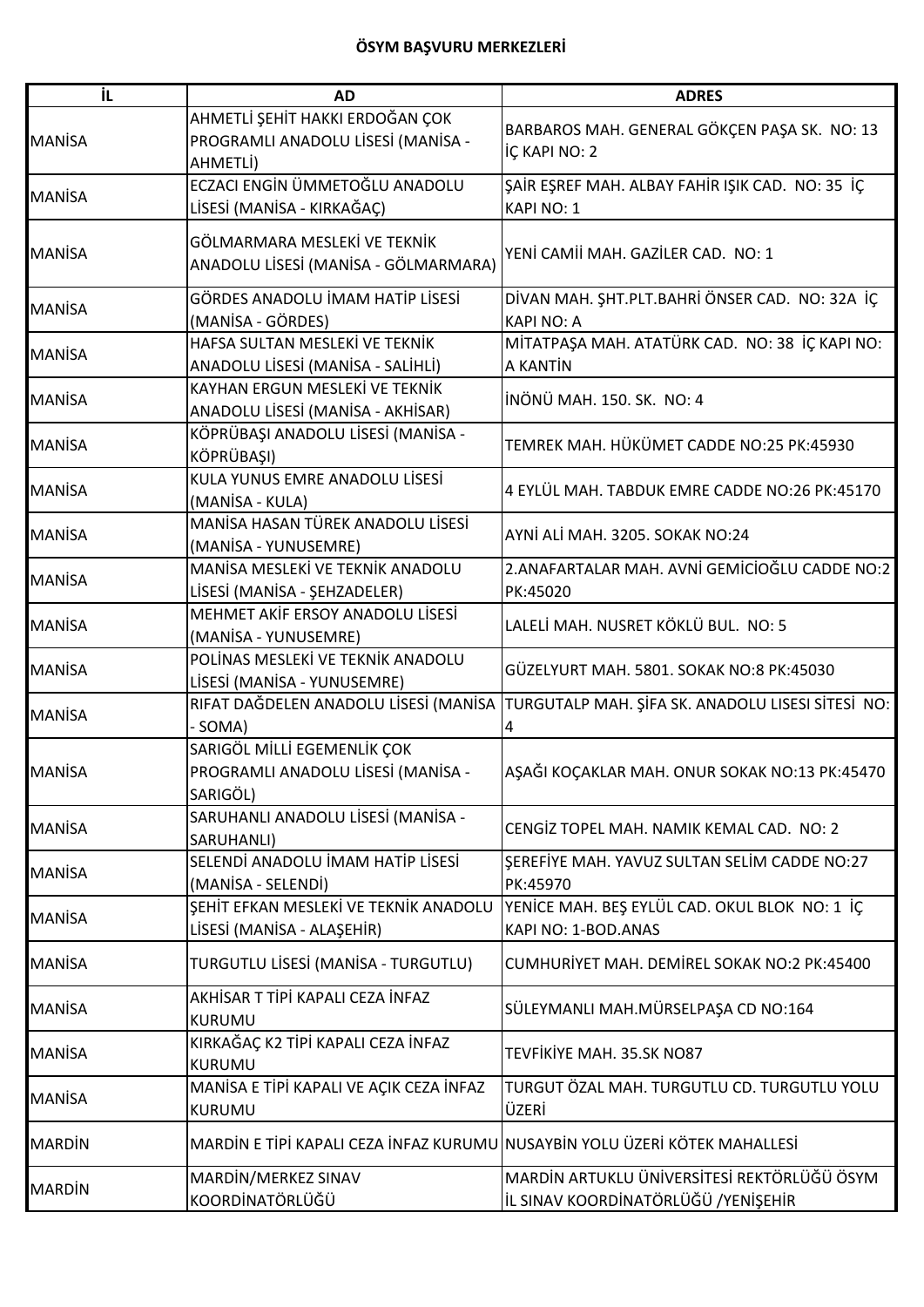**ÖSYM BAŞVURU MERKEZLERİ**

| İL | AD | ADRES |
|---|---|---|
| MANİSA | AHMETLİ ŞEHİT HAKKI ERDOĞAN ÇOK PROGRAMLI ANADOLU LİSESİ (MANİSA - AHMETLİ) | BARBAROS MAH. GENERAL GÖKÇEN PAŞA SK. NO: 13 İÇ KAPI NO: 2 |
| MANİSA | ECZACI ENGİN ÜMMETOĞLU ANADOLU LİSESİ (MANİSA - KIRKAĞAÇ) | ŞAİR EŞREF MAH. ALBAY FAHİR IŞIK CAD. NO: 35 İÇ KAPI NO: 1 |
| MANİSA | GÖLMARMARA MESLEKİ VE TEKNİK ANADOLU LİSESİ (MANİSA - GÖLMARMARA) | YENİ CAMİİ MAH. GAZİLER CAD. NO: 1 |
| MANİSA | GÖRDES ANADOLU İMAM HATİP LİSESİ (MANİSA - GÖRDES) | DİVAN MAH. ŞHT.PLT.BAHRİ ÖNSER CAD. NO: 32A İÇ KAPI NO: A |
| MANİSA | HAFSA SULTAN MESLEKİ VE TEKNİK ANADOLU LİSESİ (MANİSA - SALİHLİ) | MİTATPAŞA MAH. ATATÜRK CAD. NO: 38 İÇ KAPI NO: A KANTİN |
| MANİSA | KAYHAN ERGUN MESLEKİ VE TEKNİK ANADOLU LİSESİ (MANİSA - AKHİSAR) | İNÖNÜ MAH. 150. SK. NO: 4 |
| MANİSA | KÖPRÜBAŞI ANADOLU LİSESİ (MANİSA - KÖPRÜBAŞI) | TEMREK MAH. HÜKÜMET CADDE NO:25 PK:45930 |
| MANİSA | KULA YUNUS EMRE ANADOLU LİSESİ (MANİSA - KULA) | 4 EYLÜL MAH. TABDUK EMRE CADDE NO:26 PK:45170 |
| MANİSA | MANİSA HASAN TÜREK ANADOLU LİSESİ (MANİSA - YUNUSEMRE) | AYNİ ALİ MAH. 3205. SOKAK NO:24 |
| MANİSA | MANİSA MESLEKİ VE TEKNİK ANADOLU LİSESİ (MANİSA - ŞEHZADELER) | 2.ANAFARTALAR MAH. AVNİ GEMİCİOĞLU CADDE NO:2 PK:45020 |
| MANİSA | MEHMET AKİF ERSOY ANADOLU LİSESİ (MANİSA - YUNUSEMRE) | LALELİ MAH. NUSRET KÖKLÜ BUL. NO: 5 |
| MANİSA | POLİNAS MESLEKİ VE TEKNİK ANADOLU LİSESİ (MANİSA - YUNUSEMRE) | GÜZELYURT MAH. 5801. SOKAK NO:8 PK:45030 |
| MANİSA | RIFAT DAĞDELEN ANADOLU LİSESİ (MANİSA - SOMA) | TURGUTALP MAH. ŞİFA SK. ANADOLU LISESI SİTESİ NO: 4 |
| MANİSA | SARIGÖL MİLLİ EGEMENLİK ÇOK PROGRAMLI ANADOLU LİSESİ (MANİSA - SARIGÖL) | AŞAĞI KOÇAKLAR MAH. ONUR SOKAK NO:13 PK:45470 |
| MANİSA | SARUHANLI ANADOLU LİSESİ (MANİSA - SARUHANLI) | CENGİZ TOPEL MAH. NAMIK KEMAL CAD. NO: 2 |
| MANİSA | SELENDİ ANADOLU İMAM HATİP LİSESİ (MANİSA - SELENDİ) | ŞEREFİYE MAH. YAVUZ SULTAN SELİM CADDE NO:27 PK:45970 |
| MANİSA | ŞEHİT EFKAN MESLEKİ VE TEKNİK ANADOLU LİSESİ (MANİSA - ALAŞEHİR) | YENİCE MAH. BEŞ EYLÜL CAD. OKUL BLOK NO: 1 İÇ KAPI NO: 1-BOD.ANAS |
| MANİSA | TURGUTLU LİSESİ (MANİSA - TURGUTLU) | CUMHURİYET MAH. DEMİREL SOKAK NO:2 PK:45400 |
| MANİSA | AKHİSAR T TİPİ KAPALI CEZA İNFAZ KURUMU | SÜLEYMANLI MAH.MÜRSELPAŞA CD NO:164 |
| MANİSA | KIRKAĞAÇ K2 TİPİ KAPALI CEZA İNFAZ KURUMU | TEVFİKİYE MAH. 35.SK NO87 |
| MANİSA | MANİSA E TİPİ KAPALI VE AÇIK CEZA İNFAZ KURUMU | TURGUT ÖZAL MAH. TURGUTLU CD. TURGUTLU YOLU ÜZERİ |
| MARDİN | MARDİN E TİPİ KAPALI CEZA İNFAZ KURUMU | NUSAYBİN YOLU ÜZERİ KÖTEK MAHALLESİ |
| MARDİN | MARDİN/MERKEZ SINAV KOORDİNATÖRLÜĞÜ | MARDİN ARTUKLU ÜNİVERSİTESİ REKTÖRLÜĞÜ ÖSYM İL SINAV KOORDİNATÖRLÜĞÜ /YENİŞEHİR |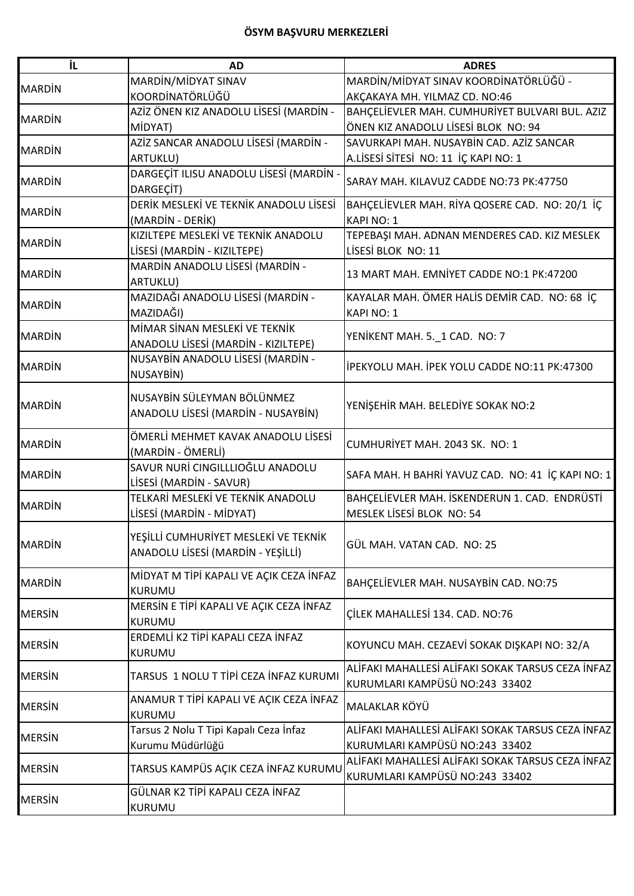**ÖSYM BAŞVURU MERKEZLERİ**

| İL | AD | ADRES |
|---|---|---|
| MARDİN | MARDİN/MİDYAT SINAV KOORDİNATÖRLÜĞÜ | MARDİN/MİDYAT SINAV KOORDİNATÖRLÜĞÜ - AKÇAKAYA MH. YILMAZ CD. NO:46 |
| MARDİN | AZİZ ÖNEN KIZ ANADOLU LİSESİ (MARDİN - MİDYAT) | BAHÇELİEVLER MAH. CUMHURİYET BULVARI BUL. AZIZ ÖNEN KIZ ANADOLU LİSESİ BLOK NO: 94 |
| MARDİN | AZİZ SANCAR ANADOLU LİSESİ (MARDİN - ARTUKLU) | SAVURKAPI MAH. NUSAYBİN CAD. AZİZ SANCAR A.LİSESİ SİTESİ NO: 11 İÇ KAPI NO: 1 |
| MARDİN | DARGEÇİT ILISU ANADOLU LİSESİ (MARDİN - DARGEÇİT) | SARAY MAH. KILAVUZ CADDE NO:73 PK:47750 |
| MARDİN | DERİK MESLEKİ VE TEKNİK ANADOLU LİSESİ (MARDİN - DERİK) | BAHÇELİEVLER MAH. RİYA QOSERE CAD. NO: 20/1 İÇ KAPI NO: 1 |
| MARDİN | KIZILTEPE MESLEKİ VE TEKNİK ANADOLU LİSESİ (MARDİN - KIZILTEPE) | TEPEBAŞI MAH. ADNAN MENDERES CAD. KIZ MESLEK LİSESİ BLOK NO: 11 |
| MARDİN | MARDİN ANADOLU LİSESİ (MARDİN - ARTUKLU) | 13 MART MAH. EMNİYET CADDE NO:1 PK:47200 |
| MARDİN | MAZIDAĞI ANADOLU LİSESİ (MARDİN - MAZIDAĞI) | KAYALAR MAH. ÖMER HALİS DEMİR CAD. NO: 68 İÇ KAPI NO: 1 |
| MARDİN | MİMAR SİNAN MESLEKİ VE TEKNİK ANADOLU LİSESİ (MARDİN - KIZILTEPE) | YENİKENT MAH. 5._1 CAD. NO: 7 |
| MARDİN | NUSAYBİN ANADOLU LİSESİ (MARDİN - NUSAYBİN) | İPEKYOLU MAH. İPEK YOLU CADDE NO:11 PK:47300 |
| MARDİN | NUSAYBİN SÜLEYMAN BÖLÜNMEZ ANADOLU LİSESİ (MARDİN - NUSAYBİN) | YENİŞEHİR MAH. BELEDİYE SOKAK NO:2 |
| MARDİN | ÖMERLİ MEHMET KAVAK ANADOLU LİSESİ (MARDİN - ÖMERLİ) | CUMHURİYET MAH. 2043 SK. NO: 1 |
| MARDİN | SAVUR NURİ CINGILLLIOĞLU ANADOLU LİSESİ (MARDİN - SAVUR) | SAFA MAH. H BAHRİ YAVUZ CAD. NO: 41 İÇ KAPI NO: 1 |
| MARDİN | TELKARİ MESLEKİ VE TEKNİK ANADOLU LİSESİ (MARDİN - MİDYAT) | BAHÇELİEVLER MAH. İSKENDERUN 1. CAD. ENDRÜSTİ MESLEK LİSESİ BLOK NO: 54 |
| MARDİN | YEŞİLLİ CUMHURİYET MESLEKİ VE TEKNİK ANADOLU LİSESİ (MARDİN - YEŞİLLİ) | GÜL MAH. VATAN CAD. NO: 25 |
| MARDİN | MİDYAT M TİPİ KAPALI VE AÇIK CEZA İNFAZ KURUMU | BAHÇELİEVLER MAH. NUSAYBİN CAD. NO:75 |
| MERSİN | MERSİN E TİPİ KAPALI VE AÇIK CEZA İNFAZ KURUMU | ÇİLEK MAHALLESİ 134. CAD. NO:76 |
| MERSİN | ERDEMLİ K2 TİPİ KAPALI CEZA İNFAZ KURUMU | KOYUNCU MAH. CEZAEVİ SOKAK DIŞKAPI NO: 32/A |
| MERSİN | TARSUS 1 NOLU T TİPİ CEZA İNFAZ KURUMI | ALİFAKI MAHALLESİ ALİFAKI SOKAK TARSUS CEZA İNFAZ KURUMLARI KAMPÜSÜ NO:243 33402 |
| MERSİN | ANAMUR T TİPİ KAPALI VE AÇIK CEZA İNFAZ KURUMU | MALAKLAR KÖYÜ |
| MERSİN | Tarsus 2 Nolu T Tipi Kapalı Ceza İnfaz Kurumu Müdürlüğü | ALİFAKI MAHALLESİ ALİFAKI SOKAK TARSUS CEZA İNFAZ KURUMLARI KAMPÜSÜ NO:243 33402 |
| MERSİN | TARSUS KAMPÜS AÇIK CEZA İNFAZ KURUMU | ALİFAKI MAHALLESİ ALİFAKI SOKAK TARSUS CEZA İNFAZ KURUMLARI KAMPÜSÜ NO:243 33402 |
| MERSİN | GÜLNAR K2 TİPİ KAPALI CEZA İNFAZ KURUMU | |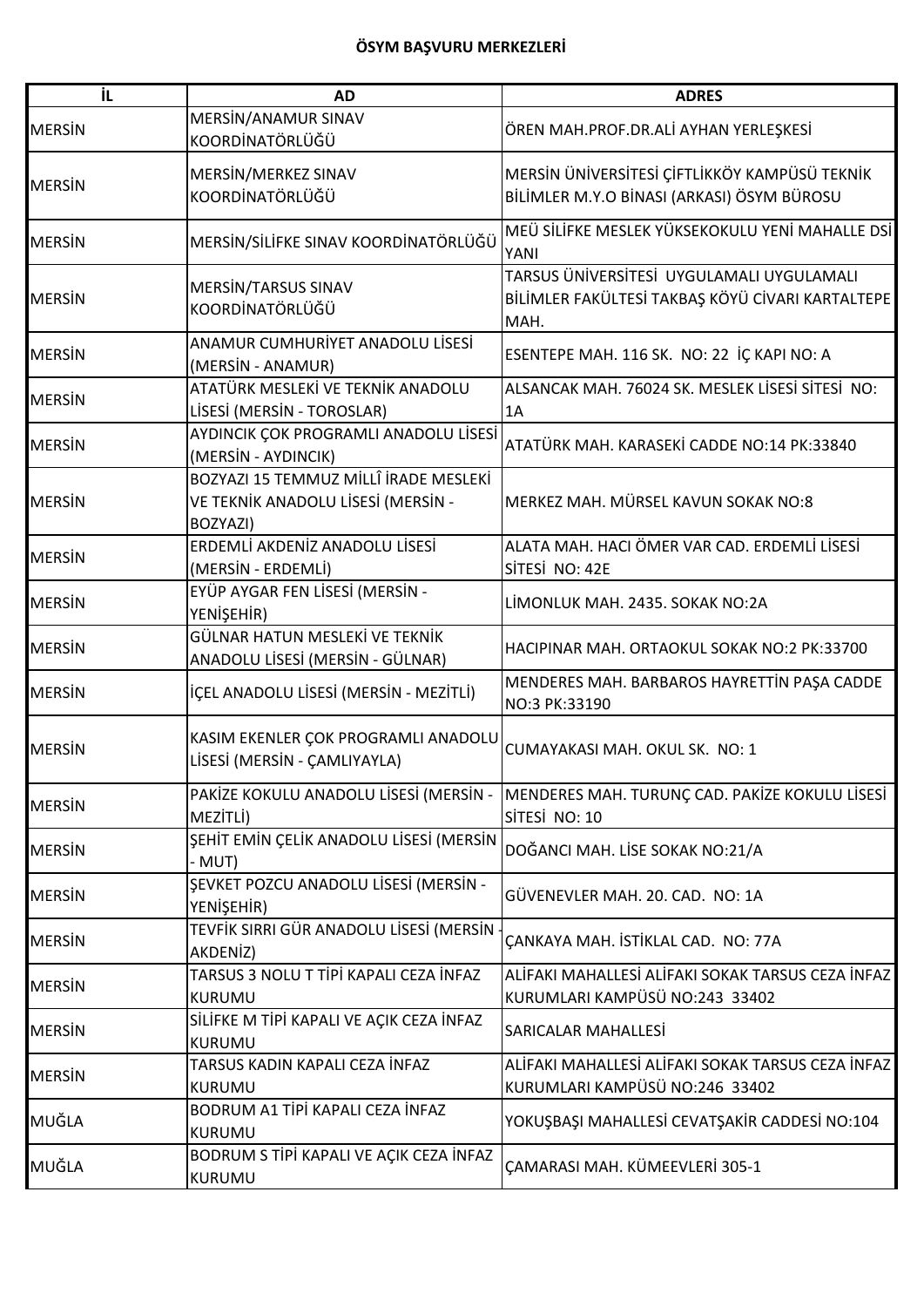**ÖSYM BAŞVURU MERKEZLERİ**

| İL | AD | ADRES |
| --- | --- | --- |
| MERSİN | MERSİN/ANAMUR SINAV KOORDİNATÖRLÜĞÜ | ÖREN MAH.PROF.DR.ALİ AYHAN YERLEŞKESİ |
| MERSİN | MERSİN/MERKEZ SINAV KOORDİNATÖRLÜĞÜ | MERSİN ÜNİVERSİTESİ ÇİFTLİKKÖY KAMPÜSÜ TEKNİK BİLİMLER M.Y.O BİNASI (ARKASI) ÖSYM BÜROSU |
| MERSİN | MERSİN/SİLİFKE SINAV KOORDİNATÖRLÜĞÜ | MEÜ SİLİFKE MESLEK YÜKSEKOKULU YENİ MAHALLE DSİ YANI |
| MERSİN | MERSİN/TARSUS SINAV KOORDİNATÖRLÜĞÜ | TARSUS ÜNİVERSİTESİ UYGULAMALI UYGULAMALI BİLİMLER FAKÜLTESİ TAKBAŞ KÖYÜ CİVARI KARTALTEPE MAH. |
| MERSİN | ANAMUR CUMHURİYET ANADOLU LİSESİ (MERSİN - ANAMUR) | ESENTEPE MAH. 116 SK. NO: 22 İÇ KAPI NO: A |
| MERSİN | ATATÜRK MESLEKİ VE TEKNİK ANADOLU LİSESİ (MERSİN - TOROSLAR) | ALSANCAK MAH. 76024 SK. MESLEK LİSESİ SİTESİ NO: 1A |
| MERSİN | AYDINCIK ÇOK PROGRAMLI ANADOLU LİSESİ (MERSİN - AYDINCIK) | ATATÜRK MAH. KARASEKİ CADDE NO:14 PK:33840 |
| MERSİN | BOZYAZI 15 TEMMUZ MİLLÎ İRADE MESLEKİ VE TEKNİK ANADOLU LİSESİ (MERSİN - BOZYAZI) | MERKEZ MAH. MÜRSEL KAVUN SOKAK NO:8 |
| MERSİN | ERDEMLİ AKDENİZ ANADOLU LİSESİ (MERSİN - ERDEMLİ) | ALATA MAH. HACI ÖMER VAR CAD. ERDEMLİ LİSESİ SİTESİ NO: 42E |
| MERSİN | EYÜP AYGAR FEN LİSESİ (MERSİN - YENİŞEHİR) | LİMONLUK MAH. 2435. SOKAK NO:2A |
| MERSİN | GÜLNAR HATUN MESLEKİ VE TEKNİK ANADOLU LİSESİ (MERSİN - GÜLNAR) | HACIPINAR MAH. ORTAOKUL SOKAK NO:2 PK:33700 |
| MERSİN | İÇEL ANADOLU LİSESİ (MERSİN - MEZİTLİ) | MENDERES MAH. BARBAROS HAYRETTİN PAŞA CADDE NO:3 PK:33190 |
| MERSİN | KASIM EKENLER ÇOK PROGRAMLI ANADOLU LİSESİ (MERSİN - ÇAMLIYAYLA) | CUMAYAKASI MAH. OKUL SK. NO: 1 |
| MERSİN | PAKİZE KOKULU ANADOLU LİSESİ (MERSİN - MEZİTLİ) | MENDERES MAH. TURUNÇ CAD. PAKİZE KOKULU LİSESİ SİTESİ NO: 10 |
| MERSİN | ŞEHİT EMİN ÇELİK ANADOLU LİSESİ (MERSİN - MUT) | DOĞANCI MAH. LİSE SOKAK NO:21/A |
| MERSİN | ŞEVKET POZCU ANADOLU LİSESİ (MERSİN - YENİŞEHİR) | GÜVENEVLER MAH. 20. CAD. NO: 1A |
| MERSİN | TEVFİK SIRRI GÜR ANADOLU LİSESİ (MERSİN - AKDENİZ) | ÇANKAYA MAH. İSTİKLAL CAD. NO: 77A |
| MERSİN | TARSUS 3 NOLU T TİPİ KAPALI CEZA İNFAZ KURUMU | ALİFAKI MAHALLESİ ALİFAKI SOKAK TARSUS CEZA İNFAZ KURUMLARI KAMPÜSÜ NO:243 33402 |
| MERSİN | SİLİFKE M TİPİ KAPALI VE AÇIK CEZA İNFAZ KURUMU | SARICALAR MAHALLESİ |
| MERSİN | TARSUS KADIN KAPALI CEZA İNFAZ KURUMU | ALİFAKI MAHALLESİ ALİFAKI SOKAK TARSUS CEZA İNFAZ KURUMLARI KAMPÜSÜ NO:246 33402 |
| MUĞLA | BODRUM A1 TİPİ KAPALI CEZA İNFAZ KURUMU | YOKUŞBAŞI MAHALLESİ CEVATŞAKİR CADDESİ NO:104 |
| MUĞLA | BODRUM S TİPİ KAPALI VE AÇIK CEZA İNFAZ KURUMU | ÇAMARASI MAH. KÜMEEVLERİ 305-1 |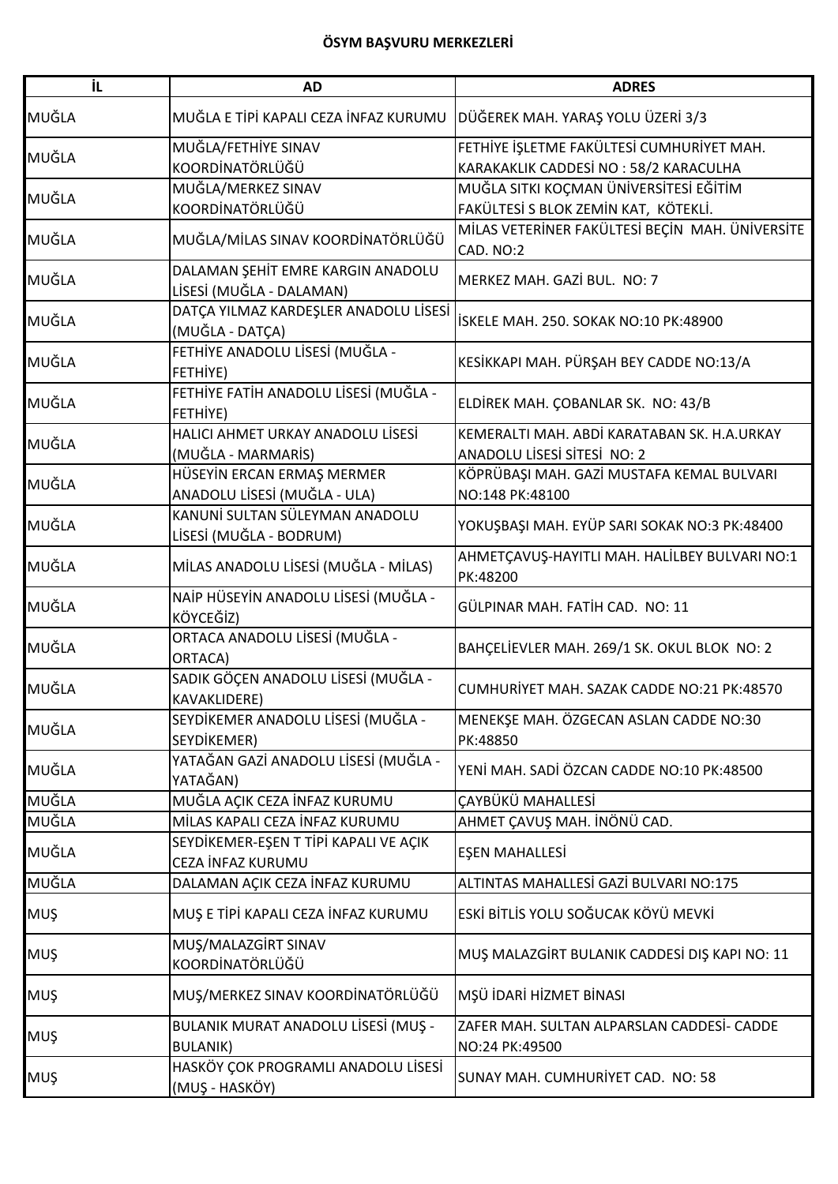**ÖSYM BAŞVURU MERKEZLERİ**

| İL | AD | ADRES |
|---|---|---|
| MUĞLA | MUĞLA E TİPİ KAPALI CEZA İNFAZ KURUMU | DÜĞEREK MAH. YARAŞ YOLU ÜZERİ 3/3 |
| MUĞLA | MUĞLA/FETHİYE SINAV KOORDİNATÖRLÜĞÜ | FETHİYE İŞLETME FAKÜLTESİ CUMHURİYET MAH. KARAKAKLIK CADDESİ NO : 58/2 KARACULHA |
| MUĞLA | MUĞLA/MERKEZ SINAV KOORDİNATÖRLÜĞÜ | MUĞLA SITKI KOÇMAN ÜNİVERSİTESİ EĞİTİM FAKÜLTESİ S BLOK ZEMİN KAT, KÖTEKLİ. |
| MUĞLA | MUĞLA/MİLAS SINAV KOORDİNATÖRLÜĞÜ | MİLAS VETERİNER FAKÜLTESİ BEÇİN MAH. ÜNİVERSİTE CAD. NO:2 |
| MUĞLA | DALAMAN ŞEHİT EMRE KARGIN ANADOLU LİSESİ (MUĞLA - DALAMAN) | MERKEZ MAH. GAZİ BUL. NO: 7 |
| MUĞLA | DATÇA YILMAZ KARDEŞLER ANADOLU LİSESİ (MUĞLA - DATÇA) | İSKELE MAH. 250. SOKAK NO:10 PK:48900 |
| MUĞLA | FETHİYE ANADOLU LİSESİ (MUĞLA - FETHİYE) | KESİKKAPI MAH. PÜRŞAH BEY CADDE NO:13/A |
| MUĞLA | FETHİYE FATİH ANADOLU LİSESİ (MUĞLA - FETHİYE) | ELDİREK MAH. ÇOBANLAR SK. NO: 43/B |
| MUĞLA | HALICI AHMET URKAY ANADOLU LİSESİ (MUĞLA - MARMARİS) | KEMERALTI MAH. ABDİ KARATABAN SK. H.A.URKAY ANADOLU LİSESİ SİTESİ NO: 2 |
| MUĞLA | HÜSEYİN ERCAN ERMAŞ MERMER ANADOLU LİSESİ (MUĞLA - ULA) | KÖPRÜBAŞI MAH. GAZİ MUSTAFA KEMAL BULVARI NO:148 PK:48100 |
| MUĞLA | KANUNİ SULTAN SÜLEYMAN ANADOLU LİSESİ (MUĞLA - BODRUM) | YOKUŞBAŞI MAH. EYÜP SARI SOKAK NO:3 PK:48400 |
| MUĞLA | MİLAS ANADOLU LİSESİ (MUĞLA - MİLAS) | AHMETÇAVUŞ-HAYITLI MAH. HALİLBEY BULVARI NO:1 PK:48200 |
| MUĞLA | NAİP HÜSEYİN ANADOLU LİSESİ (MUĞLA - KÖYCEĞİZ) | GÜLPINAR MAH. FATİH CAD. NO: 11 |
| MUĞLA | ORTACA ANADOLU LİSESİ (MUĞLA - ORTACA) | BAHÇELİEVLER MAH. 269/1 SK. OKUL BLOK NO: 2 |
| MUĞLA | SADIK GÖÇEN ANADOLU LİSESİ (MUĞLA - KAVAKLIDERE) | CUMHURİYET MAH. SAZAK CADDE NO:21 PK:48570 |
| MUĞLA | SEYDİKEMER ANADOLU LİSESİ (MUĞLA - SEYDİKEMER) | MENEKŞE MAH. ÖZGECAN ASLAN CADDE NO:30 PK:48850 |
| MUĞLA | YATAĞAN GAZİ ANADOLU LİSESİ (MUĞLA - YATAĞAN) | YENİ MAH. SADİ ÖZCAN CADDE NO:10 PK:48500 |
| MUĞLA | MUĞLA AÇIK CEZA İNFAZ KURUMU | ÇAYBÜKÜ MAHALLESİ |
| MUĞLA | MİLAS KAPALI CEZA İNFAZ KURUMU | AHMET ÇAVUŞ MAH. İNÖNÜ CAD. |
| MUĞLA | SEYDİKEMER-EŞEN T TİPİ KAPALI VE AÇIK CEZA İNFAZ KURUMU | EŞEN MAHALLESİ |
| MUĞLA | DALAMAN AÇIK CEZA İNFAZ KURUMU | ALTINTAS MAHALLESİ GAZİ BULVARI NO:175 |
| MUŞ | MUŞ E TİPİ KAPALI CEZA İNFAZ KURUMU | ESKİ BİTLİS YOLU SOĞUCAK KÖYÜ MEVKİ |
| MUŞ | MUŞ/MALAZGİRT SINAV KOORDİNATÖRLÜĞÜ | MUŞ MALAZGİRT BULANIK CADDESİ DIŞ KAPI NO: 11 |
| MUŞ | MUŞ/MERKEZ SINAV KOORDİNATÖRLÜĞÜ | MŞÜ İDARİ HİZMET BİNASI |
| MUŞ | BULANIK MURAT ANADOLU LİSESİ (MUŞ - BULANIK) | ZAFER MAH. SULTAN ALPARSLAN CADDESİ- CADDE NO:24 PK:49500 |
| MUŞ | HASKÖY ÇOK PROGRAMLI ANADOLU LİSESİ (MUŞ - HASKÖY) | SUNAY MAH. CUMHURİYET CAD. NO: 58 |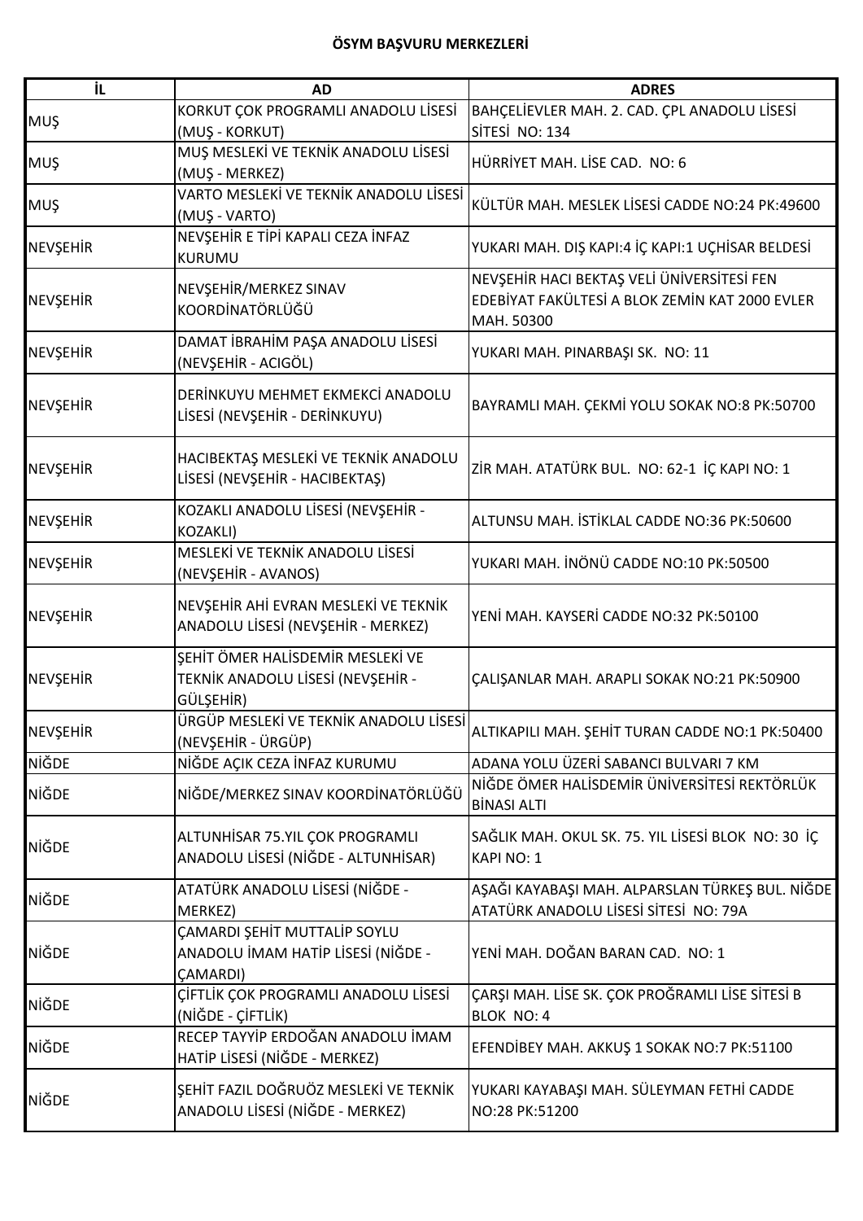**ÖSYM BAŞVURU MERKEZLERİ**

| İL | AD | ADRES |
|---|---|---|
| MUŞ | KORKUT ÇOK PROGRAMLI ANADOLU LİSESİ (MUŞ - KORKUT) | BAHÇELİEVLER MAH. 2. CAD. ÇPL ANADOLU LİSESİ SİTESİ NO: 134 |
| MUŞ | MUŞ MESLEKİ VE TEKNİK ANADOLU LİSESİ (MUŞ - MERKEZ) | HÜRRİYET MAH. LİSE CAD. NO: 6 |
| MUŞ | VARTO MESLEKİ VE TEKNİK ANADOLU LİSESİ (MUŞ - VARTO) | KÜLTÜR MAH. MESLEK LİSESİ CADDE NO:24 PK:49600 |
| NEVŞEHİR | NEVŞEHİR E TİPİ KAPALI CEZA İNFAZ KURUMU | YUKARI MAH. DIŞ KAPI:4 İÇ KAPI:1 UÇHİSAR BELDESİ |
| NEVŞEHİR | NEVŞEHİR/MERKEZ SINAV KOORDİNATÖRLÜĞÜ | NEVŞEHİR HACI BEKTAŞ VELİ ÜNİVERSİTESİ FEN EDEBİYAT FAKÜLTESİ A BLOK ZEMİN KAT 2000 EVLER MAH. 50300 |
| NEVŞEHİR | DAMAT İBRAHİM PAŞA ANADOLU LİSESİ (NEVŞEHİR - ACIGÖL) | YUKARI MAH. PINARBAŞI SK. NO: 11 |
| NEVŞEHİR | DERİNKUYU MEHMET EKMEKCİ ANADOLU LİSESİ (NEVŞEHİR - DERİNKUYU) | BAYRAMLI MAH. ÇEKMİ YOLU SOKAK NO:8 PK:50700 |
| NEVŞEHİR | HACIBEKTAŞ MESLEKİ VE TEKNİK ANADOLU LİSESİ (NEVŞEHİR - HACIBEKTAŞ) | ZİR MAH. ATATÜRK BUL. NO: 62-1 İÇ KAPI NO: 1 |
| NEVŞEHİR | KOZAKLI ANADOLU LİSESİ (NEVŞEHİR - KOZAKLI) | ALTUNSU MAH. İSTİKLAL CADDE NO:36 PK:50600 |
| NEVŞEHİR | MESLEKİ VE TEKNİK ANADOLU LİSESİ (NEVŞEHİR - AVANOS) | YUKARI MAH. İNÖNÜ CADDE NO:10 PK:50500 |
| NEVŞEHİR | NEVŞEHİR AHİ EVRAN MESLEKİ VE TEKNİK ANADOLU LİSESİ (NEVŞEHİR - MERKEZ) | YENİ MAH. KAYSERİ CADDE NO:32 PK:50100 |
| NEVŞEHİR | ŞEHİT ÖMER HALİSDEMİR MESLEKİ VE TEKNİK ANADOLU LİSESİ (NEVŞEHİR - GÜLŞEHİR) | ÇALIŞANLAR MAH. ARAPLI SOKAK NO:21 PK:50900 |
| NEVŞEHİR | ÜRGÜP MESLEKİ VE TEKNİK ANADOLU LİSESİ (NEVŞEHİR - ÜRGÜP) | ALTIKAPILI MAH. ŞEHİT TURAN CADDE NO:1 PK:50400 |
| NİĞDE | NİĞDE AÇIK CEZA İNFAZ KURUMU | ADANA YOLU ÜZERİ SABANCI BULVARI 7 KM |
| NİĞDE | NİĞDE/MERKEZ SINAV KOORDİNATÖRLÜĞÜ | NİĞDE ÖMER HALİSDEMİR ÜNİVERSİTESİ REKTÖRLÜK BİNASI ALTI |
| NİĞDE | ALTUNHİSAR 75.YIL ÇOK PROGRAMLI ANADOLU LİSESİ (NİĞDE - ALTUNHİSAR) | SAĞLIK MAH. OKUL SK. 75. YIL LİSESİ BLOK NO: 30 İÇ KAPI NO: 1 |
| NİĞDE | ATATÜRK ANADOLU LİSESİ (NİĞDE - MERKEZ) | AŞAĞI KAYABAŞI MAH. ALPARSLAN TÜRKEŞ BUL. NİĞDE ATATÜRK ANADOLU LİSESİ SİTESİ NO: 79A |
| NİĞDE | ÇAMARDI ŞEHİT MUTTALİP SOYLU ANADOLU İMAM HATİP LİSESİ (NİĞDE - ÇAMARDI) | YENİ MAH. DOĞAN BARAN CAD. NO: 1 |
| NİĞDE | ÇİFTLİK ÇOK PROGRAMLI ANADOLU LİSESİ (NİĞDE - ÇİFTLİK) | ÇARŞI MAH. LİSE SK. ÇOK PROĞRAMLI LİSE SİTESİ B BLOK NO: 4 |
| NİĞDE | RECEP TAYYİP ERDOĞAN ANADOLU İMAM HATİP LİSESİ (NİĞDE - MERKEZ) | EFENDİBEY MAH. AKKUŞ 1 SOKAK NO:7 PK:51100 |
| NİĞDE | ŞEHİT FAZIL DOĞRUÖZ MESLEKİ VE TEKNİK ANADOLU LİSESİ (NİĞDE - MERKEZ) | YUKARI KAYABAŞI MAH. SÜLEYMAN FETHİ CADDE NO:28 PK:51200 |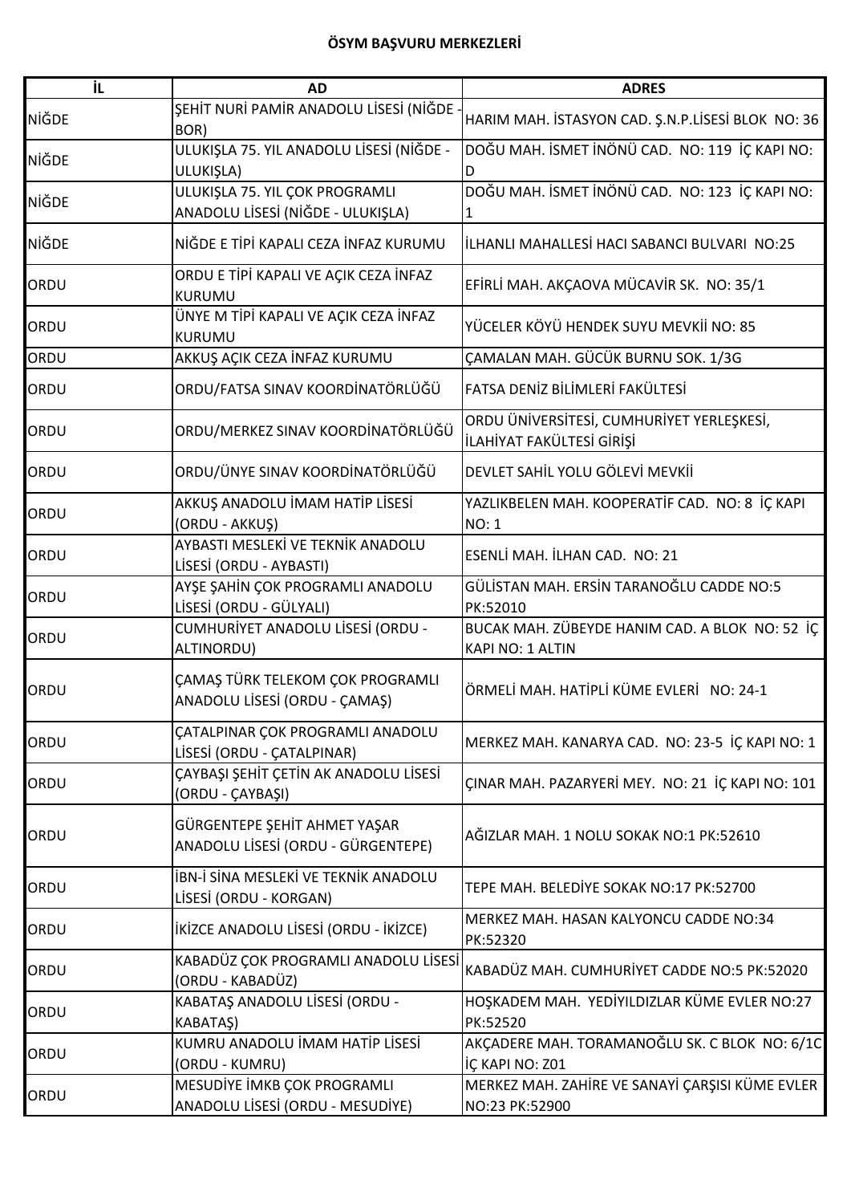**ÖSYM BAŞVURU MERKEZLERİ**

| İL | AD | ADRES |
|---|---|---|
| NİĞDE | ŞEHİT NURİ PAMİR ANADOLU LİSESİ (NİĞDE - BOR) | HARIM MAH. İSTASYON CAD. Ş.N.P.LİSESİ BLOK NO: 36 |
| NİĞDE | ULUKIŞLA 75. YIL ANADOLU LİSESİ (NİĞDE - ULUKIŞLA) | DOĞU MAH. İSMET İNÖNÜ CAD. NO: 119 İÇ KAPI NO: D |
| NİĞDE | ULUKIŞLA 75. YIL ÇOK PROGRAMLI ANADOLU LİSESİ (NİĞDE - ULUKIŞLA) | DOĞU MAH. İSMET İNÖNÜ CAD. NO: 123 İÇ KAPI NO: 1 |
| NİĞDE | NİĞDE E TİPİ KAPALI CEZA İNFAZ KURUMU | İLHANLI MAHALLESİ HACI SABANCI BULVARI NO:25 |
| ORDU | ORDU E TİPİ KAPALI VE AÇIK CEZA İNFAZ KURUMU | EFİRLİ MAH. AKÇAOVA MÜCAVİR SK. NO: 35/1 |
| ORDU | ÜNYE M TİPİ KAPALI VE AÇIK CEZA İNFAZ KURUMU | YÜCELER KÖYÜ HENDEK SUYU MEVKİİ NO: 85 |
| ORDU | AKKUŞ AÇIK CEZA İNFAZ KURUMU | ÇAMALAN MAH. GÜCÜK BURNU SOK. 1/3G |
| ORDU | ORDU/FATSA SINAV KOORDİNATÖRLÜĞÜ | FATSA DENİZ BİLİMLERİ FAKÜLTESİ |
| ORDU | ORDU/MERKEZ SINAV KOORDİNATÖRLÜĞÜ | ORDU ÜNİVERSİTESİ, CUMHURİYET YERLEŞKESİ, İLAHİYAT FAKÜLTESİ GİRİŞİ |
| ORDU | ORDU/ÜNYE SINAV KOORDİNATÖRLÜĞÜ | DEVLET SAHİL YOLU GÖLEVİ MEVKİİ |
| ORDU | AKKUŞ ANADOLU İMAM HATİP LİSESİ (ORDU - AKKUŞ) | YAZLIKBELEN MAH. KOOPERATİF CAD. NO: 8 İÇ KAPI NO: 1 |
| ORDU | AYBASTI MESLEKİ VE TEKNİK ANADOLU LİSESİ (ORDU - AYBASTI) | ESENLİ MAH. İLHAN CAD. NO: 21 |
| ORDU | AYŞE ŞAHİN ÇOK PROGRAMLI ANADOLU LİSESİ (ORDU - GÜLYALI) | GÜLİSTAN MAH. ERSİN TARANOĞLU CADDE NO:5 PK:52010 |
| ORDU | CUMHURİYET ANADOLU LİSESİ (ORDU - ALTINORDU) | BUCAK MAH. ZÜBEYDE HANIM CAD. A BLOK NO: 52 İÇ KAPI NO: 1 ALTIN |
| ORDU | ÇAMAŞ TÜRK TELEKOM ÇOK PROGRAMLI ANADOLU LİSESİ (ORDU - ÇAMAŞ) | ÖRMELİ MAH. HATİPLİ KÜME EVLERİ NO: 24-1 |
| ORDU | ÇATALPINAR ÇOK PROGRAMLI ANADOLU LİSESİ (ORDU - ÇATALPINAR) | MERKEZ MAH. KANARYA CAD. NO: 23-5 İÇ KAPI NO: 1 |
| ORDU | ÇAYBAŞI ŞEHİT ÇETİN AK ANADOLU LİSESİ (ORDU - ÇAYBAŞI) | ÇINAR MAH. PAZARYERİ MEY. NO: 21 İÇ KAPI NO: 101 |
| ORDU | GÜRGENTEPE ŞEHİT AHMET YAŞAR ANADOLU LİSESİ (ORDU - GÜRGENTEPE) | AĞIZLAR MAH. 1 NOLU SOKAK NO:1 PK:52610 |
| ORDU | İBN-İ SİNA MESLEKİ VE TEKNİK ANADOLU LİSESİ (ORDU - KORGAN) | TEPE MAH. BELEDİYE SOKAK NO:17 PK:52700 |
| ORDU | İKİZCE ANADOLU LİSESİ (ORDU - İKİZCE) | MERKEZ MAH. HASAN KALYONCU CADDE NO:34 PK:52320 |
| ORDU | KABADÜZ ÇOK PROGRAMLI ANADOLU LİSESİ (ORDU - KABADÜZ) | KABADÜZ MAH. CUMHURİYET CADDE NO:5 PK:52020 |
| ORDU | KABATAŞ ANADOLU LİSESİ (ORDU - KABATAŞ) | HOŞKADEM MAH. YEDİYILDIZLAR KÜME EVLER NO:27 PK:52520 |
| ORDU | KUMRU ANADOLU İMAM HATİP LİSESİ (ORDU - KUMRU) | AKÇADERE MAH. TORAMANOĞLU SK. C BLOK NO: 6/1C İÇ KAPI NO: Z01 |
| ORDU | MESUDİYE İMKB ÇOK PROGRAMLI ANADOLU LİSESİ (ORDU - MESUDİYE) | MERKEZ MAH. ZAHİRE VE SANAYİ ÇARŞISI KÜME EVLER NO:23 PK:52900 |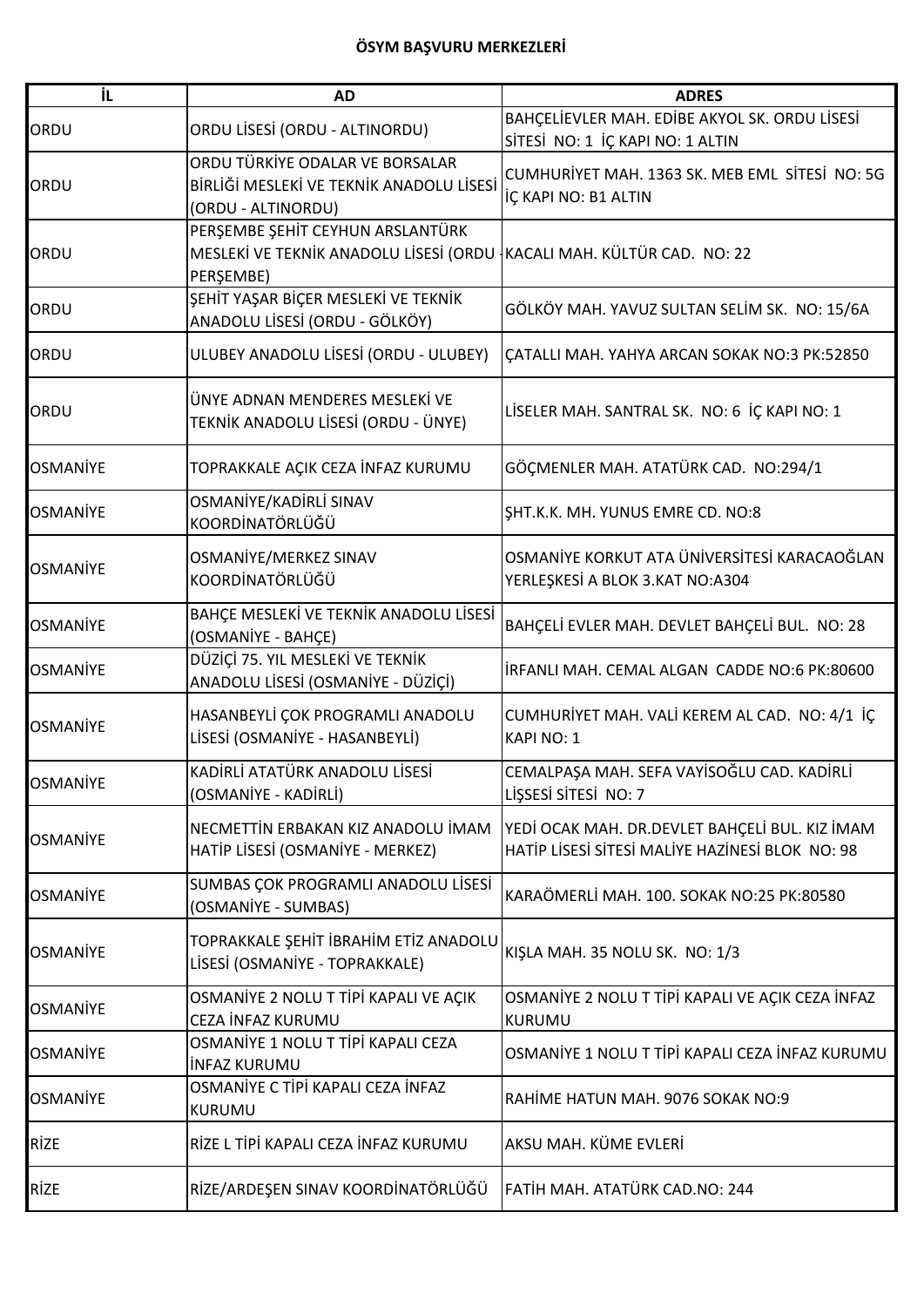**ÖSYM BAŞVURU MERKEZLERİ**

| İL | AD | ADRES |
|---|---|---|
| ORDU | ORDU LİSESİ (ORDU - ALTINORDU) | BAHÇELİEVLER MAH. EDİBE AKYOL SK. ORDU LİSESİ SİTESİ NO: 1 İÇ KAPI NO: 1 ALTIN |
| ORDU | ORDU TÜRKİYE ODALAR VE BORSALAR BİRLİĞİ MESLEKİ VE TEKNİK ANADOLU LİSESİ (ORDU - ALTINORDU) | CUMHURİYET MAH. 1363 SK. MEB EML SİTESİ NO: 5G İÇ KAPI NO: B1 ALTIN |
| ORDU | PERŞEMBE ŞEHİT CEYHUN ARSLANTÜRK MESLEKİ VE TEKNİK ANADOLU LİSESİ (ORDU - PERŞEMBE) | KACALI MAH. KÜLTÜR CAD. NO: 22 |
| ORDU | ŞEHİT YAŞAR BİÇER MESLEKİ VE TEKNİK ANADOLU LİSESİ (ORDU - GÖLKÖY) | GÖLKÖY MAH. YAVUZ SULTAN SELİM SK. NO: 15/6A |
| ORDU | ULUBEY ANADOLU LİSESİ (ORDU - ULUBEY) | ÇATALLI MAH. YAHYA ARCAN SOKAK NO:3 PK:52850 |
| ORDU | ÜNYE ADNAN MENDERES MESLEKİ VE TEKNİK ANADOLU LİSESİ (ORDU - ÜNYE) | LİSELER MAH. SANTRAL SK. NO: 6 İÇ KAPI NO: 1 |
| OSMANİYE | TOPRAKKALE AÇIK CEZA İNFAZ KURUMU | GÖÇMENLER MAH. ATATÜRK CAD. NO:294/1 |
| OSMANİYE | OSMANİYE/KADİRLİ SINAV KOORDİNATÖRLÜĞÜ | ŞHT.K.K. MH. YUNUS EMRE CD. NO:8 |
| OSMANİYE | OSMANİYE/MERKEZ SINAV KOORDİNATÖRLÜĞÜ | OSMANİYE KORKUT ATA ÜNİVERSİTESİ KARACAOĞLAN YERLEŞKESİ A BLOK 3.KAT NO:A304 |
| OSMANİYE | BAHÇE MESLEKİ VE TEKNİK ANADOLU LİSESİ (OSMANİYE - BAHÇE) | BAHÇELİ EVLER MAH. DEVLET BAHÇELİ BUL. NO: 28 |
| OSMANİYE | DÜZİÇİ 75. YIL MESLEKİ VE TEKNİK ANADOLU LİSESİ (OSMANİYE - DÜZİÇİ) | İRFANLI MAH. CEMAL ALGAN CADDE NO:6 PK:80600 |
| OSMANİYE | HASANBEYLİ ÇOK PROGRAMLI ANADOLU LİSESİ (OSMANİYE - HASANBEYLİ) | CUMHURİYET MAH. VALİ KEREM AL CAD. NO: 4/1 İÇ KAPI NO: 1 |
| OSMANİYE | KADİRLİ ATATÜRK ANADOLU LİSESİ (OSMANİYE - KADİRLİ) | CEMALPAŞA MAH. SEFA VAYİSOĞLU CAD. KADİRLİ LİŞSESİ SİTESİ NO: 7 |
| OSMANİYE | NECMETTİN ERBAKAN KIZ ANADOLU İMAM HATİP LİSESİ (OSMANİYE - MERKEZ) | YEDİ OCAK MAH. DR.DEVLET BAHÇELİ BUL. KIZ İMAM HATİP LİSESİ SİTESİ MALİYE HAZİNESİ BLOK NO: 98 |
| OSMANİYE | SUMBAS ÇOK PROGRAMLI ANADOLU LİSESİ (OSMANİYE - SUMBAS) | KARAÖMERLİ MAH. 100. SOKAK NO:25 PK:80580 |
| OSMANİYE | TOPRAKKALE ŞEHİT İBRAHİM ETİZ ANADOLU LİSESİ (OSMANİYE - TOPRAKKALE) | KIŞLA MAH. 35 NOLU SK. NO: 1/3 |
| OSMANİYE | OSMANİYE 2 NOLU T TİPİ KAPALI VE AÇIK CEZA İNFAZ KURUMU | OSMANİYE 2 NOLU T TİPİ KAPALI VE AÇIK CEZA İNFAZ KURUMU |
| OSMANİYE | OSMANİYE 1 NOLU T TİPİ KAPALI CEZA İNFAZ KURUMU | OSMANİYE 1 NOLU T TİPİ KAPALI CEZA İNFAZ KURUMU |
| OSMANİYE | OSMANİYE C TİPİ KAPALI CEZA İNFAZ KURUMU | RAHİME HATUN MAH. 9076 SOKAK NO:9 |
| RİZE | RİZE L TİPİ KAPALI CEZA İNFAZ KURUMU | AKSU MAH. KÜME EVLERİ |
| RİZE | RİZE/ARDEŞEN SINAV KOORDİNATÖRLÜĞÜ | FATİH MAH. ATATÜRK CAD.NO: 244 |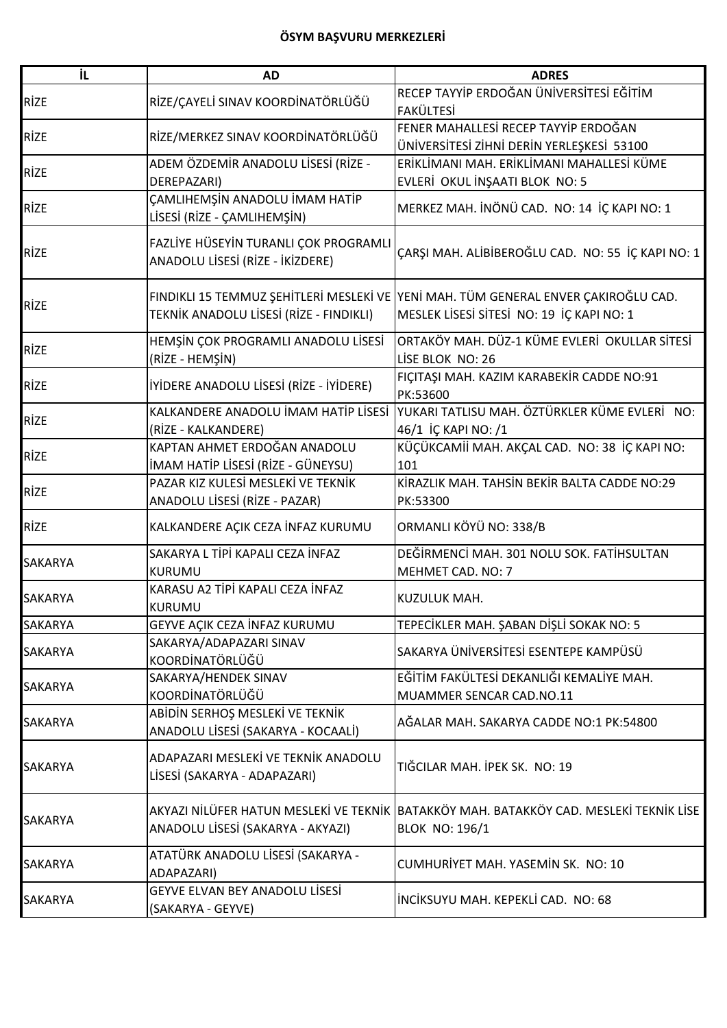**ÖSYM BAŞVURU MERKEZLERİ**

| İL | AD | ADRES |
|---|---|---|
| RİZE | RİZE/ÇAYELİ SINAV KOORDİNATÖRLÜĞÜ | RECEP TAYYİP ERDOĞAN ÜNİVERSİTESİ EĞİTİM FAKÜLTESİ |
| RİZE | RİZE/MERKEZ SINAV KOORDİNATÖRLÜĞÜ | FENER MAHALLESİ RECEP TAYYİP ERDOĞAN ÜNİVERSİTESİ ZİHNİ DERİN YERLEŞKESİ 53100 |
| RİZE | ADEM ÖZDEMİR ANADOLU LİSESİ (RİZE - DEREPAZARI) | ERİKLİMANI MAH. ERİKLİMANI MAHALLESİ KÜME EVLERİ OKUL İNŞAATI BLOK NO: 5 |
| RİZE | ÇAMLIHEMŞİN ANADOLU İMAM HATİP LİSESİ (RİZE - ÇAMLIHEMŞİN) | MERKEZ MAH. İNÖNÜ CAD. NO: 14 İÇ KAPI NO: 1 |
| RİZE | FAZLİYE HÜSEYİN TURANLI ÇOK PROGRAMLI ANADOLU LİSESİ (RİZE - İKİZDERE) | ÇARŞI MAH. ALİBİBEROĞLU CAD. NO: 55 İÇ KAPI NO: 1 |
| RİZE | FINDIKLI 15 TEMMUZ ŞEHİTLERİ MESLEKİ VE TEKNİK ANADOLU LİSESİ (RİZE - FINDIKLI) | YENİ MAH. TÜM GENERAL ENVER ÇAKIROĞLU CAD. MESLEK LİSESİ SİTESİ NO: 19 İÇ KAPI NO: 1 |
| RİZE | HEMŞİN ÇOK PROGRAMLI ANADOLU LİSESİ (RİZE - HEMŞİN) | ORTAKÖY MAH. DÜZ-1 KÜME EVLERİ OKULLAR SİTESİ LİSE BLOK NO: 26 |
| RİZE | İYİDERE ANADOLU LİSESİ (RİZE - İYİDERE) | FIÇITAŞI MAH. KAZIM KARABEKİR CADDE NO:91 PK:53600 |
| RİZE | KALKANDERE ANADOLU İMAM HATİP LİSESİ (RİZE - KALKANDERE) | YUKARI TATLISU MAH. ÖZTÜRKLER KÜME EVLERİ NO: 46/1 İÇ KAPI NO: /1 |
| RİZE | KAPTAN AHMET ERDOĞAN ANADOLU İMAM HATİP LİSESİ (RİZE - GÜNEYSU) | KÜÇÜKCAMİİ MAH. AKÇAL CAD. NO: 38 İÇ KAPI NO: 101 |
| RİZE | PAZAR KIZ KULESİ MESLEKİ VE TEKNİK ANADOLU LİSESİ (RİZE - PAZAR) | KİRAZLIK MAH. TAHSİN BEKİR BALTA CADDE NO:29 PK:53300 |
| RİZE | KALKANDERE AÇIK CEZA İNFAZ KURUMU | ORMANLI KÖYÜ NO: 338/B |
| SAKARYA | SAKARYA L TİPİ KAPALI CEZA İNFAZ KURUMU | DEĞİRMENCİ MAH. 301 NOLU SOK. FATİHSULTAN MEHMET CAD. NO: 7 |
| SAKARYA | KARASU A2 TİPİ KAPALI CEZA İNFAZ KURUMU | KUZULUK MAH. |
| SAKARYA | GEYVE AÇIK CEZA İNFAZ KURUMU | TEPECİKLER MAH. ŞABAN DİŞLİ SOKAK NO: 5 |
| SAKARYA | SAKARYA/ADAPAZARI SINAV KOORDİNATÖRLÜĞÜ | SAKARYA ÜNİVERSİTESİ ESENTEPE KAMPÜSÜ |
| SAKARYA | SAKARYA/HENDEK SINAV KOORDİNATÖRLÜĞÜ | EĞİTİM FAKÜLTESİ DEKANLIĞI KEMALİYE MAH. MUAMMER SENCAR CAD.NO.11 |
| SAKARYA | ABİDİN SERHOŞ MESLEKİ VE TEKNİK ANADOLU LİSESİ (SAKARYA - KOCAALİ) | AĞALAR MAH. SAKARYA CADDE NO:1 PK:54800 |
| SAKARYA | ADAPAZARI MESLEKİ VE TEKNİK ANADOLU LİSESİ (SAKARYA - ADAPAZARI) | TIĞCILAR MAH. İPEK SK. NO: 19 |
| SAKARYA | AKYAZI NİLÜFER HATUN MESLEKİ VE TEKNİK ANADOLU LİSESİ (SAKARYA - AKYAZI) | BATAKKÖY MAH. BATAKKÖY CAD. MESLEKİ TEKNİK LİSE BLOK NO: 196/1 |
| SAKARYA | ATATÜRK ANADOLU LİSESİ (SAKARYA - ADAPAZARI) | CUMHURİYET MAH. YASEMİN SK. NO: 10 |
| SAKARYA | GEYVE ELVAN BEY ANADOLU LİSESİ (SAKARYA - GEYVE) | İNCİKSUYU MAH. KEPEKLİ CAD. NO: 68 |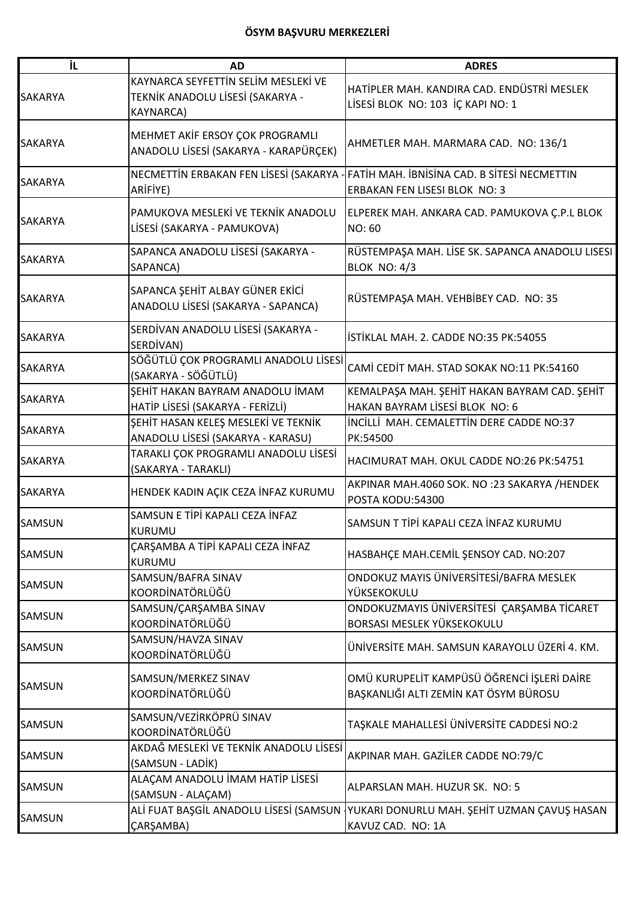**ÖSYM BAŞVURU MERKEZLERİ**

| İL | AD | ADRES |
|---|---|---|
| SAKARYA | KAYNARCA SEYFETTİN SELİM MESLEKİ VE TEKNİK ANADOLU LİSESİ (SAKARYA - KAYNARCA) | HATİPLER MAH. KANDIRA CAD. ENDÜSTRİ MESLEK LİSESİ BLOK NO: 103 İÇ KAPI NO: 1 |
| SAKARYA | MEHMET AKİF ERSOY ÇOK PROGRAMLI ANADOLU LİSESİ (SAKARYA - KARAPÜRÇEK) | AHMETLER MAH. MARMARA CAD. NO: 136/1 |
| SAKARYA | NECMETTİN ERBAKAN FEN LİSESİ (SAKARYA - ARİFİYE) | FATİH MAH. İBNİSİNA CAD. B SİTESİ NECMETTIN ERBAKAN FEN LISESI BLOK NO: 3 |
| SAKARYA | PAMUKOVA MESLEKİ VE TEKNİK ANADOLU LİSESİ (SAKARYA - PAMUKOVA) | ELPEREK MAH. ANKARA CAD. PAMUKOVA Ç.P.L BLOK NO: 60 |
| SAKARYA | SAPANCA ANADOLU LİSESİ (SAKARYA - SAPANCA) | RÜSTEMPAŞA MAH. LİSE SK. SAPANCA ANADOLU LISESI BLOK NO: 4/3 |
| SAKARYA | SAPANCA ŞEHİT ALBAY GÜNER EKİCİ ANADOLU LİSESİ (SAKARYA - SAPANCA) | RÜSTEMPAŞA MAH. VEHBİBEY CAD. NO: 35 |
| SAKARYA | SERDİVAN ANADOLU LİSESİ (SAKARYA - SERDİVAN) | İSTİKLAL MAH. 2. CADDE NO:35 PK:54055 |
| SAKARYA | SÖĞÜTLÜ ÇOK PROGRAMLI ANADOLU LİSESİ (SAKARYA - SÖĞÜTLÜ) | CAMİ CEDİT MAH. STAD SOKAK NO:11 PK:54160 |
| SAKARYA | ŞEHİT HAKAN BAYRAM ANADOLU İMAM HATİP LİSESİ (SAKARYA - FERİZLİ) | KEMALPAŞA MAH. ŞEHİT HAKAN BAYRAM CAD. ŞEHİT HAKAN BAYRAM LİSESİ BLOK NO: 6 |
| SAKARYA | ŞEHİT HASAN KELEŞ MESLEKİ VE TEKNİK ANADOLU LİSESİ (SAKARYA - KARASU) | İNCİLLİ MAH. CEMALETTİN DERE CADDE NO:37 PK:54500 |
| SAKARYA | TARAKLI ÇOK PROGRAMLI ANADOLU LİSESİ (SAKARYA - TARAKLI) | HACIMURAT MAH. OKUL CADDE NO:26 PK:54751 |
| SAKARYA | HENDEK KADIN AÇIK CEZA İNFAZ KURUMU | AKPINAR MAH.4060 SOK. NO :23 SAKARYA /HENDEK POSTA KODU:54300 |
| SAMSUN | SAMSUN E TİPİ KAPALI CEZA İNFAZ KURUMU | SAMSUN T TİPİ KAPALI CEZA İNFAZ KURUMU |
| SAMSUN | ÇARŞAMBA A TİPİ KAPALI CEZA İNFAZ KURUMU | HASBAHÇE MAH.CEMİL ŞENSOY CAD. NO:207 |
| SAMSUN | SAMSUN/BAFRA SINAV KOORDİNATÖRLÜĞÜ | ONDOKUZ MAYIS ÜNİVERSİTESİ/BAFRA MESLEK YÜKSEKOKULU |
| SAMSUN | SAMSUN/ÇARŞAMBA SINAV KOORDİNATÖRLÜĞÜ | ONDOKUZMAYIS ÜNİVERSİTESİ ÇARŞAMBA TİCARET BORSASI MESLEK YÜKSEKOKULU |
| SAMSUN | SAMSUN/HAVZA SINAV KOORDİNATÖRLÜĞÜ | ÜNİVERSİTE MAH. SAMSUN KARAYOLU ÜZERİ 4. KM. |
| SAMSUN | SAMSUN/MERKEZ SINAV KOORDİNATÖRLÜĞÜ | OMÜ KURUPELİT KAMPÜSÜ ÖĞRENCİ İŞLERİ DAİRE BAŞKANLIĞI ALTI ZEMİN KAT ÖSYM BÜROSU |
| SAMSUN | SAMSUN/VEZİRKÖPRÜ SINAV KOORDİNATÖRLÜĞÜ | TAŞKALE MAHALLESİ ÜNİVERSİTE CADDESİ NO:2 |
| SAMSUN | AKDAĞ MESLEKİ VE TEKNİK ANADOLU LİSESİ (SAMSUN - LADİK) | AKPINAR MAH. GAZİLER CADDE NO:79/C |
| SAMSUN | ALAÇAM ANADOLU İMAM HATİP LİSESİ (SAMSUN - ALAÇAM) | ALPARSLAN MAH. HUZUR SK. NO: 5 |
| SAMSUN | ALİ FUAT BAŞGİL ANADOLU LİSESİ (SAMSUN - ÇARŞAMBA) | YUKARI DONURLU MAH. ŞEHİT UZMAN ÇAVUŞ HASAN KAVUZ CAD. NO: 1A |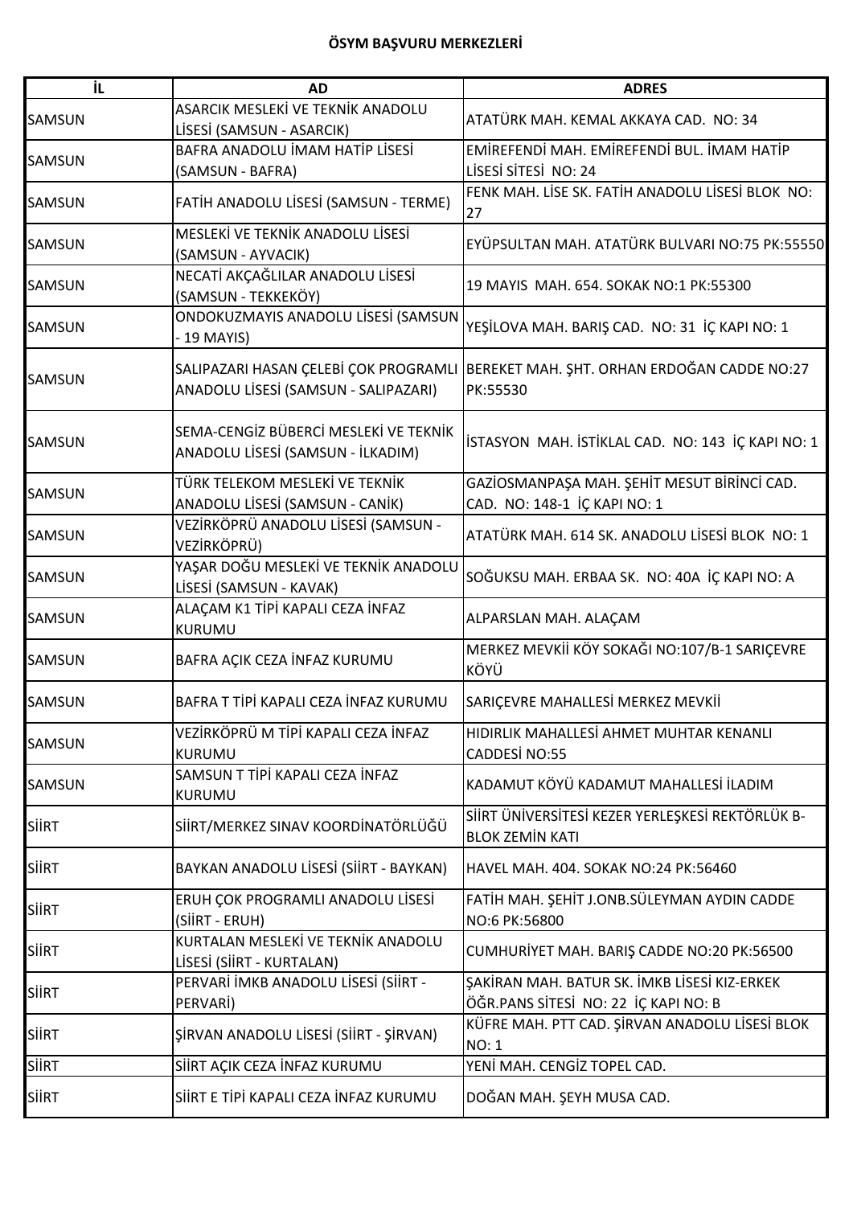**ÖSYM BAŞVURU MERKEZLERİ**

| İL | AD | ADRES |
|---|---|---|
| SAMSUN | ASARCIK MESLEKİ VE TEKNİK ANADOLU LİSESİ (SAMSUN - ASARCIK) | ATATÜRK MAH. KEMAL AKKAYA CAD. NO: 34 |
| SAMSUN | BAFRA ANADOLU İMAM HATİP LİSESİ (SAMSUN - BAFRA) | EMİREFENDİ MAH. EMİREFENDİ BUL. İMAM HATİP LİSESİ SİTESİ NO: 24 |
| SAMSUN | FATİH ANADOLU LİSESİ (SAMSUN - TERME) | FENK MAH. LİSE SK. FATİH ANADOLU LİSESİ BLOK NO: 27 |
| SAMSUN | MESLEKİ VE TEKNİK ANADOLU LİSESİ (SAMSUN - AYVACIK) | EYÜPSULTAN MAH. ATATÜRK BULVARI NO:75 PK:55550 |
| SAMSUN | NECATİ AKÇAĞLILAR ANADOLU LİSESİ (SAMSUN - TEKKEKÖY) | 19 MAYIS MAH. 654. SOKAK NO:1 PK:55300 |
| SAMSUN | ONDOKUZMAYIS ANADOLU LİSESİ (SAMSUN - 19 MAYIS) | YEŞİLOVA MAH. BARIŞ CAD. NO: 31 İÇ KAPI NO: 1 |
| SAMSUN | SALIPAZARI HASAN ÇELEBİ ÇOK PROGRAMLI ANADOLU LİSESİ (SAMSUN - SALIPAZARI) | BEREKET MAH. ŞHT. ORHAN ERDOĞAN CADDE NO:27 PK:55530 |
| SAMSUN | SEMA-CENGİZ BÜBERCİ MESLEKİ VE TEKNİK ANADOLU LİSESİ (SAMSUN - İLKADIM) | İSTASYON MAH. İSTİKLAL CAD. NO: 143 İÇ KAPI NO: 1 |
| SAMSUN | TÜRK TELEKOM MESLEKİ VE TEKNİK ANADOLU LİSESİ (SAMSUN - CANİK) | GAZİOSMANPAŞA MAH. ŞEHİT MESUT BİRİNCİ CAD. CAD. NO: 148-1 İÇ KAPI NO: 1 |
| SAMSUN | VEZİRKÖPRÜ ANADOLU LİSESİ (SAMSUN - VEZİRKÖPRÜ) | ATATÜRK MAH. 614 SK. ANADOLU LİSESİ BLOK NO: 1 |
| SAMSUN | YAŞAR DOĞU MESLEKİ VE TEKNİK ANADOLU LİSESİ (SAMSUN - KAVAK) | SOĞUKSU MAH. ERBAA SK. NO: 40A İÇ KAPI NO: A |
| SAMSUN | ALAÇAM K1 TİPİ KAPALI CEZA İNFAZ KURUMU | ALPARSLAN MAH. ALAÇAM |
| SAMSUN | BAFRA AÇIK CEZA İNFAZ KURUMU | MERKEZ MEVKİİ KÖY SOKAĞI NO:107/B-1 SARIÇEVRE KÖYÜ |
| SAMSUN | BAFRA T TİPİ KAPALI CEZA İNFAZ KURUMU | SARIÇEVRE MAHALLESİ MERKEZ MEVKİİ |
| SAMSUN | VEZİRKÖPRÜ M TİPİ KAPALI CEZA İNFAZ KURUMU | HIDIRLIK MAHALLESİ AHMET MUHTAR KENANLI CADDESİ NO:55 |
| SAMSUN | SAMSUN T TİPİ KAPALI CEZA İNFAZ KURUMU | KADAMUT KÖYÜ KADAMUT MAHALLESİ İLADIM |
| SİİRT | SİİRT/MERKEZ SINAV KOORDİNATÖRLÜĞÜ | SİİRT ÜNİVERSİTESİ KEZER YERLEŞKESİ REKTÖRLÜK B-BLOK ZEMİN KATI |
| SİİRT | BAYKAN ANADOLU LİSESİ (SİİRT - BAYKAN) | HAVEL MAH. 404. SOKAK NO:24 PK:56460 |
| SİİRT | ERUH ÇOK PROGRAMLI ANADOLU LİSESİ (SİİRT - ERUH) | FATİH MAH. ŞEHİT J.ONB.SÜLEYMAN AYDIN CADDE NO:6 PK:56800 |
| SİİRT | KURTALAN MESLEKİ VE TEKNİK ANADOLU LİSESİ (SİİRT - KURTALAN) | CUMHURİYET MAH. BARIŞ CADDE NO:20 PK:56500 |
| SİİRT | PERVARİ İMKB ANADOLU LİSESİ (SİİRT - PERVARİ) | ŞAKİRAN MAH. BATUR SK. İMKB LİSESİ KIZ-ERKEK ÖĞR.PANS SİTESİ NO: 22 İÇ KAPI NO: B |
| SİİRT | ŞİRVAN ANADOLU LİSESİ (SİİRT - ŞİRVAN) | KÜFRE MAH. PTT CAD. ŞİRVAN ANADOLU LİSESİ BLOK NO: 1 |
| SİİRT | SİİRT AÇIK CEZA İNFAZ KURUMU | YENİ MAH. CENGİZ TOPEL CAD. |
| SİİRT | SİİRT E TİPİ KAPALI CEZA İNFAZ KURUMU | DOĞAN MAH. ŞEYH MUSA CAD. |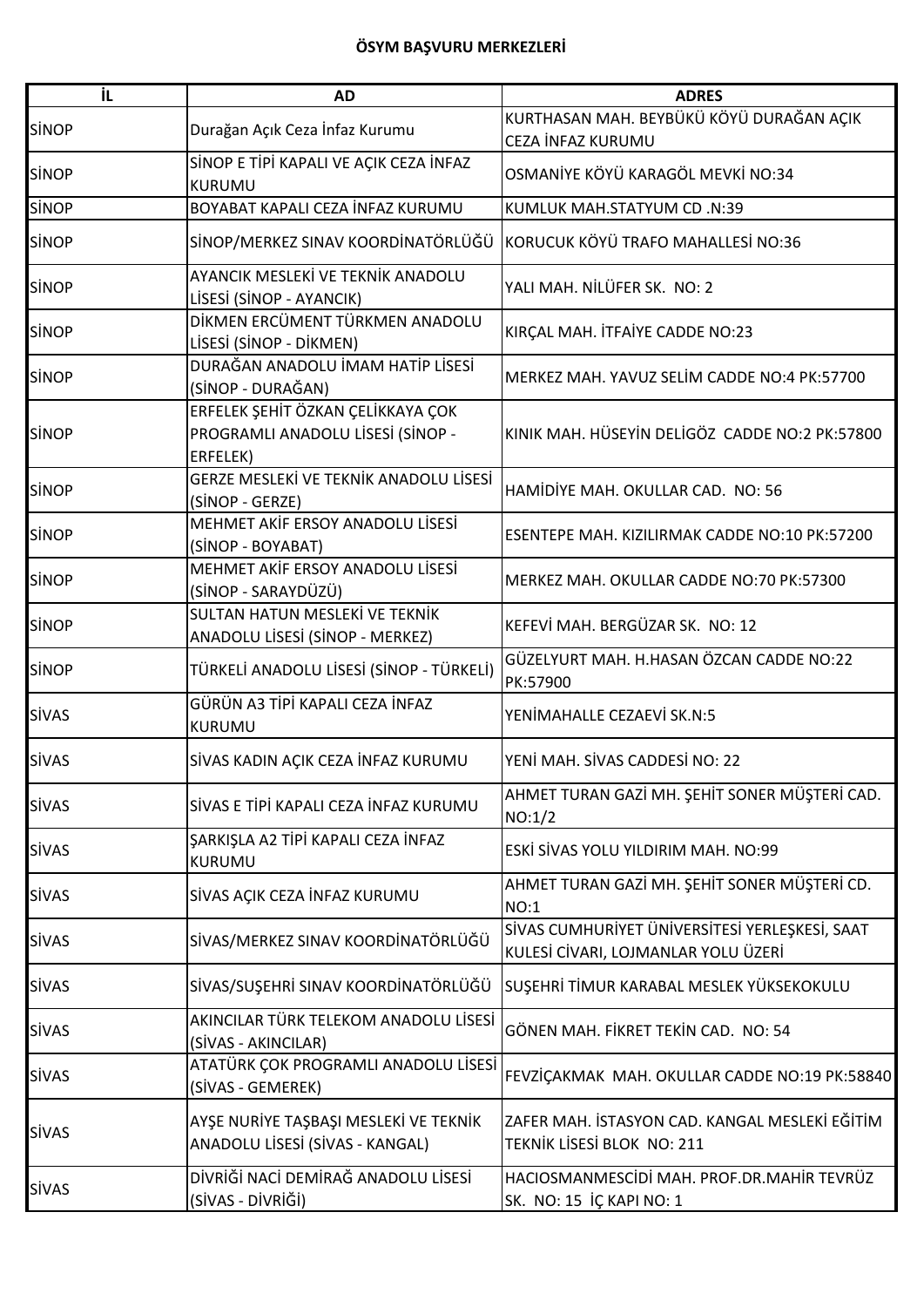**ÖSYM BAŞVURU MERKEZLERİ**

| İL | AD | ADRES |
| --- | --- | --- |
| SİNOP | Durağan Açık Ceza İnfaz Kurumu | KURTHASAN MAH. BEYBÜKÜ KÖYÜ DURAĞAN AÇIK CEZA İNFAZ KURUMU |
| SİNOP | SİNOP E TİPİ KAPALI VE AÇIK CEZA İNFAZ KURUMU | OSMANİYE KÖYÜ KARAGÖL MEVKİ NO:34 |
| SİNOP | BOYABAT KAPALI CEZA İNFAZ KURUMU | KUMLUK MAH.STATYUM CD .N:39 |
| SİNOP | SİNOP/MERKEZ SINAV KOORDİNATÖRLÜĞÜ | KORUCUK KÖYÜ TRAFO MAHALLESİ NO:36 |
| SİNOP | AYANCIK MESLEKİ VE TEKNİK ANADOLU LİSESİ (SİNOP - AYANCIK) | YALI MAH. NİLÜFER SK. NO: 2 |
| SİNOP | DİKMEN ERCÜMENT TÜRKMEN ANADOLU LİSESİ (SİNOP - DİKMEN) | KIRÇAL MAH. İTFAİYE CADDE NO:23 |
| SİNOP | DURAĞAN ANADOLU İMAM HATİP LİSESİ (SİNOP - DURAĞAN) | MERKEZ MAH. YAVUZ SELİM CADDE NO:4 PK:57700 |
| SİNOP | ERFELEK ŞEHİT ÖZKAN ÇELİKKAYA ÇOK PROGRAMLI ANADOLU LİSESİ (SİNOP - ERFELEK) | KINIK MAH. HÜSEYİN DELİGÖZ CADDE NO:2 PK:57800 |
| SİNOP | GERZE MESLEKİ VE TEKNİK ANADOLU LİSESİ (SİNOP - GERZE) | HAMİDİYE MAH. OKULLAR CAD. NO: 56 |
| SİNOP | MEHMET AKİF ERSOY ANADOLU LİSESİ (SİNOP - BOYABAT) | ESENTEPE MAH. KIZILIRMAK CADDE NO:10 PK:57200 |
| SİNOP | MEHMET AKİF ERSOY ANADOLU LİSESİ (SİNOP - SARAYDÜZÜ) | MERKEZ MAH. OKULLAR CADDE NO:70 PK:57300 |
| SİNOP | SULTAN HATUN MESLEKİ VE TEKNİK ANADOLU LİSESİ (SİNOP - MERKEZ) | KEFEVİ MAH. BERGÜZAR SK. NO: 12 |
| SİNOP | TÜRKELİ ANADOLU LİSESİ (SİNOP - TÜRKELİ) | GÜZELYURT MAH. H.HASAN ÖZCAN CADDE NO:22 PK:57900 |
| SİVAS | GÜRÜN A3 TİPİ KAPALI CEZA İNFAZ KURUMU | YENİMAHALLE CEZAEVİ SK.N:5 |
| SİVAS | SİVAS KADIN AÇIK CEZA İNFAZ KURUMU | YENİ MAH. SİVAS CADDESİ NO: 22 |
| SİVAS | SİVAS E TİPİ KAPALI CEZA İNFAZ KURUMU | AHMET TURAN GAZİ MH. ŞEHİT SONER MÜŞTERİ CAD. NO:1/2 |
| SİVAS | ŞARKIŞLA A2 TİPİ KAPALI CEZA İNFAZ KURUMU | ESKİ SİVAS YOLU YILDIRIM MAH. NO:99 |
| SİVAS | SİVAS AÇIK CEZA İNFAZ KURUMU | AHMET TURAN GAZİ MH. ŞEHİT SONER MÜŞTERİ CD. NO:1 |
| SİVAS | SİVAS/MERKEZ SINAV KOORDİNATÖRLÜĞÜ | SİVAS CUMHURİYET ÜNİVERSİTESİ YERLEŞKESİ, SAAT KULESİ CİVARI, LOJMANLAR YOLU ÜZERİ |
| SİVAS | SİVAS/SUŞEHRİ SINAV KOORDİNATÖRLÜĞÜ | SUŞEHRİ TİMUR KARABAL MESLEK YÜKSEKOKULU |
| SİVAS | AKINCILAR TÜRK TELEKOM ANADOLU LİSESİ (SİVAS - AKINCILAR) | GÖNEN MAH. FİKRET TEKİN CAD. NO: 54 |
| SİVAS | ATATÜRK ÇOK PROGRAMLI ANADOLU LİSESİ (SİVAS - GEMEREK) | FEVZİÇAKMAK MAH. OKULLAR CADDE NO:19 PK:58840 |
| SİVAS | AYŞE NURİYE TAŞBAŞI MESLEKİ VE TEKNİK ANADOLU LİSESİ (SİVAS - KANGAL) | ZAFER MAH. İSTASYON CAD. KANGAL MESLEKİ EĞİTİM TEKNİK LİSESİ BLOK NO: 211 |
| SİVAS | DİVRİĞİ NACİ DEMİRAĞ ANADOLU LİSESİ (SİVAS - DİVRİĞİ) | HACIOSMANMESCİDİ MAH. PROF.DR.MAHİR TEVRÜZ SK. NO: 15 İÇ KAPI NO: 1 |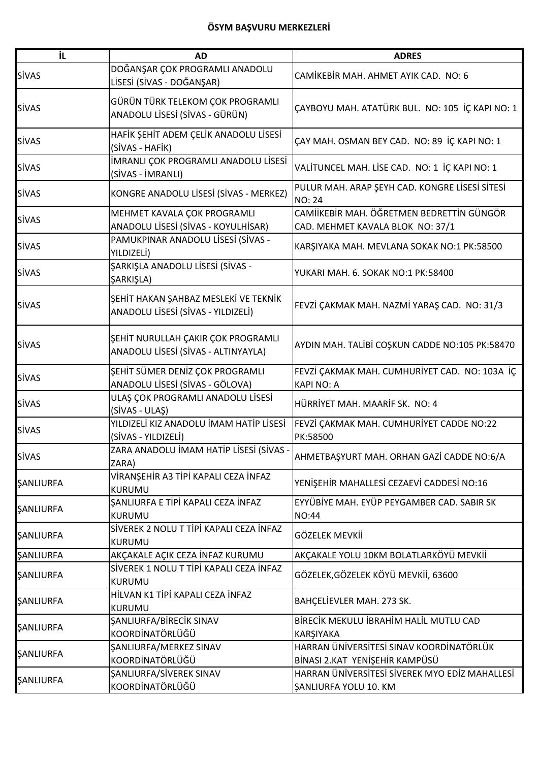**ÖSYM BAŞVURU MERKEZLERİ**

| İL | AD | ADRES |
|---|---|---|
| SİVAS | DOĞANŞAR ÇOK PROGRAMLI ANADOLU LİSESİ (SİVAS - DOĞANŞAR) | CAMİKEBİR MAH. AHMET AYIK CAD. NO: 6 |
| SİVAS | GÜRÜN TÜRK TELEKOM ÇOK PROGRAMLI ANADOLU LİSESİ (SİVAS - GÜRÜN) | ÇAYBOYU MAH. ATATÜRK BUL. NO: 105 İÇ KAPI NO: 1 |
| SİVAS | HAFİK ŞEHİT ADEM ÇELİK ANADOLU LİSESİ (SİVAS - HAFİK) | ÇAY MAH. OSMAN BEY CAD. NO: 89 İÇ KAPI NO: 1 |
| SİVAS | İMRANLI ÇOK PROGRAMLI ANADOLU LİSESİ (SİVAS - İMRANLI) | VALİTUNCEL MAH. LİSE CAD. NO: 1 İÇ KAPI NO: 1 |
| SİVAS | KONGRE ANADOLU LİSESİ (SİVAS - MERKEZ) | PULUR MAH. ARAP ŞEYH CAD. KONGRE LİSESİ SİTESİ NO: 24 |
| SİVAS | MEHMET KAVALA ÇOK PROGRAMLI ANADOLU LİSESİ (SİVAS - KOYULHİSAR) | CAMİİKEBİR MAH. ÖĞRETMEN BEDRETTİN GÜNGÖR CAD. MEHMET KAVALA BLOK NO: 37/1 |
| SİVAS | PAMUKPINAR ANADOLU LİSESİ (SİVAS - YILDIZELİ) | KARŞIYAKA MAH. MEVLANA SOKAK NO:1 PK:58500 |
| SİVAS | ŞARKIŞLA ANADOLU LİSESİ (SİVAS - ŞARKIŞLA) | YUKARI MAH. 6. SOKAK NO:1 PK:58400 |
| SİVAS | ŞEHİT HAKAN ŞAHBAZ MESLEKİ VE TEKNİK ANADOLU LİSESİ (SİVAS - YILDIZELİ) | FEVZİ ÇAKMAK MAH. NAZMİ YARAŞ CAD. NO: 31/3 |
| SİVAS | ŞEHİT NURULLAH ÇAKIR ÇOK PROGRAMLI ANADOLU LİSESİ (SİVAS - ALTINYAYLA) | AYDIN MAH. TALİBİ COŞKUN CADDE NO:105 PK:58470 |
| SİVAS | ŞEHİT SÜMER DENİZ ÇOK PROGRAMLI ANADOLU LİSESİ (SİVAS - GÖLOVA) | FEVZİ ÇAKMAK MAH. CUMHURİYET CAD. NO: 103A İÇ KAPI NO: A |
| SİVAS | ULAŞ ÇOK PROGRAMLI ANADOLU LİSESİ (SİVAS - ULAŞ) | HÜRRİYET MAH. MAARİF SK. NO: 4 |
| SİVAS | YILDIZELİ KIZ ANADOLU İMAM HATİP LİSESİ (SİVAS - YILDIZELİ) | FEVZİ ÇAKMAK MAH. CUMHURİYET CADDE NO:22 PK:58500 |
| SİVAS | ZARA ANADOLU İMAM HATİP LİSESİ (SİVAS - ZARA) | AHMETBAŞYURT MAH. ORHAN GAZİ CADDE NO:6/A |
| ŞANLIURFA | VİRANŞEHİR A3 TİPİ KAPALI CEZA İNFAZ KURUMU | YENİŞEHİR MAHALLESİ CEZAEVİ CADDESİ NO:16 |
| ŞANLIURFA | ŞANLIURFA E TİPİ KAPALI CEZA İNFAZ KURUMU | EYYÜBİYE MAH. EYÜP PEYGAMBER CAD. SABIR SK NO:44 |
| ŞANLIURFA | SİVEREK 2 NOLU T TİPİ KAPALI CEZA İNFAZ KURUMU | GÖZELEK MEVKİİ |
| ŞANLIURFA | AKÇAKALE AÇIK CEZA İNFAZ KURUMU | AKÇAKALE YOLU 10KM BOLATLARKÖYÜ MEVKİİ |
| ŞANLIURFA | SİVEREK 1 NOLU T TİPİ KAPALI CEZA İNFAZ KURUMU | GÖZELEK,GÖZELEK KÖYÜ MEVKİİ, 63600 |
| ŞANLIURFA | HİLVAN K1 TİPİ KAPALI CEZA İNFAZ KURUMU | BAHÇELİEVLER MAH. 273 SK. |
| ŞANLIURFA | ŞANLIURFA/BİRECİK SINAV KOORDİNATÖRLÜĞÜ | BİRECİK MEKULU İBRAHİM HALİL MUTLU CAD KARŞIYAKA |
| ŞANLIURFA | ŞANLIURFA/MERKEZ SINAV KOORDİNATÖRLÜĞÜ | HARRAN ÜNİVERSİTESİ SINAV KOORDİNATÖRLÜK BİNASI 2.KAT YENİŞEHİR KAMPÜSÜ |
| ŞANLIURFA | ŞANLIURFA/SİVEREK SINAV KOORDİNATÖRLÜĞÜ | HARRAN ÜNİVERSİTESİ SİVEREK MYO EDİZ MAHALLESİ ŞANLIURFA YOLU 10. KM |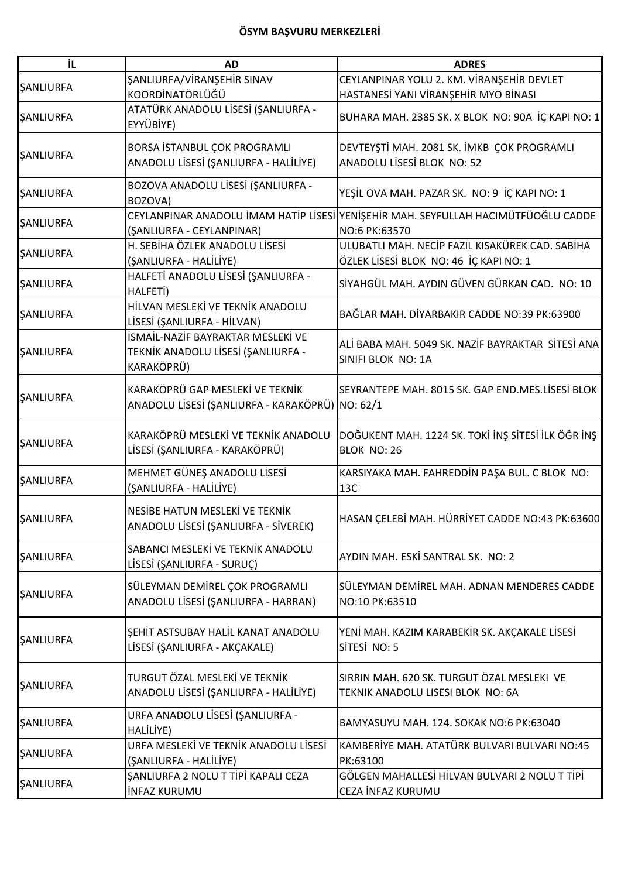**ÖSYM BAŞVURU MERKEZLERİ**

| İL | AD | ADRES |
|---|---|---|
| ŞANLIURFA | ŞANLIURFA/VİRANŞEHİR SINAV KOORDİNATÖRLÜĞÜ | CEYLANPINAR YOLU 2. KM. VİRANŞEHİR DEVLET HASTANESİ YANI VİRANŞEHİR MYO BİNASI |
| ŞANLIURFA | ATATÜRK ANADOLU LİSESİ (ŞANLIURFA - EYYÜBİYE) | BUHARA MAH. 2385 SK. X BLOK NO: 90A İÇ KAPI NO: 1 |
| ŞANLIURFA | BORSA İSTANBUL ÇOK PROGRAMLI ANADOLU LİSESİ (ŞANLIURFA - HALİLİYE) | DEVTEYŞTİ MAH. 2081 SK. İMKB ÇOK PROGRAMLI ANADOLU LİSESİ BLOK NO: 52 |
| ŞANLIURFA | BOZOVA ANADOLU LİSESİ (ŞANLIURFA - BOZOVA) | YEŞİL OVA MAH. PAZAR SK. NO: 9 İÇ KAPI NO: 1 |
| ŞANLIURFA | CEYLANPINAR ANADOLU İMAM HATİP LİSESİ (ŞANLIURFA - CEYLANPINAR) | YENİŞEHİR MAH. SEYFULLAH HACIMÜTFÜOĞLU CADDE NO:6 PK:63570 |
| ŞANLIURFA | H. SEBİHA ÖZLEK ANADOLU LİSESİ (ŞANLIURFA - HALİLİYE) | ULUBATLI MAH. NECİP FAZIL KISAKÜREK CAD. SABİHA ÖZLEK LİSESİ BLOK NO: 46 İÇ KAPI NO: 1 |
| ŞANLIURFA | HALFETİ ANADOLU LİSESİ (ŞANLIURFA - HALFETİ) | SİYAHGÜL MAH. AYDIN GÜVEN GÜRKAN CAD. NO: 10 |
| ŞANLIURFA | HİLVAN MESLEKİ VE TEKNİK ANADOLU LİSESİ (ŞANLIURFA - HİLVAN) | BAĞLAR MAH. DİYARBAKIR CADDE NO:39 PK:63900 |
| ŞANLIURFA | İSMAİL-NAZİF BAYRAKTAR MESLEKİ VE TEKNİK ANADOLU LİSESİ (ŞANLIURFA - KARAKÖPRÜ) | ALİ BABA MAH. 5049 SK. NAZİF BAYRAKTAR SİTESİ ANA SINIFI BLOK NO: 1A |
| ŞANLIURFA | KARAKÖPRÜ GAP MESLEKİ VE TEKNİK ANADOLU LİSESİ (ŞANLIURFA - KARAKÖPRÜ) | SEYRANTEPE MAH. 8015 SK. GAP END.MES.LİSESİ BLOK NO: 62/1 |
| ŞANLIURFA | KARAKÖPRÜ MESLEKİ VE TEKNİK ANADOLU LİSESİ (ŞANLIURFA - KARAKÖPRÜ) | DOĞUKENT MAH. 1224 SK. TOKİ İNŞ SİTESİ İLK ÖĞR İNŞ BLOK NO: 26 |
| ŞANLIURFA | MEHMET GÜNEŞ ANADOLU LİSESİ (ŞANLIURFA - HALİLİYE) | KARSIYAKA MAH. FAHREDDİN PAŞA BUL. C BLOK NO: 13C |
| ŞANLIURFA | NESİBE HATUN MESLEKİ VE TEKNİK ANADOLU LİSESİ (ŞANLIURFA - SİVEREK) | HASAN ÇELEBİ MAH. HÜRRİYET CADDE NO:43 PK:63600 |
| ŞANLIURFA | SABANCI MESLEKİ VE TEKNİK ANADOLU LİSESİ (ŞANLIURFA - SURUÇ) | AYDIN MAH. ESKİ SANTRAL SK. NO: 2 |
| ŞANLIURFA | SÜLEYMAN DEMİREL ÇOK PROGRAMLI ANADOLU LİSESİ (ŞANLIURFA - HARRAN) | SÜLEYMAN DEMİREL MAH. ADNAN MENDERES CADDE NO:10 PK:63510 |
| ŞANLIURFA | ŞEHİT ASTSUBAY HALİL KANAT ANADOLU LİSESİ (ŞANLIURFA - AKÇAKALE) | YENİ MAH. KAZIM KARABEKİR SK. AKÇAKALE LİSESİ SİTESİ NO: 5 |
| ŞANLIURFA | TURGUT ÖZAL MESLEKİ VE TEKNİK ANADOLU LİSESİ (ŞANLIURFA - HALİLİYE) | SIRRIN MAH. 620 SK. TURGUT ÖZAL MESLEKI VE TEKNIK ANADOLU LISESI BLOK NO: 6A |
| ŞANLIURFA | URFA ANADOLU LİSESİ (ŞANLIURFA - HALİLİYE) | BAMYASUYU MAH. 124. SOKAK NO:6 PK:63040 |
| ŞANLIURFA | URFA MESLEKİ VE TEKNİK ANADOLU LİSESİ (ŞANLIURFA - HALİLİYE) | KAMBERİYE MAH. ATATÜRK BULVARI BULVARI NO:45 PK:63100 |
| ŞANLIURFA | ŞANLIURFA 2 NOLU T TİPİ KAPALI CEZA İNFAZ KURUMU | GÖLGEN MAHALLESİ HİLVAN BULVARI 2 NOLU T TİPİ CEZA İNFAZ KURUMU |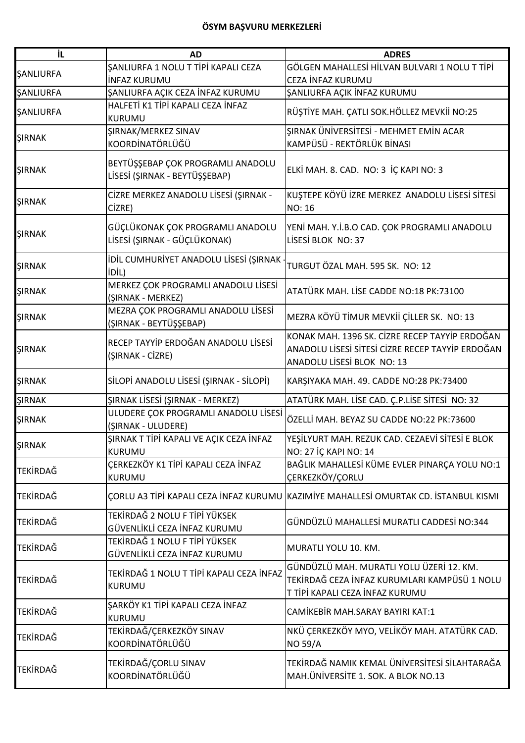**ÖSYM BAŞVURU MERKEZLERİ**

| İL | AD | ADRES |
|---|---|---|
| ŞANLIURFA | ŞANLIURFA 1 NOLU T TİPİ KAPALI CEZA İNFAZ KURUMU | GÖLGEN MAHALLESİ HİLVAN BULVARI 1 NOLU T TİPİ CEZA İNFAZ KURUMU |
| ŞANLIURFA | ŞANLIURFA AÇIK CEZA İNFAZ KURUMU | ŞANLIURFA AÇIK İNFAZ KURUMU |
| ŞANLIURFA | HALFETİ K1 TİPİ KAPALI CEZA İNFAZ KURUMU | RÜŞTİYE MAH. ÇATLI SOK.HÖLLEZ MEVKİİ NO:25 |
| ŞIRNAK | ŞIRNAK/MERKEZ SINAV KOORDİNATÖRLÜĞÜ | ŞIRNAK ÜNİVERSİTESİ - MEHMET EMİN ACAR KAMPÜSÜ - REKTÖRLÜK BİNASI |
| ŞIRNAK | BEYTÜŞŞEBAP ÇOK PROGRAMLI ANADOLU LİSESİ (ŞIRNAK - BEYTÜŞŞEBAP) | ELKİ MAH. 8. CAD. NO: 3 İÇ KAPI NO: 3 |
| ŞIRNAK | CİZRE MERKEZ ANADOLU LİSESİ (ŞIRNAK - CİZRE) | KUŞTEPE KÖYÜ İZRE MERKEZ ANADOLU LİSESİ SİTESİ NO: 16 |
| ŞIRNAK | GÜÇLÜKONAK ÇOK PROGRAMLI ANADOLU LİSESİ (ŞIRNAK - GÜÇLÜKONAK) | YENİ MAH. Y.İ.B.O CAD. ÇOK PROGRAMLI ANADOLU LİSESİ BLOK NO: 37 |
| ŞIRNAK | İDİL CUMHURİYET ANADOLU LİSESİ (ŞIRNAK - İDİL) | TURGUT ÖZAL MAH. 595 SK. NO: 12 |
| ŞIRNAK | MERKEZ ÇOK PROGRAMLI ANADOLU LİSESİ (ŞIRNAK - MERKEZ) | ATATÜRK MAH. LİSE CADDE NO:18 PK:73100 |
| ŞIRNAK | MEZRA ÇOK PROGRAMLI ANADOLU LİSESİ (ŞIRNAK - BEYTÜŞŞEBAP) | MEZRA KÖYÜ TİMUR MEVKİİ ÇİLLER SK. NO: 13 |
| ŞIRNAK | RECEP TAYYİP ERDOĞAN ANADOLU LİSESİ (ŞIRNAK - CİZRE) | KONAK MAH. 1396 SK. CİZRE RECEP TAYYİP ERDOĞAN ANADOLU LİSESİ SİTESİ CİZRE RECEP TAYYİP ERDOĞAN ANADOLU LİSESİ BLOK NO: 13 |
| ŞIRNAK | SİLOPİ ANADOLU LİSESİ (ŞIRNAK - SİLOPİ) | KARŞIYAKA MAH. 49. CADDE NO:28 PK:73400 |
| ŞIRNAK | ŞIRNAK LİSESİ (ŞIRNAK - MERKEZ) | ATATÜRK MAH. LİSE CAD. Ç.P.LİSE SİTESİ NO: 32 |
| ŞIRNAK | ULUDERE ÇOK PROGRAMLI ANADOLU LİSESİ (ŞIRNAK - ULUDERE) | ÖZELLİ MAH. BEYAZ SU CADDE NO:22 PK:73600 |
| ŞIRNAK | ŞIRNAK T TİPİ KAPALI VE AÇIK CEZA İNFAZ KURUMU | YEŞİLYURT MAH. REZUK CAD. CEZAEVİ SİTESİ E BLOK NO: 27 İÇ KAPI NO: 14 |
| TEKİRDAĞ | ÇERKEZKÖY K1 TİPİ KAPALI CEZA İNFAZ KURUMU | BAĞLIK MAHALLESİ KÜME EVLER PINARÇA YOLU NO:1 ÇERKEZKÖY/ÇORLU |
| TEKİRDAĞ | ÇORLU A3 TİPİ KAPALI CEZA İNFAZ KURUMU | KAZIMİYE MAHALLESİ OMURTAK CD. İSTANBUL KISMI |
| TEKİRDAĞ | TEKİRDAĞ 2 NOLU F TİPİ YÜKSEK GÜVENLİKLİ CEZA İNFAZ KURUMU | GÜNDÜZLÜ MAHALLESİ MURATLI CADDESİ NO:344 |
| TEKİRDAĞ | TEKİRDAĞ 1 NOLU F TİPİ YÜKSEK GÜVENLİKLİ CEZA İNFAZ KURUMU | MURATLI YOLU 10. KM. |
| TEKİRDAĞ | TEKİRDAĞ 1 NOLU T TİPİ KAPALI CEZA İNFAZ KURUMU | GÜNDÜZLÜ MAH. MURATLI YOLU ÜZERİ 12. KM. TEKİRDAĞ CEZA İNFAZ KURUMLARI KAMPÜSÜ 1 NOLU T TİPİ KAPALI CEZA İNFAZ KURUMU |
| TEKİRDAĞ | ŞARKÖY K1 TİPİ KAPALI CEZA İNFAZ KURUMU | CAMİKEBİR MAH.SARAY BAYIRI KAT:1 |
| TEKİRDAĞ | TEKİRDAĞ/ÇERKEZKÖY SINAV KOORDİNATÖRLÜĞÜ | NKÜ ÇERKEZKÖY MYO, VELİKÖY MAH. ATATÜRK CAD. NO 59/A |
| TEKİRDAĞ | TEKİRDAĞ/ÇORLU SINAV KOORDİNATÖRLÜĞÜ | TEKİRDAĞ NAMIK KEMAL ÜNİVERSİTESİ SİLAHTARAĞA MAH.ÜNİVERSİTE 1. SOK. A BLOK NO.13 |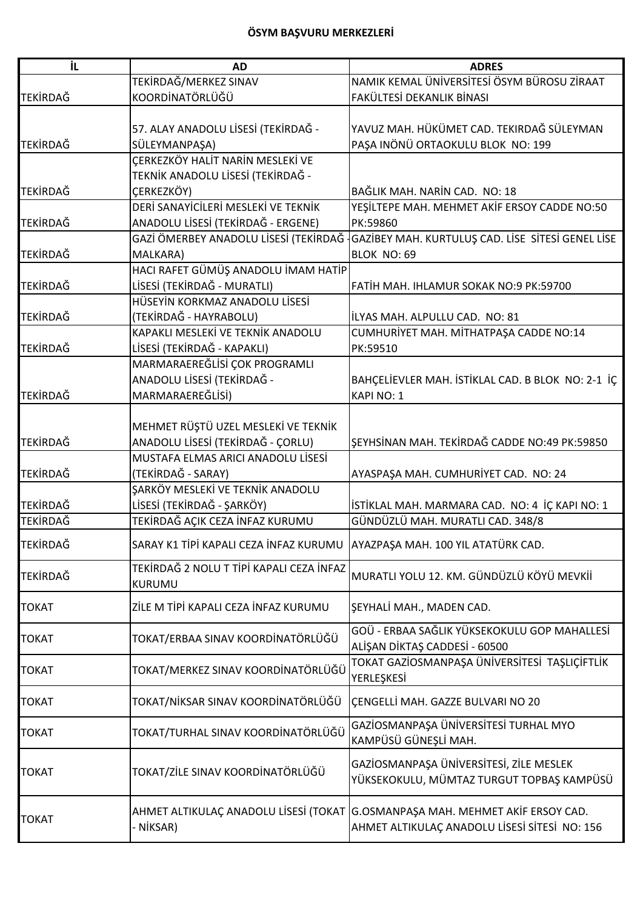**ÖSYM BAŞVURU MERKEZLERİ**

| İL | AD | ADRES |
|---|---|---|
| TEKİRDAĞ | TEKİRDAĞ/MERKEZ SINAV KOORDİNATÖRLÜĞÜ | NAMIK KEMAL ÜNİVERSİTESİ ÖSYM BÜROSU ZİRAAT FAKÜLTESİ DEKANLIK BİNASI |
| TEKİRDAĞ | 57. ALAY ANADOLU LİSESİ (TEKİRDAĞ - SÜLEYMANPAŞA) | YAVUZ MAH. HÜKÜMET CAD. TEKIRDAĞ SÜLEYMAN PAŞA INÖNÜ ORTAOKULU BLOK NO: 199 |
| TEKİRDAĞ | ÇERKEZKÖY HALİT NARİN MESLEKİ VE TEKNİK ANADOLU LİSESİ (TEKİRDAĞ - ÇERKEZKÖY) | BAĞLIK MAH. NARİN CAD. NO: 18 |
| TEKİRDAĞ | DERİ SANAYİCİLERİ MESLEKİ VE TEKNİK ANADOLU LİSESİ (TEKİRDAĞ - ERGENE) | YEŞİLTEPE MAH. MEHMET AKİF ERSOY CADDE NO:50 PK:59860 |
| TEKİRDAĞ | GAZİ ÖMERBEY ANADOLU LİSESİ (TEKİRDAĞ - MALKARA) | GAZİBEY MAH. KURTULUŞ CAD. LİSE SİTESİ GENEL LİSE BLOK NO: 69 |
| TEKİRDAĞ | HACI RAFET GÜMÜŞ ANADOLU İMAM HATİP LİSESİ (TEKİRDAĞ - MURATLI) | FATİH MAH. IHLAMUR SOKAK NO:9 PK:59700 |
| TEKİRDAĞ | HÜSEYİN KORKMAZ ANADOLU LİSESİ (TEKİRDAĞ - HAYRABOLU) | İLYAS MAH. ALPULLU CAD. NO: 81 |
| TEKİRDAĞ | KAPAKLI MESLEKİ VE TEKNİK ANADOLU LİSESİ (TEKİRDAĞ - KAPAKLI) | CUMHURİYET MAH. MİTHATPAŞA CADDE NO:14 PK:59510 |
| TEKİRDAĞ | MARMARAEREĞLİSİ ÇOK PROGRAMLI ANADOLU LİSESİ (TEKİRDAĞ - MARMARAEREĞLİSİ) | BAHÇELİEVLER MAH. İSTİKLAL CAD. B BLOK NO: 2-1 İÇ KAPI NO: 1 |
| TEKİRDAĞ | MEHMET RÜŞTÜ UZEL MESLEKİ VE TEKNİK ANADOLU LİSESİ (TEKİRDAĞ - ÇORLU) | ŞEYHSİNAN MAH. TEKİRDAĞ CADDE NO:49 PK:59850 |
| TEKİRDAĞ | MUSTAFA ELMAS ARICI ANADOLU LİSESİ (TEKİRDAĞ - SARAY) | AYASPAŞA MAH. CUMHURİYET CAD. NO: 24 |
| TEKİRDAĞ | ŞARKÖY MESLEKİ VE TEKNİK ANADOLU LİSESİ (TEKİRDAĞ - ŞARKÖY) | İSTİKLAL MAH. MARMARA CAD. NO: 4 İÇ KAPI NO: 1 |
| TEKİRDAĞ | TEKİRDAĞ AÇIK CEZA İNFAZ KURUMU | GÜNDÜZLÜ MAH. MURATLI CAD. 348/8 |
| TEKİRDAĞ | SARAY K1 TİPİ KAPALI CEZA İNFAZ KURUMU | AYAZPAŞA MAH. 100 YIL ATATÜRK CAD. |
| TEKİRDAĞ | TEKİRDAĞ 2 NOLU T TİPİ KAPALI CEZA İNFAZ KURUMU | MURATLI YOLU 12. KM. GÜNDÜZLÜ KÖYÜ MEVKİİ |
| TOKAT | ZİLE M TİPİ KAPALI CEZA İNFAZ KURUMU | ŞEYHALİ MAH., MADEN CAD. |
| TOKAT | TOKAT/ERBAA SINAV KOORDİNATÖRLÜĞÜ | GOÜ - ERBAA SAĞLIK YÜKSEKOKULU GOP MAHALLESİ ALİŞAN DİKTAŞ CADDESİ - 60500 |
| TOKAT | TOKAT/MERKEZ SINAV KOORDİNATÖRLÜĞÜ | TOKAT GAZİOSMANPAŞA ÜNİVERSİTESİ TAŞLIÇİFTLİK YERLEŞKESİ |
| TOKAT | TOKAT/NİKSAR SINAV KOORDİNATÖRLÜĞÜ | ÇENGELLİ MAH. GAZZE BULVARI NO 20 |
| TOKAT | TOKAT/TURHAL SINAV KOORDİNATÖRLÜĞÜ | GAZİOSMANPAŞA ÜNİVERSİTESİ TURHAL MYO KAMPÜSÜ GÜNEŞLİ MAH. |
| TOKAT | TOKAT/ZİLE SINAV KOORDİNATÖRLÜĞÜ | GAZİOSMANPAŞA ÜNİVERSİTESİ, ZİLE MESLEK YÜKSEKOKULU, MÜMTAZ TURGUT TOPBAŞ KAMPÜSÜ |
| TOKAT | AHMET ALTIKULAÇ ANADOLU LİSESİ (TOKAT - NİKSAR) | G.OSMANPAŞA MAH. MEHMET AKİF ERSOY CAD. AHMET ALTIKULAÇ ANADOLU LİSESİ SİTESİ NO: 156 |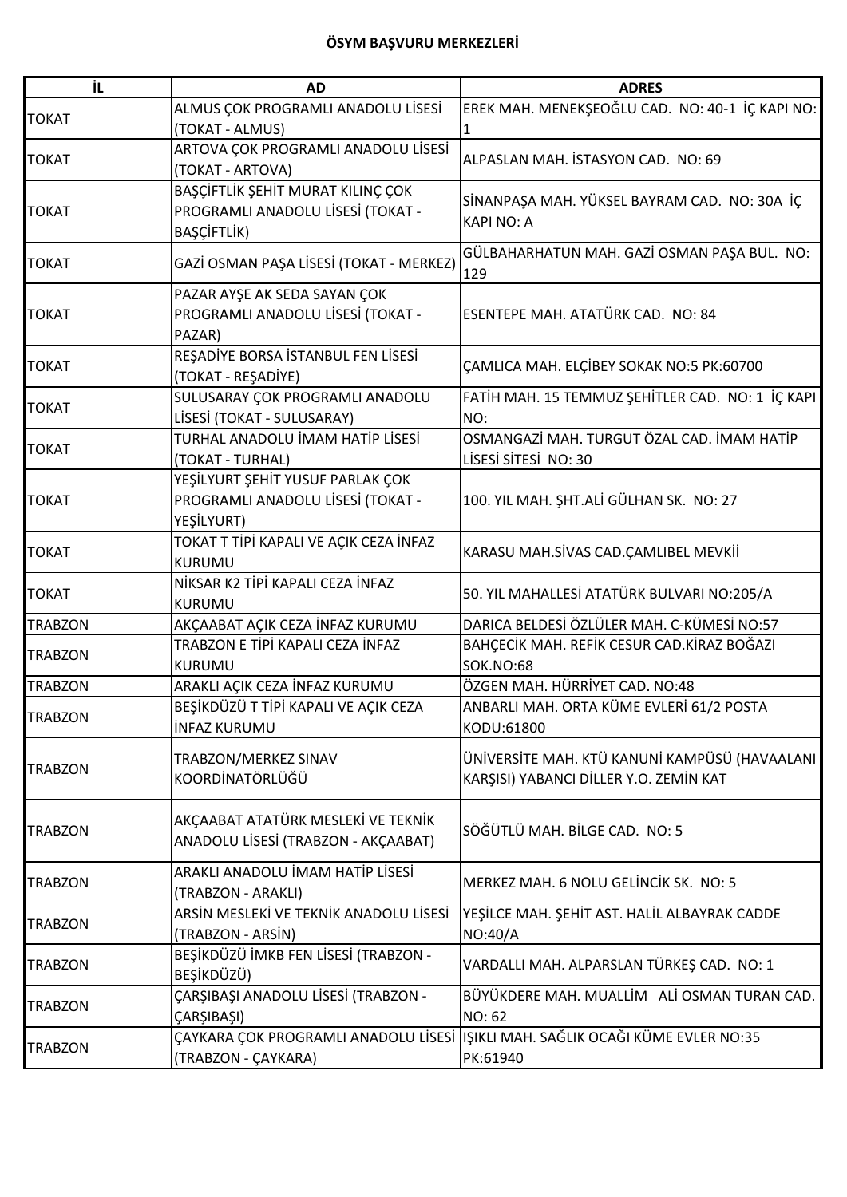**ÖSYM BAŞVURU MERKEZLERİ**

| İL | AD | ADRES |
|---|---|---|
| TOKAT | ALMUS ÇOK PROGRAMLI ANADOLU LİSESİ (TOKAT - ALMUS) | EREK MAH. MENEKŞEOĞLU CAD. NO: 40-1 İÇ KAPI NO: 1 |
| TOKAT | ARTOVA ÇOK PROGRAMLI ANADOLU LİSESİ (TOKAT - ARTOVA) | ALPASLAN MAH. İSTASYON CAD. NO: 69 |
| TOKAT | BAŞÇİFTLİK ŞEHİT MURAT KILINÇ ÇOK PROGRAMLI ANADOLU LİSESİ (TOKAT - BAŞÇİFTLİK) | SİNANPAŞA MAH. YÜKSEL BAYRAM CAD. NO: 30A İÇ KAPI NO: A |
| TOKAT | GAZİ OSMAN PAŞA LİSESİ (TOKAT - MERKEZ) | GÜLBAHARHATUN MAH. GAZİ OSMAN PAŞA BUL. NO: 129 |
| TOKAT | PAZAR AYŞE AK SEDA SAYAN ÇOK PROGRAMLI ANADOLU LİSESİ (TOKAT - PAZAR) | ESENTEPE MAH. ATATÜRK CAD. NO: 84 |
| TOKAT | REŞADİYE BORSA İSTANBUL FEN LİSESİ (TOKAT - REŞADİYE) | ÇAMLICA MAH. ELÇİBEY SOKAK NO:5 PK:60700 |
| TOKAT | SULUSARAY ÇOK PROGRAMLI ANADOLU LİSESİ (TOKAT - SULUSARAY) | FATİH MAH. 15 TEMMUZ ŞEHİTLER CAD. NO: 1 İÇ KAPI NO: |
| TOKAT | TURHAL ANADOLU İMAM HATİP LİSESİ (TOKAT - TURHAL) | OSMANGAZİ MAH. TURGUT ÖZAL CAD. İMAM HATİP LİSESİ SİTESİ NO: 30 |
| TOKAT | YEŞİLYURT ŞEHİT YUSUF PARLAK ÇOK PROGRAMLI ANADOLU LİSESİ (TOKAT - YEŞİLYURT) | 100. YIL MAH. ŞHT.ALİ GÜLHAN SK. NO: 27 |
| TOKAT | TOKAT T TİPİ KAPALI VE AÇIK CEZA İNFAZ KURUMU | KARASU MAH.SİVAS CAD.ÇAMLIBEL MEVKİİ |
| TOKAT | NİKSAR K2 TİPİ KAPALI CEZA İNFAZ KURUMU | 50. YIL MAHALLESİ ATATÜRK BULVARI NO:205/A |
| TRABZON | AKÇAABAT AÇIK CEZA İNFAZ KURUMU | DARICA BELDESİ ÖZLÜLER MAH. C-KÜMESİ NO:57 |
| TRABZON | TRABZON E TİPİ KAPALI CEZA İNFAZ KURUMU | BAHÇECİK MAH. REFİK CESUR CAD.KİRAZ BOĞAZI SOK.NO:68 |
| TRABZON | ARAKLI AÇIK CEZA İNFAZ KURUMU | ÖZGEN MAH. HÜRRİYET CAD. NO:48 |
| TRABZON | BEŞİKDÜZÜ T TİPİ KAPALI VE AÇIK CEZA İNFAZ KURUMU | ANBARLI MAH. ORTA KÜME EVLERİ 61/2 POSTA KODU:61800 |
| TRABZON | TRABZON/MERKEZ SINAV KOORDİNATÖRLÜĞÜ | ÜNİVERSİTE MAH. KTÜ KANUNİ KAMPÜSÜ (HAVAALANI KARŞISI) YABANCI DİLLER Y.O. ZEMİN KAT |
| TRABZON | AKÇAABAT ATATÜRK MESLEKİ VE TEKNİK ANADOLU LİSESİ (TRABZON - AKÇAABAT) | SÖĞÜTLÜ MAH. BİLGE CAD. NO: 5 |
| TRABZON | ARAKLI ANADOLU İMAM HATİP LİSESİ (TRABZON - ARAKLI) | MERKEZ MAH. 6 NOLU GELİNCİK SK. NO: 5 |
| TRABZON | ARSİN MESLEKİ VE TEKNİK ANADOLU LİSESİ (TRABZON - ARSİN) | YEŞİLCE MAH. ŞEHİT AST. HALİL ALBAYRAK CADDE NO:40/A |
| TRABZON | BEŞİKDÜZÜ İMKB FEN LİSESİ (TRABZON - BEŞİKDÜZÜ) | VARDALLI MAH. ALPARSLAN TÜRKEŞ CAD. NO: 1 |
| TRABZON | ÇARŞIBAŞI ANADOLU LİSESİ (TRABZON - ÇARŞIBAŞI) | BÜYÜKDERE MAH. MUALLİM ALİ OSMAN TURAN CAD. NO: 62 |
| TRABZON | ÇAYKARA ÇOK PROGRAMLI ANADOLU LİSESİ (TRABZON - ÇAYKARA) | IŞIKLI MAH. SAĞLIK OCAĞI KÜME EVLER NO:35 PK:61940 |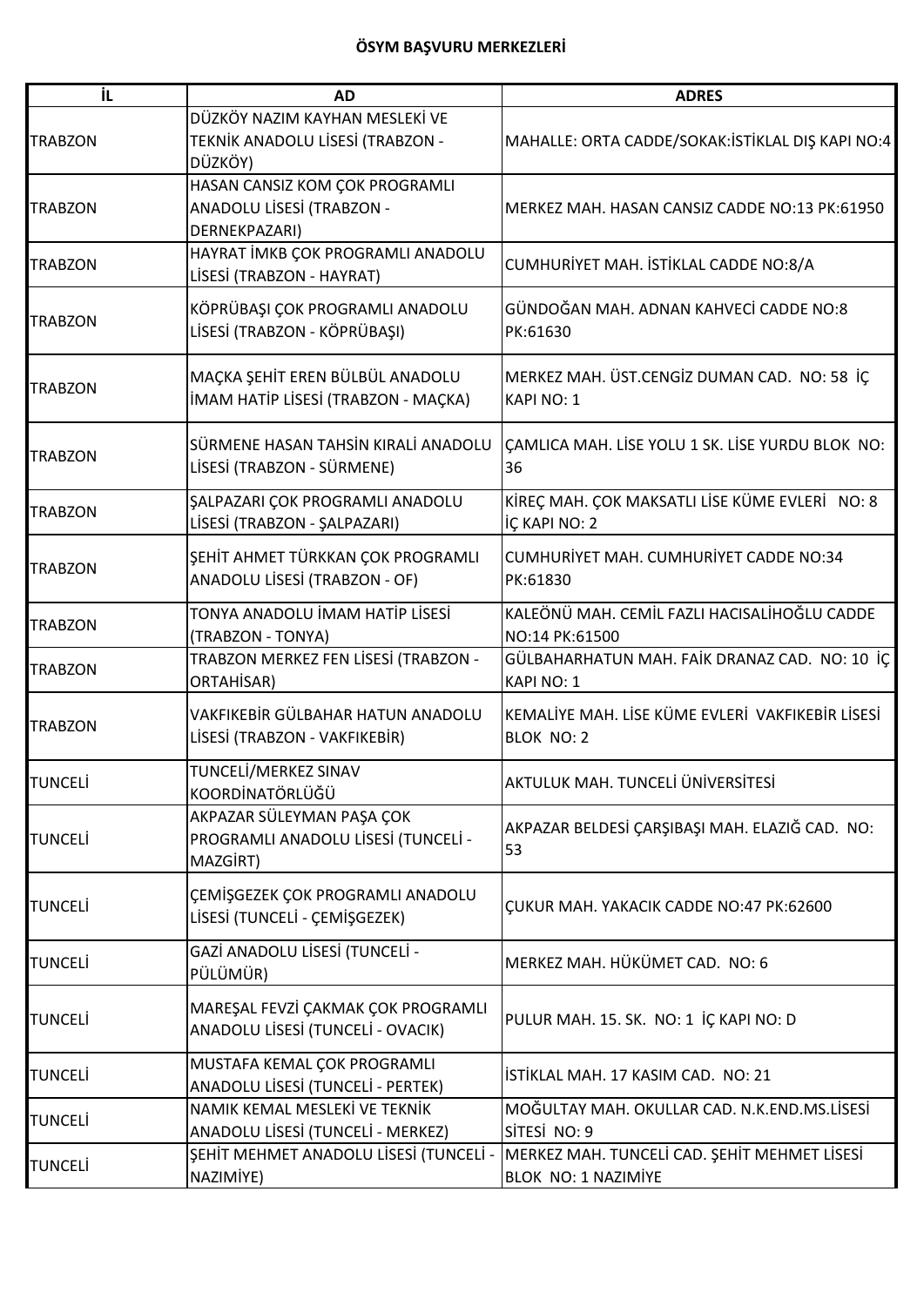**ÖSYM BAŞVURU MERKEZLERİ**

| İL | AD | ADRES |
| --- | --- | --- |
| TRABZON | DÜZKÖY NAZIM KAYHAN MESLEKİ VE TEKNİK ANADOLU LİSESİ (TRABZON - DÜZKÖY) | MAHALLE: ORTA CADDE/SOKAK:İSTİKLAL DIŞ KAPI NO:4 |
| TRABZON | HASAN CANSIZ KOM ÇOK PROGRAMLI ANADOLU LİSESİ (TRABZON - DERNEKPAZARI) | MERKEZ MAH. HASAN CANSIZ CADDE NO:13 PK:61950 |
| TRABZON | HAYRAT İMKB ÇOK PROGRAMLI ANADOLU LİSESİ (TRABZON - HAYRAT) | CUMHURİYET MAH. İSTİKLAL CADDE NO:8/A |
| TRABZON | KÖPRÜBAŞI ÇOK PROGRAMLI ANADOLU LİSESİ (TRABZON - KÖPRÜBAŞI) | GÜNDOĞAN MAH. ADNAN KAHVECİ CADDE NO:8 PK:61630 |
| TRABZON | MAÇKA ŞEHİT EREN BÜLBÜL ANADOLU İMAM HATİP LİSESİ (TRABZON - MAÇKA) | MERKEZ MAH. ÜST.CENGİZ DUMAN CAD. NO: 58 İÇ KAPI NO: 1 |
| TRABZON | SÜRMENE HASAN TAHSİN KIRALİ ANADOLU LİSESİ (TRABZON - SÜRMENE) | ÇAMLICA MAH. LİSE YOLU 1 SK. LİSE YURDU BLOK NO: 36 |
| TRABZON | ŞALPAZARI ÇOK PROGRAMLI ANADOLU LİSESİ (TRABZON - ŞALPAZARI) | KİREÇ MAH. ÇOK MAKSATLI LİSE KÜME EVLERİ NO: 8 İÇ KAPI NO: 2 |
| TRABZON | ŞEHİT AHMET TÜRKKAN ÇOK PROGRAMLI ANADOLU LİSESİ (TRABZON - OF) | CUMHURİYET MAH. CUMHURİYET CADDE NO:34 PK:61830 |
| TRABZON | TONYA ANADOLU İMAM HATİP LİSESİ (TRABZON - TONYA) | KALEÖNÜ MAH. CEMİL FAZLI HACISALİHOĞLU CADDE NO:14 PK:61500 |
| TRABZON | TRABZON MERKEZ FEN LİSESİ (TRABZON - ORTAHİSAR) | GÜLBAHARHATUN MAH. FAİK DRANAZ CAD. NO: 10 İÇ KAPI NO: 1 |
| TRABZON | VAKFIKEBİR GÜLBAHAR HATUN ANADOLU LİSESİ (TRABZON - VAKFIKEBİR) | KEMALİYE MAH. LİSE KÜME EVLERİ VAKFIKEBİR LİSESİ BLOK NO: 2 |
| TUNCELİ | TUNCELİ/MERKEZ SINAV KOORDİNATÖRLÜĞÜ | AKTULUK MAH. TUNCELİ ÜNİVERSİTESİ |
| TUNCELİ | AKPAZAR SÜLEYMAN PAŞA ÇOK PROGRAMLI ANADOLU LİSESİ (TUNCELİ - MAZGİRT) | AKPAZAR BELDESİ ÇARŞIBAŞI MAH. ELAZIĞ CAD. NO: 53 |
| TUNCELİ | ÇEMİŞGEZEK ÇOK PROGRAMLI ANADOLU LİSESİ (TUNCELİ - ÇEMİŞGEZEK) | ÇUKUR MAH. YAKACIK CADDE NO:47 PK:62600 |
| TUNCELİ | GAZİ ANADOLU LİSESİ (TUNCELİ - PÜLÜMÜR) | MERKEZ MAH. HÜKÜMET CAD. NO: 6 |
| TUNCELİ | MAREŞAL FEVZİ ÇAKMAK ÇOK PROGRAMLI ANADOLU LİSESİ (TUNCELİ - OVACIK) | PULUR MAH. 15. SK. NO: 1 İÇ KAPI NO: D |
| TUNCELİ | MUSTAFA KEMAL ÇOK PROGRAMLI ANADOLU LİSESİ (TUNCELİ - PERTEK) | İSTİKLAL MAH. 17 KASIM CAD. NO: 21 |
| TUNCELİ | NAMIK KEMAL MESLEKİ VE TEKNİK ANADOLU LİSESİ (TUNCELİ - MERKEZ) | MOĞULTAY MAH. OKULLAR CAD. N.K.END.MS.LİSESİ SİTESİ NO: 9 |
| TUNCELİ | ŞEHİT MEHMET ANADOLU LİSESİ (TUNCELİ - NAZIMİYE) | MERKEZ MAH. TUNCELİ CAD. ŞEHİT MEHMET LİSESİ BLOK NO: 1 NAZIMİYE |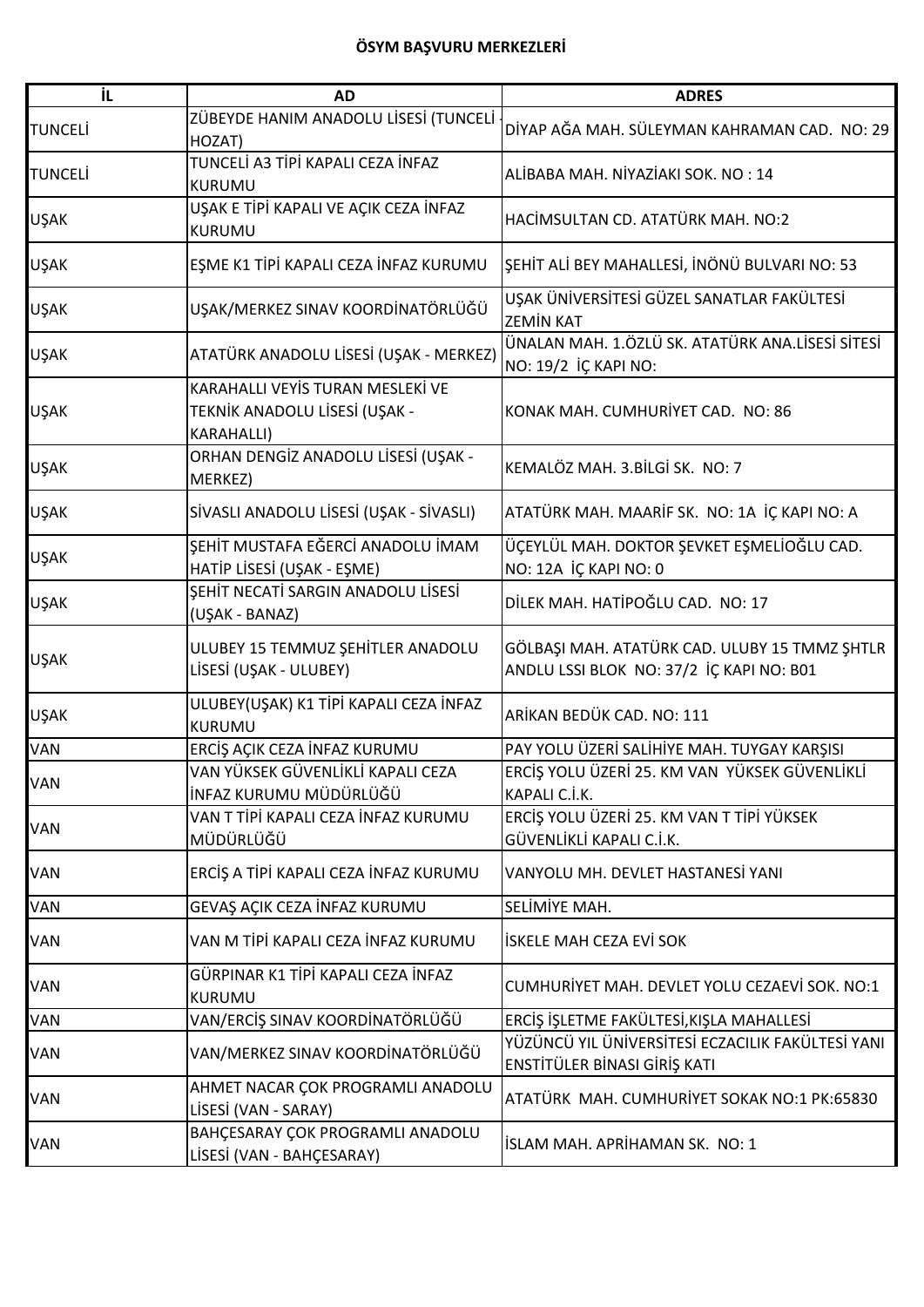**ÖSYM BAŞVURU MERKEZLERİ**

| İL | AD | ADRES |
|---|---|---|
| TUNCELİ | ZÜBEYDE HANIM ANADOLU LİSESİ (TUNCELİ - HOZAT) | DİYAP AĞA MAH. SÜLEYMAN KAHRAMAN CAD. NO: 29 |
| TUNCELİ | TUNCELİ A3 TİPİ KAPALI CEZA İNFAZ KURUMU | ALİBABA MAH. NİYAZİAKI SOK. NO : 14 |
| UŞAK | UŞAK E TİPİ KAPALI VE AÇIK CEZA İNFAZ KURUMU | HACİMSULTAN CD. ATATÜRK MAH. NO:2 |
| UŞAK | EŞME K1 TİPİ KAPALI CEZA İNFAZ KURUMU | ŞEHİT ALİ BEY MAHALLESİ, İNÖNÜ BULVARI NO: 53 |
| UŞAK | UŞAK/MERKEZ SINAV KOORDİNATÖRLÜĞÜ | UŞAK ÜNİVERSİTESİ GÜZEL SANATLAR FAKÜLTESİ ZEMİN KAT |
| UŞAK | ATATÜRK ANADOLU LİSESİ (UŞAK - MERKEZ) | ÜNALAN MAH. 1.ÖZLÜ SK. ATATÜRK ANA.LİSESİ SİTESİ NO: 19/2 İÇ KAPI NO: |
| UŞAK | KARAHALLI VEYİS TURAN MESLEKİ VE TEKNİK ANADOLU LİSESİ (UŞAK - KARAHALLI) | KONAK MAH. CUMHURİYET CAD. NO: 86 |
| UŞAK | ORHAN DENGİZ ANADOLU LİSESİ (UŞAK - MERKEZ) | KEMALÖZ MAH. 3.BİLGİ SK. NO: 7 |
| UŞAK | SİVASLI ANADOLU LİSESİ (UŞAK - SİVASLI) | ATATÜRK MAH. MAARİF SK. NO: 1A İÇ KAPI NO: A |
| UŞAK | ŞEHİT MUSTAFA EĞERCİ ANADOLU İMAM HATİP LİSESİ (UŞAK - EŞME) | ÜÇEYLÜL MAH. DOKTOR ŞEVKET EŞMELİOĞLU CAD. NO: 12A İÇ KAPI NO: 0 |
| UŞAK | ŞEHİT NECATİ SARGIN ANADOLU LİSESİ (UŞAK - BANAZ) | DİLEK MAH. HATİPOĞLU CAD. NO: 17 |
| UŞAK | ULUBEY 15 TEMMUZ ŞEHİTLER ANADOLU LİSESİ (UŞAK - ULUBEY) | GÖLBAŞI MAH. ATATÜRK CAD. ULUBY 15 TMMZ ŞHTLR ANDLU LSSI BLOK NO: 37/2 İÇ KAPI NO: B01 |
| UŞAK | ULUBEY(UŞAK) K1 TİPİ KAPALI CEZA İNFAZ KURUMU | ARİKAN BEDÜK CAD. NO: 111 |
| VAN | ERCİŞ AÇIK CEZA İNFAZ KURUMU | PAY YOLU ÜZERİ SALİHİYE MAH. TUYGAY KARŞISI |
| VAN | VAN YÜKSEK GÜVENLİKLİ KAPALI CEZA İNFAZ KURUMU MÜDÜRLÜĞÜ | ERCİŞ YOLU ÜZERİ 25. KM VAN YÜKSEK GÜVENLİKLİ KAPALI C.İ.K. |
| VAN | VAN T TİPİ KAPALI CEZA İNFAZ KURUMU MÜDÜRLÜĞÜ | ERCİŞ YOLU ÜZERİ 25. KM VAN T TİPİ YÜKSEK GÜVENLİKLİ KAPALI C.İ.K. |
| VAN | ERCİŞ A TİPİ KAPALI CEZA İNFAZ KURUMU | VANYOLU MH. DEVLET HASTANESİ YANI |
| VAN | GEVAŞ AÇIK CEZA İNFAZ KURUMU | SELİMİYE MAH. |
| VAN | VAN M TİPİ KAPALI CEZA İNFAZ KURUMU | İSKELE MAH CEZA EVİ SOK |
| VAN | GÜRPINAR K1 TİPİ KAPALI CEZA İNFAZ KURUMU | CUMHURİYET MAH. DEVLET YOLU CEZAEVİ SOK. NO:1 |
| VAN | VAN/ERCİŞ SINAV KOORDİNATÖRLÜĞÜ | ERCİŞ İŞLETME FAKÜLTESİ,KIŞLA MAHALLESİ |
| VAN | VAN/MERKEZ SINAV KOORDİNATÖRLÜĞÜ | YÜZÜNCÜ YIL ÜNİVERSİTESİ ECZACILIK FAKÜLTESİ YANI ENSTİTÜLER BİNASI GİRİŞ KATI |
| VAN | AHMET NACAR ÇOK PROGRAMLI ANADOLU LİSESİ (VAN - SARAY) | ATATÜRK MAH. CUMHURİYET SOKAK NO:1 PK:65830 |
| VAN | BAHÇESARAY ÇOK PROGRAMLI ANADOLU LİSESİ (VAN - BAHÇESARAY) | İSLAM MAH. APRİHAMAN SK. NO: 1 |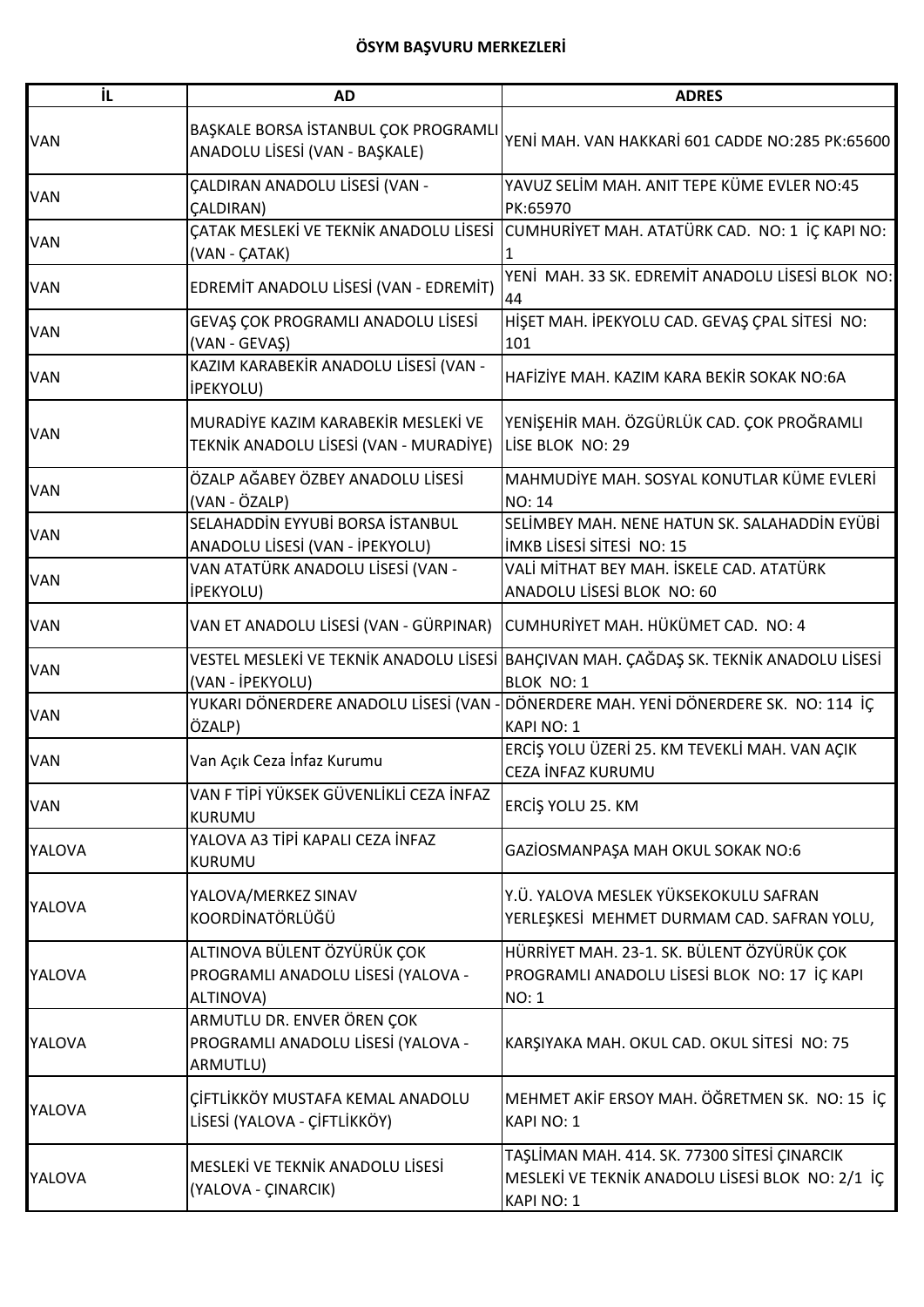**ÖSYM BAŞVURU MERKEZLERİ**

| İL | AD | ADRES |
|---|---|---|
| VAN | BAŞKALE BORSA İSTANBUL ÇOK PROGRAMLI ANADOLU LİSESİ (VAN - BAŞKALE) | YENİ MAH. VAN HAKKARİ 601 CADDE NO:285 PK:65600 |
| VAN | ÇALDIRAN ANADOLU LİSESİ (VAN - ÇALDIRAN) | YAVUZ SELİM MAH. ANIT TEPE KÜME EVLER NO:45 PK:65970 |
| VAN | ÇATAK MESLEKİ VE TEKNİK ANADOLU LİSESİ (VAN - ÇATAK) | CUMHURİYET MAH. ATATÜRK CAD. NO: 1 İÇ KAPI NO: 1 |
| VAN | EDREMİT ANADOLU LİSESİ (VAN - EDREMİT) | YENİ MAH. 33 SK. EDREMİT ANADOLU LİSESİ BLOK NO: 44 |
| VAN | GEVAŞ ÇOK PROGRAMLI ANADOLU LİSESİ (VAN - GEVAŞ) | HİŞET MAH. İPEKYOLU CAD. GEVAŞ ÇPAL SİTESİ NO: 101 |
| VAN | KAZIM KARABEKİR ANADOLU LİSESİ (VAN - İPEKYOLU) | HAFİZİYE MAH. KAZIM KARA BEKİR SOKAK NO:6A |
| VAN | MURADİYE KAZIM KARABEKİR MESLEKİ VE TEKNİK ANADOLU LİSESİ (VAN - MURADİYE) | YENİŞEHİR MAH. ÖZGÜRLÜK CAD. ÇOK PROĞRAMLI LİSE BLOK NO: 29 |
| VAN | ÖZALP AĞABEY ÖZBEY ANADOLU LİSESİ (VAN - ÖZALP) | MAHMUDİYE MAH. SOSYAL KONUTLAR KÜME EVLERİ NO: 14 |
| VAN | SELAHADDİN EYYUBİ BORSA İSTANBUL ANADOLU LİSESİ (VAN - İPEKYOLU) | SELİMBEY MAH. NENE HATUN SK. SALAHADDİN EYÜBİ İMKB LİSESİ SİTESİ NO: 15 |
| VAN | VAN ATATÜRK ANADOLU LİSESİ (VAN - İPEKYOLU) | VALİ MİTHAT BEY MAH. İSKELE CAD. ATATÜRK ANADOLU LİSESİ BLOK NO: 60 |
| VAN | VAN ET ANADOLU LİSESİ (VAN - GÜRPINAR) | CUMHURİYET MAH. HÜKÜMET CAD. NO: 4 |
| VAN | VESTEL MESLEKİ VE TEKNİK ANADOLU LİSESİ (VAN - İPEKYOLU) | BAHÇIVAN MAH. ÇAĞDAŞ SK. TEKNİK ANADOLU LİSESİ BLOK NO: 1 |
| VAN | YUKARI DÖNERDERE ANADOLU LİSESİ (VAN - ÖZALP) | DÖNERDERE MAH. YENİ DÖNERDERE SK. NO: 114 İÇ KAPI NO: 1 |
| VAN | Van Açık Ceza İnfaz Kurumu | ERCİŞ YOLU ÜZERİ 25. KM TEVEKLİ MAH. VAN AÇIK CEZA İNFAZ KURUMU |
| VAN | VAN F TİPİ YÜKSEK GÜVENLİKLİ CEZA İNFAZ KURUMU | ERCİŞ YOLU 25. KM |
| YALOVA | YALOVA A3 TİPİ KAPALI CEZA İNFAZ KURUMU | GAZİOSMANPAŞA MAH OKUL SOKAK NO:6 |
| YALOVA | YALOVA/MERKEZ SINAV KOORDİNATÖRLÜĞÜ | Y.Ü. YALOVA MESLEK YÜKSEKOKULU SAFRAN YERLEŞKESİ MEHMET DURMAM CAD. SAFRAN YOLU, |
| YALOVA | ALTINOVA BÜLENT ÖZYÜRÜK ÇOK PROGRAMLI ANADOLU LİSESİ (YALOVA - ALTINOVA) | HÜRRİYET MAH. 23-1. SK. BÜLENT ÖZYÜRÜK ÇOK PROGRAMLI ANADOLU LİSESİ BLOK NO: 17 İÇ KAPI NO: 1 |
| YALOVA | ARMUTLU DR. ENVER ÖREN ÇOK PROGRAMLI ANADOLU LİSESİ (YALOVA - ARMUTLU) | KARŞIYAKA MAH. OKUL CAD. OKUL SİTESİ NO: 75 |
| YALOVA | ÇİFTLİKKÖY MUSTAFA KEMAL ANADOLU LİSESİ (YALOVA - ÇİFTLİKKÖY) | MEHMET AKİF ERSOY MAH. ÖĞRETMEN SK. NO: 15 İÇ KAPI NO: 1 |
| YALOVA | MESLEKİ VE TEKNİK ANADOLU LİSESİ (YALOVA - ÇINARCIK) | TAŞLİMAN MAH. 414. SK. 77300 SİTESİ ÇINARCIK MESLEKİ VE TEKNİK ANADOLU LİSESİ BLOK NO: 2/1 İÇ KAPI NO: 1 |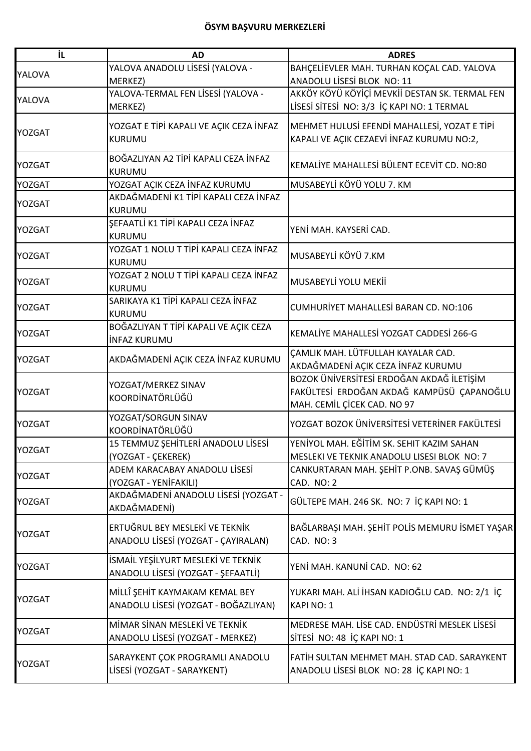**ÖSYM BAŞVURU MERKEZLERİ**

| İL | AD | ADRES |
|---|---|---|
| YALOVA | YALOVA ANADOLU LİSESİ (YALOVA - MERKEZ) | BAHÇELİEVLER MAH. TURHAN KOÇAL CAD. YALOVA ANADOLU LİSESİ BLOK NO: 11 |
| YALOVA | YALOVA-TERMAL FEN LİSESİ (YALOVA - MERKEZ) | AKKÖY KÖYÜ KÖYİÇİ MEVKİİ DESTAN SK. TERMAL FEN LİSESİ SİTESİ NO: 3/3 İÇ KAPI NO: 1 TERMAL |
| YOZGAT | YOZGAT E TİPİ KAPALI VE AÇIK CEZA İNFAZ KURUMU | MEHMET HULUSİ EFENDİ MAHALLESİ, YOZAT E TİPİ KAPALI VE AÇIK CEZAEVİ İNFAZ KURUMU NO:2, |
| YOZGAT | BOĞAZLIYAN A2 TİPİ KAPALI CEZA İNFAZ KURUMU | KEMALİYE MAHALLESİ BÜLENT ECEVİT CD. NO:80 |
| YOZGAT | YOZGAT AÇIK CEZA İNFAZ KURUMU | MUSABEYLİ KÖYÜ YOLU 7. KM |
| YOZGAT | AKDAĞMADENİ K1 TİPİ KAPALI CEZA İNFAZ KURUMU | |
| YOZGAT | ŞEFAATLİ K1 TİPİ KAPALI CEZA İNFAZ KURUMU | YENİ MAH. KAYSERİ CAD. |
| YOZGAT | YOZGAT 1 NOLU T TİPİ KAPALI CEZA İNFAZ KURUMU | MUSABEYLİ KÖYÜ 7.KM |
| YOZGAT | YOZGAT 2 NOLU T TİPİ KAPALI CEZA İNFAZ KURUMU | MUSABEYLİ YOLU MEKİİ |
| YOZGAT | SARIKAYA K1 TİPİ KAPALI CEZA İNFAZ KURUMU | CUMHURİYET MAHALLESİ BARAN CD. NO:106 |
| YOZGAT | BOĞAZLIYAN T TİPİ KAPALI VE AÇIK CEZA İNFAZ KURUMU | KEMALİYE MAHALLESİ YOZGAT CADDESİ 266-G |
| YOZGAT | AKDAĞMADENİ AÇIK CEZA İNFAZ KURUMU | ÇAMLIK MAH. LÜTFULLAH KAYALAR CAD. AKDAĞMADENİ AÇIK CEZA İNFAZ KURUMU |
| YOZGAT | YOZGAT/MERKEZ SINAV KOORDİNATÖRLÜĞÜ | BOZOK ÜNİVERSİTESİ ERDOĞAN AKDAĞ İLETİŞİM FAKÜLTESİ ERDOĞAN AKDAĞ KAMPÜSÜ ÇAPANOĞLU MAH. CEMİL ÇİCEK CAD. NO 97 |
| YOZGAT | YOZGAT/SORGUN SINAV KOORDİNATÖRLÜĞÜ | YOZGAT BOZOK ÜNİVERSİTESİ VETERİNER FAKÜLTESİ |
| YOZGAT | 15 TEMMUZ ŞEHİTLERİ ANADOLU LİSESİ (YOZGAT - ÇEKEREK) | YENİYOL MAH. EĞİTİM SK. SEHIT KAZIM SAHAN MESLEKI VE TEKNIK ANADOLU LISESI BLOK NO: 7 |
| YOZGAT | ADEM KARACABAY ANADOLU LİSESİ (YOZGAT - YENİFAKILI) | CANKURTARAN MAH. ŞEHİT P.ONB. SAVAŞ GÜMÜŞ CAD. NO: 2 |
| YOZGAT | AKDAĞMADENİ ANADOLU LİSESİ (YOZGAT - AKDAĞMADENİ) | GÜLTEPE MAH. 246 SK. NO: 7 İÇ KAPI NO: 1 |
| YOZGAT | ERTUĞRUL BEY MESLEKİ VE TEKNİK ANADOLU LİSESİ (YOZGAT - ÇAYIRALAN) | BAĞLARBAŞI MAH. ŞEHİT POLİS MEMURU İSMET YAŞAR CAD. NO: 3 |
| YOZGAT | İSMAİL YEŞİLYURT MESLEKİ VE TEKNİK ANADOLU LİSESİ (YOZGAT - ŞEFAATLİ) | YENİ MAH. KANUNİ CAD. NO: 62 |
| YOZGAT | MİLLÎ ŞEHİT KAYMAKAM KEMAL BEY ANADOLU LİSESİ (YOZGAT - BOĞAZLIYAN) | YUKARI MAH. ALİ İHSAN KADIOĞLU CAD. NO: 2/1 İÇ KAPI NO: 1 |
| YOZGAT | MİMAR SİNAN MESLEKİ VE TEKNİK ANADOLU LİSESİ (YOZGAT - MERKEZ) | MEDRESE MAH. LİSE CAD. ENDÜSTRİ MESLEK LİSESİ SİTESİ NO: 48 İÇ KAPI NO: 1 |
| YOZGAT | SARAYKENT ÇOK PROGRAMLI ANADOLU LİSESİ (YOZGAT - SARAYKENT) | FATİH SULTAN MEHMET MAH. STAD CAD. SARAYKENT ANADOLU LİSESİ BLOK NO: 28 İÇ KAPI NO: 1 |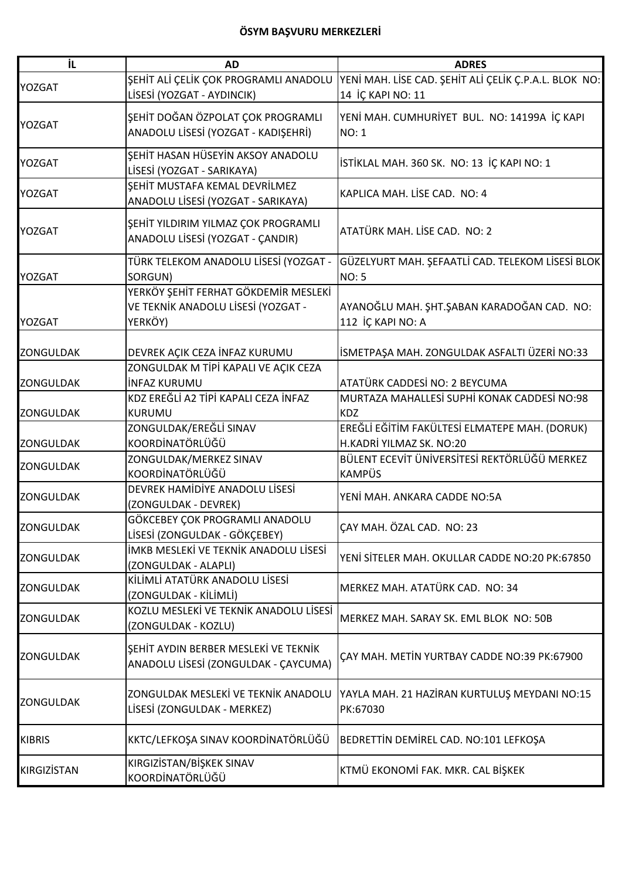**ÖSYM BAŞVURU MERKEZLERİ**

| İL | AD | ADRES |
|---|---|---|
| YOZGAT | ŞEHİT ALİ ÇELİK ÇOK PROGRAMLI ANADOLU LİSESİ (YOZGAT - AYDINCIK) | YENİ MAH. LİSE CAD. ŞEHİT ALİ ÇELİK Ç.P.A.L. BLOK NO: 14 İÇ KAPI NO: 11 |
| YOZGAT | ŞEHİT DOĞAN ÖZPOLAT ÇOK PROGRAMLI ANADOLU LİSESİ (YOZGAT - KADIŞEHRİ) | YENİ MAH. CUMHURİYET BUL. NO: 14199A İÇ KAPI NO: 1 |
| YOZGAT | ŞEHİT HASAN HÜSEYİN AKSOY ANADOLU LİSESİ (YOZGAT - SARIKAYA) | İSTİKLAL MAH. 360 SK. NO: 13 İÇ KAPI NO: 1 |
| YOZGAT | ŞEHİT MUSTAFA KEMAL DEVRİLMEZ ANADOLU LİSESİ (YOZGAT - SARIKAYA) | KAPLICA MAH. LİSE CAD. NO: 4 |
| YOZGAT | ŞEHİT YILDIRIM YILMAZ ÇOK PROGRAMLI ANADOLU LİSESİ (YOZGAT - ÇANDIR) | ATATÜRK MAH. LİSE CAD. NO: 2 |
| YOZGAT | TÜRK TELEKOM ANADOLU LİSESİ (YOZGAT - SORGUN) | GÜZELYURT MAH. ŞEFAATLİ CAD. TELEKOM LİSESİ BLOK NO: 5 |
| YOZGAT | YERKÖY ŞEHİT FERHAT GÖKDEMİR MESLEKİ VE TEKNİK ANADOLU LİSESİ (YOZGAT - YERKÖY) | AYANOĞLU MAH. ŞHT.ŞABAN KARADOĞAN CAD. NO: 112 İÇ KAPI NO: A |
| ZONGULDAK | DEVREK AÇIK CEZA İNFAZ KURUMU | İSMETPAŞA MAH. ZONGULDAK ASFALTI ÜZERİ NO:33 |
| ZONGULDAK | ZONGULDAK M TİPİ KAPALI VE AÇIK CEZA İNFAZ KURUMU | ATATÜRK CADDESİ NO: 2 BEYCUMA |
| ZONGULDAK | KDZ EREĞLİ A2 TİPİ KAPALI CEZA İNFAZ KURUMU | MURTAZA MAHALLESİ SUPHİ KONAK CADDESİ NO:98 KDZ |
| ZONGULDAK | ZONGULDAK/EREĞLİ SINAV KOORDİNATÖRLÜĞÜ | EREĞLİ EĞİTİM FAKÜLTESİ ELMATEPE MAH. (DORUK) H.KADRİ YILMAZ SK. NO:20 |
| ZONGULDAK | ZONGULDAK/MERKEZ SINAV KOORDİNATÖRLÜĞÜ | BÜLENT ECEVİT ÜNİVERSİTESİ REKTÖRLÜĞÜ MERKEZ KAMPÜS |
| ZONGULDAK | DEVREK HAMİDİYE ANADOLU LİSESİ (ZONGULDAK - DEVREK) | YENİ MAH. ANKARA CADDE NO:5A |
| ZONGULDAK | GÖKCEBEY ÇOK PROGRAMLI ANADOLU LİSESİ (ZONGULDAK - GÖKÇEBEY) | ÇAY MAH. ÖZAL CAD. NO: 23 |
| ZONGULDAK | İMKB MESLEKİ VE TEKNİK ANADOLU LİSESİ (ZONGULDAK - ALAPLI) | YENİ SİTELER MAH. OKULLAR CADDE NO:20 PK:67850 |
| ZONGULDAK | KİLİMLİ ATATÜRK ANADOLU LİSESİ (ZONGULDAK - KİLİMLİ) | MERKEZ MAH. ATATÜRK CAD. NO: 34 |
| ZONGULDAK | KOZLU MESLEKİ VE TEKNİK ANADOLU LİSESİ (ZONGULDAK - KOZLU) | MERKEZ MAH. SARAY SK. EML BLOK NO: 50B |
| ZONGULDAK | ŞEHİT AYDIN BERBER MESLEKİ VE TEKNİK ANADOLU LİSESİ (ZONGULDAK - ÇAYCUMA) | ÇAY MAH. METİN YURTBAY CADDE NO:39 PK:67900 |
| ZONGULDAK | ZONGULDAK MESLEKİ VE TEKNİK ANADOLU LİSESİ (ZONGULDAK - MERKEZ) | YAYLA MAH. 21 HAZİRAN KURTULUŞ MEYDANI NO:15 PK:67030 |
| KIBRIS | KKTC/LEFKOŞA SINAV KOORDİNATÖRLÜĞÜ | BEDRETTİN DEMİREL CAD. NO:101 LEFKOŞA |
| KIRGIZİSTAN | KIRGIZİSTAN/BİŞKEK SINAV KOORDİNATÖRLÜĞÜ | KTMÜ EKONOMİ FAK. MKR. CAL BİŞKEK |